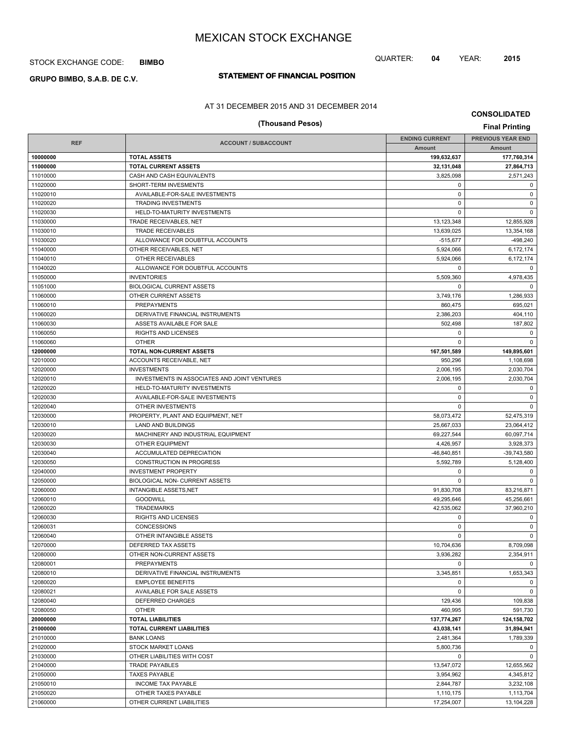# MEXICAN STOCK EXCHANGE

STOCK EXCHANGE CODE: **BIMBO**

QUARTER: **04** YEAR: **2015**

**GRUPO BIMBO, S.A.B. DE C.V.**

## STATEMENT OF FINANCIAL POSITION

AT 31 DECEMBER 2015 AND 31 DECEMBER 2014

**CONSOLIDATED**

**(Thousand Pesos)**

**Final Printing**

| REF | ACCOUNT / SUBACCOUNT | ENDING CURRENT | PREVIOUS YEAR END |
|---|---|---|---|
| | | Amount | Amount |
| **10000000** | **TOTAL ASSETS** | **199,632,637** | **177,760,314** |
| **11000000** | **TOTAL CURRENT ASSETS** | **32,131,048** | **27,864,713** |
| 11010000 | CASH AND CASH EQUIVALENTS | 3,825,098 | 2,571,243 |
| 11020000 | SHORT-TERM INVESMENTS | 0 | 0 |
| 11020010 | AVAILABLE-FOR-SALE INVESTMENTS | 0 | 0 |
| 11020020 | TRADING INVESTMENTS | 0 | 0 |
| 11020030 | HELD-TO-MATURITY INVESTMENTS | 0 | 0 |
| 11030000 | TRADE RECEIVABLES, NET | 13,123,348 | 12,855,928 |
| 11030010 | TRADE RECEIVABLES | 13,639,025 | 13,354,168 |
| 11030020 | ALLOWANCE FOR DOUBTFUL ACCOUNTS | -515,677 | -498,240 |
| 11040000 | OTHER RECEIVABLES, NET | 5,924,066 | 6,172,174 |
| 11040010 | OTHER RECEIVABLES | 5,924,066 | 6,172,174 |
| 11040020 | ALLOWANCE FOR DOUBTFUL ACCOUNTS | 0 | 0 |
| 11050000 | INVENTORIES | 5,509,360 | 4,978,435 |
| 11051000 | BIOLOGICAL CURRENT ASSETS | 0 | 0 |
| 11060000 | OTHER CURRENT ASSETS | 3,749,176 | 1,286,933 |
| 11060010 | PREPAYMENTS | 860,475 | 695,021 |
| 11060020 | DERIVATIVE FINANCIAL INSTRUMENTS | 2,386,203 | 404,110 |
| 11060030 | ASSETS AVAILABLE FOR SALE | 502,498 | 187,802 |
| 11060050 | RIGHTS AND LICENSES | 0 | 0 |
| 11060060 | OTHER | 0 | 0 |
| **12000000** | **TOTAL NON-CURRENT ASSETS** | **167,501,589** | **149,895,601** |
| 12010000 | ACCOUNTS RECEIVABLE, NET | 950,296 | 1,108,698 |
| 12020000 | INVESTMENTS | 2,006,195 | 2,030,704 |
| 12020010 | INVESTMENTS IN ASSOCIATES AND JOINT VENTURES | 2,006,195 | 2,030,704 |
| 12020020 | HELD-TO-MATURITY INVESTMENTS | 0 | 0 |
| 12020030 | AVAILABLE-FOR-SALE INVESTMENTS | 0 | 0 |
| 12020040 | OTHER INVESTMENTS | 0 | 0 |
| 12030000 | PROPERTY, PLANT AND EQUIPMENT, NET | 58,073,472 | 52,475,319 |
| 12030010 | LAND AND BUILDINGS | 25,667,033 | 23,064,412 |
| 12030020 | MACHINERY AND INDUSTRIAL EQUIPMENT | 69,227,544 | 60,097,714 |
| 12030030 | OTHER EQUIPMENT | 4,426,957 | 3,928,373 |
| 12030040 | ACCUMULATED DEPRECIATION | -46,840,851 | -39,743,580 |
| 12030050 | CONSTRUCTION IN PROGRESS | 5,592,789 | 5,128,400 |
| 12040000 | INVESTMENT PROPERTY | 0 | 0 |
| 12050000 | BIOLOGICAL NON- CURRENT ASSETS | 0 | 0 |
| 12060000 | INTANGIBLE ASSETS,NET | 91,830,708 | 83,216,871 |
| 12060010 | GOODWILL | 49,295,646 | 45,256,661 |
| 12060020 | TRADEMARKS | 42,535,062 | 37,960,210 |
| 12060030 | RIGHTS AND LICENSES | 0 | 0 |
| 12060031 | CONCESSIONS | 0 | 0 |
| 12060040 | OTHER INTANGIBLE ASSETS | 0 | 0 |
| 12070000 | DEFERRED TAX ASSETS | 10,704,636 | 8,709,098 |
| 12080000 | OTHER NON-CURRENT ASSETS | 3,936,282 | 2,354,911 |
| 12080001 | PREPAYMENTS | 0 | 0 |
| 12080010 | DERIVATIVE FINANCIAL INSTRUMENTS | 3,345,851 | 1,653,343 |
| 12080020 | EMPLOYEE BENEFITS | 0 | 0 |
| 12080021 | AVAILABLE FOR SALE ASSETS | 0 | 0 |
| 12080040 | DEFERRED CHARGES | 129,436 | 109,838 |
| 12080050 | OTHER | 460,995 | 591,730 |
| **20000000** | **TOTAL LIABILITIES** | **137,774,267** | **124,158,702** |
| **21000000** | **TOTAL CURRENT LIABILITIES** | **43,038,141** | **31,894,941** |
| 21010000 | BANK LOANS | 2,481,364 | 1,789,339 |
| 21020000 | STOCK MARKET LOANS | 5,800,736 | 0 |
| 21030000 | OTHER LIABILITIES WITH COST | 0 | 0 |
| 21040000 | TRADE PAYABLES | 13,547,072 | 12,655,562 |
| 21050000 | TAXES PAYABLE | 3,954,962 | 4,345,812 |
| 21050010 | INCOME TAX PAYABLE | 2,844,787 | 3,232,108 |
| 21050020 | OTHER TAXES PAYABLE | 1,110,175 | 1,113,704 |
| 21060000 | OTHER CURRENT LIABILITIES | 17,254,007 | 13,104,228 |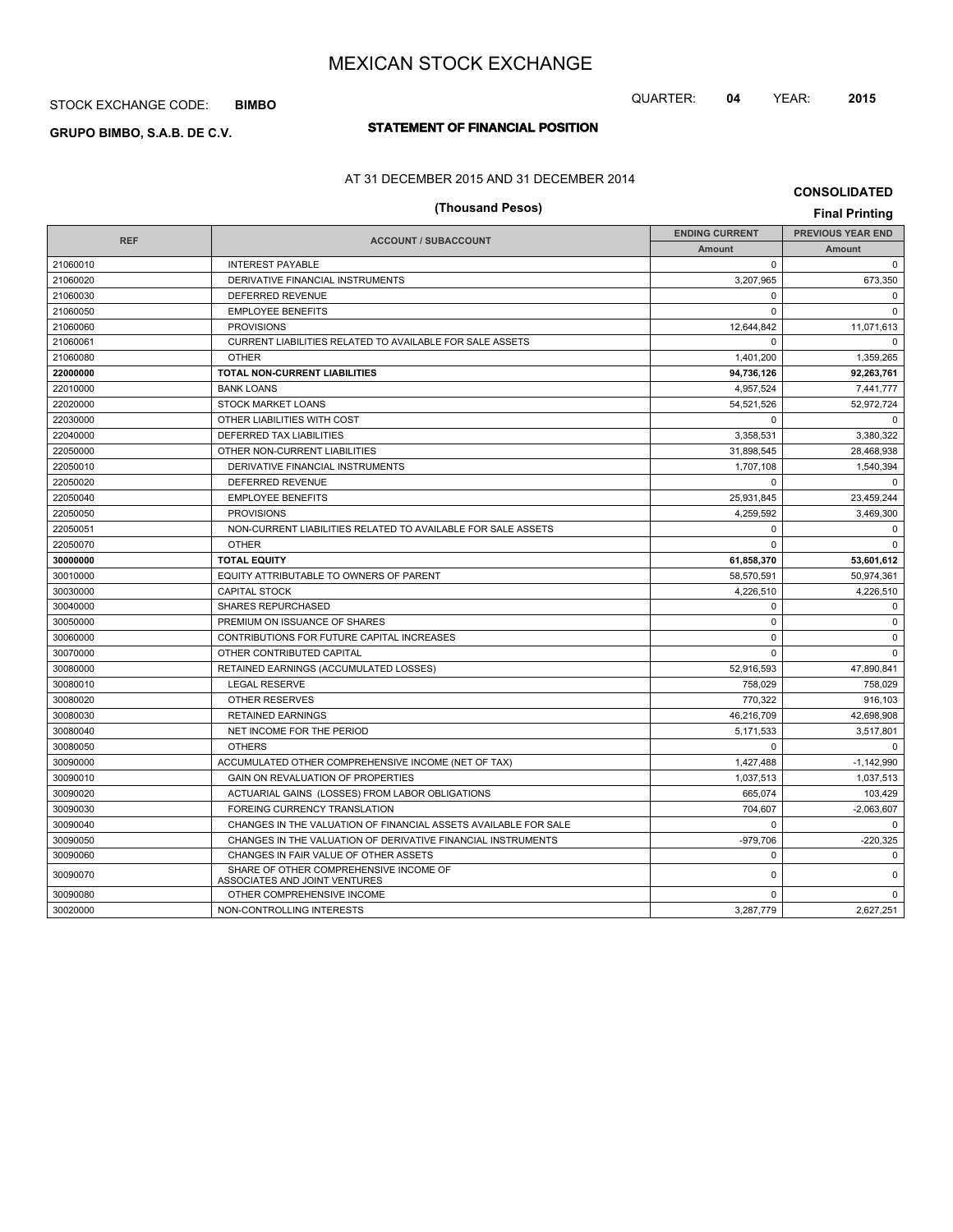# MEXICAN STOCK EXCHANGE

STOCK EXCHANGE CODE: **BIMBO**

QUARTER: **04** YEAR: **2015**

**GRUPO BIMBO, S.A.B. DE C.V.**

## STATEMENT OF FINANCIAL POSITION

AT 31 DECEMBER 2015 AND 31 DECEMBER 2014

**CONSOLIDATED**

**(Thousand Pesos)**

**Final Printing**

| REF | ACCOUNT / SUBACCOUNT | ENDING CURRENT | PREVIOUS YEAR END |
|---|---|---|---|
| | | Amount | Amount |
| 21060010 | INTEREST PAYABLE | 0 | 0 |
| 21060020 | DERIVATIVE FINANCIAL INSTRUMENTS | 3,207,965 | 673,350 |
| 21060030 | DEFERRED REVENUE | 0 | 0 |
| 21060050 | EMPLOYEE BENEFITS | 0 | 0 |
| 21060060 | PROVISIONS | 12,644,842 | 11,071,613 |
| 21060061 | CURRENT LIABILITIES RELATED TO AVAILABLE FOR SALE ASSETS | 0 | 0 |
| 21060080 | OTHER | 1,401,200 | 1,359,265 |
| **22000000** | **TOTAL NON-CURRENT LIABILITIES** | **94,736,126** | **92,263,761** |
| 22010000 | BANK LOANS | 4,957,524 | 7,441,777 |
| 22020000 | STOCK MARKET LOANS | 54,521,526 | 52,972,724 |
| 22030000 | OTHER LIABILITIES WITH COST | 0 | 0 |
| 22040000 | DEFERRED TAX LIABILITIES | 3,358,531 | 3,380,322 |
| 22050000 | OTHER NON-CURRENT LIABILITIES | 31,898,545 | 28,468,938 |
| 22050010 | DERIVATIVE FINANCIAL INSTRUMENTS | 1,707,108 | 1,540,394 |
| 22050020 | DEFERRED REVENUE | 0 | 0 |
| 22050040 | EMPLOYEE BENEFITS | 25,931,845 | 23,459,244 |
| 22050050 | PROVISIONS | 4,259,592 | 3,469,300 |
| 22050051 | NON-CURRENT LIABILITIES RELATED TO AVAILABLE FOR SALE ASSETS | 0 | 0 |
| 22050070 | OTHER | 0 | 0 |
| **30000000** | **TOTAL EQUITY** | **61,858,370** | **53,601,612** |
| 30010000 | EQUITY ATTRIBUTABLE TO OWNERS OF PARENT | 58,570,591 | 50,974,361 |
| 30030000 | CAPITAL STOCK | 4,226,510 | 4,226,510 |
| 30040000 | SHARES REPURCHASED | 0 | 0 |
| 30050000 | PREMIUM ON ISSUANCE OF SHARES | 0 | 0 |
| 30060000 | CONTRIBUTIONS FOR FUTURE CAPITAL INCREASES | 0 | 0 |
| 30070000 | OTHER CONTRIBUTED CAPITAL | 0 | 0 |
| 30080000 | RETAINED EARNINGS (ACCUMULATED LOSSES) | 52,916,593 | 47,890,841 |
| 30080010 | LEGAL RESERVE | 758,029 | 758,029 |
| 30080020 | OTHER RESERVES | 770,322 | 916,103 |
| 30080030 | RETAINED EARNINGS | 46,216,709 | 42,698,908 |
| 30080040 | NET INCOME FOR THE PERIOD | 5,171,533 | 3,517,801 |
| 30080050 | OTHERS | 0 | 0 |
| 30090000 | ACCUMULATED OTHER COMPREHENSIVE INCOME (NET OF TAX) | 1,427,488 | -1,142,990 |
| 30090010 | GAIN ON REVALUATION OF PROPERTIES | 1,037,513 | 1,037,513 |
| 30090020 | ACTUARIAL GAINS (LOSSES) FROM LABOR OBLIGATIONS | 665,074 | 103,429 |
| 30090030 | FOREING CURRENCY TRANSLATION | 704,607 | -2,063,607 |
| 30090040 | CHANGES IN THE VALUATION OF FINANCIAL ASSETS AVAILABLE FOR SALE | 0 | 0 |
| 30090050 | CHANGES IN THE VALUATION OF DERIVATIVE FINANCIAL INSTRUMENTS | -979,706 | -220,325 |
| 30090060 | CHANGES IN FAIR VALUE OF OTHER ASSETS | 0 | 0 |
| 30090070 | SHARE OF OTHER COMPREHENSIVE INCOME OF ASSOCIATES AND JOINT VENTURES | 0 | 0 |
| 30090080 | OTHER COMPREHENSIVE INCOME | 0 | 0 |
| 30020000 | NON-CONTROLLING INTERESTS | 3,287,779 | 2,627,251 |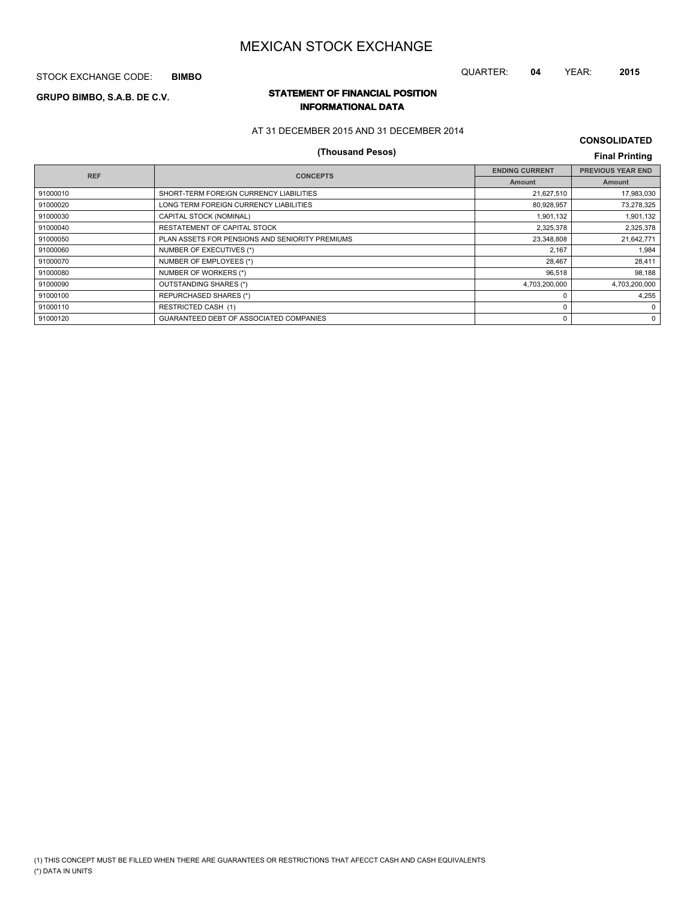# MEXICAN STOCK EXCHANGE

STOCK EXCHANGE CODE: **BIMBO**

QUARTER: **04** YEAR: **2015**

**GRUPO BIMBO, S.A.B. DE C.V.**

## STATEMENT OF FINANCIAL POSITION
## INFORMATIONAL DATA

AT 31 DECEMBER 2015 AND 31 DECEMBER 2014

**(Thousand Pesos)**

**CONSOLIDATED**

**Final Printing**

| REF | CONCEPTS | ENDING CURRENT | PREVIOUS YEAR END |
|---|---|---|---|
| | | Amount | Amount |
| 91000010 | SHORT-TERM FOREIGN CURRENCY LIABILITIES | 21,627,510 | 17,983,030 |
| 91000020 | LONG TERM FOREIGN CURRENCY LIABILITIES | 80,928,957 | 73,278,325 |
| 91000030 | CAPITAL STOCK (NOMINAL) | 1,901,132 | 1,901,132 |
| 91000040 | RESTATEMENT OF CAPITAL STOCK | 2,325,378 | 2,325,378 |
| 91000050 | PLAN ASSETS FOR PENSIONS AND SENIORITY PREMIUMS | 23,348,808 | 21,642,771 |
| 91000060 | NUMBER OF EXECUTIVES (*) | 2,167 | 1,984 |
| 91000070 | NUMBER OF EMPLOYEES (*) | 28,467 | 28,411 |
| 91000080 | NUMBER OF WORKERS (*) | 96,518 | 98,188 |
| 91000090 | OUTSTANDING SHARES (*) | 4,703,200,000 | 4,703,200,000 |
| 91000100 | REPURCHASED SHARES (*) | 0 | 4,255 |
| 91000110 | RESTRICTED CASH (1) | 0 | 0 |
| 91000120 | GUARANTEED DEBT OF ASSOCIATED COMPANIES | 0 | 0 |

(1) THIS CONCEPT MUST BE FILLED WHEN THERE ARE GUARANTEES OR RESTRICTIONS THAT AFECCT CASH AND CASH EQUIVALENTS

(*) DATA IN UNITS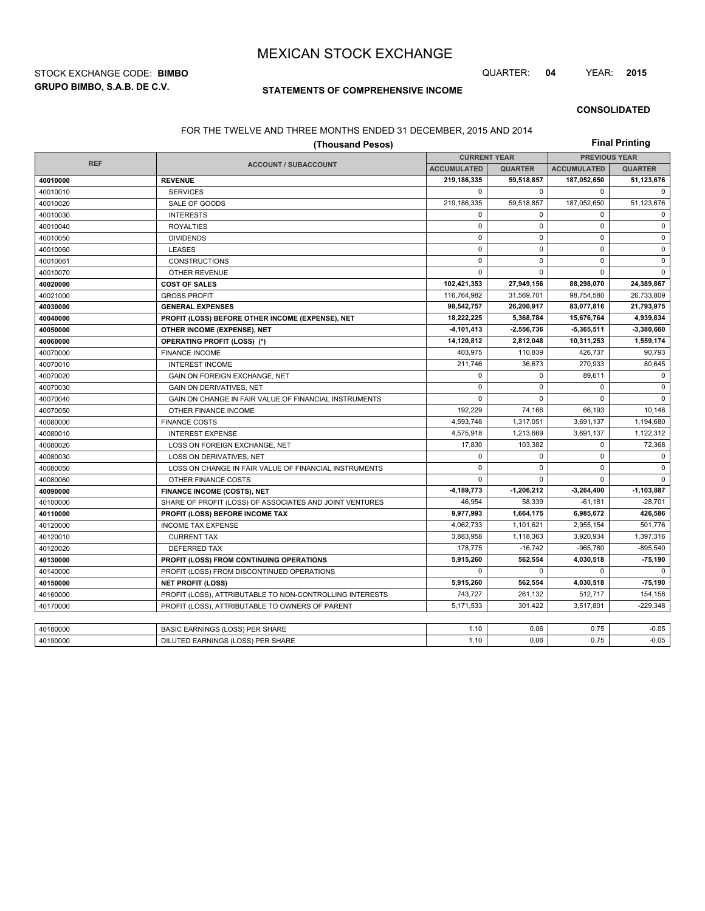# MEXICAN STOCK EXCHANGE

STOCK EXCHANGE CODE: **BIMBO**

QUARTER: **04** YEAR: **2015**

**GRUPO BIMBO, S.A.B. DE C.V.**

**STATEMENTS OF COMPREHENSIVE INCOME**

**CONSOLIDATED**

FOR THE TWELVE AND THREE MONTHS ENDED 31 DECEMBER, 2015 AND 2014

**(Thousand Pesos)**

**Final Printing**

| REF | ACCOUNT / SUBACCOUNT | CURRENT YEAR | | PREVIOUS YEAR | |
|---|---|---|---|---|---|
| | | ACCUMULATED | QUARTER | ACCUMULATED | QUARTER |
| **40010000** | **REVENUE** | **219,186,335** | **59,518,857** | **187,052,650** | **51,123,676** |
| 40010010 | SERVICES | 0 | 0 | 0 | 0 |
| 40010020 | SALE OF GOODS | 219,186,335 | 59,518,857 | 187,052,650 | 51,123,676 |
| 40010030 | INTERESTS | 0 | 0 | 0 | 0 |
| 40010040 | ROYALTIES | 0 | 0 | 0 | 0 |
| 40010050 | DIVIDENDS | 0 | 0 | 0 | 0 |
| 40010060 | LEASES | 0 | 0 | 0 | 0 |
| 40010061 | CONSTRUCTIONS | 0 | 0 | 0 | 0 |
| 40010070 | OTHER REVENUE | 0 | 0 | 0 | 0 |
| **40020000** | **COST OF SALES** | **102,421,353** | **27,949,156** | **88,298,070** | **24,389,867** |
| 40021000 | GROSS PROFIT | 116,764,982 | 31,569,701 | 98,754,580 | 26,733,809 |
| **40030000** | **GENERAL EXPENSES** | **98,542,757** | **26,200,917** | **83,077,816** | **21,793,975** |
| **40040000** | **PROFIT (LOSS) BEFORE OTHER INCOME (EXPENSE), NET** | **18,222,225** | **5,368,784** | **15,676,764** | **4,939,834** |
| **40050000** | **OTHER INCOME (EXPENSE), NET** | **-4,101,413** | **-2,556,736** | **-5,365,511** | **-3,380,660** |
| **40060000** | **OPERATING PROFIT (LOSS) (\*)** | **14,120,812** | **2,812,048** | **10,311,253** | **1,559,174** |
| 40070000 | FINANCE INCOME | 403,975 | 110,839 | 426,737 | 90,793 |
| 40070010 | INTEREST INCOME | 211,746 | 36,673 | 270,933 | 80,645 |
| 40070020 | GAIN ON FOREIGN EXCHANGE, NET | 0 | 0 | 89,611 | 0 |
| 40070030 | GAIN ON DERIVATIVES, NET | 0 | 0 | 0 | 0 |
| 40070040 | GAIN ON CHANGE IN FAIR VALUE OF FINANCIAL INSTRUMENTS | 0 | 0 | 0 | 0 |
| 40070050 | OTHER FINANCE INCOME | 192,229 | 74,166 | 66,193 | 10,148 |
| 40080000 | FINANCE COSTS | 4,593,748 | 1,317,051 | 3,691,137 | 1,194,680 |
| 40080010 | INTEREST EXPENSE | 4,575,918 | 1,213,669 | 3,691,137 | 1,122,312 |
| 40080020 | LOSS ON FOREIGN EXCHANGE, NET | 17,830 | 103,382 | 0 | 72,368 |
| 40080030 | LOSS ON DERIVATIVES, NET | 0 | 0 | 0 | 0 |
| 40080050 | LOSS ON CHANGE IN FAIR VALUE OF FINANCIAL INSTRUMENTS | 0 | 0 | 0 | 0 |
| 40080060 | OTHER FINANCE COSTS | 0 | 0 | 0 | 0 |
| **40090000** | **FINANCE INCOME (COSTS), NET** | **-4,189,773** | **-1,206,212** | **-3,264,400** | **-1,103,887** |
| 40100000 | SHARE OF PROFIT (LOSS) OF ASSOCIATES AND JOINT VENTURES | 46,954 | 58,339 | -61,181 | -28,701 |
| **40110000** | **PROFIT (LOSS) BEFORE INCOME TAX** | **9,977,993** | **1,664,175** | **6,985,672** | **426,586** |
| 40120000 | INCOME TAX EXPENSE | 4,062,733 | 1,101,621 | 2,955,154 | 501,776 |
| 40120010 | CURRENT TAX | 3,883,958 | 1,118,363 | 3,920,934 | 1,397,316 |
| 40120020 | DEFERRED TAX | 178,775 | -16,742 | -965,780 | -895,540 |
| **40130000** | **PROFIT (LOSS) FROM CONTINUING OPERATIONS** | **5,915,260** | **562,554** | **4,030,518** | **-75,190** |
| 40140000 | PROFIT (LOSS) FROM DISCONTINUED OPERATIONS | 0 | 0 | 0 | 0 |
| **40150000** | **NET PROFIT (LOSS)** | **5,915,260** | **562,554** | **4,030,518** | **-75,190** |
| 40160000 | PROFIT (LOSS), ATTRIBUTABLE TO NON-CONTROLLING INTERESTS | 743,727 | 261,132 | 512,717 | 154,158 |
| 40170000 | PROFIT (LOSS), ATTRIBUTABLE TO OWNERS OF PARENT | 5,171,533 | 301,422 | 3,517,801 | -229,348 |

| REF | ACCOUNT / SUBACCOUNT | ACCUMULATED | QUARTER | ACCUMULATED | QUARTER |
|---|---|---|---|---|---|
| 40180000 | BASIC EARNINGS (LOSS) PER SHARE | 1.10 | 0.06 | 0.75 | -0.05 |
| 40190000 | DILUTED EARNINGS (LOSS) PER SHARE | 1.10 | 0.06 | 0.75 | -0.05 |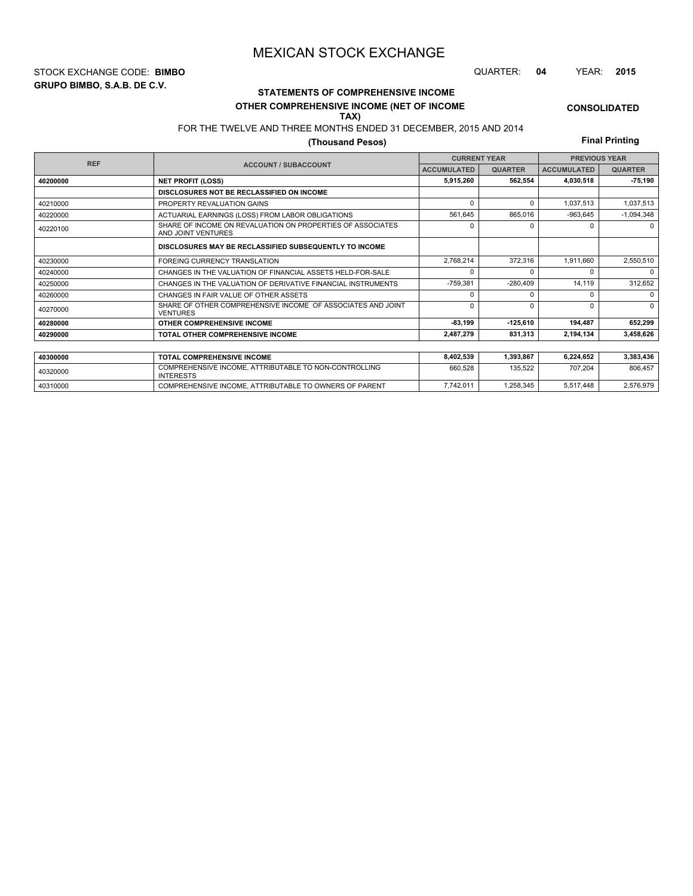# MEXICAN STOCK EXCHANGE

STOCK EXCHANGE CODE: **BIMBO**

QUARTER: **04** YEAR: **2015**

**GRUPO BIMBO, S.A.B. DE C.V.**

**STATEMENTS OF COMPREHENSIVE INCOME**

**OTHER COMPREHENSIVE INCOME (NET OF INCOME TAX)**

**CONSOLIDATED**

FOR THE TWELVE AND THREE MONTHS ENDED 31 DECEMBER, 2015 AND 2014

**(Thousand Pesos)**

**Final Printing**

| REF | ACCOUNT / SUBACCOUNT | CURRENT YEAR | | PREVIOUS YEAR | |
|---|---|---|---|---|---|
| | | ACCUMULATED | QUARTER | ACCUMULATED | QUARTER |
| **40200000** | **NET PROFIT (LOSS)** | **5,915,260** | **562,554** | **4,030,518** | **-75,190** |
| | **DISCLOSURES NOT BE RECLASSIFIED ON INCOME** | | | | |
| 40210000 | PROPERTY REVALUATION GAINS | 0 | 0 | 1,037,513 | 1,037,513 |
| 40220000 | ACTUARIAL EARNINGS (LOSS) FROM LABOR OBLIGATIONS | 561,645 | 865,016 | -963,645 | -1,094,348 |
| 40220100 | SHARE OF INCOME ON REVALUATION ON PROPERTIES OF ASSOCIATES AND JOINT VENTURES | 0 | 0 | 0 | 0 |
| | **DISCLOSURES MAY BE RECLASSIFIED SUBSEQUENTLY TO INCOME** | | | | |
| 40230000 | FOREING CURRENCY TRANSLATION | 2,768,214 | 372,316 | 1,911,660 | 2,550,510 |
| 40240000 | CHANGES IN THE VALUATION OF FINANCIAL ASSETS HELD-FOR-SALE | 0 | 0 | 0 | 0 |
| 40250000 | CHANGES IN THE VALUATION OF DERIVATIVE FINANCIAL INSTRUMENTS | -759,381 | -280,409 | 14,119 | 312,652 |
| 40260000 | CHANGES IN FAIR VALUE OF OTHER ASSETS | 0 | 0 | 0 | 0 |
| 40270000 | SHARE OF OTHER COMPREHENSIVE INCOME OF ASSOCIATES AND JOINT VENTURES | 0 | 0 | 0 | 0 |
| **40280000** | **OTHER COMPREHENSIVE INCOME** | **-83,199** | **-125,610** | **194,487** | **652,299** |
| **40290000** | **TOTAL OTHER COMPREHENSIVE INCOME** | **2,487,279** | **831,313** | **2,194,134** | **3,458,626** |
| **40300000** | **TOTAL COMPREHENSIVE INCOME** | **8,402,539** | **1,393,867** | **6,224,652** | **3,383,436** |
| 40320000 | COMPREHENSIVE INCOME, ATTRIBUTABLE TO NON-CONTROLLING INTERESTS | 660,528 | 135,522 | 707,204 | 806,457 |
| 40310000 | COMPREHENSIVE INCOME, ATTRIBUTABLE TO OWNERS OF PARENT | 7,742,011 | 1,258,345 | 5,517,448 | 2,576,979 |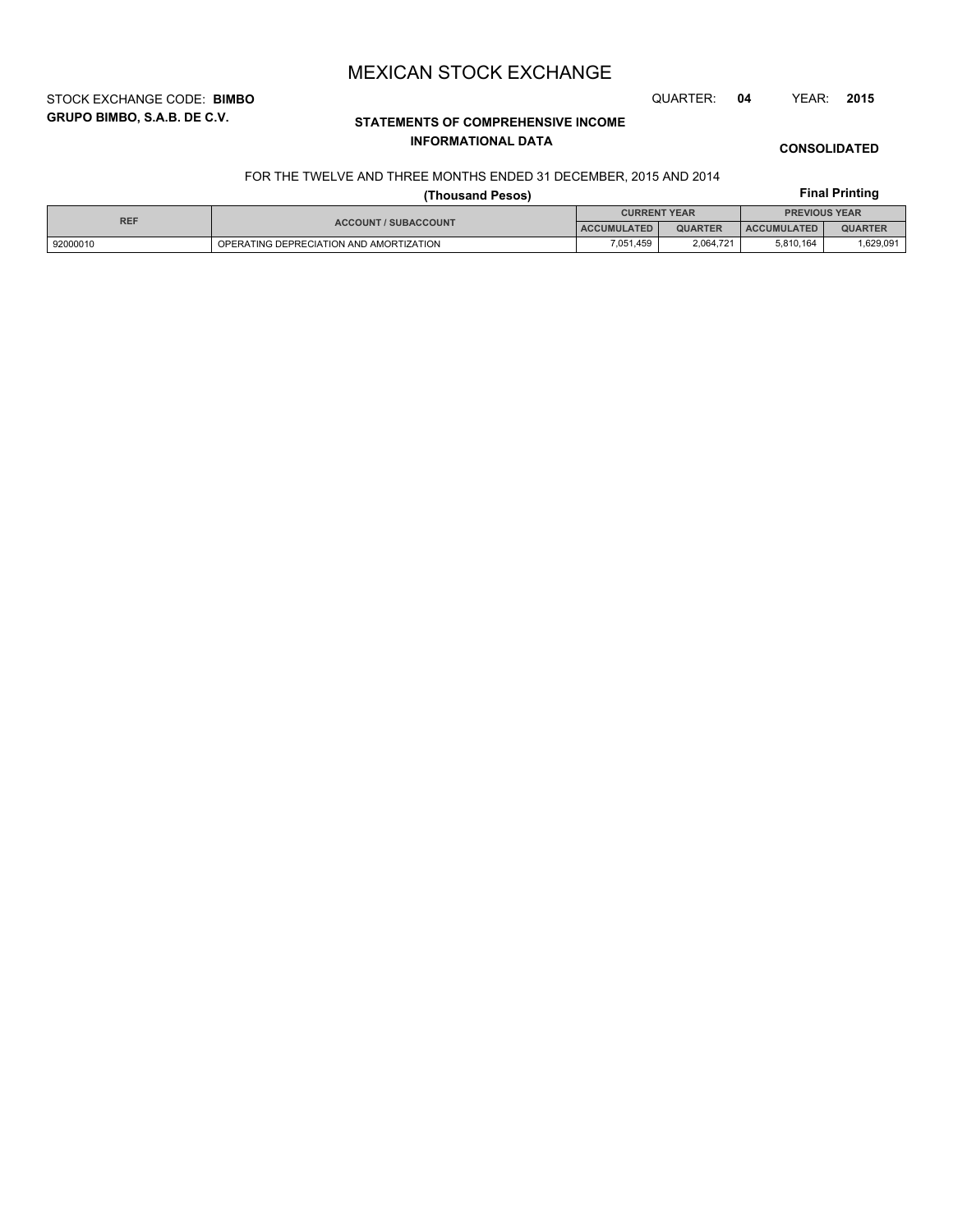# MEXICAN STOCK EXCHANGE

STOCK EXCHANGE CODE: **BIMBO**

QUARTER: **04** YEAR: **2015**

**GRUPO BIMBO, S.A.B. DE C.V.**

## STATEMENTS OF COMPREHENSIVE INCOME

### INFORMATIONAL DATA

**CONSOLIDATED**

FOR THE TWELVE AND THREE MONTHS ENDED 31 DECEMBER, 2015 AND 2014

**(Thousand Pesos)**

**Final Printing**

| REF | ACCOUNT / SUBACCOUNT | CURRENT YEAR | | PREVIOUS YEAR | |
|---|---|---|---|---|---|
| | | ACCUMULATED | QUARTER | ACCUMULATED | QUARTER |
| 92000010 | OPERATING DEPRECIATION AND AMORTIZATION | 7,051,459 | 2,064,721 | 5,810,164 | 1,629,091 |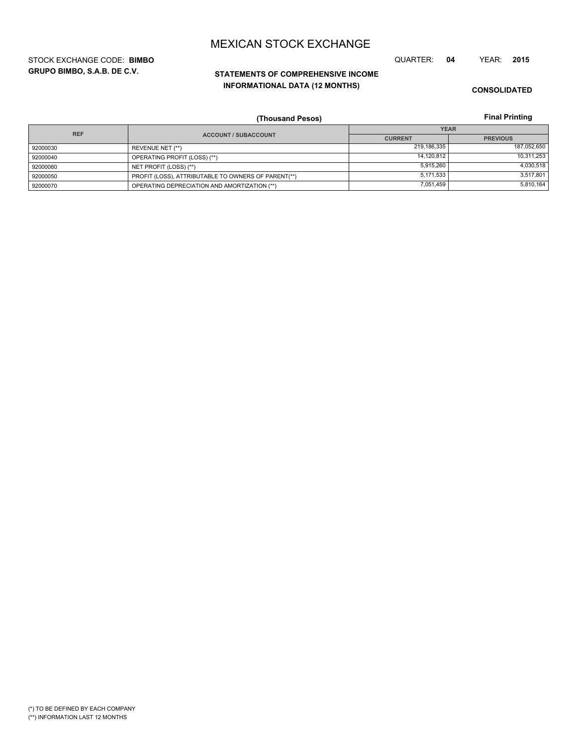# MEXICAN STOCK EXCHANGE

STOCK EXCHANGE CODE: **BIMBO**

QUARTER: **04** YEAR: **2015**

**GRUPO BIMBO, S.A.B. DE C.V.**

## STATEMENTS OF COMPREHENSIVE INCOME INFORMATIONAL DATA (12 MONTHS)

**CONSOLIDATED**

**(Thousand Pesos)**

**Final Printing**

| REF | ACCOUNT / SUBACCOUNT | YEAR | |
|---|---|---|---|
| | | CURRENT | PREVIOUS |
| 92000030 | REVENUE NET (**) | 219,186,335 | 187,052,650 |
| 92000040 | OPERATING PROFIT (LOSS) (**) | 14,120,812 | 10,311,253 |
| 92000060 | NET PROFIT (LOSS) (**) | 5,915,260 | 4,030,518 |
| 92000050 | PROFIT (LOSS), ATTRIBUTABLE TO OWNERS OF PARENT(**) | 5,171,533 | 3,517,801 |
| 92000070 | OPERATING DEPRECIATION AND AMORTIZATION (**) | 7,051,459 | 5,810,164 |

(*) TO BE DEFINED BY EACH COMPANY

(**) INFORMATION LAST 12 MONTHS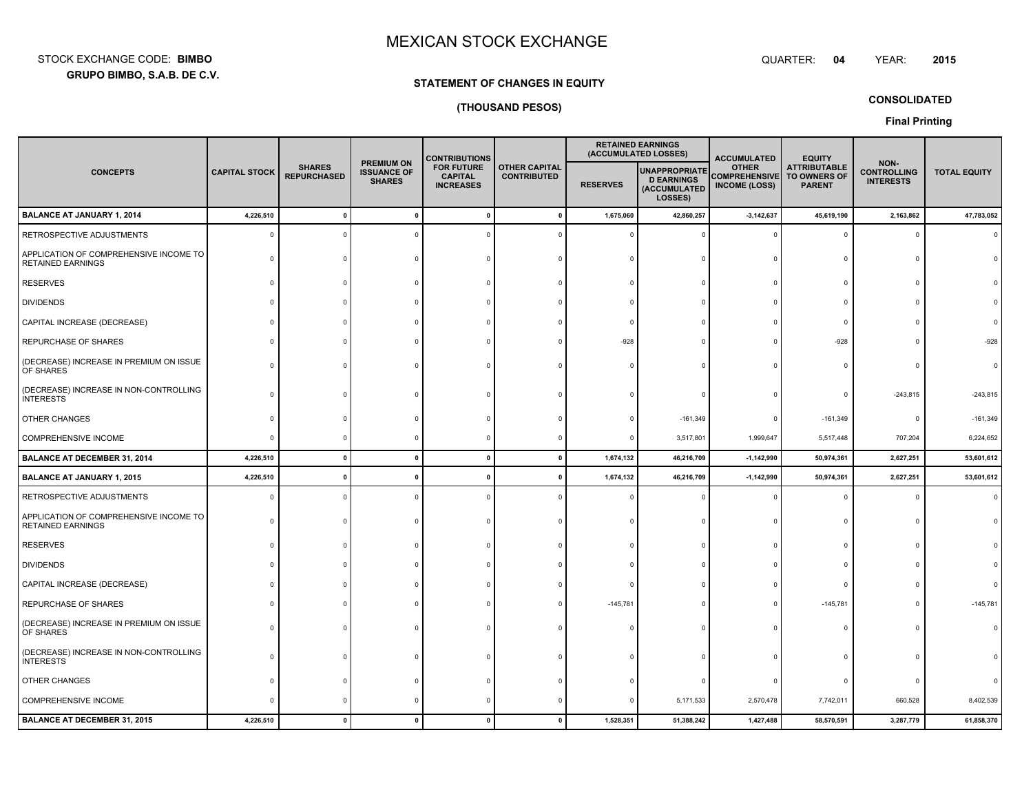# MEXICAN STOCK EXCHANGE

STOCK EXCHANGE CODE: **BIMBO**

**GRUPO BIMBO, S.A.B. DE C.V.**

QUARTER: **04** YEAR: **2015**

**STATEMENT OF CHANGES IN EQUITY**

**(THOUSAND PESOS)**

**CONSOLIDATED**

**Final Printing**

| CONCEPTS | CAPITAL STOCK | SHARES REPURCHASED | PREMIUM ON ISSUANCE OF SHARES | CONTRIBUTIONS FOR FUTURE CAPITAL INCREASES | OTHER CAPITAL CONTRIBUTED | RETAINED EARNINGS (ACCUMULATED LOSSES) | | ACCUMULATED OTHER COMPREHENSIVE INCOME (LOSS) | EQUITY ATTRIBUTABLE TO OWNERS OF PARENT | NON-CONTROLLING INTERESTS | TOTAL EQUITY |
|---|---|---|---|---|---|---|---|---|---|---|---|
| | | | | | | RESERVES | UNAPPROPRIATED EARNINGS (ACCUMULATED LOSSES) | | | | |
| **BALANCE AT JANUARY 1, 2014** | **4,226,510** | **0** | **0** | **0** | **0** | **1,675,060** | **42,860,257** | **-3,142,637** | **45,619,190** | **2,163,862** | **47,783,052** |
| RETROSPECTIVE ADJUSTMENTS | 0 | 0 | 0 | 0 | 0 | 0 | 0 | 0 | 0 | 0 | 0 |
| APPLICATION OF COMPREHENSIVE INCOME TO RETAINED EARNINGS | 0 | 0 | 0 | 0 | 0 | 0 | 0 | 0 | 0 | 0 | 0 |
| RESERVES | 0 | 0 | 0 | 0 | 0 | 0 | 0 | 0 | 0 | 0 | 0 |
| DIVIDENDS | 0 | 0 | 0 | 0 | 0 | 0 | 0 | 0 | 0 | 0 | 0 |
| CAPITAL INCREASE (DECREASE) | 0 | 0 | 0 | 0 | 0 | 0 | 0 | 0 | 0 | 0 | 0 |
| REPURCHASE OF SHARES | 0 | 0 | 0 | 0 | 0 | -928 | 0 | 0 | -928 | 0 | -928 |
| (DECREASE) INCREASE IN PREMIUM ON ISSUE OF SHARES | 0 | 0 | 0 | 0 | 0 | 0 | 0 | 0 | 0 | 0 | 0 |
| (DECREASE) INCREASE IN NON-CONTROLLING INTERESTS | 0 | 0 | 0 | 0 | 0 | 0 | 0 | 0 | 0 | -243,815 | -243,815 |
| OTHER CHANGES | 0 | 0 | 0 | 0 | 0 | 0 | -161,349 | 0 | -161,349 | 0 | -161,349 |
| COMPREHENSIVE INCOME | 0 | 0 | 0 | 0 | 0 | 0 | 3,517,801 | 1,999,647 | 5,517,448 | 707,204 | 6,224,652 |
| **BALANCE AT DECEMBER 31, 2014** | **4,226,510** | **0** | **0** | **0** | **0** | **1,674,132** | **46,216,709** | **-1,142,990** | **50,974,361** | **2,627,251** | **53,601,612** |
| **BALANCE AT JANUARY 1, 2015** | **4,226,510** | **0** | **0** | **0** | **0** | **1,674,132** | **46,216,709** | **-1,142,990** | **50,974,361** | **2,627,251** | **53,601,612** |
| RETROSPECTIVE ADJUSTMENTS | 0 | 0 | 0 | 0 | 0 | 0 | 0 | 0 | 0 | 0 | 0 |
| APPLICATION OF COMPREHENSIVE INCOME TO RETAINED EARNINGS | 0 | 0 | 0 | 0 | 0 | 0 | 0 | 0 | 0 | 0 | 0 |
| RESERVES | 0 | 0 | 0 | 0 | 0 | 0 | 0 | 0 | 0 | 0 | 0 |
| DIVIDENDS | 0 | 0 | 0 | 0 | 0 | 0 | 0 | 0 | 0 | 0 | 0 |
| CAPITAL INCREASE (DECREASE) | 0 | 0 | 0 | 0 | 0 | 0 | 0 | 0 | 0 | 0 | 0 |
| REPURCHASE OF SHARES | 0 | 0 | 0 | 0 | 0 | -145,781 | 0 | 0 | -145,781 | 0 | -145,781 |
| (DECREASE) INCREASE IN PREMIUM ON ISSUE OF SHARES | 0 | 0 | 0 | 0 | 0 | 0 | 0 | 0 | 0 | 0 | 0 |
| (DECREASE) INCREASE IN NON-CONTROLLING INTERESTS | 0 | 0 | 0 | 0 | 0 | 0 | 0 | 0 | 0 | 0 | 0 |
| OTHER CHANGES | 0 | 0 | 0 | 0 | 0 | 0 | 0 | 0 | 0 | 0 | 0 |
| COMPREHENSIVE INCOME | 0 | 0 | 0 | 0 | 0 | 0 | 5,171,533 | 2,570,478 | 7,742,011 | 660,528 | 8,402,539 |
| **BALANCE AT DECEMBER 31, 2015** | **4,226,510** | **0** | **0** | **0** | **0** | **1,528,351** | **51,388,242** | **1,427,488** | **58,570,591** | **3,287,779** | **61,858,370** |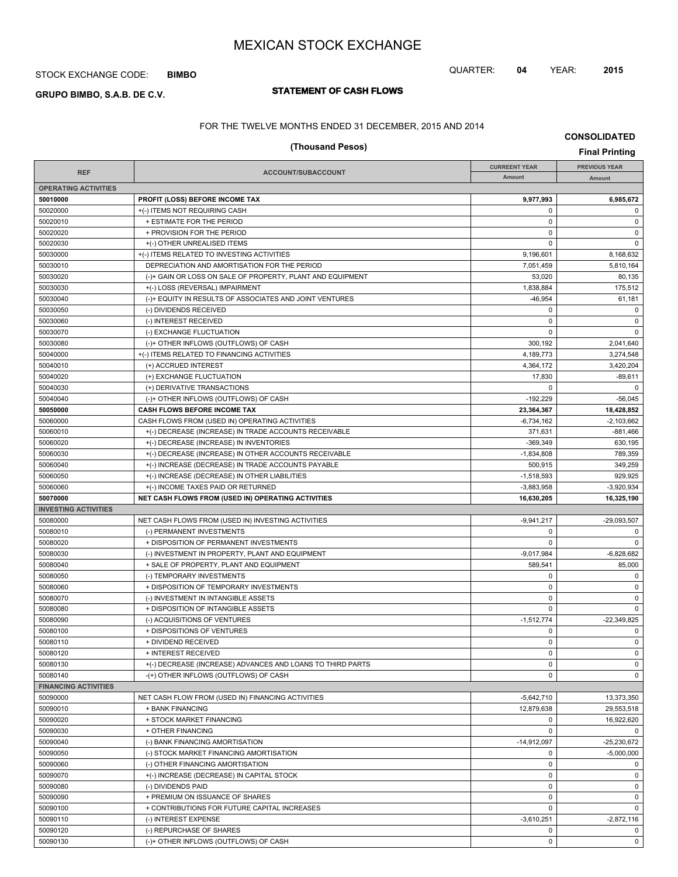# MEXICAN STOCK EXCHANGE

STOCK EXCHANGE CODE: **BIMBO**

QUARTER: **04** YEAR: **2015**

**GRUPO BIMBO, S.A.B. DE C.V.**

## STATEMENT OF CASH FLOWS

FOR THE TWELVE MONTHS ENDED 31 DECEMBER, 2015 AND 2014

**(Thousand Pesos)**

**CONSOLIDATED**

**Final Printing**

| REF | ACCOUNT/SUBACCOUNT | CURRENT YEAR Amount | PREVIOUS YEAR Amount |
|---|---|---|---|
| **OPERATING ACTIVITIES** | | | |
| **50010000** | **PROFIT (LOSS) BEFORE INCOME TAX** | **9,977,993** | **6,985,672** |
| 50020000 | +(-) ITEMS NOT REQUIRING CASH | 0 | 0 |
| 50020010 | + ESTIMATE FOR THE PERIOD | 0 | 0 |
| 50020020 | + PROVISION FOR THE PERIOD | 0 | 0 |
| 50020030 | +(-) OTHER UNREALISED ITEMS | 0 | 0 |
| 50030000 | +(-) ITEMS RELATED TO INVESTING ACTIVITIES | 9,196,601 | 8,168,632 |
| 50030010 | DEPRECIATION AND AMORTISATION FOR THE PERIOD | 7,051,459 | 5,810,164 |
| 50030020 | (-)+ GAIN OR LOSS ON SALE OF PROPERTY, PLANT AND EQUIPMENT | 53,020 | 80,135 |
| 50030030 | +(-) LOSS (REVERSAL) IMPAIRMENT | 1,838,884 | 175,512 |
| 50030040 | (-)+ EQUITY IN RESULTS OF ASSOCIATES AND JOINT VENTURES | -46,954 | 61,181 |
| 50030050 | (-) DIVIDENDS RECEIVED | 0 | 0 |
| 50030060 | (-) INTEREST RECEIVED | 0 | 0 |
| 50030070 | (-) EXCHANGE FLUCTUATION | 0 | 0 |
| 50030080 | (-)+ OTHER INFLOWS (OUTFLOWS) OF CASH | 300,192 | 2,041,640 |
| 50040000 | +(-) ITEMS RELATED TO FINANCING ACTIVITIES | 4,189,773 | 3,274,548 |
| 50040010 | (+) ACCRUED INTEREST | 4,364,172 | 3,420,204 |
| 50040020 | (+) EXCHANGE FLUCTUATION | 17,830 | -89,611 |
| 50040030 | (+) DERIVATIVE TRANSACTIONS | 0 | 0 |
| 50040040 | (-)+ OTHER INFLOWS (OUTFLOWS) OF CASH | -192,229 | -56,045 |
| **50050000** | **CASH FLOWS BEFORE INCOME TAX** | **23,364,367** | **18,428,852** |
| 50060000 | CASH FLOWS FROM (USED IN) OPERATING ACTIVITIES | -6,734,162 | -2,103,662 |
| 50060010 | +(-) DECREASE (INCREASE) IN TRADE ACCOUNTS RECEIVABLE | 371,631 | -881,466 |
| 50060020 | +(-) DECREASE (INCREASE) IN INVENTORIES | -369,349 | 630,195 |
| 50060030 | +(-) DECREASE (INCREASE) IN OTHER ACCOUNTS RECEIVABLE | -1,834,808 | 789,359 |
| 50060040 | +(-) INCREASE (DECREASE) IN TRADE ACCOUNTS PAYABLE | 500,915 | 349,259 |
| 50060050 | +(-) INCREASE (DECREASE) IN OTHER LIABILITIES | -1,518,593 | 929,925 |
| 50060060 | +(-) INCOME TAXES PAID OR RETURNED | -3,883,958 | -3,920,934 |
| **50070000** | **NET CASH FLOWS FROM (USED IN) OPERATING ACTIVITIES** | **16,630,205** | **16,325,190** |
| **INVESTING ACTIVITIES** | | | |
| 50080000 | NET CASH FLOWS FROM (USED IN) INVESTING ACTIVITIES | -9,941,217 | -29,093,507 |
| 50080010 | (-) PERMANENT INVESTMENTS | 0 | 0 |
| 50080020 | + DISPOSITION OF PERMANENT INVESTMENTS | 0 | 0 |
| 50080030 | (-) INVESTMENT IN PROPERTY, PLANT AND EQUIPMENT | -9,017,984 | -6,828,682 |
| 50080040 | + SALE OF PROPERTY, PLANT AND EQUIPMENT | 589,541 | 85,000 |
| 50080050 | (-) TEMPORARY INVESTMENTS | 0 | 0 |
| 50080060 | + DISPOSITION OF TEMPORARY INVESTMENTS | 0 | 0 |
| 50080070 | (-) INVESTMENT IN INTANGIBLE ASSETS | 0 | 0 |
| 50080080 | + DISPOSITION OF INTANGIBLE ASSETS | 0 | 0 |
| 50080090 | (-) ACQUISITIONS OF VENTURES | -1,512,774 | -22,349,825 |
| 50080100 | + DISPOSITIONS OF VENTURES | 0 | 0 |
| 50080110 | + DIVIDEND RECEIVED | 0 | 0 |
| 50080120 | + INTEREST RECEIVED | 0 | 0 |
| 50080130 | +(-) DECREASE (INCREASE) ADVANCES AND LOANS TO THIRD PARTS | 0 | 0 |
| 50080140 | -(+) OTHER INFLOWS (OUTFLOWS) OF CASH | 0 | 0 |
| **FINANCING ACTIVITIES** | | | |
| 50090000 | NET CASH FLOW FROM (USED IN) FINANCING ACTIVITIES | -5,642,710 | 13,373,350 |
| 50090010 | + BANK FINANCING | 12,879,638 | 29,553,518 |
| 50090020 | + STOCK MARKET FINANCING | 0 | 16,922,620 |
| 50090030 | + OTHER FINANCING | 0 | 0 |
| 50090040 | (-) BANK FINANCING AMORTISATION | -14,912,097 | -25,230,672 |
| 50090050 | (-) STOCK MARKET FINANCING AMORTISATION | 0 | -5,000,000 |
| 50090060 | (-) OTHER FINANCING AMORTISATION | 0 | 0 |
| 50090070 | +(-) INCREASE (DECREASE) IN CAPITAL STOCK | 0 | 0 |
| 50090080 | (-) DIVIDENDS PAID | 0 | 0 |
| 50090090 | + PREMIUM ON ISSUANCE OF SHARES | 0 | 0 |
| 50090100 | + CONTRIBUTIONS FOR FUTURE CAPITAL INCREASES | 0 | 0 |
| 50090110 | (-) INTEREST EXPENSE | -3,610,251 | -2,872,116 |
| 50090120 | (-) REPURCHASE OF SHARES | 0 | 0 |
| 50090130 | (-)+ OTHER INFLOWS (OUTFLOWS) OF CASH | 0 | 0 |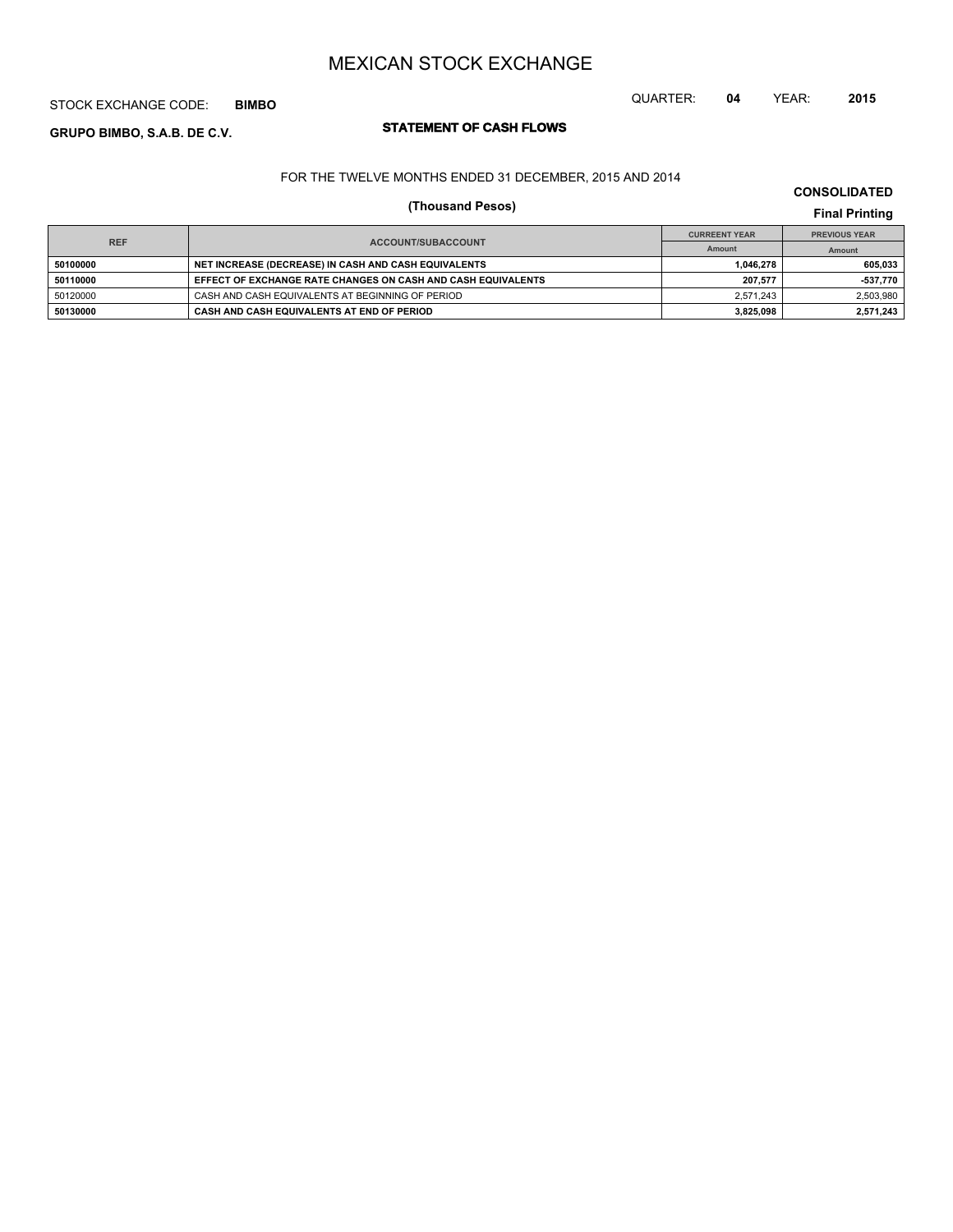# MEXICAN STOCK EXCHANGE

STOCK EXCHANGE CODE: **BIMBO**

QUARTER: **04** YEAR: **2015**

**GRUPO BIMBO, S.A.B. DE C.V.**

## STATEMENT OF CASH FLOWS

FOR THE TWELVE MONTHS ENDED 31 DECEMBER, 2015 AND 2014

**(Thousand Pesos)**

**CONSOLIDATED**

**Final Printing**

| REF | ACCOUNT/SUBACCOUNT | CURREENT YEAR | PREVIOUS YEAR |
|---|---|---|---|
| | | Amount | Amount |
| **50100000** | **NET INCREASE (DECREASE) IN CASH AND CASH EQUIVALENTS** | **1,046,278** | **605,033** |
| **50110000** | **EFFECT OF EXCHANGE RATE CHANGES ON CASH AND CASH EQUIVALENTS** | **207,577** | **-537,770** |
| 50120000 | CASH AND CASH EQUIVALENTS AT BEGINNING OF PERIOD | 2,571,243 | 2,503,980 |
| **50130000** | **CASH AND CASH EQUIVALENTS AT END OF PERIOD** | **3,825,098** | **2,571,243** |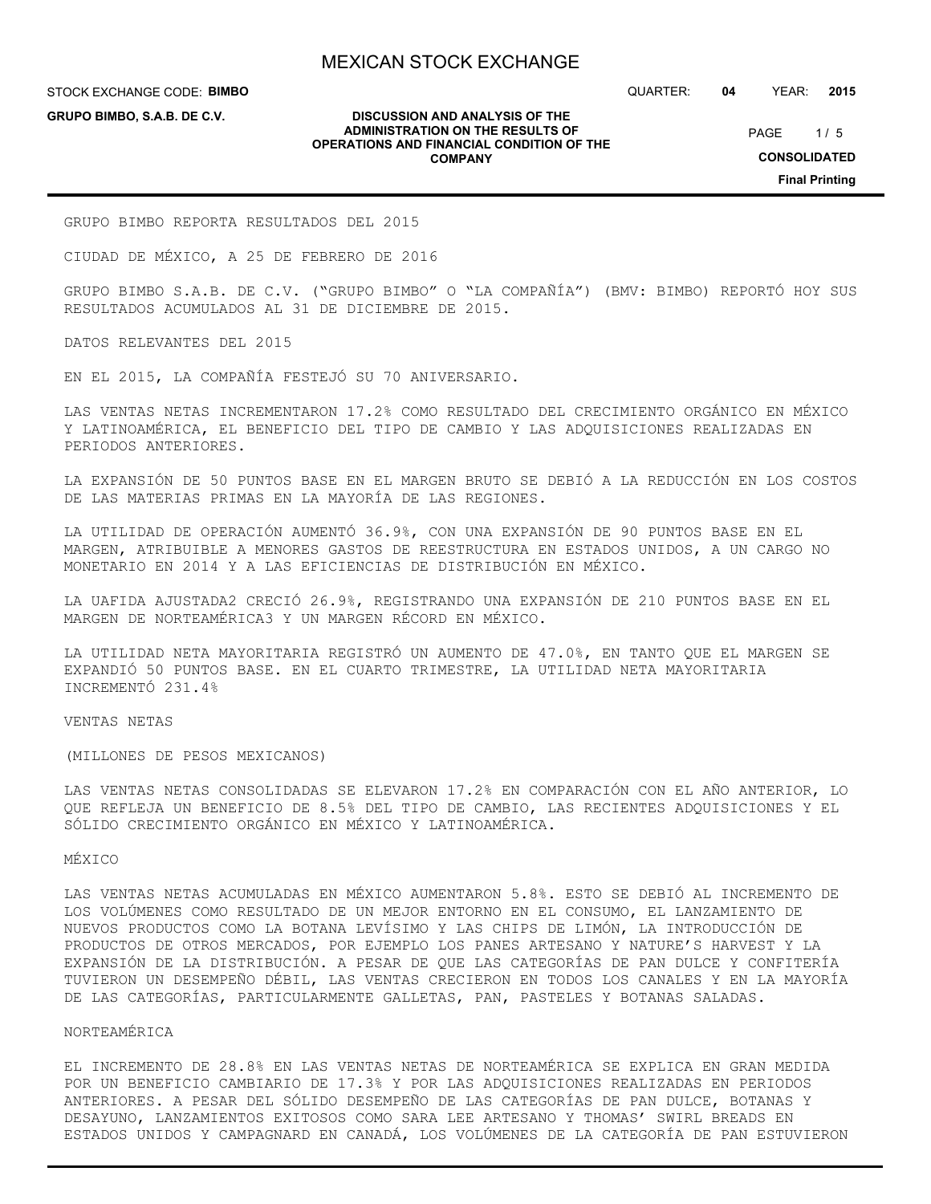GRUPO BIMBO REPORTA RESULTADOS DEL 2015

CIUDAD DE MÉXICO, A 25 DE FEBRERO DE 2016

GRUPO BIMBO S.A.B. DE C.V. ("GRUPO BIMBO" O "LA COMPAÑÍA") (BMV: BIMBO) REPORTÓ HOY SUS RESULTADOS ACUMULADOS AL 31 DE DICIEMBRE DE 2015.

DATOS RELEVANTES DEL 2015

EN EL 2015, LA COMPAÑÍA FESTEJÓ SU 70 ANIVERSARIO.

LAS VENTAS NETAS INCREMENTARON 17.2% COMO RESULTADO DEL CRECIMIENTO ORGÁNICO EN MÉXICO Y LATINOAMÉRICA, EL BENEFICIO DEL TIPO DE CAMBIO Y LAS ADQUISICIONES REALIZADAS EN PERIODOS ANTERIORES.

LA EXPANSIÓN DE 50 PUNTOS BASE EN EL MARGEN BRUTO SE DEBIÓ A LA REDUCCIÓN EN LOS COSTOS DE LAS MATERIAS PRIMAS EN LA MAYORÍA DE LAS REGIONES.

LA UTILIDAD DE OPERACIÓN AUMENTÓ 36.9%, CON UNA EXPANSIÓN DE 90 PUNTOS BASE EN EL MARGEN, ATRIBUIBLE A MENORES GASTOS DE REESTRUCTURA EN ESTADOS UNIDOS, A UN CARGO NO MONETARIO EN 2014 Y A LAS EFICIENCIAS DE DISTRIBUCIÓN EN MÉXICO.

LA UAFIDA AJUSTADA2 CRECIÓ 26.9%, REGISTRANDO UNA EXPANSIÓN DE 210 PUNTOS BASE EN EL MARGEN DE NORTEAMÉRICA3 Y UN MARGEN RÉCORD EN MÉXICO.

LA UTILIDAD NETA MAYORITARIA REGISTRÓ UN AUMENTO DE 47.0%, EN TANTO QUE EL MARGEN SE EXPANDIÓ 50 PUNTOS BASE. EN EL CUARTO TRIMESTRE, LA UTILIDAD NETA MAYORITARIA INCREMENTÓ 231.4%

VENTAS NETAS

(MILLONES DE PESOS MEXICANOS)

LAS VENTAS NETAS CONSOLIDADAS SE ELEVARON 17.2% EN COMPARACIÓN CON EL AÑO ANTERIOR, LO QUE REFLEJA UN BENEFICIO DE 8.5% DEL TIPO DE CAMBIO, LAS RECIENTES ADQUISICIONES Y EL SÓLIDO CRECIMIENTO ORGÁNICO EN MÉXICO Y LATINOAMÉRICA.

MÉXICO

LAS VENTAS NETAS ACUMULADAS EN MÉXICO AUMENTARON 5.8%. ESTO SE DEBIÓ AL INCREMENTO DE LOS VOLÚMENES COMO RESULTADO DE UN MEJOR ENTORNO EN EL CONSUMO, EL LANZAMIENTO DE NUEVOS PRODUCTOS COMO LA BOTANA LEVÍSIMO Y LAS CHIPS DE LIMÓN, LA INTRODUCCIÓN DE PRODUCTOS DE OTROS MERCADOS, POR EJEMPLO LOS PANES ARTESANO Y NATURE'S HARVEST Y LA EXPANSIÓN DE LA DISTRIBUCIÓN. A PESAR DE QUE LAS CATEGORÍAS DE PAN DULCE Y CONFITERÍA TUVIERON UN DESEMPEÑO DÉBIL, LAS VENTAS CRECIERON EN TODOS LOS CANALES Y EN LA MAYORÍA DE LAS CATEGORÍAS, PARTICULARMENTE GALLETAS, PAN, PASTELES Y BOTANAS SALADAS.

NORTEAMÉRICA

EL INCREMENTO DE 28.8% EN LAS VENTAS NETAS DE NORTEAMÉRICA SE EXPLICA EN GRAN MEDIDA POR UN BENEFICIO CAMBIARIO DE 17.3% Y POR LAS ADQUISICIONES REALIZADAS EN PERIODOS ANTERIORES. A PESAR DEL SÓLIDO DESEMPEÑO DE LAS CATEGORÍAS DE PAN DULCE, BOTANAS Y DESAYUNO, LANZAMIENTOS EXITOSOS COMO SARA LEE ARTESANO Y THOMAS' SWIRL BREADS EN ESTADOS UNIDOS Y CAMPAGNARD EN CANADÁ, LOS VOLÚMENES DE LA CATEGORÍA DE PAN ESTUVIERON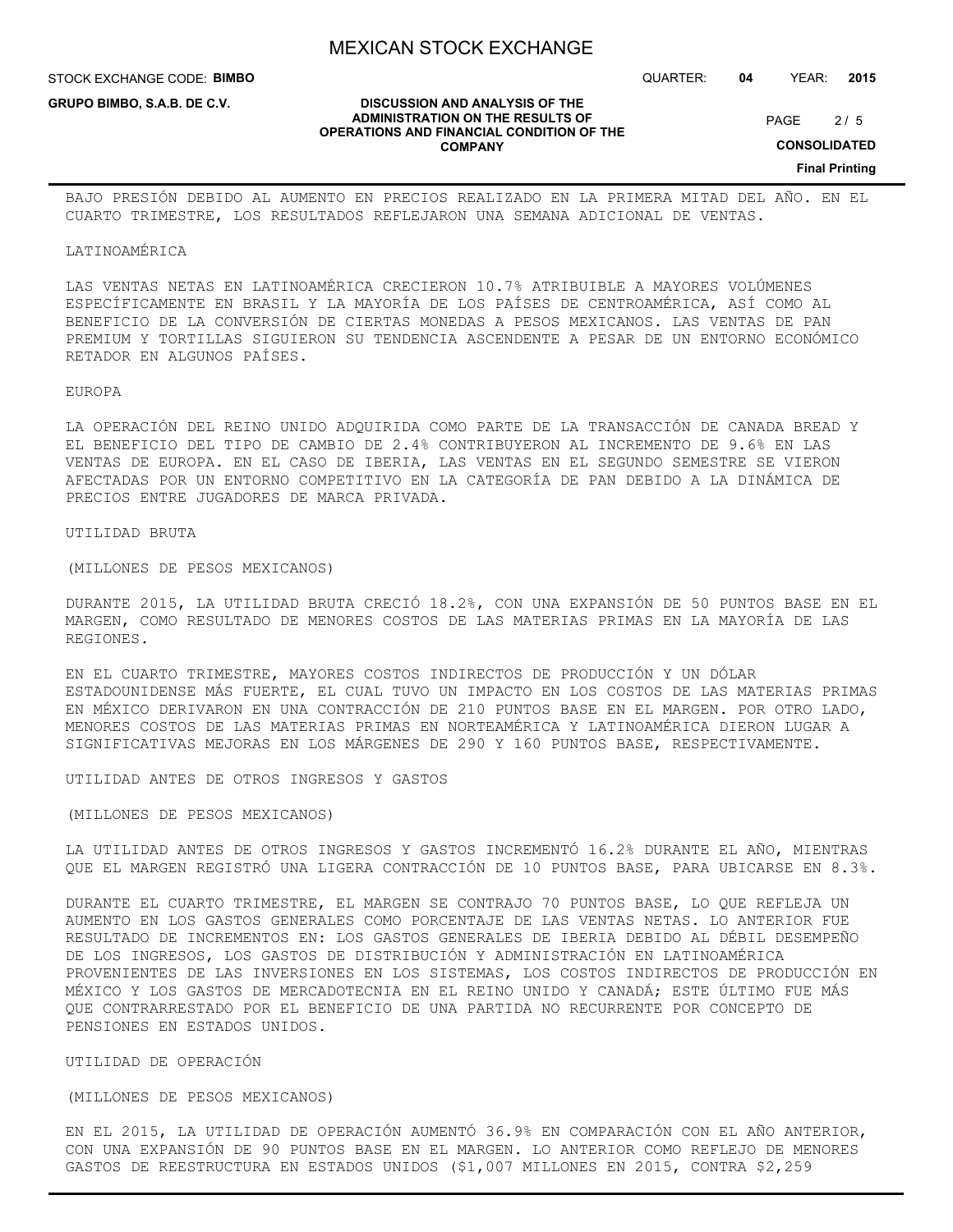BAJO PRESIÓN DEBIDO AL AUMENTO EN PRECIOS REALIZADO EN LA PRIMERA MITAD DEL AÑO. EN EL CUARTO TRIMESTRE, LOS RESULTADOS REFLEJARON UNA SEMANA ADICIONAL DE VENTAS.

LATINOAMÉRICA

LAS VENTAS NETAS EN LATINOAMÉRICA CRECIERON 10.7% ATRIBUIBLE A MAYORES VOLÚMENES ESPECÍFICAMENTE EN BRASIL Y LA MAYORÍA DE LOS PAÍSES DE CENTROAMÉRICA, ASÍ COMO AL BENEFICIO DE LA CONVERSIÓN DE CIERTAS MONEDAS A PESOS MEXICANOS. LAS VENTAS DE PAN PREMIUM Y TORTILLAS SIGUIERON SU TENDENCIA ASCENDENTE A PESAR DE UN ENTORNO ECONÓMICO RETADOR EN ALGUNOS PAÍSES.

EUROPA

LA OPERACIÓN DEL REINO UNIDO ADQUIRIDA COMO PARTE DE LA TRANSACCIÓN DE CANADA BREAD Y EL BENEFICIO DEL TIPO DE CAMBIO DE 2.4% CONTRIBUYERON AL INCREMENTO DE 9.6% EN LAS VENTAS DE EUROPA. EN EL CASO DE IBERIA, LAS VENTAS EN EL SEGUNDO SEMESTRE SE VIERON AFECTADAS POR UN ENTORNO COMPETITIVO EN LA CATEGORÍA DE PAN DEBIDO A LA DINÁMICA DE PRECIOS ENTRE JUGADORES DE MARCA PRIVADA.

UTILIDAD BRUTA

(MILLONES DE PESOS MEXICANOS)

DURANTE 2015, LA UTILIDAD BRUTA CRECIÓ 18.2%, CON UNA EXPANSIÓN DE 50 PUNTOS BASE EN EL MARGEN, COMO RESULTADO DE MENORES COSTOS DE LAS MATERIAS PRIMAS EN LA MAYORÍA DE LAS REGIONES.

EN EL CUARTO TRIMESTRE, MAYORES COSTOS INDIRECTOS DE PRODUCCIÓN Y UN DÓLAR ESTADOUNIDENSE MÁS FUERTE, EL CUAL TUVO UN IMPACTO EN LOS COSTOS DE LAS MATERIAS PRIMAS EN MÉXICO DERIVARON EN UNA CONTRACCIÓN DE 210 PUNTOS BASE EN EL MARGEN. POR OTRO LADO, MENORES COSTOS DE LAS MATERIAS PRIMAS EN NORTEAMÉRICA Y LATINOAMÉRICA DIERON LUGAR A SIGNIFICATIVAS MEJORAS EN LOS MÁRGENES DE 290 Y 160 PUNTOS BASE, RESPECTIVAMENTE.

UTILIDAD ANTES DE OTROS INGRESOS Y GASTOS

(MILLONES DE PESOS MEXICANOS)

LA UTILIDAD ANTES DE OTROS INGRESOS Y GASTOS INCREMENTÓ 16.2% DURANTE EL AÑO, MIENTRAS QUE EL MARGEN REGISTRÓ UNA LIGERA CONTRACCIÓN DE 10 PUNTOS BASE, PARA UBICARSE EN 8.3%.

DURANTE EL CUARTO TRIMESTRE, EL MARGEN SE CONTRAJO 70 PUNTOS BASE, LO QUE REFLEJA UN AUMENTO EN LOS GASTOS GENERALES COMO PORCENTAJE DE LAS VENTAS NETAS. LO ANTERIOR FUE RESULTADO DE INCREMENTOS EN: LOS GASTOS GENERALES DE IBERIA DEBIDO AL DÉBIL DESEMPEÑO DE LOS INGRESOS, LOS GASTOS DE DISTRIBUCIÓN Y ADMINISTRACIÓN EN LATINOAMÉRICA PROVENIENTES DE LAS INVERSIONES EN LOS SISTEMAS, LOS COSTOS INDIRECTOS DE PRODUCCIÓN EN MÉXICO Y LOS GASTOS DE MERCADOTECNIA EN EL REINO UNIDO Y CANADÁ; ESTE ÚLTIMO FUE MÁS QUE CONTRARRESTADO POR EL BENEFICIO DE UNA PARTIDA NO RECURRENTE POR CONCEPTO DE PENSIONES EN ESTADOS UNIDOS.

UTILIDAD DE OPERACIÓN

(MILLONES DE PESOS MEXICANOS)

EN EL 2015, LA UTILIDAD DE OPERACIÓN AUMENTÓ 36.9% EN COMPARACIÓN CON EL AÑO ANTERIOR, CON UNA EXPANSIÓN DE 90 PUNTOS BASE EN EL MARGEN. LO ANTERIOR COMO REFLEJO DE MENORES GASTOS DE REESTRUCTURA EN ESTADOS UNIDOS ($1,007 MILLONES EN 2015, CONTRA $2,259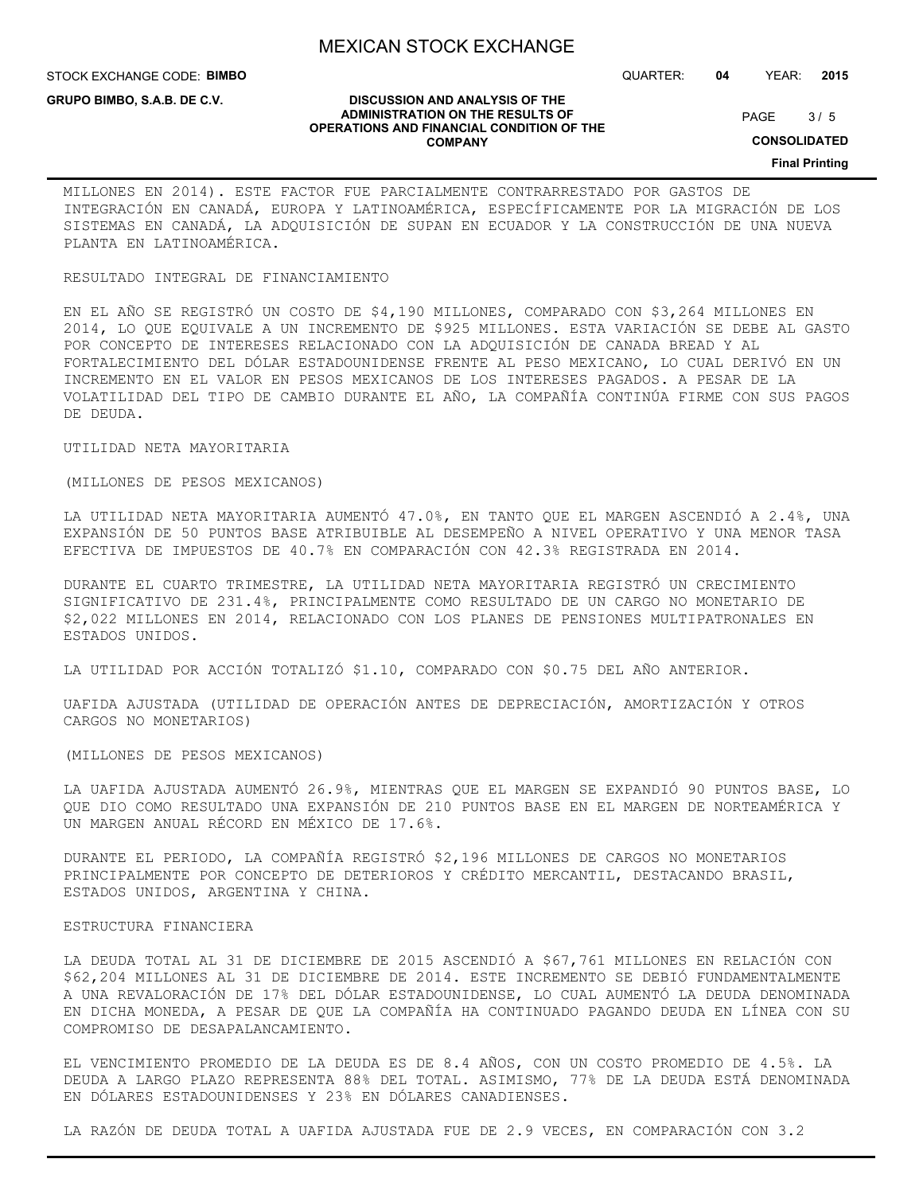MILLONES EN 2014). ESTE FACTOR FUE PARCIALMENTE CONTRARRESTADO POR GASTOS DE INTEGRACIÓN EN CANADÁ, EUROPA Y LATINOAMÉRICA, ESPECÍFICAMENTE POR LA MIGRACIÓN DE LOS SISTEMAS EN CANADÁ, LA ADQUISICIÓN DE SUPAN EN ECUADOR Y LA CONSTRUCCIÓN DE UNA NUEVA PLANTA EN LATINOAMÉRICA.

RESULTADO INTEGRAL DE FINANCIAMIENTO

EN EL AÑO SE REGISTRÓ UN COSTO DE $4,190 MILLONES, COMPARADO CON $3,264 MILLONES EN 2014, LO QUE EQUIVALE A UN INCREMENTO DE $925 MILLONES. ESTA VARIACIÓN SE DEBE AL GASTO POR CONCEPTO DE INTERESES RELACIONADO CON LA ADQUISICIÓN DE CANADA BREAD Y AL FORTALECIMIENTO DEL DÓLAR ESTADOUNIDENSE FRENTE AL PESO MEXICANO, LO CUAL DERIVÓ EN UN INCREMENTO EN EL VALOR EN PESOS MEXICANOS DE LOS INTERESES PAGADOS. A PESAR DE LA VOLATILIDAD DEL TIPO DE CAMBIO DURANTE EL AÑO, LA COMPAÑÍA CONTINÚA FIRME CON SUS PAGOS DE DEUDA.

UTILIDAD NETA MAYORITARIA

(MILLONES DE PESOS MEXICANOS)

LA UTILIDAD NETA MAYORITARIA AUMENTÓ 47.0%, EN TANTO QUE EL MARGEN ASCENDIÓ A 2.4%, UNA EXPANSIÓN DE 50 PUNTOS BASE ATRIBUIBLE AL DESEMPEÑO A NIVEL OPERATIVO Y UNA MENOR TASA EFECTIVA DE IMPUESTOS DE 40.7% EN COMPARACIÓN CON 42.3% REGISTRADA EN 2014.

DURANTE EL CUARTO TRIMESTRE, LA UTILIDAD NETA MAYORITARIA REGISTRÓ UN CRECIMIENTO SIGNIFICATIVO DE 231.4%, PRINCIPALMENTE COMO RESULTADO DE UN CARGO NO MONETARIO DE $2,022 MILLONES EN 2014, RELACIONADO CON LOS PLANES DE PENSIONES MULTIPATRONALES EN ESTADOS UNIDOS.

LA UTILIDAD POR ACCIÓN TOTALIZÓ $1.10, COMPARADO CON $0.75 DEL AÑO ANTERIOR.

UAFIDA AJUSTADA (UTILIDAD DE OPERACIÓN ANTES DE DEPRECIACIÓN, AMORTIZACIÓN Y OTROS CARGOS NO MONETARIOS)

(MILLONES DE PESOS MEXICANOS)

LA UAFIDA AJUSTADA AUMENTÓ 26.9%, MIENTRAS QUE EL MARGEN SE EXPANDIÓ 90 PUNTOS BASE, LO QUE DIO COMO RESULTADO UNA EXPANSIÓN DE 210 PUNTOS BASE EN EL MARGEN DE NORTEAMÉRICA Y UN MARGEN ANUAL RÉCORD EN MÉXICO DE 17.6%.

DURANTE EL PERIODO, LA COMPAÑÍA REGISTRÓ $2,196 MILLONES DE CARGOS NO MONETARIOS PRINCIPALMENTE POR CONCEPTO DE DETERIOROS Y CRÉDITO MERCANTIL, DESTACANDO BRASIL, ESTADOS UNIDOS, ARGENTINA Y CHINA.

ESTRUCTURA FINANCIERA

LA DEUDA TOTAL AL 31 DE DICIEMBRE DE 2015 ASCENDIÓ A $67,761 MILLONES EN RELACIÓN CON $62,204 MILLONES AL 31 DE DICIEMBRE DE 2014. ESTE INCREMENTO SE DEBIÓ FUNDAMENTALMENTE A UNA REVALORACIÓN DE 17% DEL DÓLAR ESTADOUNIDENSE, LO CUAL AUMENTÓ LA DEUDA DENOMINADA EN DICHA MONEDA, A PESAR DE QUE LA COMPAÑÍA HA CONTINUADO PAGANDO DEUDA EN LÍNEA CON SU COMPROMISO DE DESAPALANCAMIENTO.

EL VENCIMIENTO PROMEDIO DE LA DEUDA ES DE 8.4 AÑOS, CON UN COSTO PROMEDIO DE 4.5%. LA DEUDA A LARGO PLAZO REPRESENTA 88% DEL TOTAL. ASIMISMO, 77% DE LA DEUDA ESTÁ DENOMINADA EN DÓLARES ESTADOUNIDENSES Y 23% EN DÓLARES CANADIENSES.

LA RAZÓN DE DEUDA TOTAL A UAFIDA AJUSTADA FUE DE 2.9 VECES, EN COMPARACIÓN CON 3.2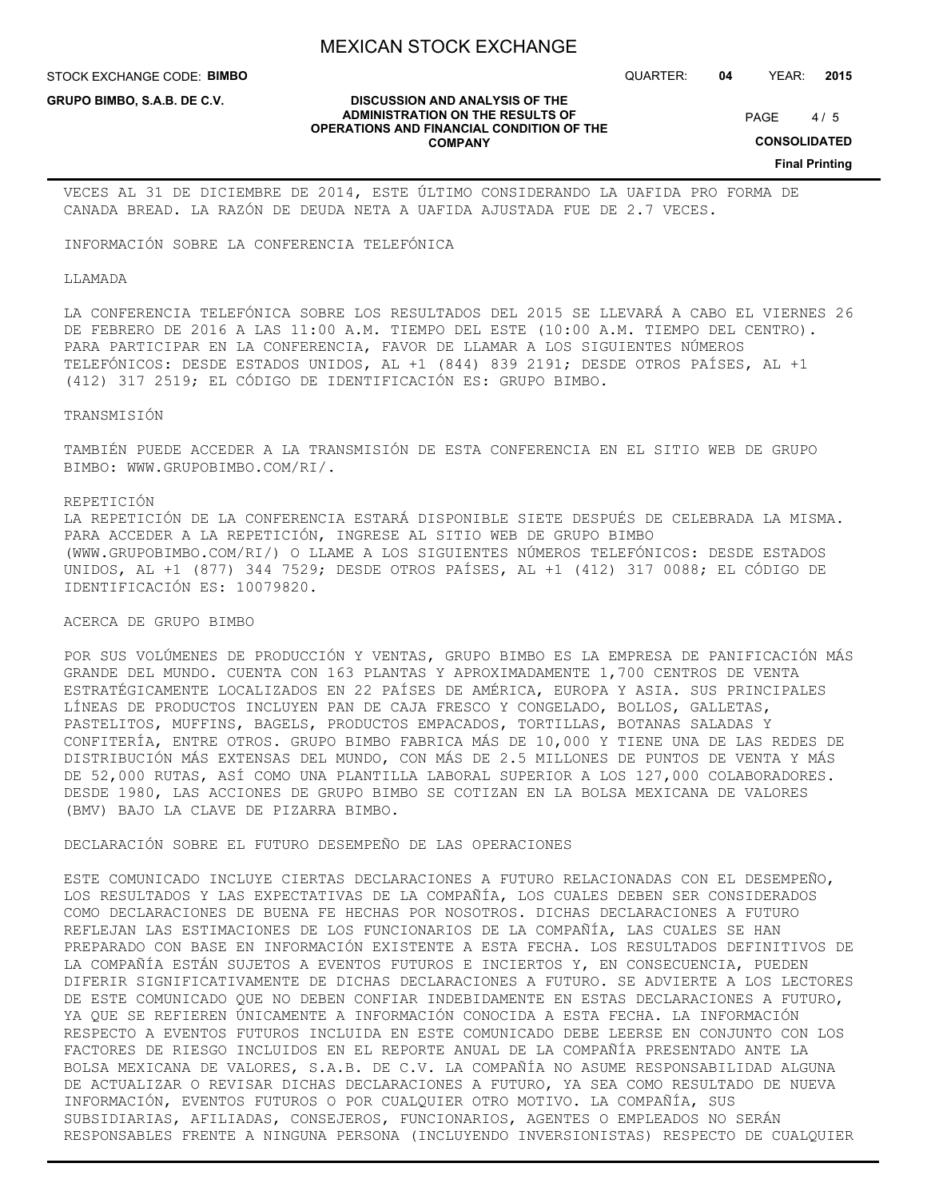VECES AL 31 DE DICIEMBRE DE 2014, ESTE ÚLTIMO CONSIDERANDO LA UAFIDA PRO FORMA DE CANADA BREAD. LA RAZÓN DE DEUDA NETA A UAFIDA AJUSTADA FUE DE 2.7 VECES.

INFORMACIÓN SOBRE LA CONFERENCIA TELEFÓNICA

LLAMADA

LA CONFERENCIA TELEFÓNICA SOBRE LOS RESULTADOS DEL 2015 SE LLEVARÁ A CABO EL VIERNES 26 DE FEBRERO DE 2016 A LAS 11:00 A.M. TIEMPO DEL ESTE (10:00 A.M. TIEMPO DEL CENTRO). PARA PARTICIPAR EN LA CONFERENCIA, FAVOR DE LLAMAR A LOS SIGUIENTES NÚMEROS TELEFÓNICOS: DESDE ESTADOS UNIDOS, AL +1 (844) 839 2191; DESDE OTROS PAÍSES, AL +1 (412) 317 2519; EL CÓDIGO DE IDENTIFICACIÓN ES: GRUPO BIMBO.

TRANSMISIÓN

TAMBIÉN PUEDE ACCEDER A LA TRANSMISIÓN DE ESTA CONFERENCIA EN EL SITIO WEB DE GRUPO BIMBO: WWW.GRUPOBIMBO.COM/RI/.

REPETICIÓN

LA REPETICIÓN DE LA CONFERENCIA ESTARÁ DISPONIBLE SIETE DESPUÉS DE CELEBRADA LA MISMA. PARA ACCEDER A LA REPETICIÓN, INGRESE AL SITIO WEB DE GRUPO BIMBO (WWW.GRUPOBIMBO.COM/RI/) O LLAME A LOS SIGUIENTES NÚMEROS TELEFÓNICOS: DESDE ESTADOS UNIDOS, AL +1 (877) 344 7529; DESDE OTROS PAÍSES, AL +1 (412) 317 0088; EL CÓDIGO DE IDENTIFICACIÓN ES: 10079820.

ACERCA DE GRUPO BIMBO

POR SUS VOLÚMENES DE PRODUCCIÓN Y VENTAS, GRUPO BIMBO ES LA EMPRESA DE PANIFICACIÓN MÁS GRANDE DEL MUNDO. CUENTA CON 163 PLANTAS Y APROXIMADAMENTE 1,700 CENTROS DE VENTA ESTRATÉGICAMENTE LOCALIZADOS EN 22 PAÍSES DE AMÉRICA, EUROPA Y ASIA. SUS PRINCIPALES LÍNEAS DE PRODUCTOS INCLUYEN PAN DE CAJA FRESCO Y CONGELADO, BOLLOS, GALLETAS, PASTELITOS, MUFFINS, BAGELS, PRODUCTOS EMPACADOS, TORTILLAS, BOTANAS SALADAS Y CONFITERÍA, ENTRE OTROS. GRUPO BIMBO FABRICA MÁS DE 10,000 Y TIENE UNA DE LAS REDES DE DISTRIBUCIÓN MÁS EXTENSAS DEL MUNDO, CON MÁS DE 2.5 MILLONES DE PUNTOS DE VENTA Y MÁS DE 52,000 RUTAS, ASÍ COMO UNA PLANTILLA LABORAL SUPERIOR A LOS 127,000 COLABORADORES. DESDE 1980, LAS ACCIONES DE GRUPO BIMBO SE COTIZAN EN LA BOLSA MEXICANA DE VALORES (BMV) BAJO LA CLAVE DE PIZARRA BIMBO.

DECLARACIÓN SOBRE EL FUTURO DESEMPEÑO DE LAS OPERACIONES

ESTE COMUNICADO INCLUYE CIERTAS DECLARACIONES A FUTURO RELACIONADAS CON EL DESEMPEÑO, LOS RESULTADOS Y LAS EXPECTATIVAS DE LA COMPAÑÍA, LOS CUALES DEBEN SER CONSIDERADOS COMO DECLARACIONES DE BUENA FE HECHAS POR NOSOTROS. DICHAS DECLARACIONES A FUTURO REFLEJAN LAS ESTIMACIONES DE LOS FUNCIONARIOS DE LA COMPAÑÍA, LAS CUALES SE HAN PREPARADO CON BASE EN INFORMACIÓN EXISTENTE A ESTA FECHA. LOS RESULTADOS DEFINITIVOS DE LA COMPAÑÍA ESTÁN SUJETOS A EVENTOS FUTUROS E INCIERTOS Y, EN CONSECUENCIA, PUEDEN DIFERIR SIGNIFICATIVAMENTE DE DICHAS DECLARACIONES A FUTURO. SE ADVIERTE A LOS LECTORES DE ESTE COMUNICADO QUE NO DEBEN CONFIAR INDEBIDAMENTE EN ESTAS DECLARACIONES A FUTURO, YA QUE SE REFIEREN ÚNICAMENTE A INFORMACIÓN CONOCIDA A ESTA FECHA. LA INFORMACIÓN RESPECTO A EVENTOS FUTUROS INCLUIDA EN ESTE COMUNICADO DEBE LEERSE EN CONJUNTO CON LOS FACTORES DE RIESGO INCLUIDOS EN EL REPORTE ANUAL DE LA COMPAÑÍA PRESENTADO ANTE LA BOLSA MEXICANA DE VALORES, S.A.B. DE C.V. LA COMPAÑÍA NO ASUME RESPONSABILIDAD ALGUNA DE ACTUALIZAR O REVISAR DICHAS DECLARACIONES A FUTURO, YA SEA COMO RESULTADO DE NUEVA INFORMACIÓN, EVENTOS FUTUROS O POR CUALQUIER OTRO MOTIVO. LA COMPAÑÍA, SUS SUBSIDIARIAS, AFILIADAS, CONSEJEROS, FUNCIONARIOS, AGENTES O EMPLEADOS NO SERÁN RESPONSABLES FRENTE A NINGUNA PERSONA (INCLUYENDO INVERSIONISTAS) RESPECTO DE CUALQUIER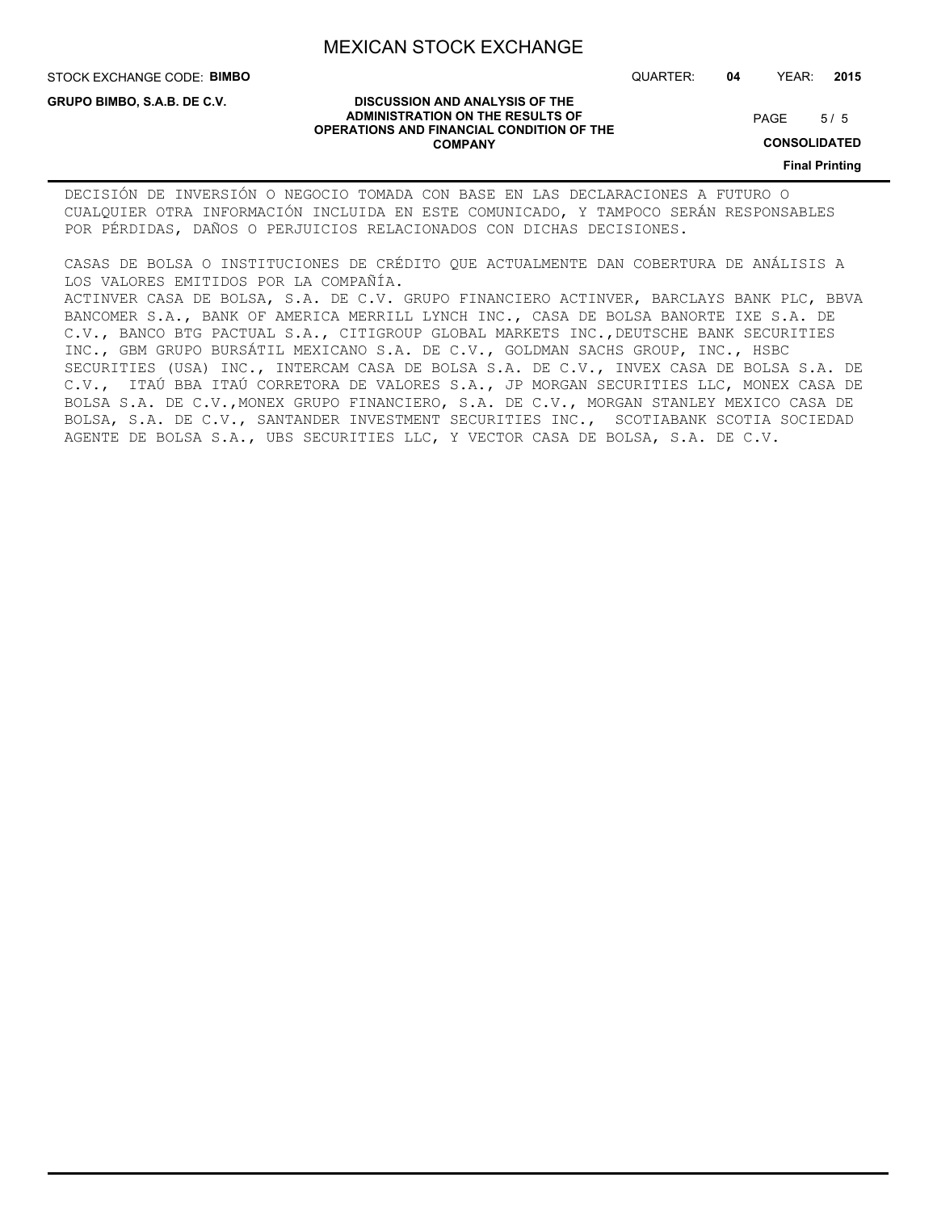DECISIÓN DE INVERSIÓN O NEGOCIO TOMADA CON BASE EN LAS DECLARACIONES A FUTURO O CUALQUIER OTRA INFORMACIÓN INCLUIDA EN ESTE COMUNICADO, Y TAMPOCO SERÁN RESPONSABLES POR PÉRDIDAS, DAÑOS O PERJUICIOS RELACIONADOS CON DICHAS DECISIONES.

CASAS DE BOLSA O INSTITUCIONES DE CRÉDITO QUE ACTUALMENTE DAN COBERTURA DE ANÁLISIS A LOS VALORES EMITIDOS POR LA COMPAÑÍA.
ACTINVER CASA DE BOLSA, S.A. DE C.V. GRUPO FINANCIERO ACTINVER, BARCLAYS BANK PLC, BBVA BANCOMER S.A., BANK OF AMERICA MERRILL LYNCH INC., CASA DE BOLSA BANORTE IXE S.A. DE C.V., BANCO BTG PACTUAL S.A., CITIGROUP GLOBAL MARKETS INC.,DEUTSCHE BANK SECURITIES INC., GBM GRUPO BURSÁTIL MEXICANO S.A. DE C.V., GOLDMAN SACHS GROUP, INC., HSBC SECURITIES (USA) INC., INTERCAM CASA DE BOLSA S.A. DE C.V., INVEX CASA DE BOLSA S.A. DE C.V., ITAÚ BBA ITAÚ CORRETORA DE VALORES S.A., JP MORGAN SECURITIES LLC, MONEX CASA DE BOLSA S.A. DE C.V.,MONEX GRUPO FINANCIERO, S.A. DE C.V., MORGAN STANLEY MEXICO CASA DE BOLSA, S.A. DE C.V., SANTANDER INVESTMENT SECURITIES INC., SCOTIABANK SCOTIA SOCIEDAD AGENTE DE BOLSA S.A., UBS SECURITIES LLC, Y VECTOR CASA DE BOLSA, S.A. DE C.V.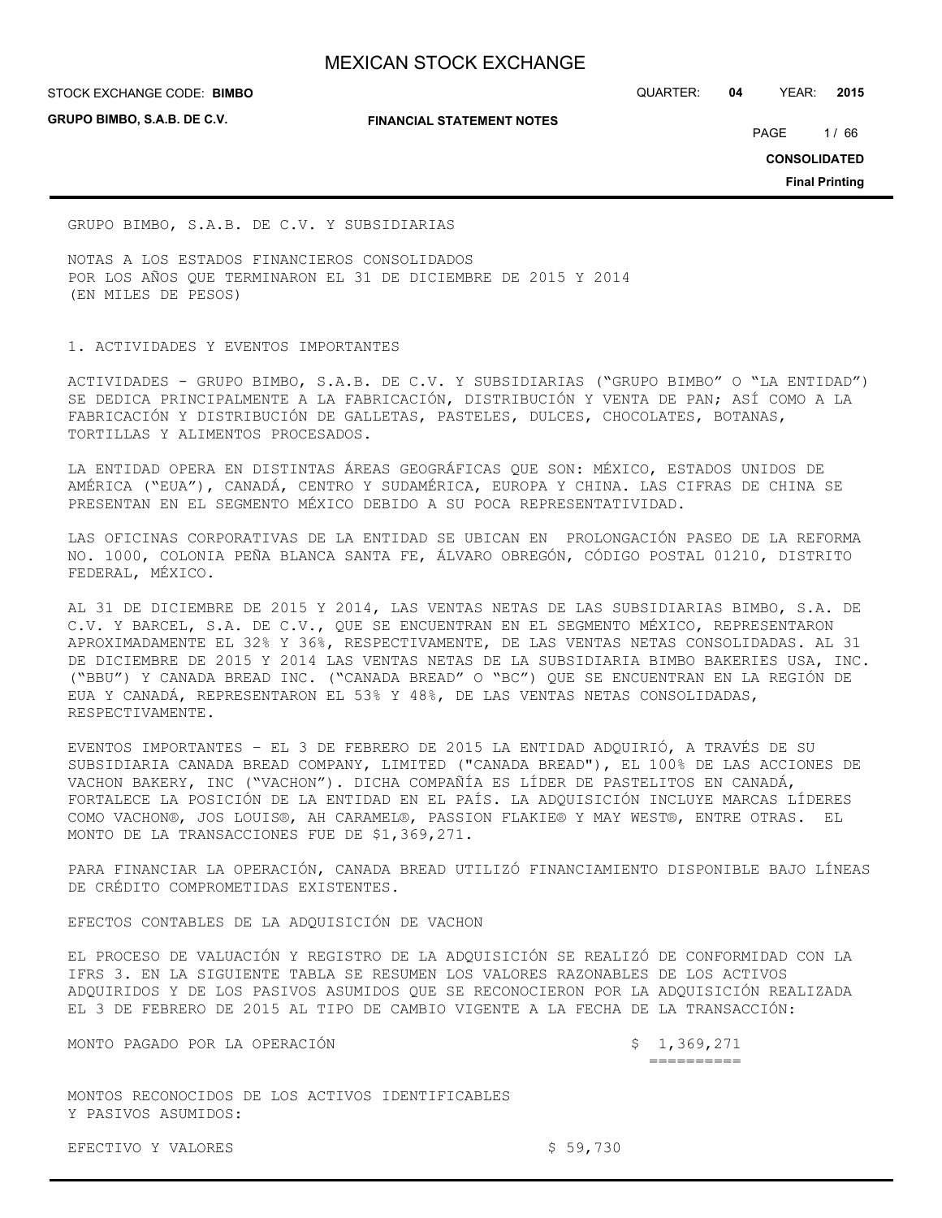GRUPO BIMBO, S.A.B. DE C.V. Y SUBSIDIARIAS

NOTAS A LOS ESTADOS FINANCIEROS CONSOLIDADOS
POR LOS AÑOS QUE TERMINARON EL 31 DE DICIEMBRE DE 2015 Y 2014
(EN MILES DE PESOS)

## 1. ACTIVIDADES Y EVENTOS IMPORTANTES

ACTIVIDADES - GRUPO BIMBO, S.A.B. DE C.V. Y SUBSIDIARIAS ("GRUPO BIMBO" O "LA ENTIDAD") SE DEDICA PRINCIPALMENTE A LA FABRICACIÓN, DISTRIBUCIÓN Y VENTA DE PAN; ASÍ COMO A LA FABRICACIÓN Y DISTRIBUCIÓN DE GALLETAS, PASTELES, DULCES, CHOCOLATES, BOTANAS, TORTILLAS Y ALIMENTOS PROCESADOS.

LA ENTIDAD OPERA EN DISTINTAS ÁREAS GEOGRÁFICAS QUE SON: MÉXICO, ESTADOS UNIDOS DE AMÉRICA ("EUA"), CANADÁ, CENTRO Y SUDAMÉRICA, EUROPA Y CHINA. LAS CIFRAS DE CHINA SE PRESENTAN EN EL SEGMENTO MÉXICO DEBIDO A SU POCA REPRESENTATIVIDAD.

LAS OFICINAS CORPORATIVAS DE LA ENTIDAD SE UBICAN EN PROLONGACIÓN PASEO DE LA REFORMA NO. 1000, COLONIA PEÑA BLANCA SANTA FE, ÁLVARO OBREGÓN, CÓDIGO POSTAL 01210, DISTRITO FEDERAL, MÉXICO.

AL 31 DE DICIEMBRE DE 2015 Y 2014, LAS VENTAS NETAS DE LAS SUBSIDIARIAS BIMBO, S.A. DE C.V. Y BARCEL, S.A. DE C.V., QUE SE ENCUENTRAN EN EL SEGMENTO MÉXICO, REPRESENTARON APROXIMADAMENTE EL 32% Y 36%, RESPECTIVAMENTE, DE LAS VENTAS NETAS CONSOLIDADAS. AL 31 DE DICIEMBRE DE 2015 Y 2014 LAS VENTAS NETAS DE LA SUBSIDIARIA BIMBO BAKERIES USA, INC. ("BBU") Y CANADA BREAD INC. ("CANADA BREAD" O "BC") QUE SE ENCUENTRAN EN LA REGIÓN DE EUA Y CANADÁ, REPRESENTARON EL 53% Y 48%, DE LAS VENTAS NETAS CONSOLIDADAS, RESPECTIVAMENTE.

EVENTOS IMPORTANTES – EL 3 DE FEBRERO DE 2015 LA ENTIDAD ADQUIRIÓ, A TRAVÉS DE SU SUBSIDIARIA CANADA BREAD COMPANY, LIMITED ("CANADA BREAD"), EL 100% DE LAS ACCIONES DE VACHON BAKERY, INC ("VACHON"). DICHA COMPAÑÍA ES LÍDER DE PASTELITOS EN CANADÁ, FORTALECE LA POSICIÓN DE LA ENTIDAD EN EL PAÍS. LA ADQUISICIÓN INCLUYE MARCAS LÍDERES COMO VACHON®, JOS LOUIS®, AH CARAMEL®, PASSION FLAKIE® Y MAY WEST®, ENTRE OTRAS. EL MONTO DE LA TRANSACCIONES FUE DE $1,369,271.

PARA FINANCIAR LA OPERACIÓN, CANADA BREAD UTILIZÓ FINANCIAMIENTO DISPONIBLE BAJO LÍNEAS DE CRÉDITO COMPROMETIDAS EXISTENTES.

EFECTOS CONTABLES DE LA ADQUISICIÓN DE VACHON

EL PROCESO DE VALUACIÓN Y REGISTRO DE LA ADQUISICIÓN SE REALIZÓ DE CONFORMIDAD CON LA IFRS 3. EN LA SIGUIENTE TABLA SE RESUMEN LOS VALORES RAZONABLES DE LOS ACTIVOS ADQUIRIDOS Y DE LOS PASIVOS ASUMIDOS QUE SE RECONOCIERON POR LA ADQUISICIÓN REALIZADA EL 3 DE FEBRERO DE 2015 AL TIPO DE CAMBIO VIGENTE A LA FECHA DE LA TRANSACCIÓN:

| | | |
|---|---|---|
| MONTO PAGADO POR LA OPERACIÓN | | $ 1,369,271 |
| MONTOS RECONOCIDOS DE LOS ACTIVOS IDENTIFICABLES Y PASIVOS ASUMIDOS: | | |
| EFECTIVO Y VALORES | $ 59,730 | |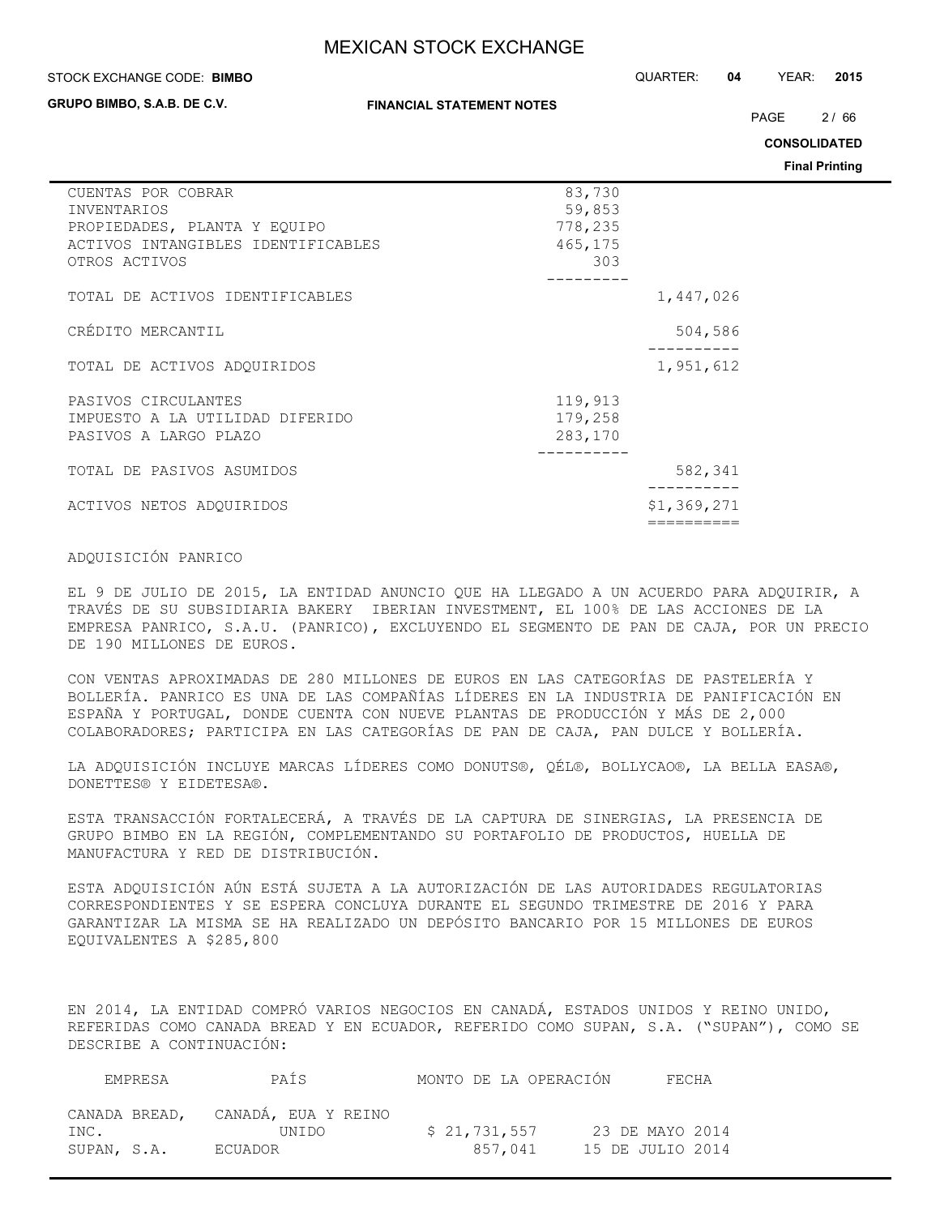| | | |
|---|---|---|
| CUENTAS POR COBRAR | 83,730 | |
| INVENTARIOS | 59,853 | |
| PROPIEDADES, PLANTA Y EQUIPO | 778,235 | |
| ACTIVOS INTANGIBLES IDENTIFICABLES | 465,175 | |
| OTROS ACTIVOS | 303 | |
| TOTAL DE ACTIVOS IDENTIFICABLES | | 1,447,026 |
| CRÉDITO MERCANTIL | | 504,586 |
| TOTAL DE ACTIVOS ADQUIRIDOS | | 1,951,612 |
| PASIVOS CIRCULANTES | 119,913 | |
| IMPUESTO A LA UTILIDAD DIFERIDO | 179,258 | |
| PASIVOS A LARGO PLAZO | 283,170 | |
| TOTAL DE PASIVOS ASUMIDOS | | 582,341 |
| ACTIVOS NETOS ADQUIRIDOS | | $1,369,271 |

ADQUISICIÓN PANRICO

EL 9 DE JULIO DE 2015, LA ENTIDAD ANUNCIO QUE HA LLEGADO A UN ACUERDO PARA ADQUIRIR, A TRAVÉS DE SU SUBSIDIARIA BAKERY IBERIAN INVESTMENT, EL 100% DE LAS ACCIONES DE LA EMPRESA PANRICO, S.A.U. (PANRICO), EXCLUYENDO EL SEGMENTO DE PAN DE CAJA, POR UN PRECIO DE 190 MILLONES DE EUROS.

CON VENTAS APROXIMADAS DE 280 MILLONES DE EUROS EN LAS CATEGORÍAS DE PASTELERÍA Y BOLLERÍA. PANRICO ES UNA DE LAS COMPAÑÍAS LÍDERES EN LA INDUSTRIA DE PANIFICACIÓN EN ESPAÑA Y PORTUGAL, DONDE CUENTA CON NUEVE PLANTAS DE PRODUCCIÓN Y MÁS DE 2,000 COLABORADORES; PARTICIPA EN LAS CATEGORÍAS DE PAN DE CAJA, PAN DULCE Y BOLLERÍA.

LA ADQUISICIÓN INCLUYE MARCAS LÍDERES COMO DONUTS®, QÉL®, BOLLYCAO®, LA BELLA EASA®, DONETTES® Y EIDETESA®.

ESTA TRANSACCIÓN FORTALECERÁ, A TRAVÉS DE LA CAPTURA DE SINERGIAS, LA PRESENCIA DE GRUPO BIMBO EN LA REGIÓN, COMPLEMENTANDO SU PORTAFOLIO DE PRODUCTOS, HUELLA DE MANUFACTURA Y RED DE DISTRIBUCIÓN.

ESTA ADQUISICIÓN AÚN ESTÁ SUJETA A LA AUTORIZACIÓN DE LAS AUTORIDADES REGULATORIAS CORRESPONDIENTES Y SE ESPERA CONCLUYA DURANTE EL SEGUNDO TRIMESTRE DE 2016 Y PARA GARANTIZAR LA MISMA SE HA REALIZADO UN DEPÓSITO BANCARIO POR 15 MILLONES DE EUROS EQUIVALENTES A $285,800

EN 2014, LA ENTIDAD COMPRÓ VARIOS NEGOCIOS EN CANADÁ, ESTADOS UNIDOS Y REINO UNIDO, REFERIDAS COMO CANADA BREAD Y EN ECUADOR, REFERIDO COMO SUPAN, S.A. ("SUPAN"), COMO SE DESCRIBE A CONTINUACIÓN:

| EMPRESA | PAÍS | MONTO DE LA OPERACIÓN | FECHA |
|---|---|---|---|
| CANADA BREAD, INC. | CANADÁ, EUA Y REINO UNIDO | $ 21,731,557 | 23 DE MAYO 2014 |
| SUPAN, S.A. | ECUADOR | 857,041 | 15 DE JULIO 2014 |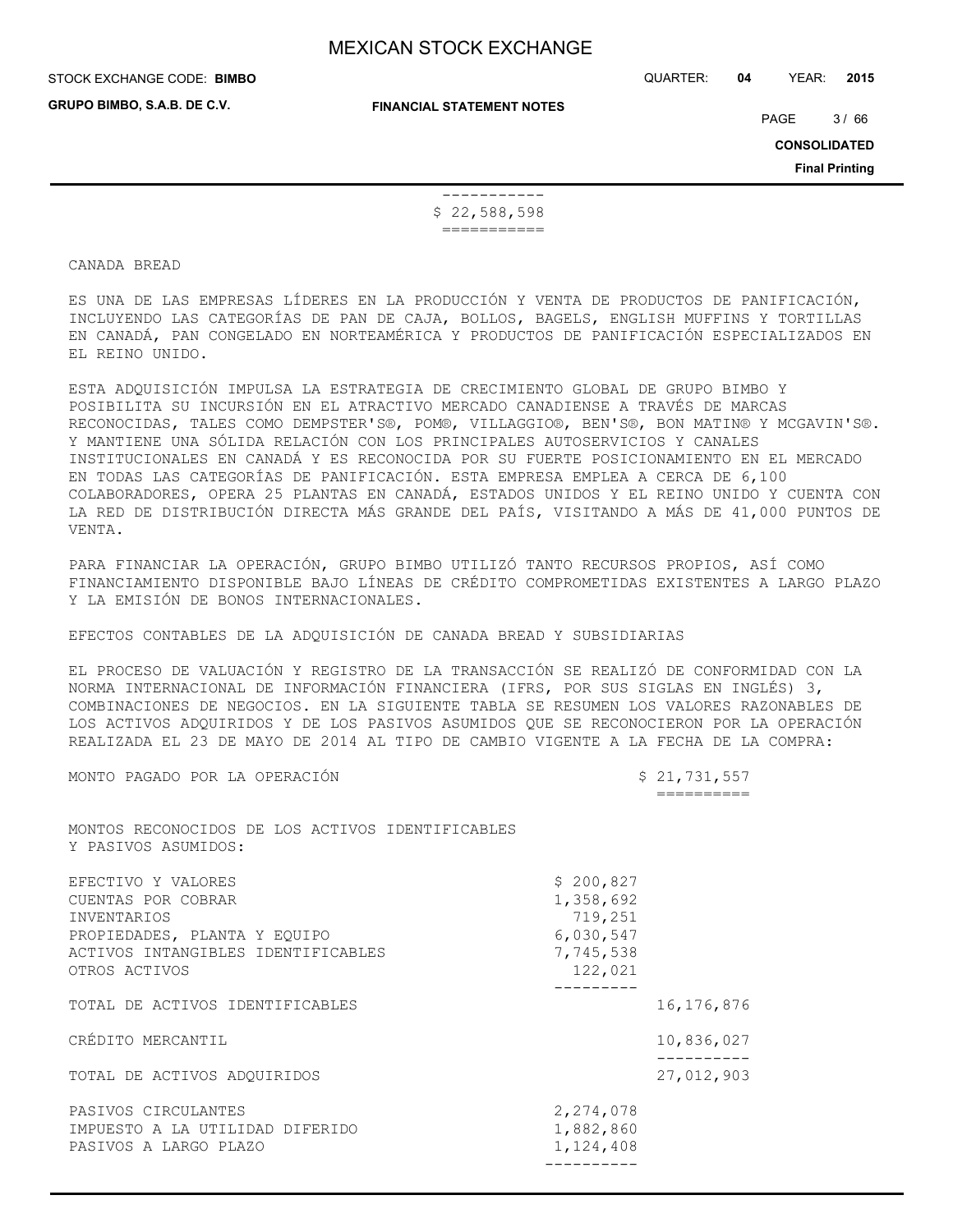| |
|---|
| $ 22,588,598 |

CANADA BREAD

ES UNA DE LAS EMPRESAS LÍDERES EN LA PRODUCCIÓN Y VENTA DE PRODUCTOS DE PANIFICACIÓN, INCLUYENDO LAS CATEGORÍAS DE PAN DE CAJA, BOLLOS, BAGELS, ENGLISH MUFFINS Y TORTILLAS EN CANADÁ, PAN CONGELADO EN NORTEAMÉRICA Y PRODUCTOS DE PANIFICACIÓN ESPECIALIZADOS EN EL REINO UNIDO.

ESTA ADQUISICIÓN IMPULSA LA ESTRATEGIA DE CRECIMIENTO GLOBAL DE GRUPO BIMBO Y POSIBILITA SU INCURSIÓN EN EL ATRACTIVO MERCADO CANADIENSE A TRAVÉS DE MARCAS RECONOCIDAS, TALES COMO DEMPSTER'S®, POM®, VILLAGGIO®, BEN'S®, BON MATIN® Y MCGAVIN'S®. Y MANTIENE UNA SÓLIDA RELACIÓN CON LOS PRINCIPALES AUTOSERVICIOS Y CANALES INSTITUCIONALES EN CANADÁ Y ES RECONOCIDA POR SU FUERTE POSICIONAMIENTO EN EL MERCADO EN TODAS LAS CATEGORÍAS DE PANIFICACIÓN. ESTA EMPRESA EMPLEA A CERCA DE 6,100 COLABORADORES, OPERA 25 PLANTAS EN CANADÁ, ESTADOS UNIDOS Y EL REINO UNIDO Y CUENTA CON LA RED DE DISTRIBUCIÓN DIRECTA MÁS GRANDE DEL PAÍS, VISITANDO A MÁS DE 41,000 PUNTOS DE VENTA.

PARA FINANCIAR LA OPERACIÓN, GRUPO BIMBO UTILIZÓ TANTO RECURSOS PROPIOS, ASÍ COMO FINANCIAMIENTO DISPONIBLE BAJO LÍNEAS DE CRÉDITO COMPROMETIDAS EXISTENTES A LARGO PLAZO Y LA EMISIÓN DE BONOS INTERNACIONALES.

EFECTOS CONTABLES DE LA ADQUISICIÓN DE CANADA BREAD Y SUBSIDIARIAS

EL PROCESO DE VALUACIÓN Y REGISTRO DE LA TRANSACCIÓN SE REALIZÓ DE CONFORMIDAD CON LA NORMA INTERNACIONAL DE INFORMACIÓN FINANCIERA (IFRS, POR SUS SIGLAS EN INGLÉS) 3, COMBINACIONES DE NEGOCIOS. EN LA SIGUIENTE TABLA SE RESUMEN LOS VALORES RAZONABLES DE LOS ACTIVOS ADQUIRIDOS Y DE LOS PASIVOS ASUMIDOS QUE SE RECONOCIERON POR LA OPERACIÓN REALIZADA EL 23 DE MAYO DE 2014 AL TIPO DE CAMBIO VIGENTE A LA FECHA DE LA COMPRA:

| | | |
|---|---|---|
| MONTO PAGADO POR LA OPERACIÓN | | $ 21,731,557 |
| MONTOS RECONOCIDOS DE LOS ACTIVOS IDENTIFICABLES Y PASIVOS ASUMIDOS: | | |
| EFECTIVO Y VALORES | $ 200,827 | |
| CUENTAS POR COBRAR | 1,358,692 | |
| INVENTARIOS | 719,251 | |
| PROPIEDADES, PLANTA Y EQUIPO | 6,030,547 | |
| ACTIVOS INTANGIBLES IDENTIFICABLES | 7,745,538 | |
| OTROS ACTIVOS | 122,021 | |
| TOTAL DE ACTIVOS IDENTIFICABLES | | 16,176,876 |
| CRÉDITO MERCANTIL | | 10,836,027 |
| TOTAL DE ACTIVOS ADQUIRIDOS | | 27,012,903 |
| PASIVOS CIRCULANTES | 2,274,078 | |
| IMPUESTO A LA UTILIDAD DIFERIDO | 1,882,860 | |
| PASIVOS A LARGO PLAZO | 1,124,408 | |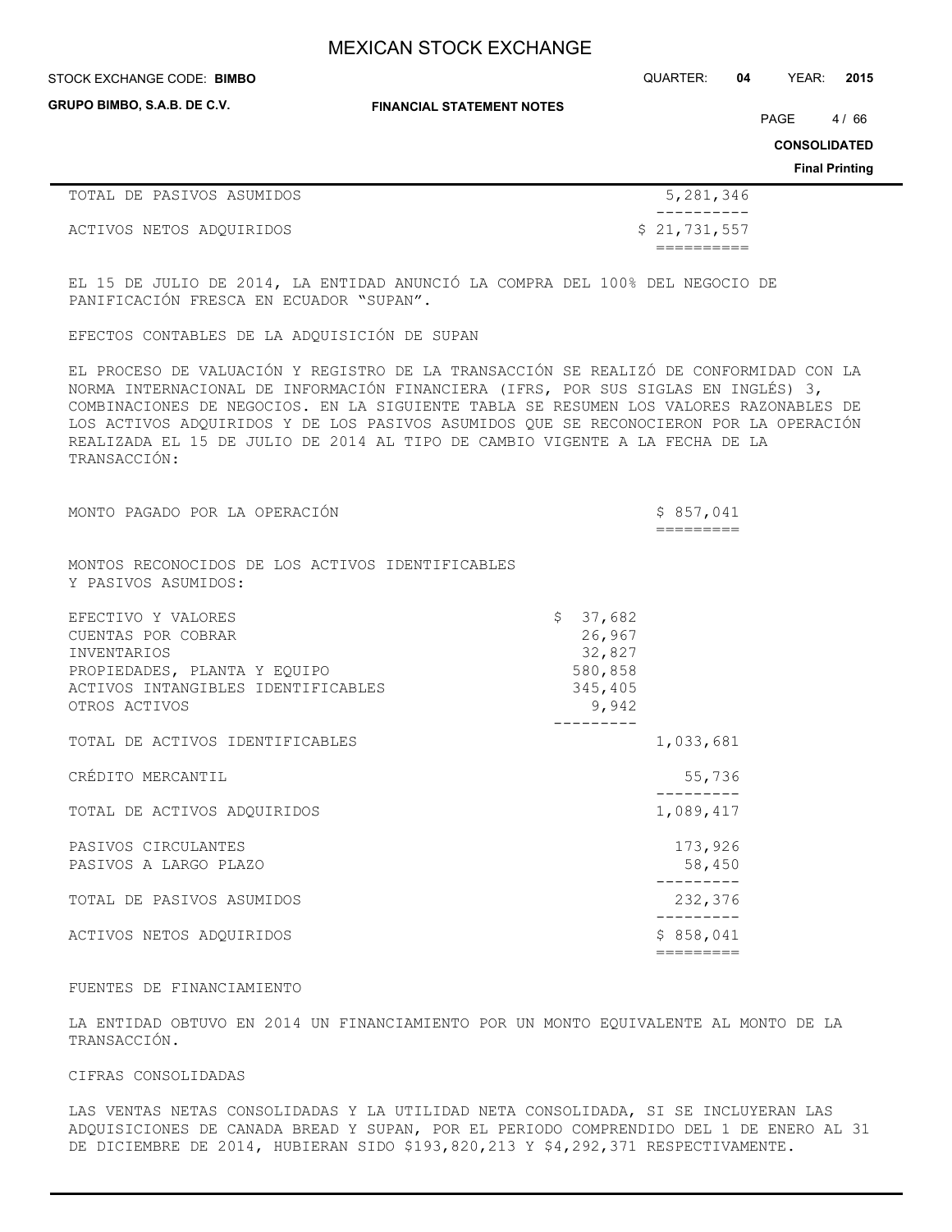| | | |
|---|---|---|
| TOTAL DE PASIVOS ASUMIDOS | | 5,281,346 |
| ACTIVOS NETOS ADQUIRIDOS | | $ 21,731,557 |

EL 15 DE JULIO DE 2014, LA ENTIDAD ANUNCIÓ LA COMPRA DEL 100% DEL NEGOCIO DE PANIFICACIÓN FRESCA EN ECUADOR "SUPAN".

EFECTOS CONTABLES DE LA ADQUISICIÓN DE SUPAN

EL PROCESO DE VALUACIÓN Y REGISTRO DE LA TRANSACCIÓN SE REALIZÓ DE CONFORMIDAD CON LA NORMA INTERNACIONAL DE INFORMACIÓN FINANCIERA (IFRS, POR SUS SIGLAS EN INGLÉS) 3, COMBINACIONES DE NEGOCIOS. EN LA SIGUIENTE TABLA SE RESUMEN LOS VALORES RAZONABLES DE LOS ACTIVOS ADQUIRIDOS Y DE LOS PASIVOS ASUMIDOS QUE SE RECONOCIERON POR LA OPERACIÓN REALIZADA EL 15 DE JULIO DE 2014 AL TIPO DE CAMBIO VIGENTE A LA FECHA DE LA TRANSACCIÓN:

| | | |
|---|---|---|
| MONTO PAGADO POR LA OPERACIÓN | | $ 857,041 |
| MONTOS RECONOCIDOS DE LOS ACTIVOS IDENTIFICABLES Y PASIVOS ASUMIDOS: | | |
| EFECTIVO Y VALORES | $ 37,682 | |
| CUENTAS POR COBRAR | 26,967 | |
| INVENTARIOS | 32,827 | |
| PROPIEDADES, PLANTA Y EQUIPO | 580,858 | |
| ACTIVOS INTANGIBLES IDENTIFICABLES | 345,405 | |
| OTROS ACTIVOS | 9,942 | |
| TOTAL DE ACTIVOS IDENTIFICABLES | | 1,033,681 |
| CRÉDITO MERCANTIL | | 55,736 |
| TOTAL DE ACTIVOS ADQUIRIDOS | | 1,089,417 |
| PASIVOS CIRCULANTES | | 173,926 |
| PASIVOS A LARGO PLAZO | | 58,450 |
| TOTAL DE PASIVOS ASUMIDOS | | 232,376 |
| ACTIVOS NETOS ADQUIRIDOS | | $ 858,041 |

FUENTES DE FINANCIAMIENTO

LA ENTIDAD OBTUVO EN 2014 UN FINANCIAMIENTO POR UN MONTO EQUIVALENTE AL MONTO DE LA TRANSACCIÓN.

CIFRAS CONSOLIDADAS

LAS VENTAS NETAS CONSOLIDADAS Y LA UTILIDAD NETA CONSOLIDADA, SI SE INCLUYERAN LAS ADQUISICIONES DE CANADA BREAD Y SUPAN, POR EL PERIODO COMPRENDIDO DEL 1 DE ENERO AL 31 DE DICIEMBRE DE 2014, HUBIERAN SIDO $193,820,213 Y $4,292,371 RESPECTIVAMENTE.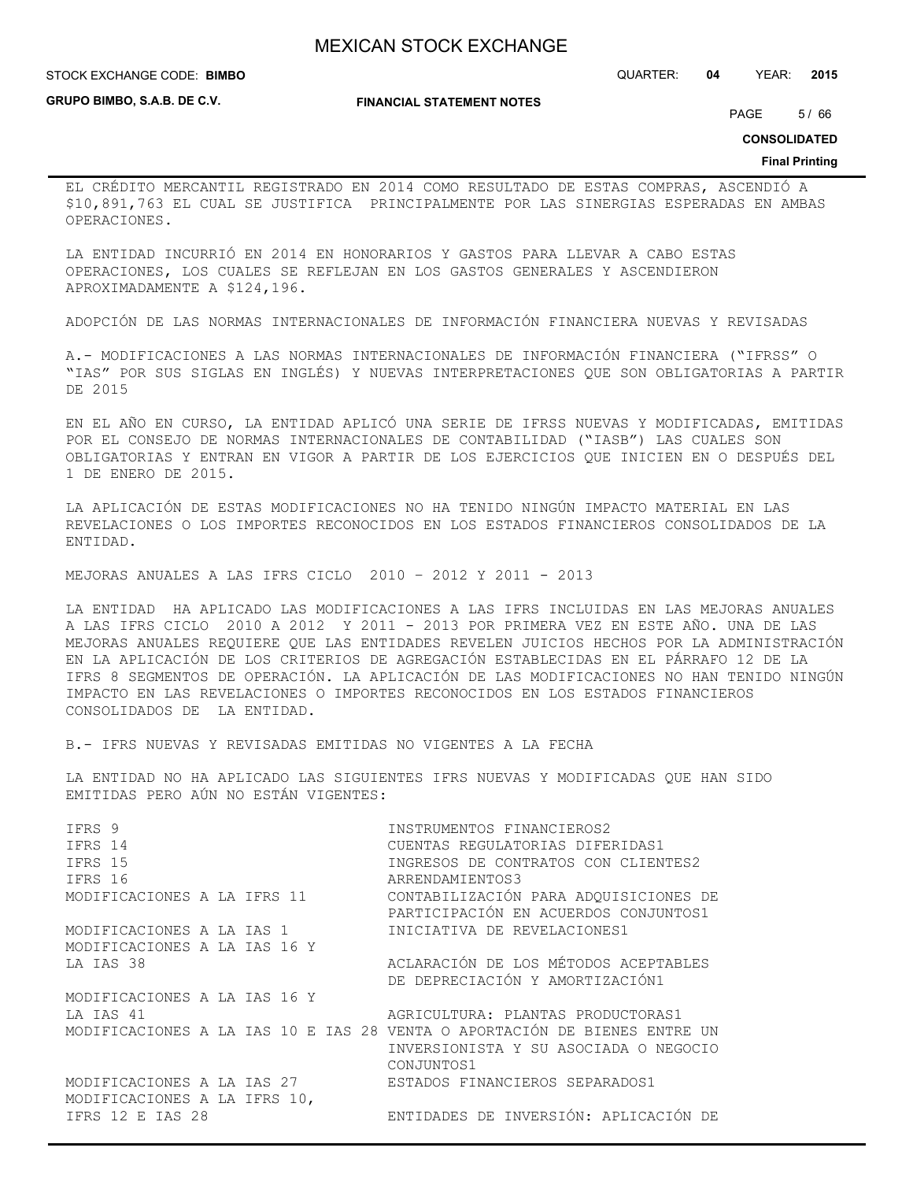EL CRÉDITO MERCANTIL REGISTRADO EN 2014 COMO RESULTADO DE ESTAS COMPRAS, ASCENDIÓ A $10,891,763 EL CUAL SE JUSTIFICA PRINCIPALMENTE POR LAS SINERGIAS ESPERADAS EN AMBAS OPERACIONES.

LA ENTIDAD INCURRIÓ EN 2014 EN HONORARIOS Y GASTOS PARA LLEVAR A CABO ESTAS OPERACIONES, LOS CUALES SE REFLEJAN EN LOS GASTOS GENERALES Y ASCENDIERON APROXIMADAMENTE A $124,196.

ADOPCIÓN DE LAS NORMAS INTERNACIONALES DE INFORMACIÓN FINANCIERA NUEVAS Y REVISADAS

A.- MODIFICACIONES A LAS NORMAS INTERNACIONALES DE INFORMACIÓN FINANCIERA ("IFRSS" O "IAS" POR SUS SIGLAS EN INGLÉS) Y NUEVAS INTERPRETACIONES QUE SON OBLIGATORIAS A PARTIR DE 2015

EN EL AÑO EN CURSO, LA ENTIDAD APLICÓ UNA SERIE DE IFRSS NUEVAS Y MODIFICADAS, EMITIDAS POR EL CONSEJO DE NORMAS INTERNACIONALES DE CONTABILIDAD ("IASB") LAS CUALES SON OBLIGATORIAS Y ENTRAN EN VIGOR A PARTIR DE LOS EJERCICIOS QUE INICIEN EN O DESPUÉS DEL 1 DE ENERO DE 2015.

LA APLICACIÓN DE ESTAS MODIFICACIONES NO HA TENIDO NINGÚN IMPACTO MATERIAL EN LAS REVELACIONES O LOS IMPORTES RECONOCIDOS EN LOS ESTADOS FINANCIEROS CONSOLIDADOS DE LA ENTIDAD.

MEJORAS ANUALES A LAS IFRS CICLO 2010 – 2012 Y 2011 - 2013

LA ENTIDAD HA APLICADO LAS MODIFICACIONES A LAS IFRS INCLUIDAS EN LAS MEJORAS ANUALES A LAS IFRS CICLO 2010 A 2012 Y 2011 - 2013 POR PRIMERA VEZ EN ESTE AÑO. UNA DE LAS MEJORAS ANUALES REQUIERE QUE LAS ENTIDADES REVELEN JUICIOS HECHOS POR LA ADMINISTRACIÓN EN LA APLICACIÓN DE LOS CRITERIOS DE AGREGACIÓN ESTABLECIDAS EN EL PÁRRAFO 12 DE LA IFRS 8 SEGMENTOS DE OPERACIÓN. LA APLICACIÓN DE LAS MODIFICACIONES NO HAN TENIDO NINGÚN IMPACTO EN LAS REVELACIONES O IMPORTES RECONOCIDOS EN LOS ESTADOS FINANCIEROS CONSOLIDADOS DE LA ENTIDAD.

B.- IFRS NUEVAS Y REVISADAS EMITIDAS NO VIGENTES A LA FECHA

LA ENTIDAD NO HA APLICADO LAS SIGUIENTES IFRS NUEVAS Y MODIFICADAS QUE HAN SIDO EMITIDAS PERO AÚN NO ESTÁN VIGENTES:

| | |
|---|---|
| IFRS 9 | INSTRUMENTOS FINANCIEROS2 |
| IFRS 14 | CUENTAS REGULATORIAS DIFERIDAS1 |
| IFRS 15 | INGRESOS DE CONTRATOS CON CLIENTES2 |
| IFRS 16 | ARRENDAMIENTOS3 |
| MODIFICACIONES A LA IFRS 11 | CONTABILIZACIÓN PARA ADQUISICIONES DE PARTICIPACIÓN EN ACUERDOS CONJUNTOS1 |
| MODIFICACIONES A LA IAS 1 | INICIATIVA DE REVELACIONES1 |
| MODIFICACIONES A LA IAS 16 Y LA IAS 38 | ACLARACIÓN DE LOS MÉTODOS ACEPTABLES DE DEPRECIACIÓN Y AMORTIZACIÓN1 |
| MODIFICACIONES A LA IAS 16 Y LA IAS 41 | AGRICULTURA: PLANTAS PRODUCTORAS1 |
| MODIFICACIONES A LA IAS 10 E IAS 28 | VENTA O APORTACIÓN DE BIENES ENTRE UN INVERSIONISTA Y SU ASOCIADA O NEGOCIO CONJUNTOS1 |
| MODIFICACIONES A LA IAS 27 | ESTADOS FINANCIEROS SEPARADOS1 |
| MODIFICACIONES A LA IFRS 10, IFRS 12 E IAS 28 | ENTIDADES DE INVERSIÓN: APLICACIÓN DE |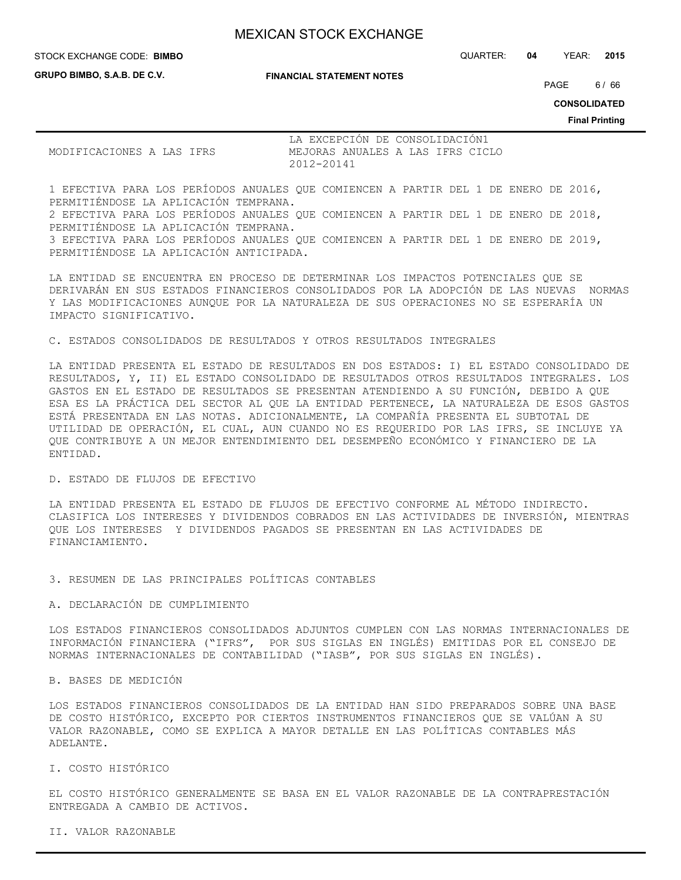| | |
|---|---|
| MODIFICACIONES A LAS IFRS | LA EXCEPCIÓN DE CONSOLIDACIÓN[1] MEJORAS ANUALES A LAS IFRS CICLO 2012-2014[1] |

1 EFECTIVA PARA LOS PERÍODOS ANUALES QUE COMIENCEN A PARTIR DEL 1 DE ENERO DE 2016, PERMITIÉNDOSE LA APLICACIÓN TEMPRANA.
2 EFECTIVA PARA LOS PERÍODOS ANUALES QUE COMIENCEN A PARTIR DEL 1 DE ENERO DE 2018, PERMITIÉNDOSE LA APLICACIÓN TEMPRANA.
3 EFECTIVA PARA LOS PERÍODOS ANUALES QUE COMIENCEN A PARTIR DEL 1 DE ENERO DE 2019, PERMITIÉNDOSE LA APLICACIÓN ANTICIPADA.

LA ENTIDAD SE ENCUENTRA EN PROCESO DE DETERMINAR LOS IMPACTOS POTENCIALES QUE SE DERIVARÁN EN SUS ESTADOS FINANCIEROS CONSOLIDADOS POR LA ADOPCIÓN DE LAS NUEVAS NORMAS Y LAS MODIFICACIONES AUNQUE POR LA NATURALEZA DE SUS OPERACIONES NO SE ESPERARÍA UN IMPACTO SIGNIFICATIVO.

C. ESTADOS CONSOLIDADOS DE RESULTADOS Y OTROS RESULTADOS INTEGRALES

LA ENTIDAD PRESENTA EL ESTADO DE RESULTADOS EN DOS ESTADOS: I) EL ESTADO CONSOLIDADO DE RESULTADOS, Y, II) EL ESTADO CONSOLIDADO DE RESULTADOS OTROS RESULTADOS INTEGRALES. LOS GASTOS EN EL ESTADO DE RESULTADOS SE PRESENTAN ATENDIENDO A SU FUNCIÓN, DEBIDO A QUE ESA ES LA PRÁCTICA DEL SECTOR AL QUE LA ENTIDAD PERTENECE, LA NATURALEZA DE ESOS GASTOS ESTÁ PRESENTADA EN LAS NOTAS. ADICIONALMENTE, LA COMPAÑÍA PRESENTA EL SUBTOTAL DE UTILIDAD DE OPERACIÓN, EL CUAL, AUN CUANDO NO ES REQUERIDO POR LAS IFRS, SE INCLUYE YA QUE CONTRIBUYE A UN MEJOR ENTENDIMIENTO DEL DESEMPEÑO ECONÓMICO Y FINANCIERO DE LA ENTIDAD.

D. ESTADO DE FLUJOS DE EFECTIVO

LA ENTIDAD PRESENTA EL ESTADO DE FLUJOS DE EFECTIVO CONFORME AL MÉTODO INDIRECTO. CLASIFICA LOS INTERESES Y DIVIDENDOS COBRADOS EN LAS ACTIVIDADES DE INVERSIÓN, MIENTRAS QUE LOS INTERESES Y DIVIDENDOS PAGADOS SE PRESENTAN EN LAS ACTIVIDADES DE FINANCIAMIENTO.

## 3. RESUMEN DE LAS PRINCIPALES POLÍTICAS CONTABLES

### A. DECLARACIÓN DE CUMPLIMIENTO

LOS ESTADOS FINANCIEROS CONSOLIDADOS ADJUNTOS CUMPLEN CON LAS NORMAS INTERNACIONALES DE INFORMACIÓN FINANCIERA ("IFRS", POR SUS SIGLAS EN INGLÉS) EMITIDAS POR EL CONSEJO DE NORMAS INTERNACIONALES DE CONTABILIDAD ("IASB", POR SUS SIGLAS EN INGLÉS).

### B. BASES DE MEDICIÓN

LOS ESTADOS FINANCIEROS CONSOLIDADOS DE LA ENTIDAD HAN SIDO PREPARADOS SOBRE UNA BASE DE COSTO HISTÓRICO, EXCEPTO POR CIERTOS INSTRUMENTOS FINANCIEROS QUE SE VALÚAN A SU VALOR RAZONABLE, COMO SE EXPLICA A MAYOR DETALLE EN LAS POLÍTICAS CONTABLES MÁS ADELANTE.

#### I. COSTO HISTÓRICO

EL COSTO HISTÓRICO GENERALMENTE SE BASA EN EL VALOR RAZONABLE DE LA CONTRAPRESTACIÓN ENTREGADA A CAMBIO DE ACTIVOS.

#### II. VALOR RAZONABLE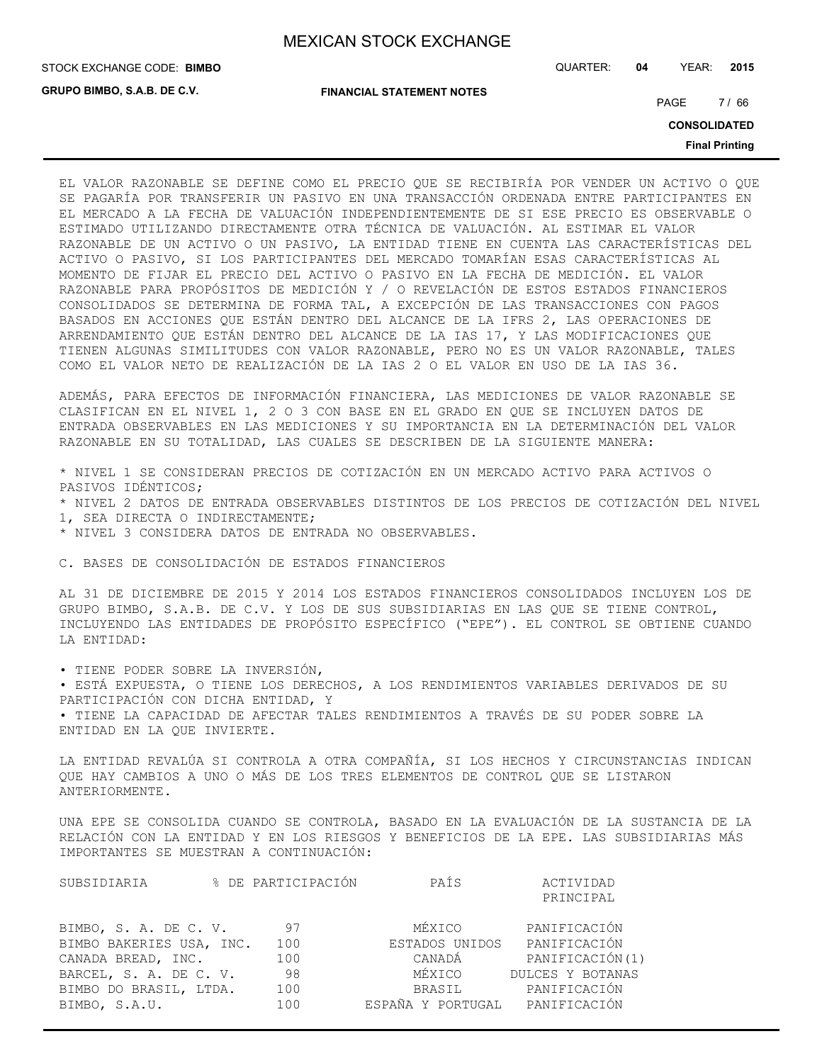EL VALOR RAZONABLE SE DEFINE COMO EL PRECIO QUE SE RECIBIRÍA POR VENDER UN ACTIVO O QUE SE PAGARÍA POR TRANSFERIR UN PASIVO EN UNA TRANSACCIÓN ORDENADA ENTRE PARTICIPANTES EN EL MERCADO A LA FECHA DE VALUACIÓN INDEPENDIENTEMENTE DE SI ESE PRECIO ES OBSERVABLE O ESTIMADO UTILIZANDO DIRECTAMENTE OTRA TÉCNICA DE VALUACIÓN. AL ESTIMAR EL VALOR RAZONABLE DE UN ACTIVO O UN PASIVO, LA ENTIDAD TIENE EN CUENTA LAS CARACTERÍSTICAS DEL ACTIVO O PASIVO, SI LOS PARTICIPANTES DEL MERCADO TOMARÍAN ESAS CARACTERÍSTICAS AL MOMENTO DE FIJAR EL PRECIO DEL ACTIVO O PASIVO EN LA FECHA DE MEDICIÓN. EL VALOR RAZONABLE PARA PROPÓSITOS DE MEDICIÓN Y / O REVELACIÓN DE ESTOS ESTADOS FINANCIEROS CONSOLIDADOS SE DETERMINA DE FORMA TAL, A EXCEPCIÓN DE LAS TRANSACCIONES CON PAGOS BASADOS EN ACCIONES QUE ESTÁN DENTRO DEL ALCANCE DE LA IFRS 2, LAS OPERACIONES DE ARRENDAMIENTO QUE ESTÁN DENTRO DEL ALCANCE DE LA IAS 17, Y LAS MODIFICACIONES QUE TIENEN ALGUNAS SIMILITUDES CON VALOR RAZONABLE, PERO NO ES UN VALOR RAZONABLE, TALES COMO EL VALOR NETO DE REALIZACIÓN DE LA IAS 2 O EL VALOR EN USO DE LA IAS 36.

ADEMÁS, PARA EFECTOS DE INFORMACIÓN FINANCIERA, LAS MEDICIONES DE VALOR RAZONABLE SE CLASIFICAN EN EL NIVEL 1, 2 O 3 CON BASE EN EL GRADO EN QUE SE INCLUYEN DATOS DE ENTRADA OBSERVABLES EN LAS MEDICIONES Y SU IMPORTANCIA EN LA DETERMINACIÓN DEL VALOR RAZONABLE EN SU TOTALIDAD, LAS CUALES SE DESCRIBEN DE LA SIGUIENTE MANERA:

* NIVEL 1 SE CONSIDERAN PRECIOS DE COTIZACIÓN EN UN MERCADO ACTIVO PARA ACTIVOS O PASIVOS IDÉNTICOS;
* NIVEL 2 DATOS DE ENTRADA OBSERVABLES DISTINTOS DE LOS PRECIOS DE COTIZACIÓN DEL NIVEL 1, SEA DIRECTA O INDIRECTAMENTE;
* NIVEL 3 CONSIDERA DATOS DE ENTRADA NO OBSERVABLES.

C. BASES DE CONSOLIDACIÓN DE ESTADOS FINANCIEROS

AL 31 DE DICIEMBRE DE 2015 Y 2014 LOS ESTADOS FINANCIEROS CONSOLIDADOS INCLUYEN LOS DE GRUPO BIMBO, S.A.B. DE C.V. Y LOS DE SUS SUBSIDIARIAS EN LAS QUE SE TIENE CONTROL, INCLUYENDO LAS ENTIDADES DE PROPÓSITO ESPECÍFICO (“EPE”). EL CONTROL SE OBTIENE CUANDO LA ENTIDAD:

• TIENE PODER SOBRE LA INVERSIÓN,
• ESTÁ EXPUESTA, O TIENE LOS DERECHOS, A LOS RENDIMIENTOS VARIABLES DERIVADOS DE SU PARTICIPACIÓN CON DICHA ENTIDAD, Y
• TIENE LA CAPACIDAD DE AFECTAR TALES RENDIMIENTOS A TRAVÉS DE SU PODER SOBRE LA ENTIDAD EN LA QUE INVIERTE.

LA ENTIDAD REVALÚA SI CONTROLA A OTRA COMPAÑÍA, SI LOS HECHOS Y CIRCUNSTANCIAS INDICAN QUE HAY CAMBIOS A UNO O MÁS DE LOS TRES ELEMENTOS DE CONTROL QUE SE LISTARON ANTERIORMENTE.

UNA EPE SE CONSOLIDA CUANDO SE CONTROLA, BASADO EN LA EVALUACIÓN DE LA SUSTANCIA DE LA RELACIÓN CON LA ENTIDAD Y EN LOS RIESGOS Y BENEFICIOS DE LA EPE. LAS SUBSIDIARIAS MÁS IMPORTANTES SE MUESTRAN A CONTINUACIÓN:

| SUBSIDIARIA | % DE PARTICIPACIÓN | PAÍS | ACTIVIDAD PRINCIPAL |
|---|---|---|---|
| BIMBO, S. A. DE C. V. | 97 | MÉXICO | PANIFICACIÓN |
| BIMBO BAKERIES USA, INC. | 100 | ESTADOS UNIDOS | PANIFICACIÓN |
| CANADA BREAD, INC. | 100 | CANADÁ | PANIFICACIÓN(1) |
| BARCEL, S. A. DE C. V. | 98 | MÉXICO | DULCES Y BOTANAS |
| BIMBO DO BRASIL, LTDA. | 100 | BRASIL | PANIFICACIÓN |
| BIMBO, S.A.U. | 100 | ESPAÑA Y PORTUGAL | PANIFICACIÓN |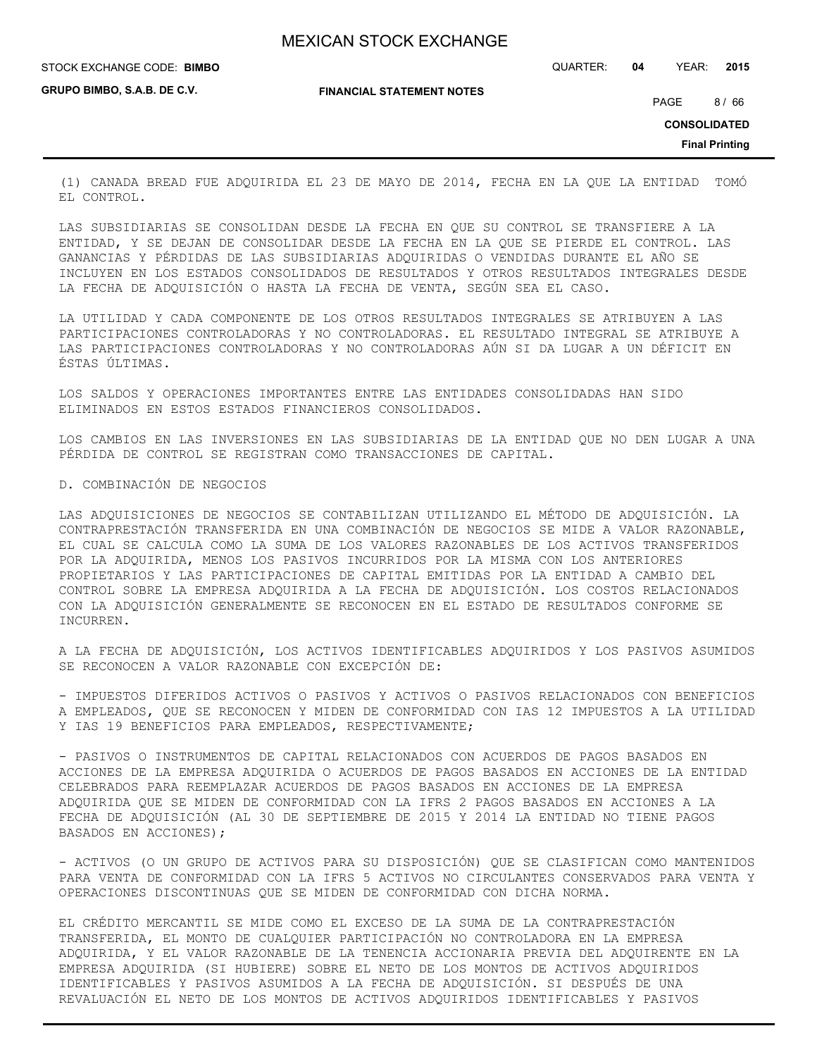(1) CANADA BREAD FUE ADQUIRIDA EL 23 DE MAYO DE 2014, FECHA EN LA QUE LA ENTIDAD TOMÓ EL CONTROL.

LAS SUBSIDIARIAS SE CONSOLIDAN DESDE LA FECHA EN QUE SU CONTROL SE TRANSFIERE A LA ENTIDAD, Y SE DEJAN DE CONSOLIDAR DESDE LA FECHA EN LA QUE SE PIERDE EL CONTROL. LAS GANANCIAS Y PÉRDIDAS DE LAS SUBSIDIARIAS ADQUIRIDAS O VENDIDAS DURANTE EL AÑO SE INCLUYEN EN LOS ESTADOS CONSOLIDADOS DE RESULTADOS Y OTROS RESULTADOS INTEGRALES DESDE LA FECHA DE ADQUISICIÓN O HASTA LA FECHA DE VENTA, SEGÚN SEA EL CASO.

LA UTILIDAD Y CADA COMPONENTE DE LOS OTROS RESULTADOS INTEGRALES SE ATRIBUYEN A LAS PARTICIPACIONES CONTROLADORAS Y NO CONTROLADORAS. EL RESULTADO INTEGRAL SE ATRIBUYE A LAS PARTICIPACIONES CONTROLADORAS Y NO CONTROLADORAS AÚN SI DA LUGAR A UN DÉFICIT EN ÉSTAS ÚLTIMAS.

LOS SALDOS Y OPERACIONES IMPORTANTES ENTRE LAS ENTIDADES CONSOLIDADAS HAN SIDO ELIMINADOS EN ESTOS ESTADOS FINANCIEROS CONSOLIDADOS.

LOS CAMBIOS EN LAS INVERSIONES EN LAS SUBSIDIARIAS DE LA ENTIDAD QUE NO DEN LUGAR A UNA PÉRDIDA DE CONTROL SE REGISTRAN COMO TRANSACCIONES DE CAPITAL.

D. COMBINACIÓN DE NEGOCIOS

LAS ADQUISICIONES DE NEGOCIOS SE CONTABILIZAN UTILIZANDO EL MÉTODO DE ADQUISICIÓN. LA CONTRAPRESTACIÓN TRANSFERIDA EN UNA COMBINACIÓN DE NEGOCIOS SE MIDE A VALOR RAZONABLE, EL CUAL SE CALCULA COMO LA SUMA DE LOS VALORES RAZONABLES DE LOS ACTIVOS TRANSFERIDOS POR LA ADQUIRIDA, MENOS LOS PASIVOS INCURRIDOS POR LA MISMA CON LOS ANTERIORES PROPIETARIOS Y LAS PARTICIPACIONES DE CAPITAL EMITIDAS POR LA ENTIDAD A CAMBIO DEL CONTROL SOBRE LA EMPRESA ADQUIRIDA A LA FECHA DE ADQUISICIÓN. LOS COSTOS RELACIONADOS CON LA ADQUISICIÓN GENERALMENTE SE RECONOCEN EN EL ESTADO DE RESULTADOS CONFORME SE INCURREN.

A LA FECHA DE ADQUISICIÓN, LOS ACTIVOS IDENTIFICABLES ADQUIRIDOS Y LOS PASIVOS ASUMIDOS SE RECONOCEN A VALOR RAZONABLE CON EXCEPCIÓN DE:

- IMPUESTOS DIFERIDOS ACTIVOS O PASIVOS Y ACTIVOS O PASIVOS RELACIONADOS CON BENEFICIOS A EMPLEADOS, QUE SE RECONOCEN Y MIDEN DE CONFORMIDAD CON IAS 12 IMPUESTOS A LA UTILIDAD Y IAS 19 BENEFICIOS PARA EMPLEADOS, RESPECTIVAMENTE;

- PASIVOS O INSTRUMENTOS DE CAPITAL RELACIONADOS CON ACUERDOS DE PAGOS BASADOS EN ACCIONES DE LA EMPRESA ADQUIRIDA O ACUERDOS DE PAGOS BASADOS EN ACCIONES DE LA ENTIDAD CELEBRADOS PARA REEMPLAZAR ACUERDOS DE PAGOS BASADOS EN ACCIONES DE LA EMPRESA ADQUIRIDA QUE SE MIDEN DE CONFORMIDAD CON LA IFRS 2 PAGOS BASADOS EN ACCIONES A LA FECHA DE ADQUISICIÓN (AL 30 DE SEPTIEMBRE DE 2015 Y 2014 LA ENTIDAD NO TIENE PAGOS BASADOS EN ACCIONES);

- ACTIVOS (O UN GRUPO DE ACTIVOS PARA SU DISPOSICIÓN) QUE SE CLASIFICAN COMO MANTENIDOS PARA VENTA DE CONFORMIDAD CON LA IFRS 5 ACTIVOS NO CIRCULANTES CONSERVADOS PARA VENTA Y OPERACIONES DISCONTINUAS QUE SE MIDEN DE CONFORMIDAD CON DICHA NORMA.

EL CRÉDITO MERCANTIL SE MIDE COMO EL EXCESO DE LA SUMA DE LA CONTRAPRESTACIÓN TRANSFERIDA, EL MONTO DE CUALQUIER PARTICIPACIÓN NO CONTROLADORA EN LA EMPRESA ADQUIRIDA, Y EL VALOR RAZONABLE DE LA TENENCIA ACCIONARIA PREVIA DEL ADQUIRENTE EN LA EMPRESA ADQUIRIDA (SI HUBIERE) SOBRE EL NETO DE LOS MONTOS DE ACTIVOS ADQUIRIDOS IDENTIFICABLES Y PASIVOS ASUMIDOS A LA FECHA DE ADQUISICIÓN. SI DESPUÉS DE UNA REVALUACIÓN EL NETO DE LOS MONTOS DE ACTIVOS ADQUIRIDOS IDENTIFICABLES Y PASIVOS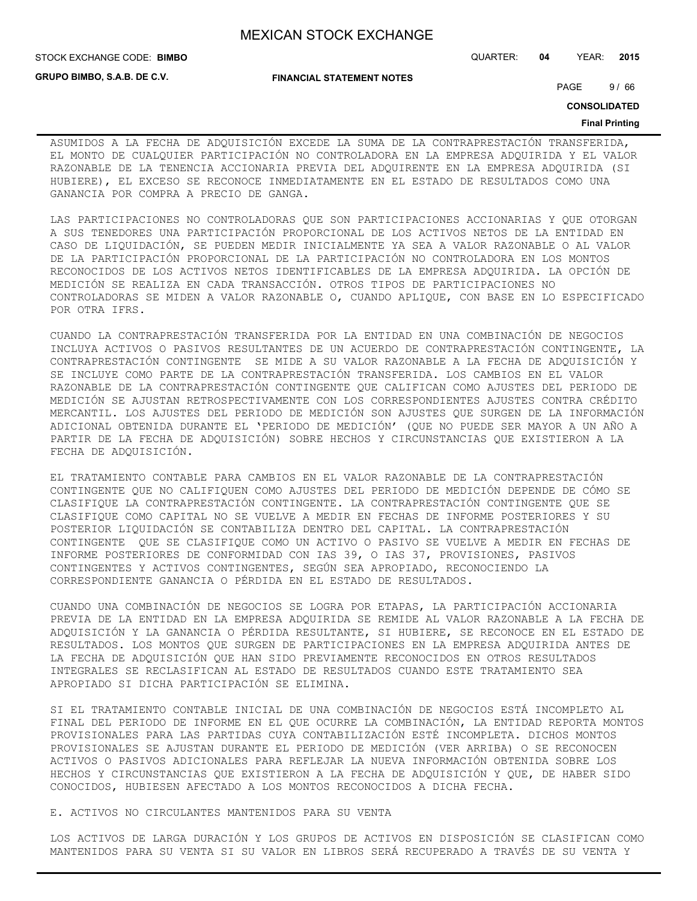ASUMIDOS A LA FECHA DE ADQUISICIÓN EXCEDE LA SUMA DE LA CONTRAPRESTACIÓN TRANSFERIDA, EL MONTO DE CUALQUIER PARTICIPACIÓN NO CONTROLADORA EN LA EMPRESA ADQUIRIDA Y EL VALOR RAZONABLE DE LA TENENCIA ACCIONARIA PREVIA DEL ADQUIRENTE EN LA EMPRESA ADQUIRIDA (SI HUBIERE), EL EXCESO SE RECONOCE INMEDIATAMENTE EN EL ESTADO DE RESULTADOS COMO UNA GANANCIA POR COMPRA A PRECIO DE GANGA.

LAS PARTICIPACIONES NO CONTROLADORAS QUE SON PARTICIPACIONES ACCIONARIAS Y QUE OTORGAN A SUS TENEDORES UNA PARTICIPACIÓN PROPORCIONAL DE LOS ACTIVOS NETOS DE LA ENTIDAD EN CASO DE LIQUIDACIÓN, SE PUEDEN MEDIR INICIALMENTE YA SEA A VALOR RAZONABLE O AL VALOR DE LA PARTICIPACIÓN PROPORCIONAL DE LA PARTICIPACIÓN NO CONTROLADORA EN LOS MONTOS RECONOCIDOS DE LOS ACTIVOS NETOS IDENTIFICABLES DE LA EMPRESA ADQUIRIDA. LA OPCIÓN DE MEDICIÓN SE REALIZA EN CADA TRANSACCIÓN. OTROS TIPOS DE PARTICIPACIONES NO CONTROLADORAS SE MIDEN A VALOR RAZONABLE O, CUANDO APLIQUE, CON BASE EN LO ESPECIFICADO POR OTRA IFRS.

CUANDO LA CONTRAPRESTACIÓN TRANSFERIDA POR LA ENTIDAD EN UNA COMBINACIÓN DE NEGOCIOS INCLUYA ACTIVOS O PASIVOS RESULTANTES DE UN ACUERDO DE CONTRAPRESTACIÓN CONTINGENTE, LA CONTRAPRESTACIÓN CONTINGENTE SE MIDE A SU VALOR RAZONABLE A LA FECHA DE ADQUISICIÓN Y SE INCLUYE COMO PARTE DE LA CONTRAPRESTACIÓN TRANSFERIDA. LOS CAMBIOS EN EL VALOR RAZONABLE DE LA CONTRAPRESTACIÓN CONTINGENTE QUE CALIFICAN COMO AJUSTES DEL PERIODO DE MEDICIÓN SE AJUSTAN RETROSPECTIVAMENTE CON LOS CORRESPONDIENTES AJUSTES CONTRA CRÉDITO MERCANTIL. LOS AJUSTES DEL PERIODO DE MEDICIÓN SON AJUSTES QUE SURGEN DE LA INFORMACIÓN ADICIONAL OBTENIDA DURANTE EL 'PERIODO DE MEDICIÓN' (QUE NO PUEDE SER MAYOR A UN AÑO A PARTIR DE LA FECHA DE ADQUISICIÓN) SOBRE HECHOS Y CIRCUNSTANCIAS QUE EXISTIERON A LA FECHA DE ADQUISICIÓN.

EL TRATAMIENTO CONTABLE PARA CAMBIOS EN EL VALOR RAZONABLE DE LA CONTRAPRESTACIÓN CONTINGENTE QUE NO CALIFIQUEN COMO AJUSTES DEL PERIODO DE MEDICIÓN DEPENDE DE CÓMO SE CLASIFIQUE LA CONTRAPRESTACIÓN CONTINGENTE. LA CONTRAPRESTACIÓN CONTINGENTE QUE SE CLASIFIQUE COMO CAPITAL NO SE VUELVE A MEDIR EN FECHAS DE INFORME POSTERIORES Y SU POSTERIOR LIQUIDACIÓN SE CONTABILIZA DENTRO DEL CAPITAL. LA CONTRAPRESTACIÓN CONTINGENTE QUE SE CLASIFIQUE COMO UN ACTIVO O PASIVO SE VUELVE A MEDIR EN FECHAS DE INFORME POSTERIORES DE CONFORMIDAD CON IAS 39, O IAS 37, PROVISIONES, PASIVOS CONTINGENTES Y ACTIVOS CONTINGENTES, SEGÚN SEA APROPIADO, RECONOCIENDO LA CORRESPONDIENTE GANANCIA O PÉRDIDA EN EL ESTADO DE RESULTADOS.

CUANDO UNA COMBINACIÓN DE NEGOCIOS SE LOGRA POR ETAPAS, LA PARTICIPACIÓN ACCIONARIA PREVIA DE LA ENTIDAD EN LA EMPRESA ADQUIRIDA SE REMIDE AL VALOR RAZONABLE A LA FECHA DE ADQUISICIÓN Y LA GANANCIA O PÉRDIDA RESULTANTE, SI HUBIERE, SE RECONOCE EN EL ESTADO DE RESULTADOS. LOS MONTOS QUE SURGEN DE PARTICIPACIONES EN LA EMPRESA ADQUIRIDA ANTES DE LA FECHA DE ADQUISICIÓN QUE HAN SIDO PREVIAMENTE RECONOCIDOS EN OTROS RESULTADOS INTEGRALES SE RECLASIFICAN AL ESTADO DE RESULTADOS CUANDO ESTE TRATAMIENTO SEA APROPIADO SI DICHA PARTICIPACIÓN SE ELIMINA.

SI EL TRATAMIENTO CONTABLE INICIAL DE UNA COMBINACIÓN DE NEGOCIOS ESTÁ INCOMPLETO AL FINAL DEL PERIODO DE INFORME EN EL QUE OCURRE LA COMBINACIÓN, LA ENTIDAD REPORTA MONTOS PROVISIONALES PARA LAS PARTIDAS CUYA CONTABILIZACIÓN ESTÉ INCOMPLETA. DICHOS MONTOS PROVISIONALES SE AJUSTAN DURANTE EL PERIODO DE MEDICIÓN (VER ARRIBA) O SE RECONOCEN ACTIVOS O PASIVOS ADICIONALES PARA REFLEJAR LA NUEVA INFORMACIÓN OBTENIDA SOBRE LOS HECHOS Y CIRCUNSTANCIAS QUE EXISTIERON A LA FECHA DE ADQUISICIÓN Y QUE, DE HABER SIDO CONOCIDOS, HUBIESEN AFECTADO A LOS MONTOS RECONOCIDOS A DICHA FECHA.

E. ACTIVOS NO CIRCULANTES MANTENIDOS PARA SU VENTA

LOS ACTIVOS DE LARGA DURACIÓN Y LOS GRUPOS DE ACTIVOS EN DISPOSICIÓN SE CLASIFICAN COMO MANTENIDOS PARA SU VENTA SI SU VALOR EN LIBROS SERÁ RECUPERADO A TRAVÉS DE SU VENTA Y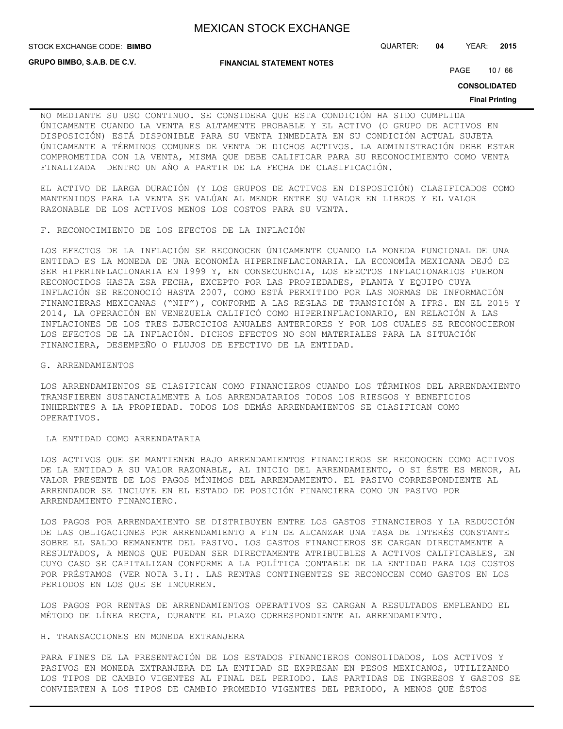NO MEDIANTE SU USO CONTINUO. SE CONSIDERA QUE ESTA CONDICIÓN HA SIDO CUMPLIDA ÚNICAMENTE CUANDO LA VENTA ES ALTAMENTE PROBABLE Y EL ACTIVO (O GRUPO DE ACTIVOS EN DISPOSICIÓN) ESTÁ DISPONIBLE PARA SU VENTA INMEDIATA EN SU CONDICIÓN ACTUAL SUJETA ÚNICAMENTE A TÉRMINOS COMUNES DE VENTA DE DICHOS ACTIVOS. LA ADMINISTRACIÓN DEBE ESTAR COMPROMETIDA CON LA VENTA, MISMA QUE DEBE CALIFICAR PARA SU RECONOCIMIENTO COMO VENTA FINALIZADA DENTRO UN AÑO A PARTIR DE LA FECHA DE CLASIFICACIÓN.

EL ACTIVO DE LARGA DURACIÓN (Y LOS GRUPOS DE ACTIVOS EN DISPOSICIÓN) CLASIFICADOS COMO MANTENIDOS PARA LA VENTA SE VALÚAN AL MENOR ENTRE SU VALOR EN LIBROS Y EL VALOR RAZONABLE DE LOS ACTIVOS MENOS LOS COSTOS PARA SU VENTA.

F. RECONOCIMIENTO DE LOS EFECTOS DE LA INFLACIÓN

LOS EFECTOS DE LA INFLACIÓN SE RECONOCEN ÚNICAMENTE CUANDO LA MONEDA FUNCIONAL DE UNA ENTIDAD ES LA MONEDA DE UNA ECONOMÍA HIPERINFLACIONARIA. LA ECONOMÍA MEXICANA DEJÓ DE SER HIPERINFLACIONARIA EN 1999 Y, EN CONSECUENCIA, LOS EFECTOS INFLACIONARIOS FUERON RECONOCIDOS HASTA ESA FECHA, EXCEPTO POR LAS PROPIEDADES, PLANTA Y EQUIPO CUYA INFLACIÓN SE RECONOCIÓ HASTA 2007, COMO ESTÁ PERMITIDO POR LAS NORMAS DE INFORMACIÓN FINANCIERAS MEXICANAS ("NIF"), CONFORME A LAS REGLAS DE TRANSICIÓN A IFRS. EN EL 2015 Y 2014, LA OPERACIÓN EN VENEZUELA CALIFICÓ COMO HIPERINFLACIONARIO, EN RELACIÓN A LAS INFLACIONES DE LOS TRES EJERCICIOS ANUALES ANTERIORES Y POR LOS CUALES SE RECONOCIERON LOS EFECTOS DE LA INFLACIÓN. DICHOS EFECTOS NO SON MATERIALES PARA LA SITUACIÓN FINANCIERA, DESEMPEÑO O FLUJOS DE EFECTIVO DE LA ENTIDAD.

G. ARRENDAMIENTOS

LOS ARRENDAMIENTOS SE CLASIFICAN COMO FINANCIEROS CUANDO LOS TÉRMINOS DEL ARRENDAMIENTO TRANSFIEREN SUSTANCIALMENTE A LOS ARRENDATARIOS TODOS LOS RIESGOS Y BENEFICIOS INHERENTES A LA PROPIEDAD. TODOS LOS DEMÁS ARRENDAMIENTOS SE CLASIFICAN COMO OPERATIVOS.

LA ENTIDAD COMO ARRENDATARIA

LOS ACTIVOS QUE SE MANTIENEN BAJO ARRENDAMIENTOS FINANCIEROS SE RECONOCEN COMO ACTIVOS DE LA ENTIDAD A SU VALOR RAZONABLE, AL INICIO DEL ARRENDAMIENTO, O SI ÉSTE ES MENOR, AL VALOR PRESENTE DE LOS PAGOS MÍNIMOS DEL ARRENDAMIENTO. EL PASIVO CORRESPONDIENTE AL ARRENDADOR SE INCLUYE EN EL ESTADO DE POSICIÓN FINANCIERA COMO UN PASIVO POR ARRENDAMIENTO FINANCIERO.

LOS PAGOS POR ARRENDAMIENTO SE DISTRIBUYEN ENTRE LOS GASTOS FINANCIEROS Y LA REDUCCIÓN DE LAS OBLIGACIONES POR ARRENDAMIENTO A FIN DE ALCANZAR UNA TASA DE INTERÉS CONSTANTE SOBRE EL SALDO REMANENTE DEL PASIVO. LOS GASTOS FINANCIEROS SE CARGAN DIRECTAMENTE A RESULTADOS, A MENOS QUE PUEDAN SER DIRECTAMENTE ATRIBUIBLES A ACTIVOS CALIFICABLES, EN CUYO CASO SE CAPITALIZAN CONFORME A LA POLÍTICA CONTABLE DE LA ENTIDAD PARA LOS COSTOS POR PRÉSTAMOS (VER NOTA 3.I). LAS RENTAS CONTINGENTES SE RECONOCEN COMO GASTOS EN LOS PERIODOS EN LOS QUE SE INCURREN.

LOS PAGOS POR RENTAS DE ARRENDAMIENTOS OPERATIVOS SE CARGAN A RESULTADOS EMPLEANDO EL MÉTODO DE LÍNEA RECTA, DURANTE EL PLAZO CORRESPONDIENTE AL ARRENDAMIENTO.

H. TRANSACCIONES EN MONEDA EXTRANJERA

PARA FINES DE LA PRESENTACIÓN DE LOS ESTADOS FINANCIEROS CONSOLIDADOS, LOS ACTIVOS Y PASIVOS EN MONEDA EXTRANJERA DE LA ENTIDAD SE EXPRESAN EN PESOS MEXICANOS, UTILIZANDO LOS TIPOS DE CAMBIO VIGENTES AL FINAL DEL PERIODO. LAS PARTIDAS DE INGRESOS Y GASTOS SE CONVIERTEN A LOS TIPOS DE CAMBIO PROMEDIO VIGENTES DEL PERIODO, A MENOS QUE ÉSTOS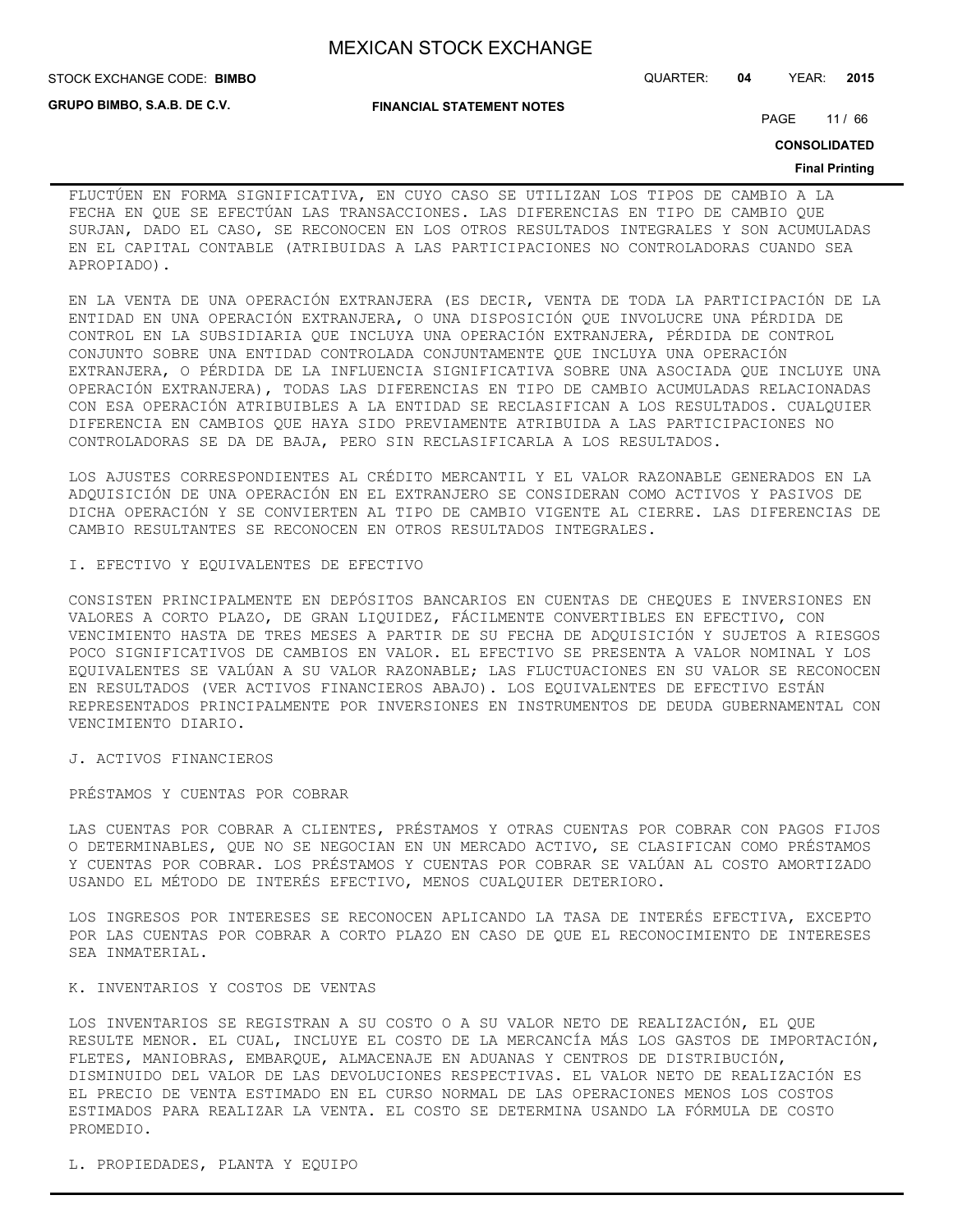FLUCTÚEN EN FORMA SIGNIFICATIVA, EN CUYO CASO SE UTILIZAN LOS TIPOS DE CAMBIO A LA FECHA EN QUE SE EFECTÚAN LAS TRANSACCIONES. LAS DIFERENCIAS EN TIPO DE CAMBIO QUE SURJAN, DADO EL CASO, SE RECONOCEN EN LOS OTROS RESULTADOS INTEGRALES Y SON ACUMULADAS EN EL CAPITAL CONTABLE (ATRIBUIDAS A LAS PARTICIPACIONES NO CONTROLADORAS CUANDO SEA APROPIADO).

EN LA VENTA DE UNA OPERACIÓN EXTRANJERA (ES DECIR, VENTA DE TODA LA PARTICIPACIÓN DE LA ENTIDAD EN UNA OPERACIÓN EXTRANJERA, O UNA DISPOSICIÓN QUE INVOLUCRE UNA PÉRDIDA DE CONTROL EN LA SUBSIDIARIA QUE INCLUYA UNA OPERACIÓN EXTRANJERA, PÉRDIDA DE CONTROL CONJUNTO SOBRE UNA ENTIDAD CONTROLADA CONJUNTAMENTE QUE INCLUYA UNA OPERACIÓN EXTRANJERA, O PÉRDIDA DE LA INFLUENCIA SIGNIFICATIVA SOBRE UNA ASOCIADA QUE INCLUYE UNA OPERACIÓN EXTRANJERA), TODAS LAS DIFERENCIAS EN TIPO DE CAMBIO ACUMULADAS RELACIONADAS CON ESA OPERACIÓN ATRIBUIBLES A LA ENTIDAD SE RECLASIFICAN A LOS RESULTADOS. CUALQUIER DIFERENCIA EN CAMBIOS QUE HAYA SIDO PREVIAMENTE ATRIBUIDA A LAS PARTICIPACIONES NO CONTROLADORAS SE DA DE BAJA, PERO SIN RECLASIFICARLA A LOS RESULTADOS.

LOS AJUSTES CORRESPONDIENTES AL CRÉDITO MERCANTIL Y EL VALOR RAZONABLE GENERADOS EN LA ADQUISICIÓN DE UNA OPERACIÓN EN EL EXTRANJERO SE CONSIDERAN COMO ACTIVOS Y PASIVOS DE DICHA OPERACIÓN Y SE CONVIERTEN AL TIPO DE CAMBIO VIGENTE AL CIERRE. LAS DIFERENCIAS DE CAMBIO RESULTANTES SE RECONOCEN EN OTROS RESULTADOS INTEGRALES.

I. EFECTIVO Y EQUIVALENTES DE EFECTIVO

CONSISTEN PRINCIPALMENTE EN DEPÓSITOS BANCARIOS EN CUENTAS DE CHEQUES E INVERSIONES EN VALORES A CORTO PLAZO, DE GRAN LIQUIDEZ, FÁCILMENTE CONVERTIBLES EN EFECTIVO, CON VENCIMIENTO HASTA DE TRES MESES A PARTIR DE SU FECHA DE ADQUISICIÓN Y SUJETOS A RIESGOS POCO SIGNIFICATIVOS DE CAMBIOS EN VALOR. EL EFECTIVO SE PRESENTA A VALOR NOMINAL Y LOS EQUIVALENTES SE VALÚAN A SU VALOR RAZONABLE; LAS FLUCTUACIONES EN SU VALOR SE RECONOCEN EN RESULTADOS (VER ACTIVOS FINANCIEROS ABAJO). LOS EQUIVALENTES DE EFECTIVO ESTÁN REPRESENTADOS PRINCIPALMENTE POR INVERSIONES EN INSTRUMENTOS DE DEUDA GUBERNAMENTAL CON VENCIMIENTO DIARIO.

J. ACTIVOS FINANCIEROS

PRÉSTAMOS Y CUENTAS POR COBRAR

LAS CUENTAS POR COBRAR A CLIENTES, PRÉSTAMOS Y OTRAS CUENTAS POR COBRAR CON PAGOS FIJOS O DETERMINABLES, QUE NO SE NEGOCIAN EN UN MERCADO ACTIVO, SE CLASIFICAN COMO PRÉSTAMOS Y CUENTAS POR COBRAR. LOS PRÉSTAMOS Y CUENTAS POR COBRAR SE VALÚAN AL COSTO AMORTIZADO USANDO EL MÉTODO DE INTERÉS EFECTIVO, MENOS CUALQUIER DETERIORO.

LOS INGRESOS POR INTERESES SE RECONOCEN APLICANDO LA TASA DE INTERÉS EFECTIVA, EXCEPTO POR LAS CUENTAS POR COBRAR A CORTO PLAZO EN CASO DE QUE EL RECONOCIMIENTO DE INTERESES SEA INMATERIAL.

K. INVENTARIOS Y COSTOS DE VENTAS

LOS INVENTARIOS SE REGISTRAN A SU COSTO O A SU VALOR NETO DE REALIZACIÓN, EL QUE RESULTE MENOR. EL CUAL, INCLUYE EL COSTO DE LA MERCANCÍA MÁS LOS GASTOS DE IMPORTACIÓN, FLETES, MANIOBRAS, EMBARQUE, ALMACENAJE EN ADUANAS Y CENTROS DE DISTRIBUCIÓN, DISMINUIDO DEL VALOR DE LAS DEVOLUCIONES RESPECTIVAS. EL VALOR NETO DE REALIZACIÓN ES EL PRECIO DE VENTA ESTIMADO EN EL CURSO NORMAL DE LAS OPERACIONES MENOS LOS COSTOS ESTIMADOS PARA REALIZAR LA VENTA. EL COSTO SE DETERMINA USANDO LA FÓRMULA DE COSTO PROMEDIO.

L. PROPIEDADES, PLANTA Y EQUIPO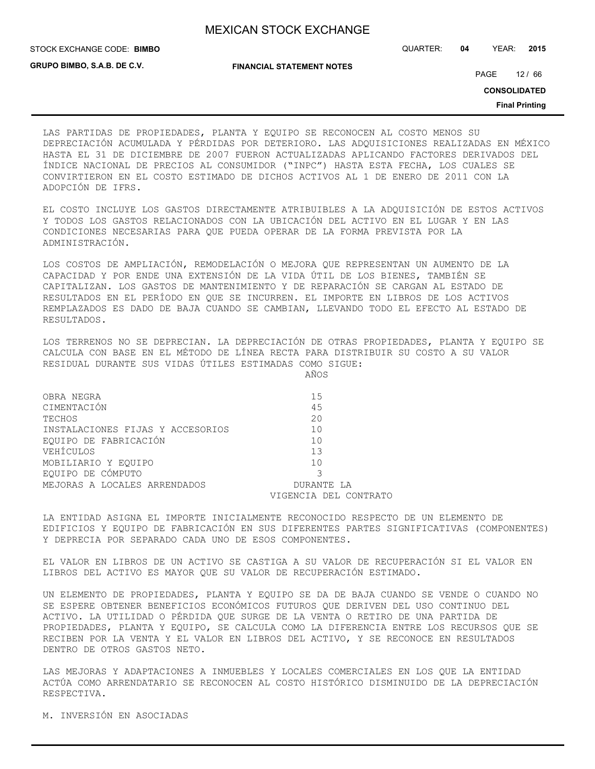LAS PARTIDAS DE PROPIEDADES, PLANTA Y EQUIPO SE RECONOCEN AL COSTO MENOS SU DEPRECIACIÓN ACUMULADA Y PÉRDIDAS POR DETERIORO. LAS ADQUISICIONES REALIZADAS EN MÉXICO HASTA EL 31 DE DICIEMBRE DE 2007 FUERON ACTUALIZADAS APLICANDO FACTORES DERIVADOS DEL ÍNDICE NACIONAL DE PRECIOS AL CONSUMIDOR ("INPC") HASTA ESTA FECHA, LOS CUALES SE CONVIRTIERON EN EL COSTO ESTIMADO DE DICHOS ACTIVOS AL 1 DE ENERO DE 2011 CON LA ADOPCIÓN DE IFRS.

EL COSTO INCLUYE LOS GASTOS DIRECTAMENTE ATRIBUIBLES A LA ADQUISICIÓN DE ESTOS ACTIVOS Y TODOS LOS GASTOS RELACIONADOS CON LA UBICACIÓN DEL ACTIVO EN EL LUGAR Y EN LAS CONDICIONES NECESARIAS PARA QUE PUEDA OPERAR DE LA FORMA PREVISTA POR LA ADMINISTRACIÓN.

LOS COSTOS DE AMPLIACIÓN, REMODELACIÓN O MEJORA QUE REPRESENTAN UN AUMENTO DE LA CAPACIDAD Y POR ENDE UNA EXTENSIÓN DE LA VIDA ÚTIL DE LOS BIENES, TAMBIÉN SE CAPITALIZAN. LOS GASTOS DE MANTENIMIENTO Y DE REPARACIÓN SE CARGAN AL ESTADO DE RESULTADOS EN EL PERÍODO EN QUE SE INCURREN. EL IMPORTE EN LIBROS DE LOS ACTIVOS REMPLAZADOS ES DADO DE BAJA CUANDO SE CAMBIAN, LLEVANDO TODO EL EFECTO AL ESTADO DE RESULTADOS.

LOS TERRENOS NO SE DEPRECIAN. LA DEPRECIACIÓN DE OTRAS PROPIEDADES, PLANTA Y EQUIPO SE CALCULA CON BASE EN EL MÉTODO DE LÍNEA RECTA PARA DISTRIBUIR SU COSTO A SU VALOR RESIDUAL DURANTE SUS VIDAS ÚTILES ESTIMADAS COMO SIGUE:

| | AÑOS |
|---|---|
| OBRA NEGRA | 15 |
| CIMENTACIÓN | 45 |
| TECHOS | 20 |
| INSTALACIONES FIJAS Y ACCESORIOS | 10 |
| EQUIPO DE FABRICACIÓN | 10 |
| VEHÍCULOS | 13 |
| MOBILIARIO Y EQUIPO | 10 |
| EQUIPO DE CÓMPUTO | 3 |
| MEJORAS A LOCALES ARRENDADOS | DURANTE LA VIGENCIA DEL CONTRATO |

LA ENTIDAD ASIGNA EL IMPORTE INICIALMENTE RECONOCIDO RESPECTO DE UN ELEMENTO DE EDIFICIOS Y EQUIPO DE FABRICACIÓN EN SUS DIFERENTES PARTES SIGNIFICATIVAS (COMPONENTES) Y DEPRECIA POR SEPARADO CADA UNO DE ESOS COMPONENTES.

EL VALOR EN LIBROS DE UN ACTIVO SE CASTIGA A SU VALOR DE RECUPERACIÓN SI EL VALOR EN LIBROS DEL ACTIVO ES MAYOR QUE SU VALOR DE RECUPERACIÓN ESTIMADO.

UN ELEMENTO DE PROPIEDADES, PLANTA Y EQUIPO SE DA DE BAJA CUANDO SE VENDE O CUANDO NO SE ESPERE OBTENER BENEFICIOS ECONÓMICOS FUTUROS QUE DERIVEN DEL USO CONTINUO DEL ACTIVO. LA UTILIDAD O PÉRDIDA QUE SURGE DE LA VENTA O RETIRO DE UNA PARTIDA DE PROPIEDADES, PLANTA Y EQUIPO, SE CALCULA COMO LA DIFERENCIA ENTRE LOS RECURSOS QUE SE RECIBEN POR LA VENTA Y EL VALOR EN LIBROS DEL ACTIVO, Y SE RECONOCE EN RESULTADOS DENTRO DE OTROS GASTOS NETO.

LAS MEJORAS Y ADAPTACIONES A INMUEBLES Y LOCALES COMERCIALES EN LOS QUE LA ENTIDAD ACTÚA COMO ARRENDATARIO SE RECONOCEN AL COSTO HISTÓRICO DISMINUIDO DE LA DEPRECIACIÓN RESPECTIVA.

M. INVERSIÓN EN ASOCIADAS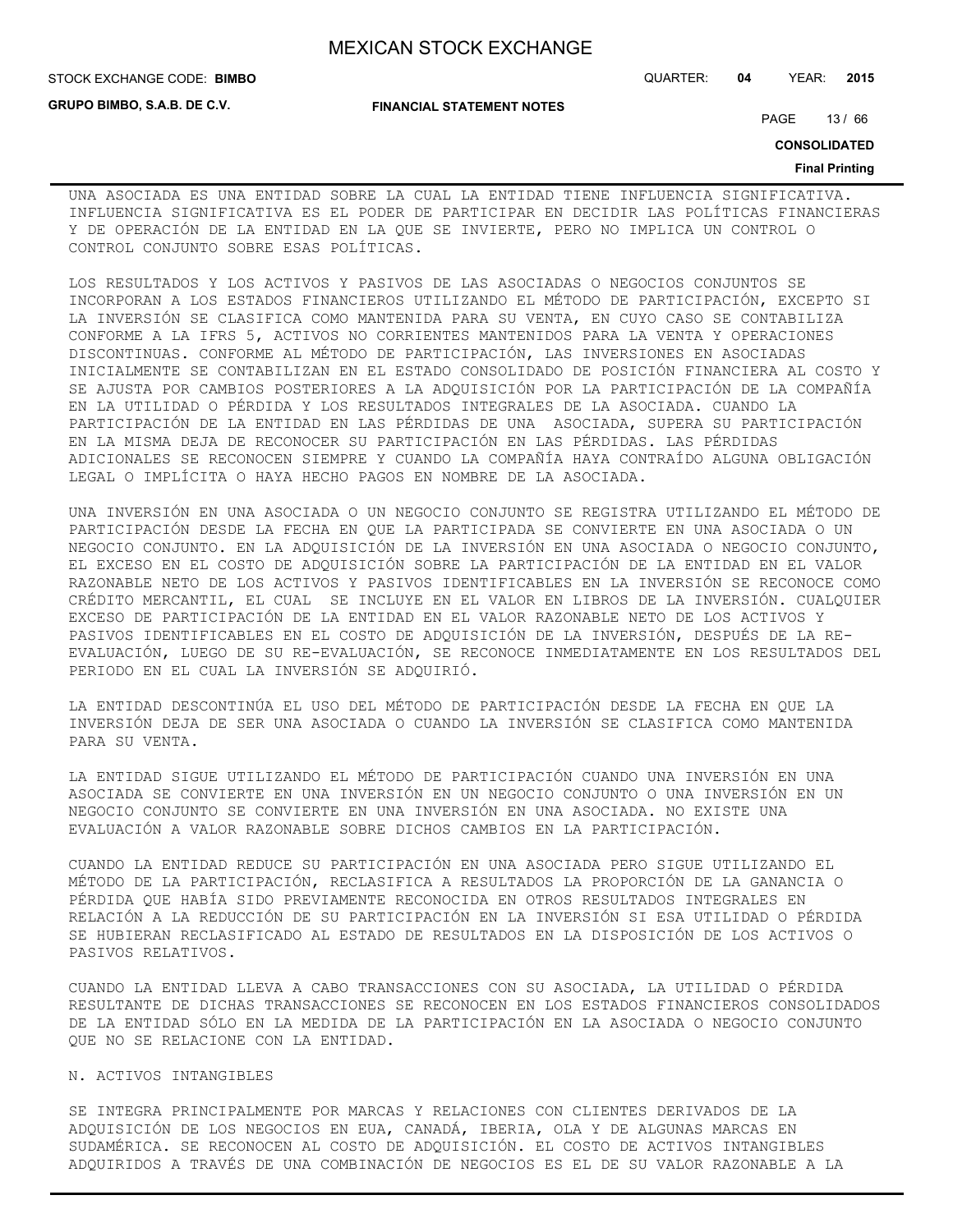UNA ASOCIADA ES UNA ENTIDAD SOBRE LA CUAL LA ENTIDAD TIENE INFLUENCIA SIGNIFICATIVA. INFLUENCIA SIGNIFICATIVA ES EL PODER DE PARTICIPAR EN DECIDIR LAS POLÍTICAS FINANCIERAS Y DE OPERACIÓN DE LA ENTIDAD EN LA QUE SE INVIERTE, PERO NO IMPLICA UN CONTROL O CONTROL CONJUNTO SOBRE ESAS POLÍTICAS.

LOS RESULTADOS Y LOS ACTIVOS Y PASIVOS DE LAS ASOCIADAS O NEGOCIOS CONJUNTOS SE INCORPORAN A LOS ESTADOS FINANCIEROS UTILIZANDO EL MÉTODO DE PARTICIPACIÓN, EXCEPTO SI LA INVERSIÓN SE CLASIFICA COMO MANTENIDA PARA SU VENTA, EN CUYO CASO SE CONTABILIZA CONFORME A LA IFRS 5, ACTIVOS NO CORRIENTES MANTENIDOS PARA LA VENTA Y OPERACIONES DISCONTINUAS. CONFORME AL MÉTODO DE PARTICIPACIÓN, LAS INVERSIONES EN ASOCIADAS INICIALMENTE SE CONTABILIZAN EN EL ESTADO CONSOLIDADO DE POSICIÓN FINANCIERA AL COSTO Y SE AJUSTA POR CAMBIOS POSTERIORES A LA ADQUISICIÓN POR LA PARTICIPACIÓN DE LA COMPAÑÍA EN LA UTILIDAD O PÉRDIDA Y LOS RESULTADOS INTEGRALES DE LA ASOCIADA. CUANDO LA PARTICIPACIÓN DE LA ENTIDAD EN LAS PÉRDIDAS DE UNA ASOCIADA, SUPERA SU PARTICIPACIÓN EN LA MISMA DEJA DE RECONOCER SU PARTICIPACIÓN EN LAS PÉRDIDAS. LAS PÉRDIDAS ADICIONALES SE RECONOCEN SIEMPRE Y CUANDO LA COMPAÑÍA HAYA CONTRAÍDO ALGUNA OBLIGACIÓN LEGAL O IMPLÍCITA O HAYA HECHO PAGOS EN NOMBRE DE LA ASOCIADA.

UNA INVERSIÓN EN UNA ASOCIADA O UN NEGOCIO CONJUNTO SE REGISTRA UTILIZANDO EL MÉTODO DE PARTICIPACIÓN DESDE LA FECHA EN QUE LA PARTICIPADA SE CONVIERTE EN UNA ASOCIADA O UN NEGOCIO CONJUNTO. EN LA ADQUISICIÓN DE LA INVERSIÓN EN UNA ASOCIADA O NEGOCIO CONJUNTO, EL EXCESO EN EL COSTO DE ADQUISICIÓN SOBRE LA PARTICIPACIÓN DE LA ENTIDAD EN EL VALOR RAZONABLE NETO DE LOS ACTIVOS Y PASIVOS IDENTIFICABLES EN LA INVERSIÓN SE RECONOCE COMO CRÉDITO MERCANTIL, EL CUAL SE INCLUYE EN EL VALOR EN LIBROS DE LA INVERSIÓN. CUALQUIER EXCESO DE PARTICIPACIÓN DE LA ENTIDAD EN EL VALOR RAZONABLE NETO DE LOS ACTIVOS Y PASIVOS IDENTIFICABLES EN EL COSTO DE ADQUISICIÓN DE LA INVERSIÓN, DESPUÉS DE LA RE-EVALUACIÓN, LUEGO DE SU RE-EVALUACIÓN, SE RECONOCE INMEDIATAMENTE EN LOS RESULTADOS DEL PERIODO EN EL CUAL LA INVERSIÓN SE ADQUIRIÓ.

LA ENTIDAD DESCONTINÚA EL USO DEL MÉTODO DE PARTICIPACIÓN DESDE LA FECHA EN QUE LA INVERSIÓN DEJA DE SER UNA ASOCIADA O CUANDO LA INVERSIÓN SE CLASIFICA COMO MANTENIDA PARA SU VENTA.

LA ENTIDAD SIGUE UTILIZANDO EL MÉTODO DE PARTICIPACIÓN CUANDO UNA INVERSIÓN EN UNA ASOCIADA SE CONVIERTE EN UNA INVERSIÓN EN UN NEGOCIO CONJUNTO O UNA INVERSIÓN EN UN NEGOCIO CONJUNTO SE CONVIERTE EN UNA INVERSIÓN EN UNA ASOCIADA. NO EXISTE UNA EVALUACIÓN A VALOR RAZONABLE SOBRE DICHOS CAMBIOS EN LA PARTICIPACIÓN.

CUANDO LA ENTIDAD REDUCE SU PARTICIPACIÓN EN UNA ASOCIADA PERO SIGUE UTILIZANDO EL MÉTODO DE LA PARTICIPACIÓN, RECLASIFICA A RESULTADOS LA PROPORCIÓN DE LA GANANCIA O PÉRDIDA QUE HABÍA SIDO PREVIAMENTE RECONOCIDA EN OTROS RESULTADOS INTEGRALES EN RELACIÓN A LA REDUCCIÓN DE SU PARTICIPACIÓN EN LA INVERSIÓN SI ESA UTILIDAD O PÉRDIDA SE HUBIERAN RECLASIFICADO AL ESTADO DE RESULTADOS EN LA DISPOSICIÓN DE LOS ACTIVOS O PASIVOS RELATIVOS.

CUANDO LA ENTIDAD LLEVA A CABO TRANSACCIONES CON SU ASOCIADA, LA UTILIDAD O PÉRDIDA RESULTANTE DE DICHAS TRANSACCIONES SE RECONOCEN EN LOS ESTADOS FINANCIEROS CONSOLIDADOS DE LA ENTIDAD SÓLO EN LA MEDIDA DE LA PARTICIPACIÓN EN LA ASOCIADA O NEGOCIO CONJUNTO QUE NO SE RELACIONE CON LA ENTIDAD.

N. ACTIVOS INTANGIBLES

SE INTEGRA PRINCIPALMENTE POR MARCAS Y RELACIONES CON CLIENTES DERIVADOS DE LA ADQUISICIÓN DE LOS NEGOCIOS EN EUA, CANADÁ, IBERIA, OLA Y DE ALGUNAS MARCAS EN SUDAMÉRICA. SE RECONOCEN AL COSTO DE ADQUISICIÓN. EL COSTO DE ACTIVOS INTANGIBLES ADQUIRIDOS A TRAVÉS DE UNA COMBINACIÓN DE NEGOCIOS ES EL DE SU VALOR RAZONABLE A LA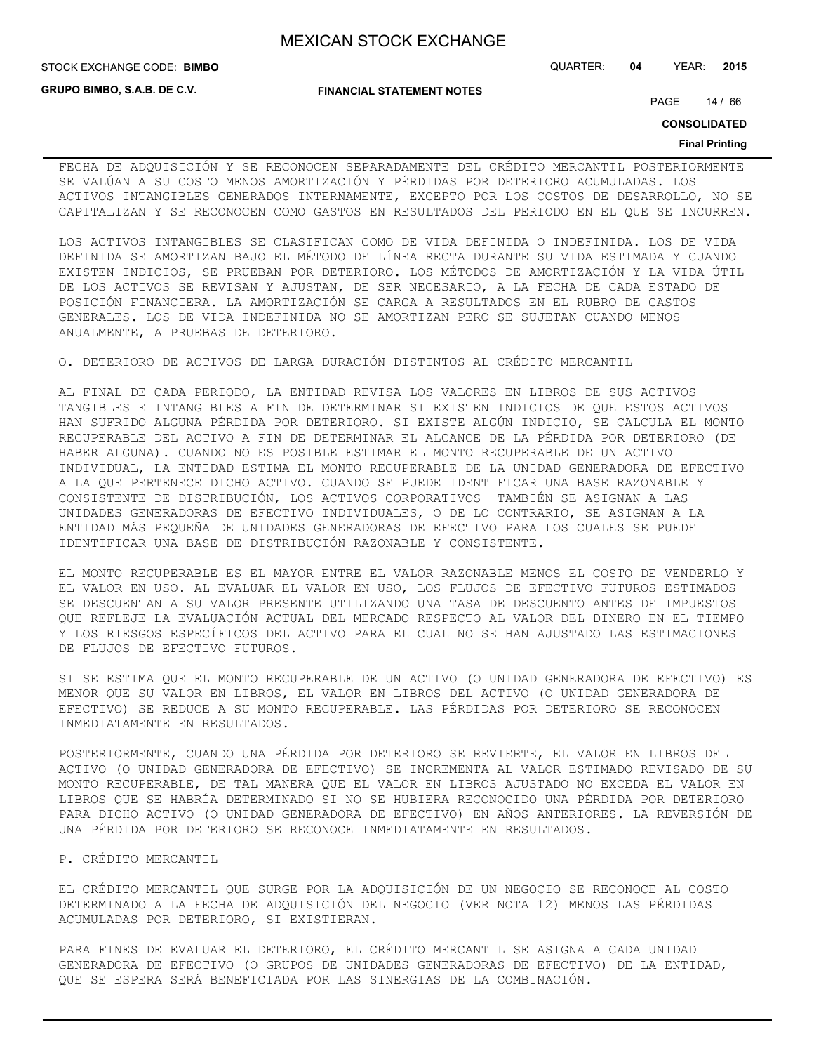FECHA DE ADQUISICIÓN Y SE RECONOCEN SEPARADAMENTE DEL CRÉDITO MERCANTIL POSTERIORMENTE SE VALÚAN A SU COSTO MENOS AMORTIZACIÓN Y PÉRDIDAS POR DETERIORO ACUMULADAS. LOS ACTIVOS INTANGIBLES GENERADOS INTERNAMENTE, EXCEPTO POR LOS COSTOS DE DESARROLLO, NO SE CAPITALIZAN Y SE RECONOCEN COMO GASTOS EN RESULTADOS DEL PERIODO EN EL QUE SE INCURREN.

LOS ACTIVOS INTANGIBLES SE CLASIFICAN COMO DE VIDA DEFINIDA O INDEFINIDA. LOS DE VIDA DEFINIDA SE AMORTIZAN BAJO EL MÉTODO DE LÍNEA RECTA DURANTE SU VIDA ESTIMADA Y CUANDO EXISTEN INDICIOS, SE PRUEBAN POR DETERIORO. LOS MÉTODOS DE AMORTIZACIÓN Y LA VIDA ÚTIL DE LOS ACTIVOS SE REVISAN Y AJUSTAN, DE SER NECESARIO, A LA FECHA DE CADA ESTADO DE POSICIÓN FINANCIERA. LA AMORTIZACIÓN SE CARGA A RESULTADOS EN EL RUBRO DE GASTOS GENERALES. LOS DE VIDA INDEFINIDA NO SE AMORTIZAN PERO SE SUJETAN CUANDO MENOS ANUALMENTE, A PRUEBAS DE DETERIORO.

O. DETERIORO DE ACTIVOS DE LARGA DURACIÓN DISTINTOS AL CRÉDITO MERCANTIL

AL FINAL DE CADA PERIODO, LA ENTIDAD REVISA LOS VALORES EN LIBROS DE SUS ACTIVOS TANGIBLES E INTANGIBLES A FIN DE DETERMINAR SI EXISTEN INDICIOS DE QUE ESTOS ACTIVOS HAN SUFRIDO ALGUNA PÉRDIDA POR DETERIORO. SI EXISTE ALGÚN INDICIO, SE CALCULA EL MONTO RECUPERABLE DEL ACTIVO A FIN DE DETERMINAR EL ALCANCE DE LA PÉRDIDA POR DETERIORO (DE HABER ALGUNA). CUANDO NO ES POSIBLE ESTIMAR EL MONTO RECUPERABLE DE UN ACTIVO INDIVIDUAL, LA ENTIDAD ESTIMA EL MONTO RECUPERABLE DE LA UNIDAD GENERADORA DE EFECTIVO A LA QUE PERTENECE DICHO ACTIVO. CUANDO SE PUEDE IDENTIFICAR UNA BASE RAZONABLE Y CONSISTENTE DE DISTRIBUCIÓN, LOS ACTIVOS CORPORATIVOS TAMBIÉN SE ASIGNAN A LAS UNIDADES GENERADORAS DE EFECTIVO INDIVIDUALES, O DE LO CONTRARIO, SE ASIGNAN A LA ENTIDAD MÁS PEQUEÑA DE UNIDADES GENERADORAS DE EFECTIVO PARA LOS CUALES SE PUEDE IDENTIFICAR UNA BASE DE DISTRIBUCIÓN RAZONABLE Y CONSISTENTE.

EL MONTO RECUPERABLE ES EL MAYOR ENTRE EL VALOR RAZONABLE MENOS EL COSTO DE VENDERLO Y EL VALOR EN USO. AL EVALUAR EL VALOR EN USO, LOS FLUJOS DE EFECTIVO FUTUROS ESTIMADOS SE DESCUENTAN A SU VALOR PRESENTE UTILIZANDO UNA TASA DE DESCUENTO ANTES DE IMPUESTOS QUE REFLEJE LA EVALUACIÓN ACTUAL DEL MERCADO RESPECTO AL VALOR DEL DINERO EN EL TIEMPO Y LOS RIESGOS ESPECÍFICOS DEL ACTIVO PARA EL CUAL NO SE HAN AJUSTADO LAS ESTIMACIONES DE FLUJOS DE EFECTIVO FUTUROS.

SI SE ESTIMA QUE EL MONTO RECUPERABLE DE UN ACTIVO (O UNIDAD GENERADORA DE EFECTIVO) ES MENOR QUE SU VALOR EN LIBROS, EL VALOR EN LIBROS DEL ACTIVO (O UNIDAD GENERADORA DE EFECTIVO) SE REDUCE A SU MONTO RECUPERABLE. LAS PÉRDIDAS POR DETERIORO SE RECONOCEN INMEDIATAMENTE EN RESULTADOS.

POSTERIORMENTE, CUANDO UNA PÉRDIDA POR DETERIORO SE REVIERTE, EL VALOR EN LIBROS DEL ACTIVO (O UNIDAD GENERADORA DE EFECTIVO) SE INCREMENTA AL VALOR ESTIMADO REVISADO DE SU MONTO RECUPERABLE, DE TAL MANERA QUE EL VALOR EN LIBROS AJUSTADO NO EXCEDA EL VALOR EN LIBROS QUE SE HABRÍA DETERMINADO SI NO SE HUBIERA RECONOCIDO UNA PÉRDIDA POR DETERIORO PARA DICHO ACTIVO (O UNIDAD GENERADORA DE EFECTIVO) EN AÑOS ANTERIORES. LA REVERSIÓN DE UNA PÉRDIDA POR DETERIORO SE RECONOCE INMEDIATAMENTE EN RESULTADOS.

P. CRÉDITO MERCANTIL

EL CRÉDITO MERCANTIL QUE SURGE POR LA ADQUISICIÓN DE UN NEGOCIO SE RECONOCE AL COSTO DETERMINADO A LA FECHA DE ADQUISICIÓN DEL NEGOCIO (VER NOTA 12) MENOS LAS PÉRDIDAS ACUMULADAS POR DETERIORO, SI EXISTIERAN.

PARA FINES DE EVALUAR EL DETERIORO, EL CRÉDITO MERCANTIL SE ASIGNA A CADA UNIDAD GENERADORA DE EFECTIVO (O GRUPOS DE UNIDADES GENERADORAS DE EFECTIVO) DE LA ENTIDAD, QUE SE ESPERA SERÁ BENEFICIADA POR LAS SINERGIAS DE LA COMBINACIÓN.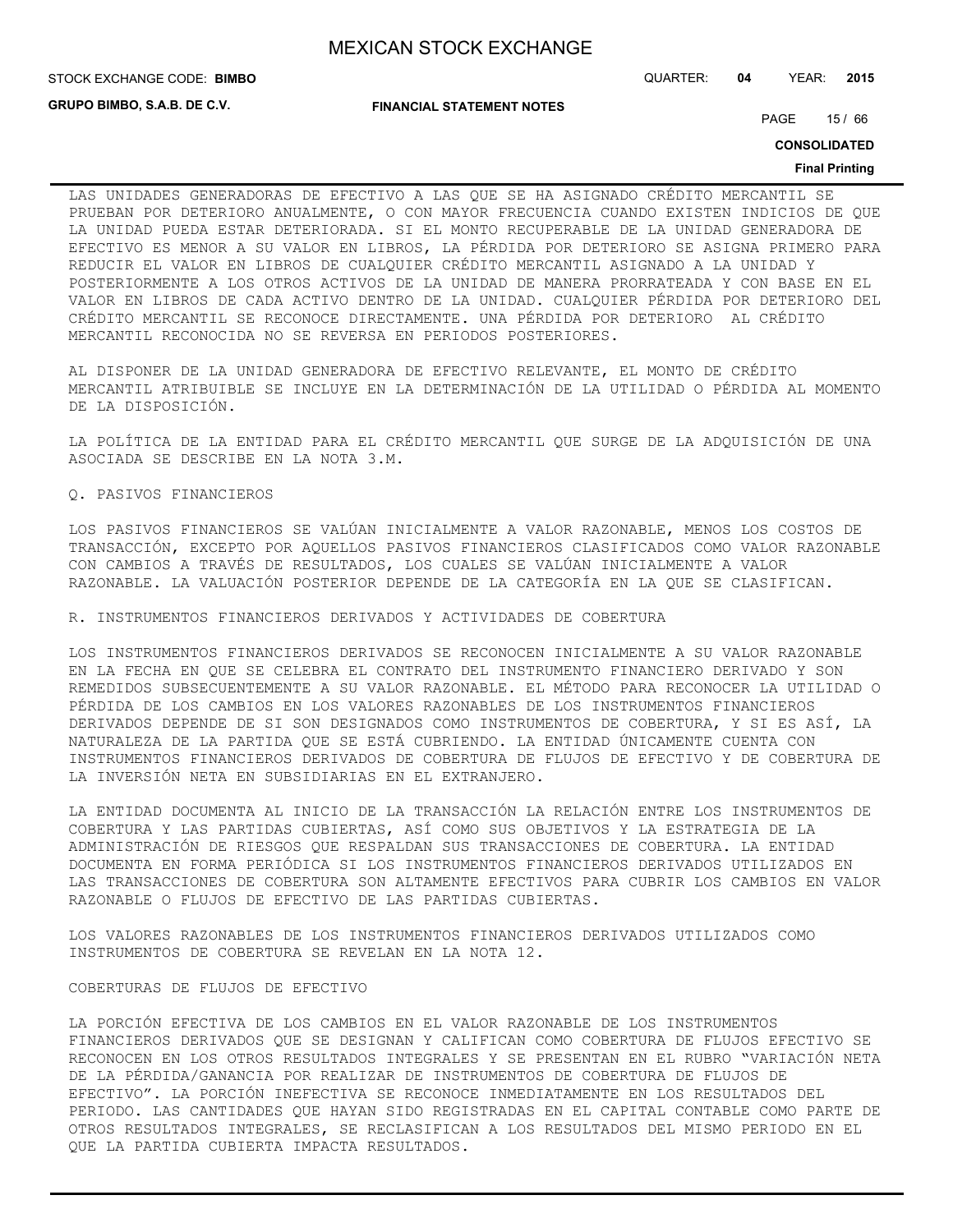LAS UNIDADES GENERADORAS DE EFECTIVO A LAS QUE SE HA ASIGNADO CRÉDITO MERCANTIL SE PRUEBAN POR DETERIORO ANUALMENTE, O CON MAYOR FRECUENCIA CUANDO EXISTEN INDICIOS DE QUE LA UNIDAD PUEDA ESTAR DETERIORADA. SI EL MONTO RECUPERABLE DE LA UNIDAD GENERADORA DE EFECTIVO ES MENOR A SU VALOR EN LIBROS, LA PÉRDIDA POR DETERIORO SE ASIGNA PRIMERO PARA REDUCIR EL VALOR EN LIBROS DE CUALQUIER CRÉDITO MERCANTIL ASIGNADO A LA UNIDAD Y POSTERIORMENTE A LOS OTROS ACTIVOS DE LA UNIDAD DE MANERA PRORRATEADA Y CON BASE EN EL VALOR EN LIBROS DE CADA ACTIVO DENTRO DE LA UNIDAD. CUALQUIER PÉRDIDA POR DETERIORO DEL CRÉDITO MERCANTIL SE RECONOCE DIRECTAMENTE. UNA PÉRDIDA POR DETERIORO AL CRÉDITO MERCANTIL RECONOCIDA NO SE REVERSA EN PERIODOS POSTERIORES.

AL DISPONER DE LA UNIDAD GENERADORA DE EFECTIVO RELEVANTE, EL MONTO DE CRÉDITO MERCANTIL ATRIBUIBLE SE INCLUYE EN LA DETERMINACIÓN DE LA UTILIDAD O PÉRDIDA AL MOMENTO DE LA DISPOSICIÓN.

LA POLÍTICA DE LA ENTIDAD PARA EL CRÉDITO MERCANTIL QUE SURGE DE LA ADQUISICIÓN DE UNA ASOCIADA SE DESCRIBE EN LA NOTA 3.M.

Q. PASIVOS FINANCIEROS

LOS PASIVOS FINANCIEROS SE VALÚAN INICIALMENTE A VALOR RAZONABLE, MENOS LOS COSTOS DE TRANSACCIÓN, EXCEPTO POR AQUELLOS PASIVOS FINANCIEROS CLASIFICADOS COMO VALOR RAZONABLE CON CAMBIOS A TRAVÉS DE RESULTADOS, LOS CUALES SE VALÚAN INICIALMENTE A VALOR RAZONABLE. LA VALUACIÓN POSTERIOR DEPENDE DE LA CATEGORÍA EN LA QUE SE CLASIFICAN.

R. INSTRUMENTOS FINANCIEROS DERIVADOS Y ACTIVIDADES DE COBERTURA

LOS INSTRUMENTOS FINANCIEROS DERIVADOS SE RECONOCEN INICIALMENTE A SU VALOR RAZONABLE EN LA FECHA EN QUE SE CELEBRA EL CONTRATO DEL INSTRUMENTO FINANCIERO DERIVADO Y SON REMEDIDOS SUBSECUENTEMENTE A SU VALOR RAZONABLE. EL MÉTODO PARA RECONOCER LA UTILIDAD O PÉRDIDA DE LOS CAMBIOS EN LOS VALORES RAZONABLES DE LOS INSTRUMENTOS FINANCIEROS DERIVADOS DEPENDE DE SI SON DESIGNADOS COMO INSTRUMENTOS DE COBERTURA, Y SI ES ASÍ, LA NATURALEZA DE LA PARTIDA QUE SE ESTÁ CUBRIENDO. LA ENTIDAD ÚNICAMENTE CUENTA CON INSTRUMENTOS FINANCIEROS DERIVADOS DE COBERTURA DE FLUJOS DE EFECTIVO Y DE COBERTURA DE LA INVERSIÓN NETA EN SUBSIDIARIAS EN EL EXTRANJERO.

LA ENTIDAD DOCUMENTA AL INICIO DE LA TRANSACCIÓN LA RELACIÓN ENTRE LOS INSTRUMENTOS DE COBERTURA Y LAS PARTIDAS CUBIERTAS, ASÍ COMO SUS OBJETIVOS Y LA ESTRATEGIA DE LA ADMINISTRACIÓN DE RIESGOS QUE RESPALDAN SUS TRANSACCIONES DE COBERTURA. LA ENTIDAD DOCUMENTA EN FORMA PERIÓDICA SI LOS INSTRUMENTOS FINANCIEROS DERIVADOS UTILIZADOS EN LAS TRANSACCIONES DE COBERTURA SON ALTAMENTE EFECTIVOS PARA CUBRIR LOS CAMBIOS EN VALOR RAZONABLE O FLUJOS DE EFECTIVO DE LAS PARTIDAS CUBIERTAS.

LOS VALORES RAZONABLES DE LOS INSTRUMENTOS FINANCIEROS DERIVADOS UTILIZADOS COMO INSTRUMENTOS DE COBERTURA SE REVELAN EN LA NOTA 12.

COBERTURAS DE FLUJOS DE EFECTIVO

LA PORCIÓN EFECTIVA DE LOS CAMBIOS EN EL VALOR RAZONABLE DE LOS INSTRUMENTOS FINANCIEROS DERIVADOS QUE SE DESIGNAN Y CALIFICAN COMO COBERTURA DE FLUJOS EFECTIVO SE RECONOCEN EN LOS OTROS RESULTADOS INTEGRALES Y SE PRESENTAN EN EL RUBRO "VARIACIÓN NETA DE LA PÉRDIDA/GANANCIA POR REALIZAR DE INSTRUMENTOS DE COBERTURA DE FLUJOS DE EFECTIVO". LA PORCIÓN INEFECTIVA SE RECONOCE INMEDIATAMENTE EN LOS RESULTADOS DEL PERIODO. LAS CANTIDADES QUE HAYAN SIDO REGISTRADAS EN EL CAPITAL CONTABLE COMO PARTE DE OTROS RESULTADOS INTEGRALES, SE RECLASIFICAN A LOS RESULTADOS DEL MISMO PERIODO EN EL QUE LA PARTIDA CUBIERTA IMPACTA RESULTADOS.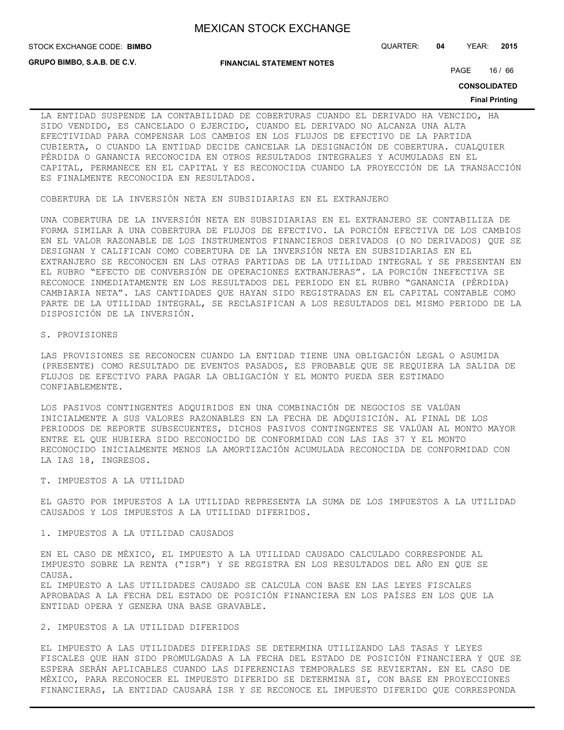LA ENTIDAD SUSPENDE LA CONTABILIDAD DE COBERTURAS CUANDO EL DERIVADO HA VENCIDO, HA SIDO VENDIDO, ES CANCELADO O EJERCIDO, CUANDO EL DERIVADO NO ALCANZA UNA ALTA EFECTIVIDAD PARA COMPENSAR LOS CAMBIOS EN LOS FLUJOS DE EFECTIVO DE LA PARTIDA CUBIERTA, O CUANDO LA ENTIDAD DECIDE CANCELAR LA DESIGNACIÓN DE COBERTURA. CUALQUIER PÉRDIDA O GANANCIA RECONOCIDA EN OTROS RESULTADOS INTEGRALES Y ACUMULADAS EN EL CAPITAL, PERMANECE EN EL CAPITAL Y ES RECONOCIDA CUANDO LA PROYECCIÓN DE LA TRANSACCIÓN ES FINALMENTE RECONOCIDA EN RESULTADOS.

COBERTURA DE LA INVERSIÓN NETA EN SUBSIDIARIAS EN EL EXTRANJERO

UNA COBERTURA DE LA INVERSIÓN NETA EN SUBSIDIARIAS EN EL EXTRANJERO SE CONTABILIZA DE FORMA SIMILAR A UNA COBERTURA DE FLUJOS DE EFECTIVO. LA PORCIÓN EFECTIVA DE LOS CAMBIOS EN EL VALOR RAZONABLE DE LOS INSTRUMENTOS FINANCIEROS DERIVADOS (O NO DERIVADOS) QUE SE DESIGNAN Y CALIFICAN COMO COBERTURA DE LA INVERSIÓN NETA EN SUBSIDIARIAS EN EL EXTRANJERO SE RECONOCEN EN LAS OTRAS PARTIDAS DE LA UTILIDAD INTEGRAL Y SE PRESENTAN EN EL RUBRO "EFECTO DE CONVERSIÓN DE OPERACIONES EXTRANJERAS". LA PORCIÓN INEFECTIVA SE RECONOCE INMEDIATAMENTE EN LOS RESULTADOS DEL PERIODO EN EL RUBRO "GANANCIA (PÉRDIDA) CAMBIARIA NETA". LAS CANTIDADES QUE HAYAN SIDO REGISTRADAS EN EL CAPITAL CONTABLE COMO PARTE DE LA UTILIDAD INTEGRAL, SE RECLASIFICAN A LOS RESULTADOS DEL MISMO PERIODO DE LA DISPOSICIÓN DE LA INVERSIÓN.

S. PROVISIONES

LAS PROVISIONES SE RECONOCEN CUANDO LA ENTIDAD TIENE UNA OBLIGACIÓN LEGAL O ASUMIDA (PRESENTE) COMO RESULTADO DE EVENTOS PASADOS, ES PROBABLE QUE SE REQUIERA LA SALIDA DE FLUJOS DE EFECTIVO PARA PAGAR LA OBLIGACIÓN Y EL MONTO PUEDA SER ESTIMADO CONFIABLEMENTE.

LOS PASIVOS CONTINGENTES ADQUIRIDOS EN UNA COMBINACIÓN DE NEGOCIOS SE VALÚAN INICIALMENTE A SUS VALORES RAZONABLES EN LA FECHA DE ADQUISICIÓN. AL FINAL DE LOS PERIODOS DE REPORTE SUBSECUENTES, DICHOS PASIVOS CONTINGENTES SE VALÚAN AL MONTO MAYOR ENTRE EL QUE HUBIERA SIDO RECONOCIDO DE CONFORMIDAD CON LAS IAS 37 Y EL MONTO RECONOCIDO INICIALMENTE MENOS LA AMORTIZACIÓN ACUMULADA RECONOCIDA DE CONFORMIDAD CON LA IAS 18, INGRESOS.

T. IMPUESTOS A LA UTILIDAD

EL GASTO POR IMPUESTOS A LA UTILIDAD REPRESENTA LA SUMA DE LOS IMPUESTOS A LA UTILIDAD CAUSADOS Y LOS IMPUESTOS A LA UTILIDAD DIFERIDOS.

1. IMPUESTOS A LA UTILIDAD CAUSADOS

EN EL CASO DE MÉXICO, EL IMPUESTO A LA UTILIDAD CAUSADO CALCULADO CORRESPONDE AL IMPUESTO SOBRE LA RENTA ("ISR") Y SE REGISTRA EN LOS RESULTADOS DEL AÑO EN QUE SE CAUSA.
EL IMPUESTO A LAS UTILIDADES CAUSADO SE CALCULA CON BASE EN LAS LEYES FISCALES APROBADAS A LA FECHA DEL ESTADO DE POSICIÓN FINANCIERA EN LOS PAÍSES EN LOS QUE LA ENTIDAD OPERA Y GENERA UNA BASE GRAVABLE.

2. IMPUESTOS A LA UTILIDAD DIFERIDOS

EL IMPUESTO A LAS UTILIDADES DIFERIDAS SE DETERMINA UTILIZANDO LAS TASAS Y LEYES FISCALES QUE HAN SIDO PROMULGADAS A LA FECHA DEL ESTADO DE POSICIÓN FINANCIERA Y QUE SE ESPERA SERÁN APLICABLES CUANDO LAS DIFERENCIAS TEMPORALES SE REVIERTAN. EN EL CASO DE MÉXICO, PARA RECONOCER EL IMPUESTO DIFERIDO SE DETERMINA SI, CON BASE EN PROYECCIONES FINANCIERAS, LA ENTIDAD CAUSARÁ ISR Y SE RECONOCE EL IMPUESTO DIFERIDO QUE CORRESPONDA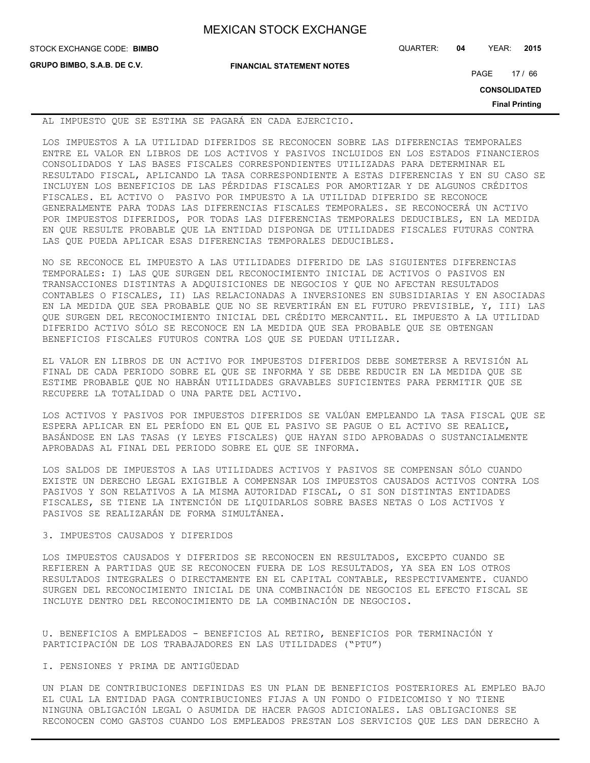AL IMPUESTO QUE SE ESTIMA SE PAGARÁ EN CADA EJERCICIO.

LOS IMPUESTOS A LA UTILIDAD DIFERIDOS SE RECONOCEN SOBRE LAS DIFERENCIAS TEMPORALES ENTRE EL VALOR EN LIBROS DE LOS ACTIVOS Y PASIVOS INCLUIDOS EN LOS ESTADOS FINANCIEROS CONSOLIDADOS Y LAS BASES FISCALES CORRESPONDIENTES UTILIZADAS PARA DETERMINAR EL RESULTADO FISCAL, APLICANDO LA TASA CORRESPONDIENTE A ESTAS DIFERENCIAS Y EN SU CASO SE INCLUYEN LOS BENEFICIOS DE LAS PÉRDIDAS FISCALES POR AMORTIZAR Y DE ALGUNOS CRÉDITOS FISCALES. EL ACTIVO O PASIVO POR IMPUESTO A LA UTILIDAD DIFERIDO SE RECONOCE GENERALMENTE PARA TODAS LAS DIFERENCIAS FISCALES TEMPORALES. SE RECONOCERÁ UN ACTIVO POR IMPUESTOS DIFERIDOS, POR TODAS LAS DIFERENCIAS TEMPORALES DEDUCIBLES, EN LA MEDIDA EN QUE RESULTE PROBABLE QUE LA ENTIDAD DISPONGA DE UTILIDADES FISCALES FUTURAS CONTRA LAS QUE PUEDA APLICAR ESAS DIFERENCIAS TEMPORALES DEDUCIBLES.

NO SE RECONOCE EL IMPUESTO A LAS UTILIDADES DIFERIDO DE LAS SIGUIENTES DIFERENCIAS TEMPORALES: I) LAS QUE SURGEN DEL RECONOCIMIENTO INICIAL DE ACTIVOS O PASIVOS EN TRANSACCIONES DISTINTAS A ADQUISICIONES DE NEGOCIOS Y QUE NO AFECTAN RESULTADOS CONTABLES O FISCALES, II) LAS RELACIONADAS A INVERSIONES EN SUBSIDIARIAS Y EN ASOCIADAS EN LA MEDIDA QUE SEA PROBABLE QUE NO SE REVERTIRÁN EN EL FUTURO PREVISIBLE, Y, III) LAS QUE SURGEN DEL RECONOCIMIENTO INICIAL DEL CRÉDITO MERCANTIL. EL IMPUESTO A LA UTILIDAD DIFERIDO ACTIVO SÓLO SE RECONOCE EN LA MEDIDA QUE SEA PROBABLE QUE SE OBTENGAN BENEFICIOS FISCALES FUTUROS CONTRA LOS QUE SE PUEDAN UTILIZAR.

EL VALOR EN LIBROS DE UN ACTIVO POR IMPUESTOS DIFERIDOS DEBE SOMETERSE A REVISIÓN AL FINAL DE CADA PERIODO SOBRE EL QUE SE INFORMA Y SE DEBE REDUCIR EN LA MEDIDA QUE SE ESTIME PROBABLE QUE NO HABRÁN UTILIDADES GRAVABLES SUFICIENTES PARA PERMITIR QUE SE RECUPERE LA TOTALIDAD O UNA PARTE DEL ACTIVO.

LOS ACTIVOS Y PASIVOS POR IMPUESTOS DIFERIDOS SE VALÚAN EMPLEANDO LA TASA FISCAL QUE SE ESPERA APLICAR EN EL PERÍODO EN EL QUE EL PASIVO SE PAGUE O EL ACTIVO SE REALICE, BASÁNDOSE EN LAS TASAS (Y LEYES FISCALES) QUE HAYAN SIDO APROBADAS O SUSTANCIALMENTE APROBADAS AL FINAL DEL PERIODO SOBRE EL QUE SE INFORMA.

LOS SALDOS DE IMPUESTOS A LAS UTILIDADES ACTIVOS Y PASIVOS SE COMPENSAN SÓLO CUANDO EXISTE UN DERECHO LEGAL EXIGIBLE A COMPENSAR LOS IMPUESTOS CAUSADOS ACTIVOS CONTRA LOS PASIVOS Y SON RELATIVOS A LA MISMA AUTORIDAD FISCAL, O SI SON DISTINTAS ENTIDADES FISCALES, SE TIENE LA INTENCIÓN DE LIQUIDARLOS SOBRE BASES NETAS O LOS ACTIVOS Y PASIVOS SE REALIZARÁN DE FORMA SIMULTÁNEA.

3. IMPUESTOS CAUSADOS Y DIFERIDOS

LOS IMPUESTOS CAUSADOS Y DIFERIDOS SE RECONOCEN EN RESULTADOS, EXCEPTO CUANDO SE REFIEREN A PARTIDAS QUE SE RECONOCEN FUERA DE LOS RESULTADOS, YA SEA EN LOS OTROS RESULTADOS INTEGRALES O DIRECTAMENTE EN EL CAPITAL CONTABLE, RESPECTIVAMENTE. CUANDO SURGEN DEL RECONOCIMIENTO INICIAL DE UNA COMBINACIÓN DE NEGOCIOS EL EFECTO FISCAL SE INCLUYE DENTRO DEL RECONOCIMIENTO DE LA COMBINACIÓN DE NEGOCIOS.

U. BENEFICIOS A EMPLEADOS - BENEFICIOS AL RETIRO, BENEFICIOS POR TERMINACIÓN Y PARTICIPACIÓN DE LOS TRABAJADORES EN LAS UTILIDADES ("PTU")

I. PENSIONES Y PRIMA DE ANTIGÜEDAD

UN PLAN DE CONTRIBUCIONES DEFINIDAS ES UN PLAN DE BENEFICIOS POSTERIORES AL EMPLEO BAJO EL CUAL LA ENTIDAD PAGA CONTRIBUCIONES FIJAS A UN FONDO O FIDEICOMISO Y NO TIENE NINGUNA OBLIGACIÓN LEGAL O ASUMIDA DE HACER PAGOS ADICIONALES. LAS OBLIGACIONES SE RECONOCEN COMO GASTOS CUANDO LOS EMPLEADOS PRESTAN LOS SERVICIOS QUE LES DAN DERECHO A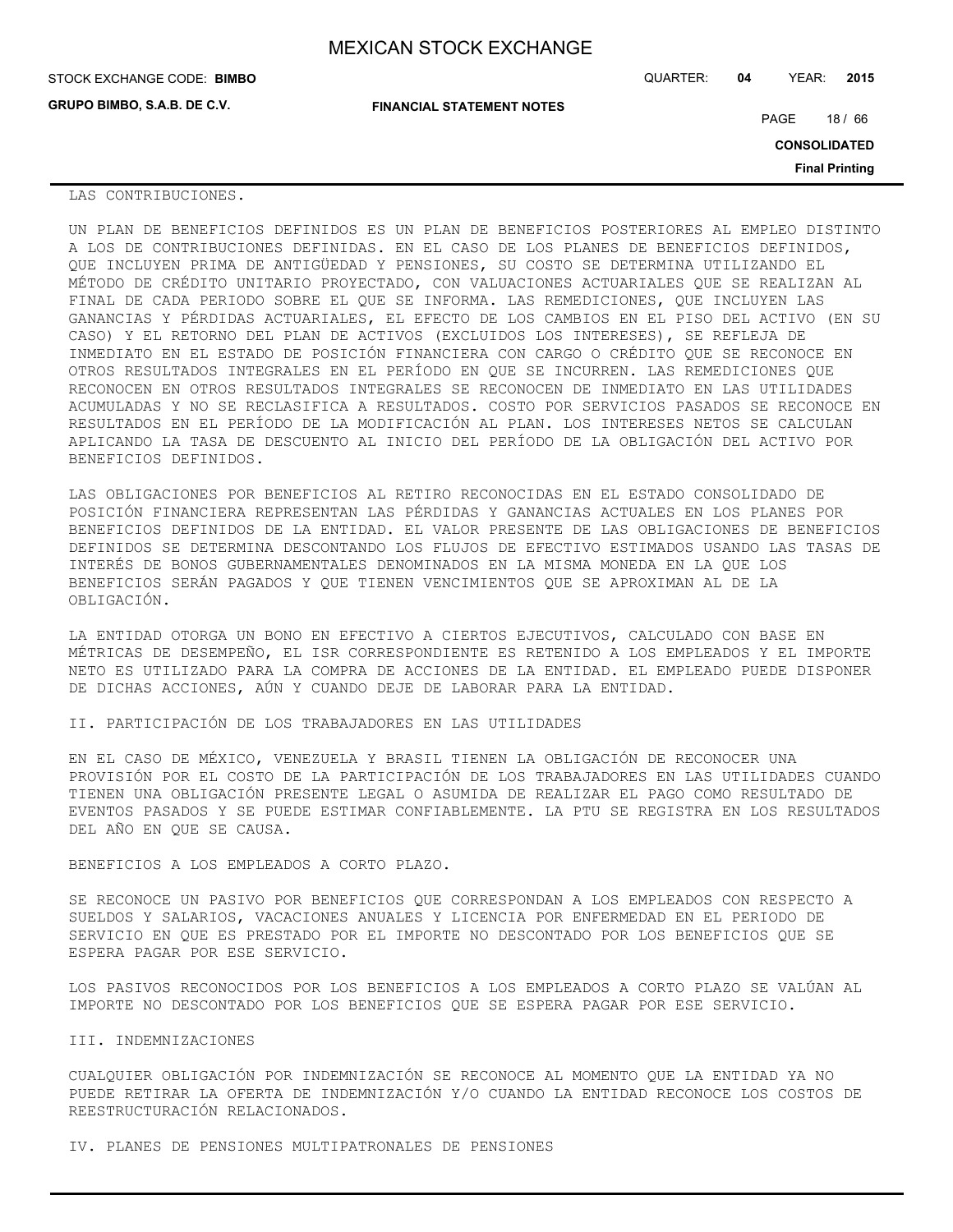LAS CONTRIBUCIONES.

UN PLAN DE BENEFICIOS DEFINIDOS ES UN PLAN DE BENEFICIOS POSTERIORES AL EMPLEO DISTINTO A LOS DE CONTRIBUCIONES DEFINIDAS. EN EL CASO DE LOS PLANES DE BENEFICIOS DEFINIDOS, QUE INCLUYEN PRIMA DE ANTIGÜEDAD Y PENSIONES, SU COSTO SE DETERMINA UTILIZANDO EL MÉTODO DE CRÉDITO UNITARIO PROYECTADO, CON VALUACIONES ACTUARIALES QUE SE REALIZAN AL FINAL DE CADA PERIODO SOBRE EL QUE SE INFORMA. LAS REMEDICIONES, QUE INCLUYEN LAS GANANCIAS Y PÉRDIDAS ACTUARIALES, EL EFECTO DE LOS CAMBIOS EN EL PISO DEL ACTIVO (EN SU CASO) Y EL RETORNO DEL PLAN DE ACTIVOS (EXCLUIDOS LOS INTERESES), SE REFLEJA DE INMEDIATO EN EL ESTADO DE POSICIÓN FINANCIERA CON CARGO O CRÉDITO QUE SE RECONOCE EN OTROS RESULTADOS INTEGRALES EN EL PERÍODO EN QUE SE INCURREN. LAS REMEDICIONES QUE RECONOCEN EN OTROS RESULTADOS INTEGRALES SE RECONOCEN DE INMEDIATO EN LAS UTILIDADES ACUMULADAS Y NO SE RECLASIFICA A RESULTADOS. COSTO POR SERVICIOS PASADOS SE RECONOCE EN RESULTADOS EN EL PERÍODO DE LA MODIFICACIÓN AL PLAN. LOS INTERESES NETOS SE CALCULAN APLICANDO LA TASA DE DESCUENTO AL INICIO DEL PERÍODO DE LA OBLIGACIÓN DEL ACTIVO POR BENEFICIOS DEFINIDOS.

LAS OBLIGACIONES POR BENEFICIOS AL RETIRO RECONOCIDAS EN EL ESTADO CONSOLIDADO DE POSICIÓN FINANCIERA REPRESENTAN LAS PÉRDIDAS Y GANANCIAS ACTUALES EN LOS PLANES POR BENEFICIOS DEFINIDOS DE LA ENTIDAD. EL VALOR PRESENTE DE LAS OBLIGACIONES DE BENEFICIOS DEFINIDOS SE DETERMINA DESCONTANDO LOS FLUJOS DE EFECTIVO ESTIMADOS USANDO LAS TASAS DE INTERÉS DE BONOS GUBERNAMENTALES DENOMINADOS EN LA MISMA MONEDA EN LA QUE LOS BENEFICIOS SERÁN PAGADOS Y QUE TIENEN VENCIMIENTOS QUE SE APROXIMAN AL DE LA OBLIGACIÓN.

LA ENTIDAD OTORGA UN BONO EN EFECTIVO A CIERTOS EJECUTIVOS, CALCULADO CON BASE EN MÉTRICAS DE DESEMPEÑO, EL ISR CORRESPONDIENTE ES RETENIDO A LOS EMPLEADOS Y EL IMPORTE NETO ES UTILIZADO PARA LA COMPRA DE ACCIONES DE LA ENTIDAD. EL EMPLEADO PUEDE DISPONER DE DICHAS ACCIONES, AÚN Y CUANDO DEJE DE LABORAR PARA LA ENTIDAD.

II. PARTICIPACIÓN DE LOS TRABAJADORES EN LAS UTILIDADES

EN EL CASO DE MÉXICO, VENEZUELA Y BRASIL TIENEN LA OBLIGACIÓN DE RECONOCER UNA PROVISIÓN POR EL COSTO DE LA PARTICIPACIÓN DE LOS TRABAJADORES EN LAS UTILIDADES CUANDO TIENEN UNA OBLIGACIÓN PRESENTE LEGAL O ASUMIDA DE REALIZAR EL PAGO COMO RESULTADO DE EVENTOS PASADOS Y SE PUEDE ESTIMAR CONFIABLEMENTE. LA PTU SE REGISTRA EN LOS RESULTADOS DEL AÑO EN QUE SE CAUSA.

BENEFICIOS A LOS EMPLEADOS A CORTO PLAZO.

SE RECONOCE UN PASIVO POR BENEFICIOS QUE CORRESPONDAN A LOS EMPLEADOS CON RESPECTO A SUELDOS Y SALARIOS, VACACIONES ANUALES Y LICENCIA POR ENFERMEDAD EN EL PERIODO DE SERVICIO EN QUE ES PRESTADO POR EL IMPORTE NO DESCONTADO POR LOS BENEFICIOS QUE SE ESPERA PAGAR POR ESE SERVICIO.

LOS PASIVOS RECONOCIDOS POR LOS BENEFICIOS A LOS EMPLEADOS A CORTO PLAZO SE VALÚAN AL IMPORTE NO DESCONTADO POR LOS BENEFICIOS QUE SE ESPERA PAGAR POR ESE SERVICIO.

III. INDEMNIZACIONES

CUALQUIER OBLIGACIÓN POR INDEMNIZACIÓN SE RECONOCE AL MOMENTO QUE LA ENTIDAD YA NO PUEDE RETIRAR LA OFERTA DE INDEMNIZACIÓN Y/O CUANDO LA ENTIDAD RECONOCE LOS COSTOS DE REESTRUCTURACIÓN RELACIONADOS.

IV. PLANES DE PENSIONES MULTIPATRONALES DE PENSIONES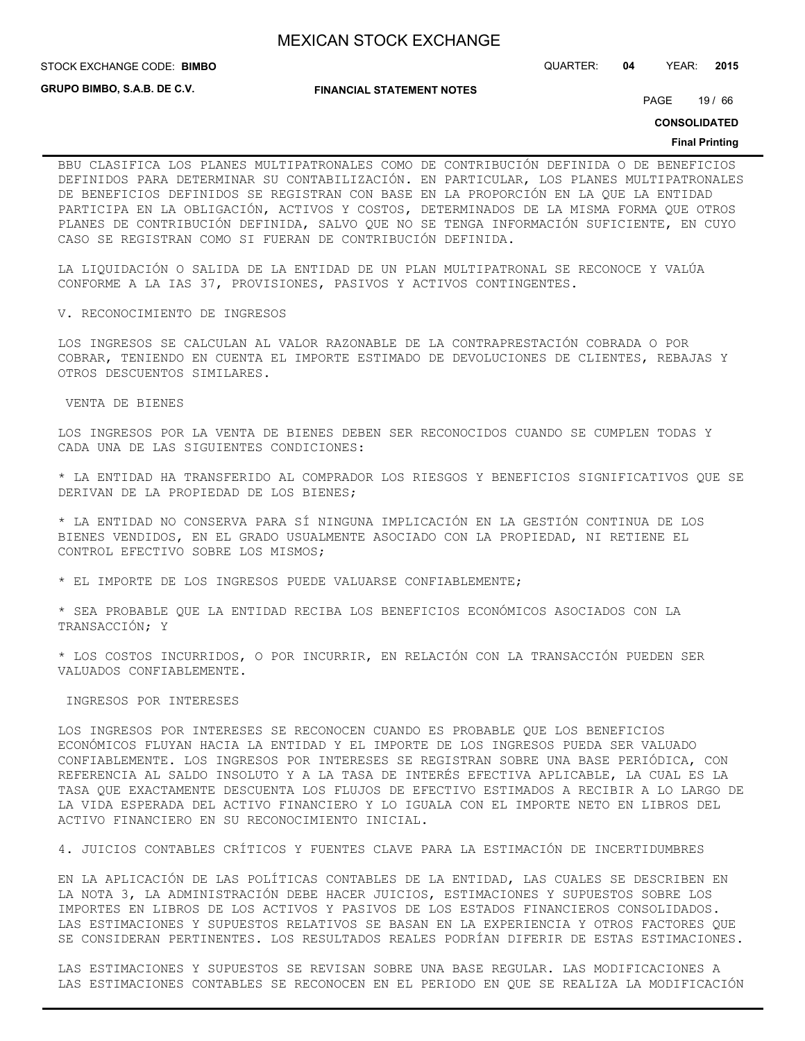BBU CLASIFICA LOS PLANES MULTIPATRONALES COMO DE CONTRIBUCIÓN DEFINIDA O DE BENEFICIOS DEFINIDOS PARA DETERMINAR SU CONTABILIZACIÓN. EN PARTICULAR, LOS PLANES MULTIPATRONALES DE BENEFICIOS DEFINIDOS SE REGISTRAN CON BASE EN LA PROPORCIÓN EN LA QUE LA ENTIDAD PARTICIPA EN LA OBLIGACIÓN, ACTIVOS Y COSTOS, DETERMINADOS DE LA MISMA FORMA QUE OTROS PLANES DE CONTRIBUCIÓN DEFINIDA, SALVO QUE NO SE TENGA INFORMACIÓN SUFICIENTE, EN CUYO CASO SE REGISTRAN COMO SI FUERAN DE CONTRIBUCIÓN DEFINIDA.

LA LIQUIDACIÓN O SALIDA DE LA ENTIDAD DE UN PLAN MULTIPATRONAL SE RECONOCE Y VALÚA CONFORME A LA IAS 37, PROVISIONES, PASIVOS Y ACTIVOS CONTINGENTES.

V. RECONOCIMIENTO DE INGRESOS

LOS INGRESOS SE CALCULAN AL VALOR RAZONABLE DE LA CONTRAPRESTACIÓN COBRADA O POR COBRAR, TENIENDO EN CUENTA EL IMPORTE ESTIMADO DE DEVOLUCIONES DE CLIENTES, REBAJAS Y OTROS DESCUENTOS SIMILARES.

VENTA DE BIENES

LOS INGRESOS POR LA VENTA DE BIENES DEBEN SER RECONOCIDOS CUANDO SE CUMPLEN TODAS Y CADA UNA DE LAS SIGUIENTES CONDICIONES:

* LA ENTIDAD HA TRANSFERIDO AL COMPRADOR LOS RIESGOS Y BENEFICIOS SIGNIFICATIVOS QUE SE DERIVAN DE LA PROPIEDAD DE LOS BIENES;

* LA ENTIDAD NO CONSERVA PARA SÍ NINGUNA IMPLICACIÓN EN LA GESTIÓN CONTINUA DE LOS BIENES VENDIDOS, EN EL GRADO USUALMENTE ASOCIADO CON LA PROPIEDAD, NI RETIENE EL CONTROL EFECTIVO SOBRE LOS MISMOS;

* EL IMPORTE DE LOS INGRESOS PUEDE VALUARSE CONFIABLEMENTE;

* SEA PROBABLE QUE LA ENTIDAD RECIBA LOS BENEFICIOS ECONÓMICOS ASOCIADOS CON LA TRANSACCIÓN; Y

* LOS COSTOS INCURRIDOS, O POR INCURRIR, EN RELACIÓN CON LA TRANSACCIÓN PUEDEN SER VALUADOS CONFIABLEMENTE.

INGRESOS POR INTERESES

LOS INGRESOS POR INTERESES SE RECONOCEN CUANDO ES PROBABLE QUE LOS BENEFICIOS ECONÓMICOS FLUYAN HACIA LA ENTIDAD Y EL IMPORTE DE LOS INGRESOS PUEDA SER VALUADO CONFIABLEMENTE. LOS INGRESOS POR INTERESES SE REGISTRAN SOBRE UNA BASE PERIÓDICA, CON REFERENCIA AL SALDO INSOLUTO Y A LA TASA DE INTERÉS EFECTIVA APLICABLE, LA CUAL ES LA TASA QUE EXACTAMENTE DESCUENTA LOS FLUJOS DE EFECTIVO ESTIMADOS A RECIBIR A LO LARGO DE LA VIDA ESPERADA DEL ACTIVO FINANCIERO Y LO IGUALA CON EL IMPORTE NETO EN LIBROS DEL ACTIVO FINANCIERO EN SU RECONOCIMIENTO INICIAL.

4. JUICIOS CONTABLES CRÍTICOS Y FUENTES CLAVE PARA LA ESTIMACIÓN DE INCERTIDUMBRES

EN LA APLICACIÓN DE LAS POLÍTICAS CONTABLES DE LA ENTIDAD, LAS CUALES SE DESCRIBEN EN LA NOTA 3, LA ADMINISTRACIÓN DEBE HACER JUICIOS, ESTIMACIONES Y SUPUESTOS SOBRE LOS IMPORTES EN LIBROS DE LOS ACTIVOS Y PASIVOS DE LOS ESTADOS FINANCIEROS CONSOLIDADOS. LAS ESTIMACIONES Y SUPUESTOS RELATIVOS SE BASAN EN LA EXPERIENCIA Y OTROS FACTORES QUE SE CONSIDERAN PERTINENTES. LOS RESULTADOS REALES PODRÍAN DIFERIR DE ESTAS ESTIMACIONES.

LAS ESTIMACIONES Y SUPUESTOS SE REVISAN SOBRE UNA BASE REGULAR. LAS MODIFICACIONES A LAS ESTIMACIONES CONTABLES SE RECONOCEN EN EL PERIODO EN QUE SE REALIZA LA MODIFICACIÓN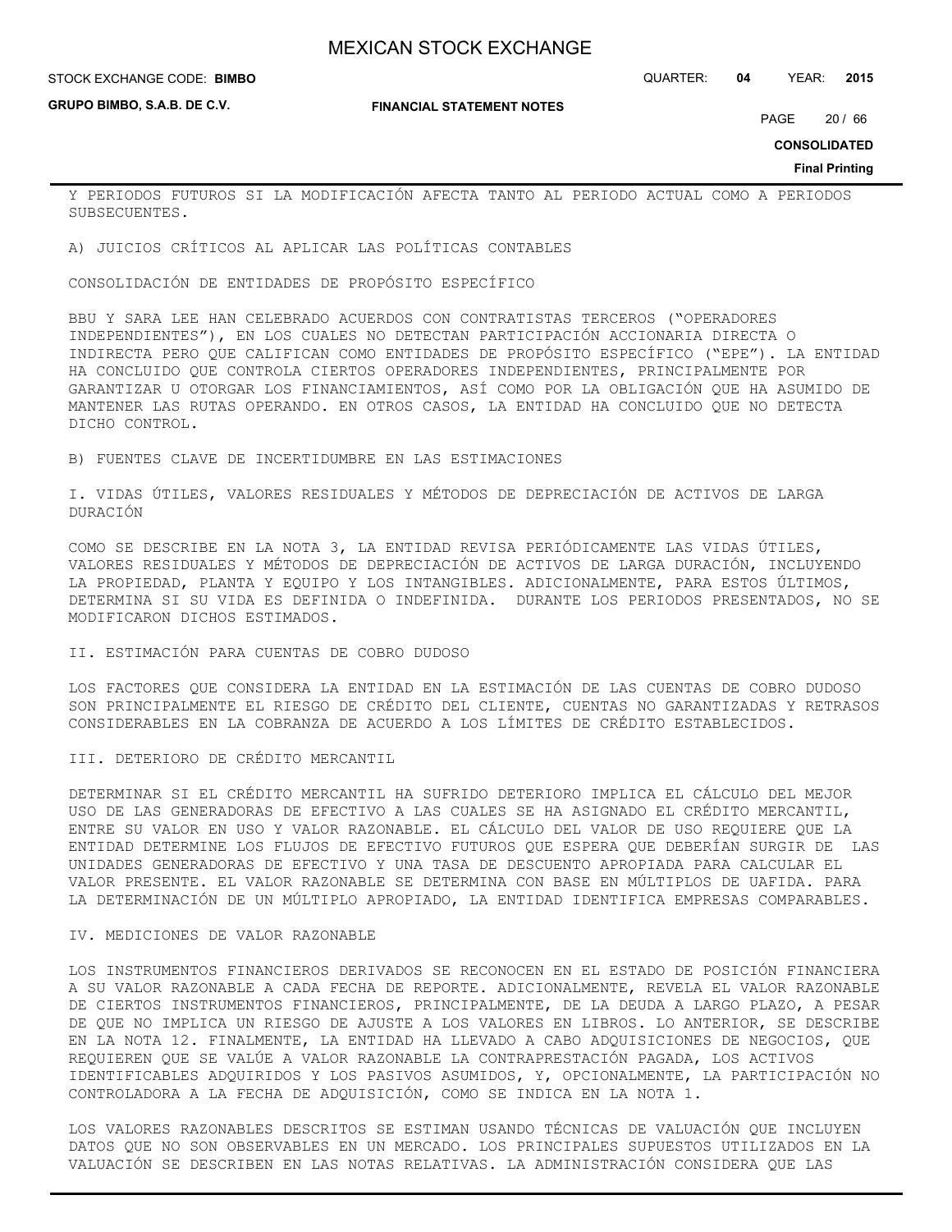Y PERIODOS FUTUROS SI LA MODIFICACIÓN AFECTA TANTO AL PERIODO ACTUAL COMO A PERIODOS SUBSECUENTES.

A) JUICIOS CRÍTICOS AL APLICAR LAS POLÍTICAS CONTABLES

CONSOLIDACIÓN DE ENTIDADES DE PROPÓSITO ESPECÍFICO

BBU Y SARA LEE HAN CELEBRADO ACUERDOS CON CONTRATISTAS TERCEROS ("OPERADORES INDEPENDIENTES"), EN LOS CUALES NO DETECTAN PARTICIPACIÓN ACCIONARIA DIRECTA O INDIRECTA PERO QUE CALIFICAN COMO ENTIDADES DE PROPÓSITO ESPECÍFICO ("EPE"). LA ENTIDAD HA CONCLUIDO QUE CONTROLA CIERTOS OPERADORES INDEPENDIENTES, PRINCIPALMENTE POR GARANTIZAR U OTORGAR LOS FINANCIAMIENTOS, ASÍ COMO POR LA OBLIGACIÓN QUE HA ASUMIDO DE MANTENER LAS RUTAS OPERANDO. EN OTROS CASOS, LA ENTIDAD HA CONCLUIDO QUE NO DETECTA DICHO CONTROL.

B) FUENTES CLAVE DE INCERTIDUMBRE EN LAS ESTIMACIONES

I. VIDAS ÚTILES, VALORES RESIDUALES Y MÉTODOS DE DEPRECIACIÓN DE ACTIVOS DE LARGA DURACIÓN

COMO SE DESCRIBE EN LA NOTA 3, LA ENTIDAD REVISA PERIÓDICAMENTE LAS VIDAS ÚTILES, VALORES RESIDUALES Y MÉTODOS DE DEPRECIACIÓN DE ACTIVOS DE LARGA DURACIÓN, INCLUYENDO LA PROPIEDAD, PLANTA Y EQUIPO Y LOS INTANGIBLES. ADICIONALMENTE, PARA ESTOS ÚLTIMOS, DETERMINA SI SU VIDA ES DEFINIDA O INDEFINIDA. DURANTE LOS PERIODOS PRESENTADOS, NO SE MODIFICARON DICHOS ESTIMADOS.

II. ESTIMACIÓN PARA CUENTAS DE COBRO DUDOSO

LOS FACTORES QUE CONSIDERA LA ENTIDAD EN LA ESTIMACIÓN DE LAS CUENTAS DE COBRO DUDOSO SON PRINCIPALMENTE EL RIESGO DE CRÉDITO DEL CLIENTE, CUENTAS NO GARANTIZADAS Y RETRASOS CONSIDERABLES EN LA COBRANZA DE ACUERDO A LOS LÍMITES DE CRÉDITO ESTABLECIDOS.

III. DETERIORO DE CRÉDITO MERCANTIL

DETERMINAR SI EL CRÉDITO MERCANTIL HA SUFRIDO DETERIORO IMPLICA EL CÁLCULO DEL MEJOR USO DE LAS GENERADORAS DE EFECTIVO A LAS CUALES SE HA ASIGNADO EL CRÉDITO MERCANTIL, ENTRE SU VALOR EN USO Y VALOR RAZONABLE. EL CÁLCULO DEL VALOR DE USO REQUIERE QUE LA ENTIDAD DETERMINE LOS FLUJOS DE EFECTIVO FUTUROS QUE ESPERA QUE DEBERÍAN SURGIR DE LAS UNIDADES GENERADORAS DE EFECTIVO Y UNA TASA DE DESCUENTO APROPIADA PARA CALCULAR EL VALOR PRESENTE. EL VALOR RAZONABLE SE DETERMINA CON BASE EN MÚLTIPLOS DE UAFIDA. PARA LA DETERMINACIÓN DE UN MÚLTIPLO APROPIADO, LA ENTIDAD IDENTIFICA EMPRESAS COMPARABLES.

IV. MEDICIONES DE VALOR RAZONABLE

LOS INSTRUMENTOS FINANCIEROS DERIVADOS SE RECONOCEN EN EL ESTADO DE POSICIÓN FINANCIERA A SU VALOR RAZONABLE A CADA FECHA DE REPORTE. ADICIONALMENTE, REVELA EL VALOR RAZONABLE DE CIERTOS INSTRUMENTOS FINANCIEROS, PRINCIPALMENTE, DE LA DEUDA A LARGO PLAZO, A PESAR DE QUE NO IMPLICA UN RIESGO DE AJUSTE A LOS VALORES EN LIBROS. LO ANTERIOR, SE DESCRIBE EN LA NOTA 12. FINALMENTE, LA ENTIDAD HA LLEVADO A CABO ADQUISICIONES DE NEGOCIOS, QUE REQUIEREN QUE SE VALÚE A VALOR RAZONABLE LA CONTRAPRESTACIÓN PAGADA, LOS ACTIVOS IDENTIFICABLES ADQUIRIDOS Y LOS PASIVOS ASUMIDOS, Y, OPCIONALMENTE, LA PARTICIPACIÓN NO CONTROLADORA A LA FECHA DE ADQUISICIÓN, COMO SE INDICA EN LA NOTA 1.

LOS VALORES RAZONABLES DESCRITOS SE ESTIMAN USANDO TÉCNICAS DE VALUACIÓN QUE INCLUYEN DATOS QUE NO SON OBSERVABLES EN UN MERCADO. LOS PRINCIPALES SUPUESTOS UTILIZADOS EN LA VALUACIÓN SE DESCRIBEN EN LAS NOTAS RELATIVAS. LA ADMINISTRACIÓN CONSIDERA QUE LAS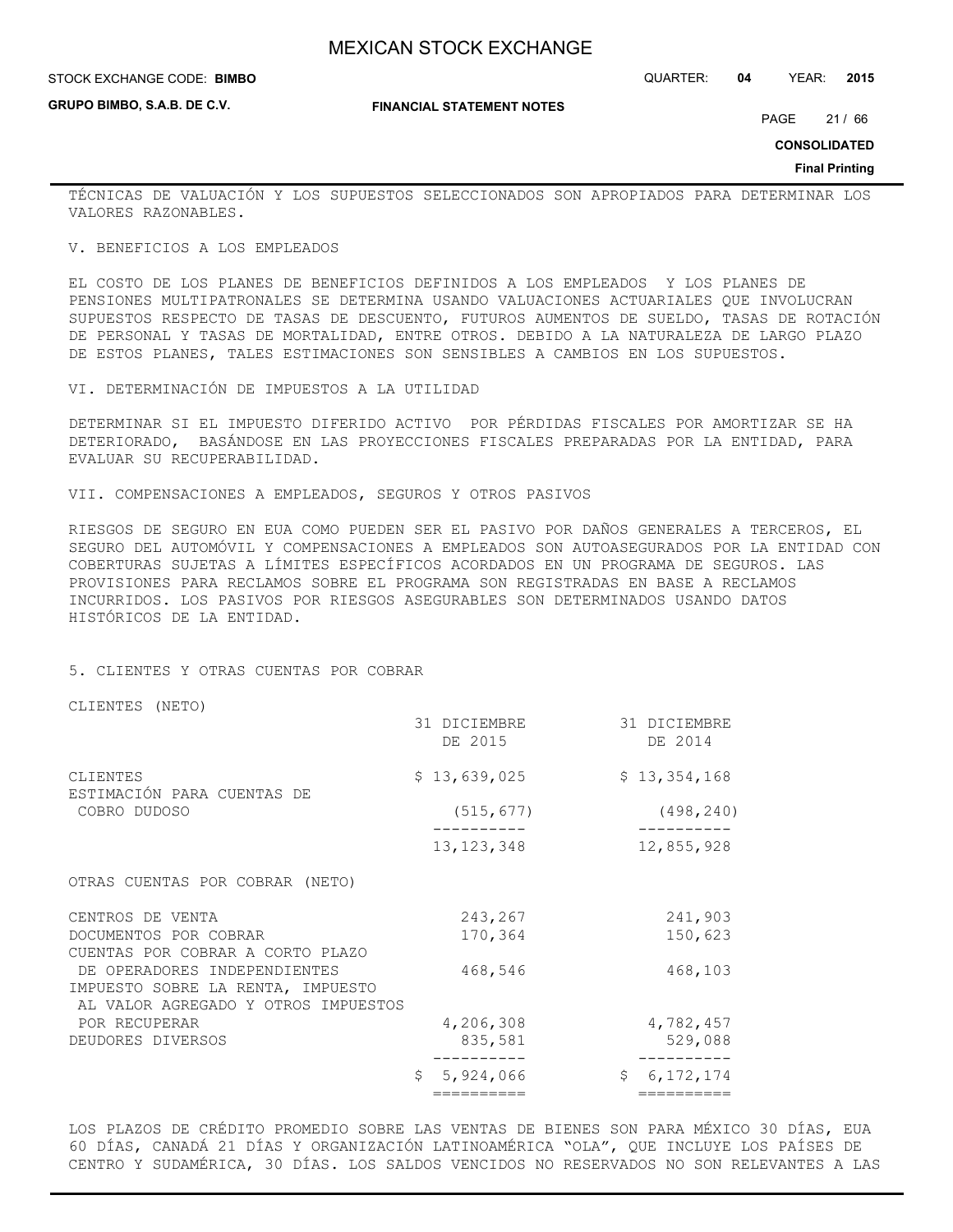TÉCNICAS DE VALUACIÓN Y LOS SUPUESTOS SELECCIONADOS SON APROPIADOS PARA DETERMINAR LOS VALORES RAZONABLES.

V. BENEFICIOS A LOS EMPLEADOS

EL COSTO DE LOS PLANES DE BENEFICIOS DEFINIDOS A LOS EMPLEADOS Y LOS PLANES DE PENSIONES MULTIPATRONALES SE DETERMINA USANDO VALUACIONES ACTUARIALES QUE INVOLUCRAN SUPUESTOS RESPECTO DE TASAS DE DESCUENTO, FUTUROS AUMENTOS DE SUELDO, TASAS DE ROTACIÓN DE PERSONAL Y TASAS DE MORTALIDAD, ENTRE OTROS. DEBIDO A LA NATURALEZA DE LARGO PLAZO DE ESTOS PLANES, TALES ESTIMACIONES SON SENSIBLES A CAMBIOS EN LOS SUPUESTOS.

VI. DETERMINACIÓN DE IMPUESTOS A LA UTILIDAD

DETERMINAR SI EL IMPUESTO DIFERIDO ACTIVO POR PÉRDIDAS FISCALES POR AMORTIZAR SE HA DETERIORADO, BASÁNDOSE EN LAS PROYECCIONES FISCALES PREPARADAS POR LA ENTIDAD, PARA EVALUAR SU RECUPERABILIDAD.

VII. COMPENSACIONES A EMPLEADOS, SEGUROS Y OTROS PASIVOS

RIESGOS DE SEGURO EN EUA COMO PUEDEN SER EL PASIVO POR DAÑOS GENERALES A TERCEROS, EL SEGURO DEL AUTOMÓVIL Y COMPENSACIONES A EMPLEADOS SON AUTOASEGURADOS POR LA ENTIDAD CON COBERTURAS SUJETAS A LÍMITES ESPECÍFICOS ACORDADOS EN UN PROGRAMA DE SEGUROS. LAS PROVISIONES PARA RECLAMOS SOBRE EL PROGRAMA SON REGISTRADAS EN BASE A RECLAMOS INCURRIDOS. LOS PASIVOS POR RIESGOS ASEGURABLES SON DETERMINADOS USANDO DATOS HISTÓRICOS DE LA ENTIDAD.

5. CLIENTES Y OTRAS CUENTAS POR COBRAR

| CLIENTES (NETO) | 31 DICIEMBRE DE 2015 | 31 DICIEMBRE DE 2014 |
|---|---|---|
| CLIENTES | $ 13,639,025 | $ 13,354,168 |
| ESTIMACIÓN PARA CUENTAS DE COBRO DUDOSO | (515,677) | (498,240) |
| | 13,123,348 | 12,855,928 |
| OTRAS CUENTAS POR COBRAR (NETO) | | |
| CENTROS DE VENTA | 243,267 | 241,903 |
| DOCUMENTOS POR COBRAR | 170,364 | 150,623 |
| CUENTAS POR COBRAR A CORTO PLAZO DE OPERADORES INDEPENDIENTES | 468,546 | 468,103 |
| IMPUESTO SOBRE LA RENTA, IMPUESTO AL VALOR AGREGADO Y OTROS IMPUESTOS POR RECUPERAR | 4,206,308 | 4,782,457 |
| DEUDORES DIVERSOS | 835,581 | 529,088 |
| | $ 5,924,066 | $ 6,172,174 |

LOS PLAZOS DE CRÉDITO PROMEDIO SOBRE LAS VENTAS DE BIENES SON PARA MÉXICO 30 DÍAS, EUA 60 DÍAS, CANADÁ 21 DÍAS Y ORGANIZACIÓN LATINOAMÉRICA "OLA", QUE INCLUYE LOS PAÍSES DE CENTRO Y SUDAMÉRICA, 30 DÍAS. LOS SALDOS VENCIDOS NO RESERVADOS NO SON RELEVANTES A LAS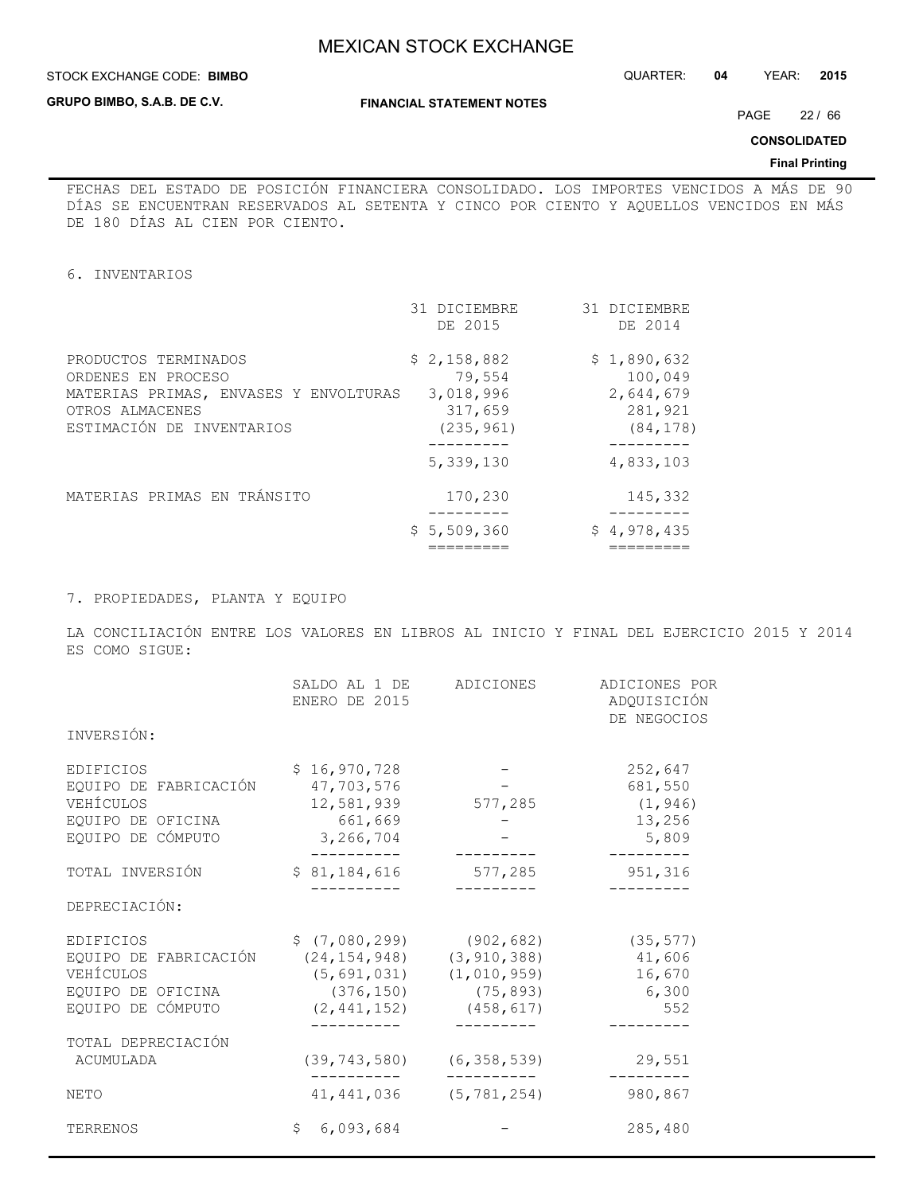FECHAS DEL ESTADO DE POSICIÓN FINANCIERA CONSOLIDADO. LOS IMPORTES VENCIDOS A MÁS DE 90 DÍAS SE ENCUENTRAN RESERVADOS AL SETENTA Y CINCO POR CIENTO Y AQUELLOS VENCIDOS EN MÁS DE 180 DÍAS AL CIEN POR CIENTO.

## 6. INVENTARIOS

| | 31 DICIEMBRE DE 2015 | 31 DICIEMBRE DE 2014 |
|---|---|---|
| PRODUCTOS TERMINADOS | $ 2,158,882 | $ 1,890,632 |
| ORDENES EN PROCESO | 79,554 | 100,049 |
| MATERIAS PRIMAS, ENVASES Y ENVOLTURAS | 3,018,996 | 2,644,679 |
| OTROS ALMACENES | 317,659 | 281,921 |
| ESTIMACIÓN DE INVENTARIOS | (235,961) | (84,178) |
| | 5,339,130 | 4,833,103 |
| MATERIAS PRIMAS EN TRÁNSITO | 170,230 | 145,332 |
| | $ 5,509,360 | $ 4,978,435 |

## 7. PROPIEDADES, PLANTA Y EQUIPO

LA CONCILIACIÓN ENTRE LOS VALORES EN LIBROS AL INICIO Y FINAL DEL EJERCICIO 2015 Y 2014 ES COMO SIGUE:

| | SALDO AL 1 DE ENERO DE 2015 | ADICIONES | ADICIONES POR ADQUISICIÓN DE NEGOCIOS |
|---|---|---|---|
| INVERSIÓN: | | | |
| EDIFICIOS | $ 16,970,728 | - | 252,647 |
| EQUIPO DE FABRICACIÓN | 47,703,576 | - | 681,550 |
| VEHÍCULOS | 12,581,939 | 577,285 | (1,946) |
| EQUIPO DE OFICINA | 661,669 | - | 13,256 |
| EQUIPO DE CÓMPUTO | 3,266,704 | - | 5,809 |
| TOTAL INVERSIÓN | $ 81,184,616 | 577,285 | 951,316 |
| DEPRECIACIÓN: | | | |
| EDIFICIOS | $ (7,080,299) | (902,682) | (35,577) |
| EQUIPO DE FABRICACIÓN | (24,154,948) | (3,910,388) | 41,606 |
| VEHÍCULOS | (5,691,031) | (1,010,959) | 16,670 |
| EQUIPO DE OFICINA | (376,150) | (75,893) | 6,300 |
| EQUIPO DE CÓMPUTO | (2,441,152) | (458,617) | 552 |
| TOTAL DEPRECIACIÓN ACUMULADA | (39,743,580) | (6,358,539) | 29,551 |
| NETO | 41,441,036 | (5,781,254) | 980,867 |
| TERRENOS | $ 6,093,684 | - | 285,480 |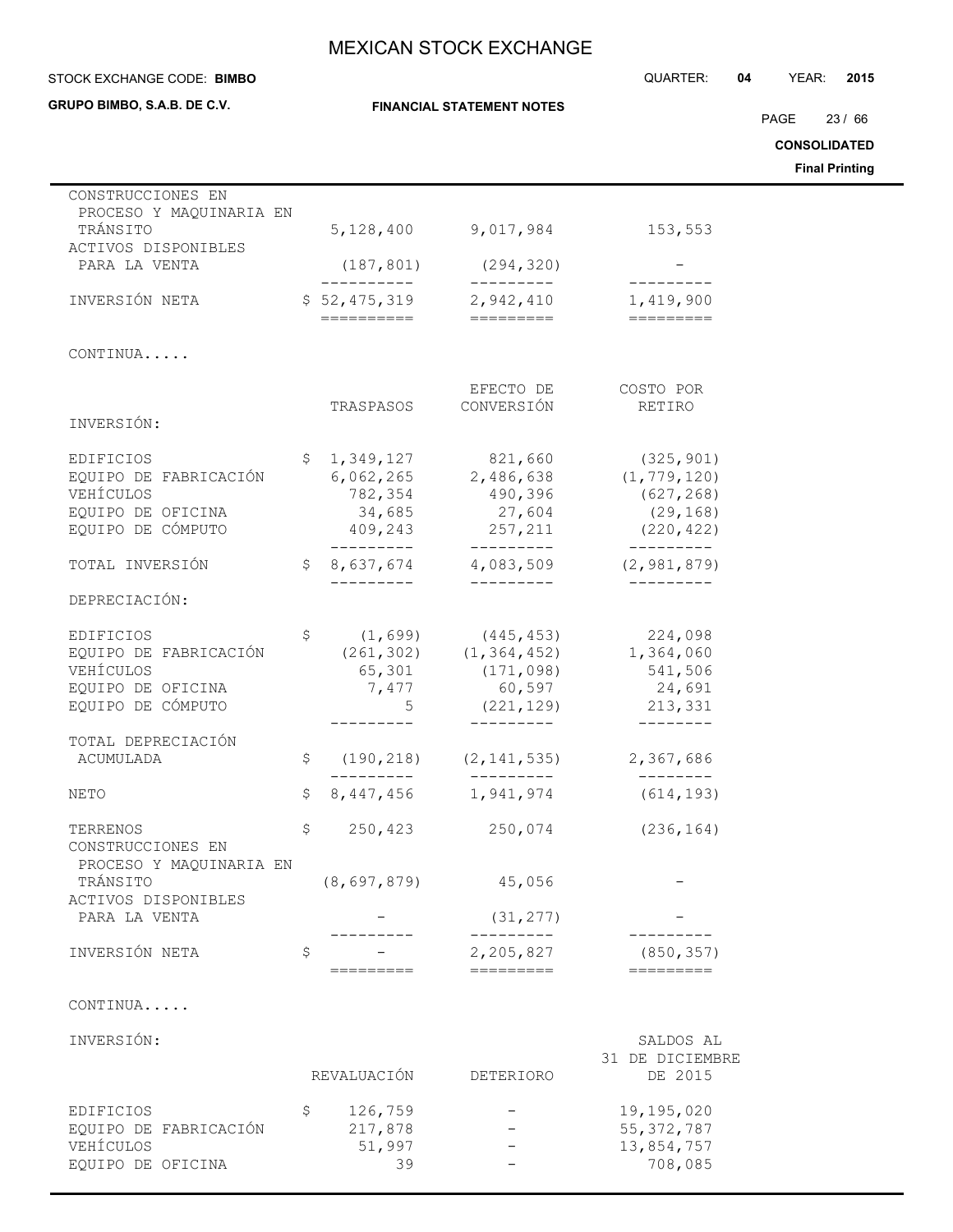| | | | |
|---|---|---|---|
| CONSTRUCCIONES EN PROCESO Y MAQUINARIA EN TRÁNSITO | 5,128,400 | 9,017,984 | 153,553 |
| ACTIVOS DISPONIBLES PARA LA VENTA | (187,801) | (294,320) | - |
| INVERSIÓN NETA | $ 52,475,319 | 2,942,410 | 1,419,900 |

CONTINUA.....

| | TRASPASOS | EFECTO DE CONVERSIÓN | COSTO POR RETIRO |
|---|---|---|---|
| INVERSIÓN: | | | |
| EDIFICIOS | $ 1,349,127 | 821,660 | (325,901) |
| EQUIPO DE FABRICACIÓN | 6,062,265 | 2,486,638 | (1,779,120) |
| VEHÍCULOS | 782,354 | 490,396 | (627,268) |
| EQUIPO DE OFICINA | 34,685 | 27,604 | (29,168) |
| EQUIPO DE CÓMPUTO | 409,243 | 257,211 | (220,422) |
| TOTAL INVERSIÓN | $ 8,637,674 | 4,083,509 | (2,981,879) |
| DEPRECIACIÓN: | | | |
| EDIFICIOS | $ (1,699) | (445,453) | 224,098 |
| EQUIPO DE FABRICACIÓN | (261,302) | (1,364,452) | 1,364,060 |
| VEHÍCULOS | 65,301 | (171,098) | 541,506 |
| EQUIPO DE OFICINA | 7,477 | 60,597 | 24,691 |
| EQUIPO DE CÓMPUTO | 5 | (221,129) | 213,331 |
| TOTAL DEPRECIACIÓN ACUMULADA | $ (190,218) | (2,141,535) | 2,367,686 |
| NETO | $ 8,447,456 | 1,941,974 | (614,193) |
| TERRENOS | $ 250,423 | 250,074 | (236,164) |
| CONSTRUCCIONES EN PROCESO Y MAQUINARIA EN TRÁNSITO | (8,697,879) | 45,056 | - |
| ACTIVOS DISPONIBLES PARA LA VENTA | - | (31,277) | - |
| INVERSIÓN NETA | $ - | 2,205,827 | (850,357) |

CONTINUA.....

| INVERSIÓN: | REVALUACIÓN | DETERIORO | SALDOS AL 31 DE DICIEMBRE DE 2015 |
|---|---|---|---|
| EDIFICIOS | $ 126,759 | - | 19,195,020 |
| EQUIPO DE FABRICACIÓN | 217,878 | - | 55,372,787 |
| VEHÍCULOS | 51,997 | - | 13,854,757 |
| EQUIPO DE OFICINA | 39 | - | 708,085 |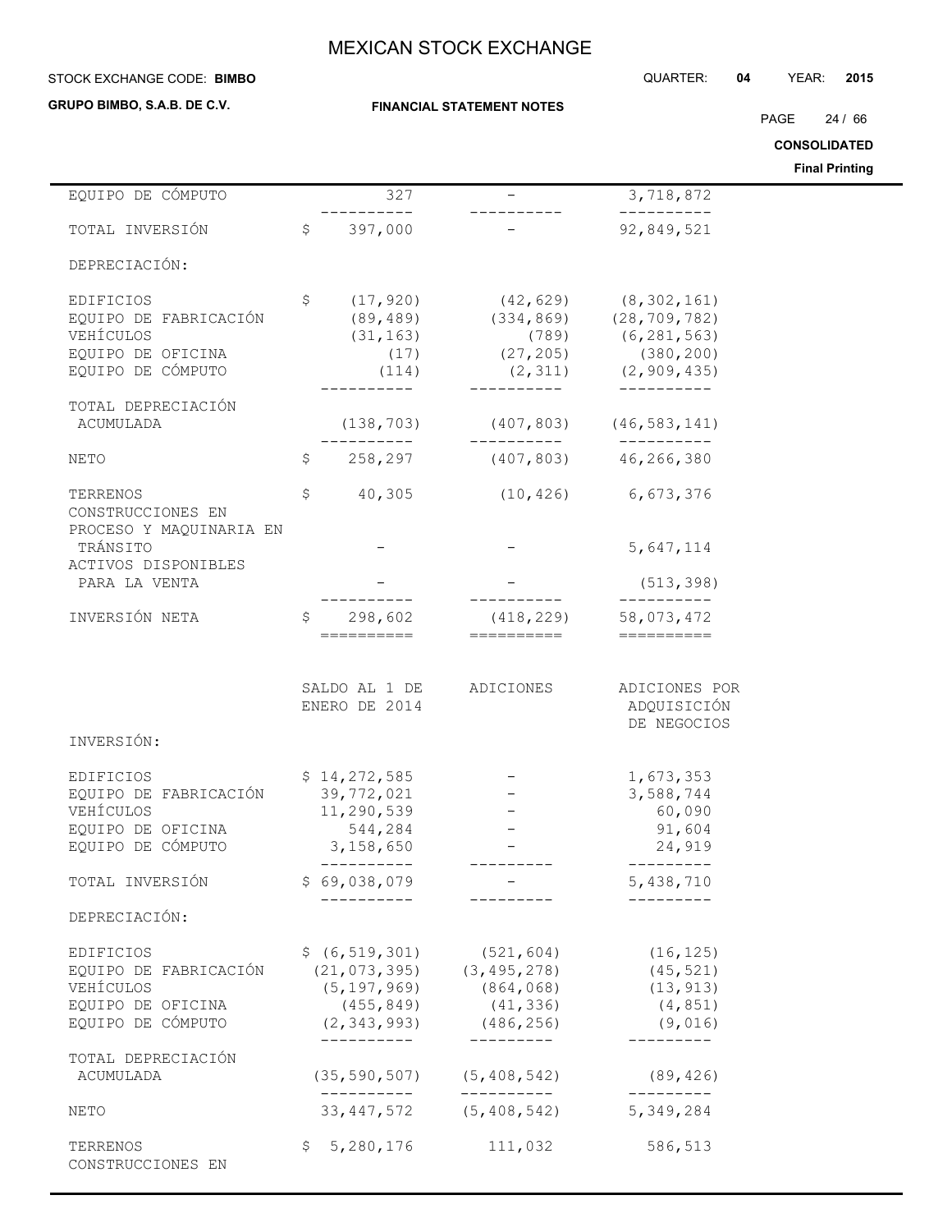| | | | |
|---|---|---|---|
| EQUIPO DE CÓMPUTO | 327 | - | 3,718,872 |
| TOTAL INVERSIÓN | $ 397,000 | - | 92,849,521 |
| DEPRECIACIÓN: | | | |
| EDIFICIOS | $ (17,920) | (42,629) | (8,302,161) |
| EQUIPO DE FABRICACIÓN | (89,489) | (334,869) | (28,709,782) |
| VEHÍCULOS | (31,163) | (789) | (6,281,563) |
| EQUIPO DE OFICINA | (17) | (27,205) | (380,200) |
| EQUIPO DE CÓMPUTO | (114) | (2,311) | (2,909,435) |
| TOTAL DEPRECIACIÓN ACUMULADA | (138,703) | (407,803) | (46,583,141) |
| NETO | $ 258,297 | (407,803) | 46,266,380 |
| TERRENOS | $ 40,305 | (10,426) | 6,673,376 |
| CONSTRUCCIONES EN PROCESO Y MAQUINARIA EN TRÁNSITO | - | - | 5,647,114 |
| ACTIVOS DISPONIBLES PARA LA VENTA | - | - | (513,398) |
| INVERSIÓN NETA | $ 298,602 | (418,229) | 58,073,472 |

| | SALDO AL 1 DE ENERO DE 2014 | ADICIONES | ADICIONES POR ADQUISICIÓN DE NEGOCIOS |
|---|---|---|---|
| INVERSIÓN: | | | |
| EDIFICIOS | $ 14,272,585 | - | 1,673,353 |
| EQUIPO DE FABRICACIÓN | 39,772,021 | - | 3,588,744 |
| VEHÍCULOS | 11,290,539 | - | 60,090 |
| EQUIPO DE OFICINA | 544,284 | - | 91,604 |
| EQUIPO DE CÓMPUTO | 3,158,650 | - | 24,919 |
| TOTAL INVERSIÓN | $ 69,038,079 | - | 5,438,710 |
| DEPRECIACIÓN: | | | |
| EDIFICIOS | $ (6,519,301) | (521,604) | (16,125) |
| EQUIPO DE FABRICACIÓN | (21,073,395) | (3,495,278) | (45,521) |
| VEHÍCULOS | (5,197,969) | (864,068) | (13,913) |
| EQUIPO DE OFICINA | (455,849) | (41,336) | (4,851) |
| EQUIPO DE CÓMPUTO | (2,343,993) | (486,256) | (9,016) |
| TOTAL DEPRECIACIÓN ACUMULADA | (35,590,507) | (5,408,542) | (89,426) |
| NETO | 33,447,572 | (5,408,542) | 5,349,284 |
| TERRENOS | $ 5,280,176 | 111,032 | 586,513 |
| CONSTRUCCIONES EN | | | |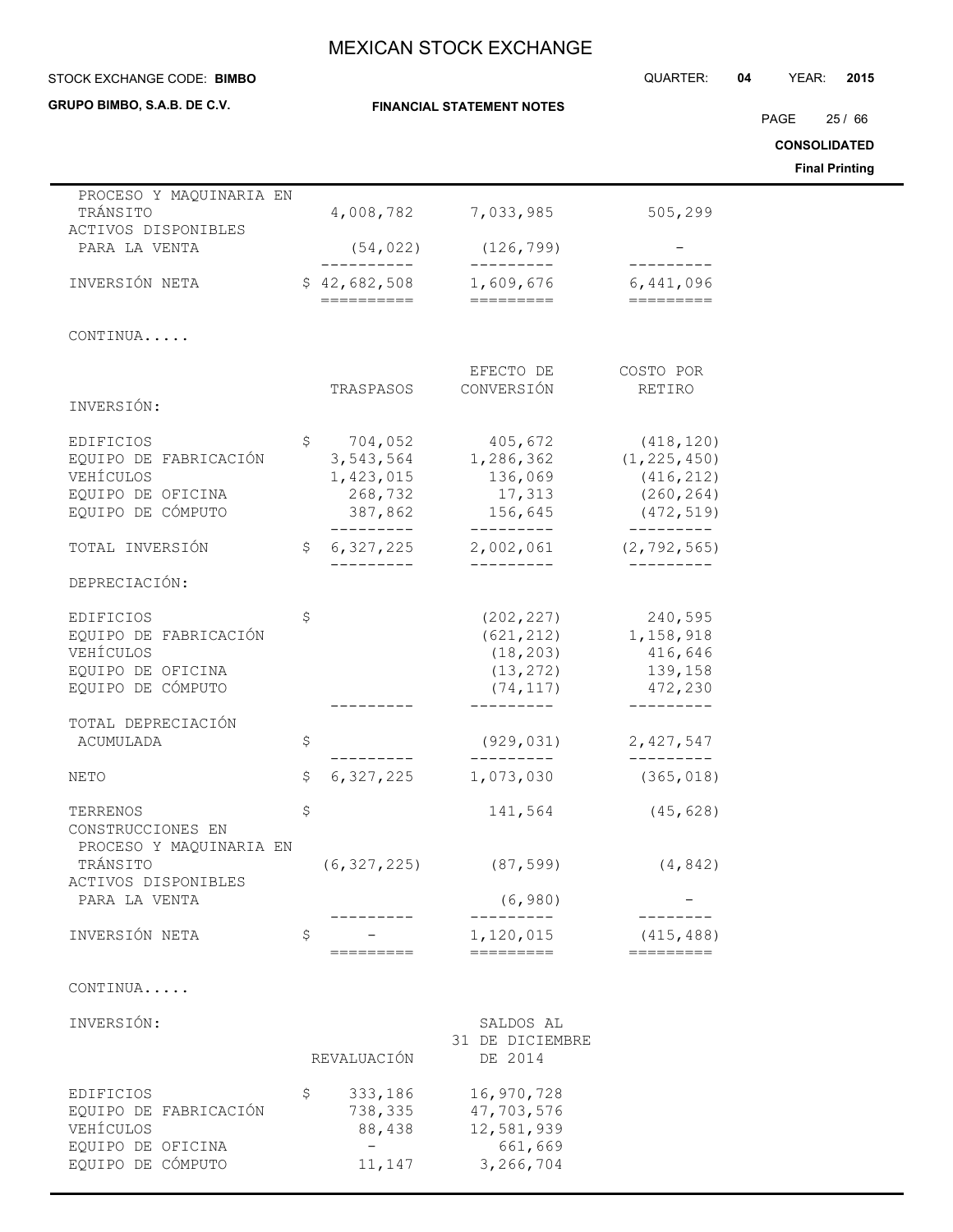| | | | |
|---|---|---|---|
| PROCESO Y MAQUINARIA EN TRÁNSITO | 4,008,782 | 7,033,985 | 505,299 |
| ACTIVOS DISPONIBLES PARA LA VENTA | (54,022) | (126,799) | - |
| INVERSIÓN NETA | $ 42,682,508 | 1,609,676 | 6,441,096 |

CONTINUA.....

| INVERSIÓN: | TRASPASOS | EFECTO DE CONVERSIÓN | COSTO POR RETIRO |
|---|---|---|---|
| EDIFICIOS | $ 704,052 | 405,672 | (418,120) |
| EQUIPO DE FABRICACIÓN | 3,543,564 | 1,286,362 | (1,225,450) |
| VEHÍCULOS | 1,423,015 | 136,069 | (416,212) |
| EQUIPO DE OFICINA | 268,732 | 17,313 | (260,264) |
| EQUIPO DE CÓMPUTO | 387,862 | 156,645 | (472,519) |
| TOTAL INVERSIÓN | $ 6,327,225 | 2,002,061 | (2,792,565) |
| DEPRECIACIÓN: | | | |
| EDIFICIOS | $ | (202,227) | 240,595 |
| EQUIPO DE FABRICACIÓN | | (621,212) | 1,158,918 |
| VEHÍCULOS | | (18,203) | 416,646 |
| EQUIPO DE OFICINA | | (13,272) | 139,158 |
| EQUIPO DE CÓMPUTO | | (74,117) | 472,230 |
| TOTAL DEPRECIACIÓN ACUMULADA | $ | (929,031) | 2,427,547 |
| NETO | $ 6,327,225 | 1,073,030 | (365,018) |
| TERRENOS | $ | 141,564 | (45,628) |
| CONSTRUCCIONES EN PROCESO Y MAQUINARIA EN TRÁNSITO | (6,327,225) | (87,599) | (4,842) |
| ACTIVOS DISPONIBLES PARA LA VENTA | | (6,980) | - |
| INVERSIÓN NETA | $ - | 1,120,015 | (415,488) |

CONTINUA.....

| INVERSIÓN: | REVALUACIÓN | SALDOS AL 31 DE DICIEMBRE DE 2014 |
|---|---|---|
| EDIFICIOS | $ 333,186 | 16,970,728 |
| EQUIPO DE FABRICACIÓN | 738,335 | 47,703,576 |
| VEHÍCULOS | 88,438 | 12,581,939 |
| EQUIPO DE OFICINA | - | 661,669 |
| EQUIPO DE CÓMPUTO | 11,147 | 3,266,704 |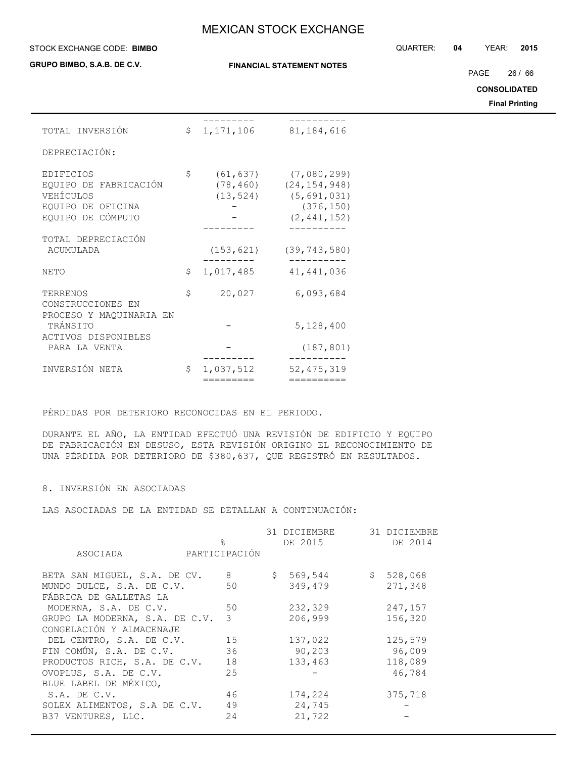| | | | |
|---|---|---|---|
| TOTAL INVERSIÓN | $ | 1,171,106 | 81,184,616 |
| DEPRECIACIÓN: | | | |
| EDIFICIOS | $ | (61,637) | (7,080,299) |
| EQUIPO DE FABRICACIÓN | | (78,460) | (24,154,948) |
| VEHÍCULOS | | (13,524) | (5,691,031) |
| EQUIPO DE OFICINA | | - | (376,150) |
| EQUIPO DE CÓMPUTO | | - | (2,441,152) |
| TOTAL DEPRECIACIÓN ACUMULADA | | (153,621) | (39,743,580) |
| NETO | $ | 1,017,485 | 41,441,036 |
| TERRENOS | $ | 20,027 | 6,093,684 |
| CONSTRUCCIONES EN PROCESO Y MAQUINARIA EN TRÁNSITO | | - | 5,128,400 |
| ACTIVOS DISPONIBLES PARA LA VENTA | | - | (187,801) |
| INVERSIÓN NETA | $ | 1,037,512 | 52,475,319 |

PÉRDIDAS POR DETERIORO RECONOCIDAS EN EL PERIODO.

DURANTE EL AÑO, LA ENTIDAD EFECTUÓ UNA REVISIÓN DE EDIFICIO Y EQUIPO DE FABRICACIÓN EN DESUSO, ESTA REVISIÓN ORIGINO EL RECONOCIMIENTO DE UNA PÉRDIDA POR DETERIORO DE $380,637, QUE REGISTRÓ EN RESULTADOS.

8. INVERSIÓN EN ASOCIADAS

LAS ASOCIADAS DE LA ENTIDAD SE DETALLAN A CONTINUACIÓN:

| ASOCIADA | % PARTICIPACIÓN | 31 DICIEMBRE DE 2015 | 31 DICIEMBRE DE 2014 |
|---|---|---|---|
| BETA SAN MIGUEL, S.A. DE CV. | 8 | $ 569,544 | $ 528,068 |
| MUNDO DULCE, S.A. DE C.V. | 50 | 349,479 | 271,348 |
| FÁBRICA DE GALLETAS LA MODERNA, S.A. DE C.V. | 50 | 232,329 | 247,157 |
| GRUPO LA MODERNA, S.A. DE C.V. | 3 | 206,999 | 156,320 |
| CONGELACIÓN Y ALMACENAJE DEL CENTRO, S.A. DE C.V. | 15 | 137,022 | 125,579 |
| FIN COMÚN, S.A. DE C.V. | 36 | 90,203 | 96,009 |
| PRODUCTOS RICH, S.A. DE C.V. | 18 | 133,463 | 118,089 |
| OVOPLUS, S.A. DE C.V. | 25 | - | 46,784 |
| BLUE LABEL DE MÉXICO, S.A. DE C.V. | 46 | 174,224 | 375,718 |
| SOLEX ALIMENTOS, S.A DE C.V. | 49 | 24,745 | - |
| B37 VENTURES, LLC. | 24 | 21,722 | - |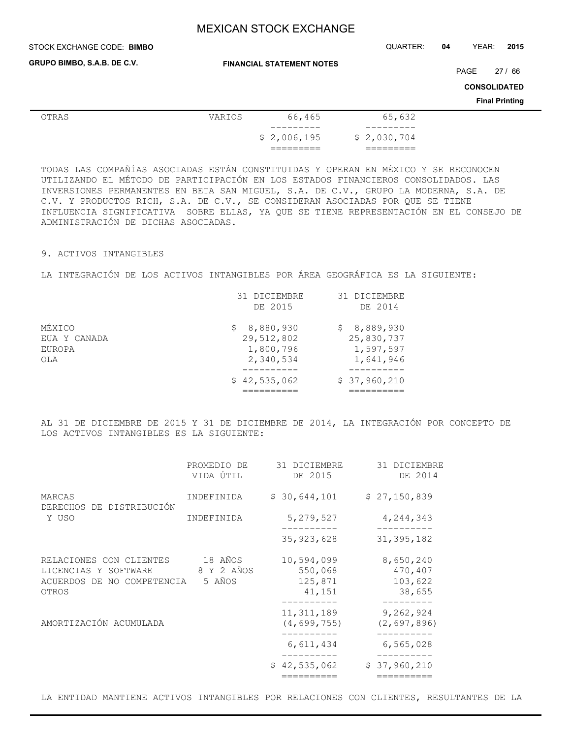| OTRAS | VARIOS | 66,465 | 65,632 |
|---|---|---|---|
| | | $ 2,006,195 | $ 2,030,704 |

TODAS LAS COMPAÑÍAS ASOCIADAS ESTÁN CONSTITUIDAS Y OPERAN EN MÉXICO Y SE RECONOCEN UTILIZANDO EL MÉTODO DE PARTICIPACIÓN EN LOS ESTADOS FINANCIEROS CONSOLIDADOS. LAS INVERSIONES PERMANENTES EN BETA SAN MIGUEL, S.A. DE C.V., GRUPO LA MODERNA, S.A. DE C.V. Y PRODUCTOS RICH, S.A. DE C.V., SE CONSIDERAN ASOCIADAS POR QUE SE TIENE INFLUENCIA SIGNIFICATIVA SOBRE ELLAS, YA QUE SE TIENE REPRESENTACIÓN EN EL CONSEJO DE ADMINISTRACIÓN DE DICHAS ASOCIADAS.

9. ACTIVOS INTANGIBLES

LA INTEGRACIÓN DE LOS ACTIVOS INTANGIBLES POR ÁREA GEOGRÁFICA ES LA SIGUIENTE:

| | 31 DICIEMBRE DE 2015 | 31 DICIEMBRE DE 2014 |
|---|---|---|
| MÉXICO | $ 8,880,930 | $ 8,889,930 |
| EUA Y CANADA | 29,512,802 | 25,830,737 |
| EUROPA | 1,800,796 | 1,597,597 |
| OLA | 2,340,534 | 1,641,946 |
| | $ 42,535,062 | $ 37,960,210 |

AL 31 DE DICIEMBRE DE 2015 Y 31 DE DICIEMBRE DE 2014, LA INTEGRACIÓN POR CONCEPTO DE LOS ACTIVOS INTANGIBLES ES LA SIGUIENTE:

| | PROMEDIO DE VIDA ÚTIL | 31 DICIEMBRE DE 2015 | 31 DICIEMBRE DE 2014 |
|---|---|---|---|
| MARCAS | INDEFINIDA | $ 30,644,101 | $ 27,150,839 |
| DERECHOS DE DISTRIBUCIÓN Y USO | INDEFINIDA | 5,279,527 | 4,244,343 |
| | | 35,923,628 | 31,395,182 |
| RELACIONES CON CLIENTES | 18 AÑOS | 10,594,099 | 8,650,240 |
| LICENCIAS Y SOFTWARE | 8 Y 2 AÑOS | 550,068 | 470,407 |
| ACUERDOS DE NO COMPETENCIA | 5 AÑOS | 125,871 | 103,622 |
| OTROS | | 41,151 | 38,655 |
| | | 11,311,189 | 9,262,924 |
| AMORTIZACIÓN ACUMULADA | | (4,699,755) | (2,697,896) |
| | | 6,611,434 | 6,565,028 |
| | | $ 42,535,062 | $ 37,960,210 |

LA ENTIDAD MANTIENE ACTIVOS INTANGIBLES POR RELACIONES CON CLIENTES, RESULTANTES DE LA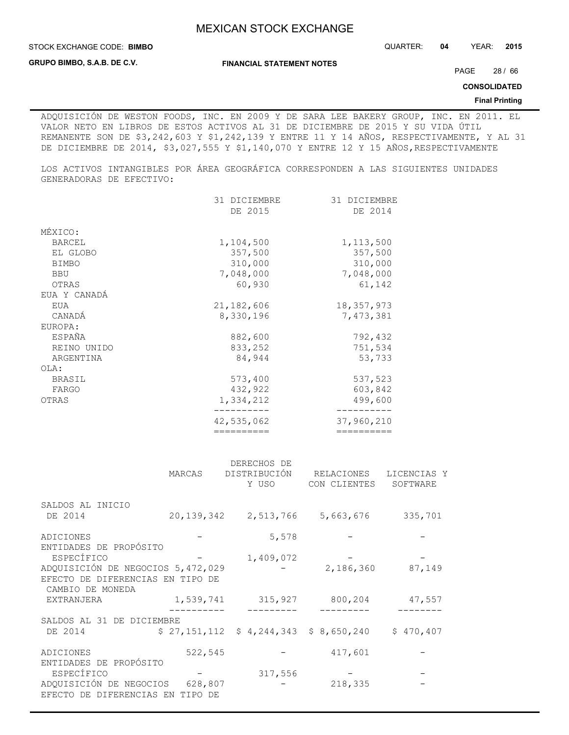ADQUISICIÓN DE WESTON FOODS, INC. EN 2009 Y DE SARA LEE BAKERY GROUP, INC. EN 2011. EL VALOR NETO EN LIBROS DE ESTOS ACTIVOS AL 31 DE DICIEMBRE DE 2015 Y SU VIDA ÚTIL REMANENTE SON DE $3,242,603 Y $1,242,139 Y ENTRE 11 Y 14 AÑOS, RESPECTIVAMENTE, Y AL 31 DE DICIEMBRE DE 2014, $3,027,555 Y $1,140,070 Y ENTRE 12 Y 15 AÑOS,RESPECTIVAMENTE

LOS ACTIVOS INTANGIBLES POR ÁREA GEOGRÁFICA CORRESPONDEN A LAS SIGUIENTES UNIDADES GENERADORAS DE EFECTIVO:

| | 31 DICIEMBRE DE 2015 | 31 DICIEMBRE DE 2014 |
|---|---|---|
| MÉXICO: | | |
| BARCEL | 1,104,500 | 1,113,500 |
| EL GLOBO | 357,500 | 357,500 |
| BIMBO | 310,000 | 310,000 |
| BBU | 7,048,000 | 7,048,000 |
| OTRAS | 60,930 | 61,142 |
| EUA Y CANADÁ | | |
| EUA | 21,182,606 | 18,357,973 |
| CANADÁ | 8,330,196 | 7,473,381 |
| EUROPA: | | |
| ESPAÑA | 882,600 | 792,432 |
| REINO UNIDO | 833,252 | 751,534 |
| ARGENTINA | 84,944 | 53,733 |
| OLA: | | |
| BRASIL | 573,400 | 537,523 |
| FARGO | 432,922 | 603,842 |
| OTRAS | 1,334,212 | 499,600 |
| | 42,535,062 | 37,960,210 |

| | MARCAS | DERECHOS DE DISTRIBUCIÓN Y USO | RELACIONES CON CLIENTES | LICENCIAS Y SOFTWARE |
|---|---|---|---|---|
| SALDOS AL INICIO DE 2014 | 20,139,342 | 2,513,766 | 5,663,676 | 335,701 |
| ADICIONES | - | 5,578 | - | - |
| ENTIDADES DE PROPÓSITO ESPECÍFICO | - | 1,409,072 | - | - |
| ADQUISICIÓN DE NEGOCIOS | 5,472,029 | - | 2,186,360 | 87,149 |
| EFECTO DE DIFERENCIAS EN TIPO DE CAMBIO DE MONEDA EXTRANJERA | 1,539,741 | 315,927 | 800,204 | 47,557 |
| SALDOS AL 31 DE DICIEMBRE DE 2014 | $ 27,151,112 | $ 4,244,343 | $ 8,650,240 | $ 470,407 |
| ADICIONES | 522,545 | - | 417,601 | - |
| ENTIDADES DE PROPÓSITO ESPECÍFICO | - | 317,556 | - | - |
| ADQUISICIÓN DE NEGOCIOS | 628,807 | - | 218,335 | - |
| EFECTO DE DIFERENCIAS EN TIPO DE | | | | |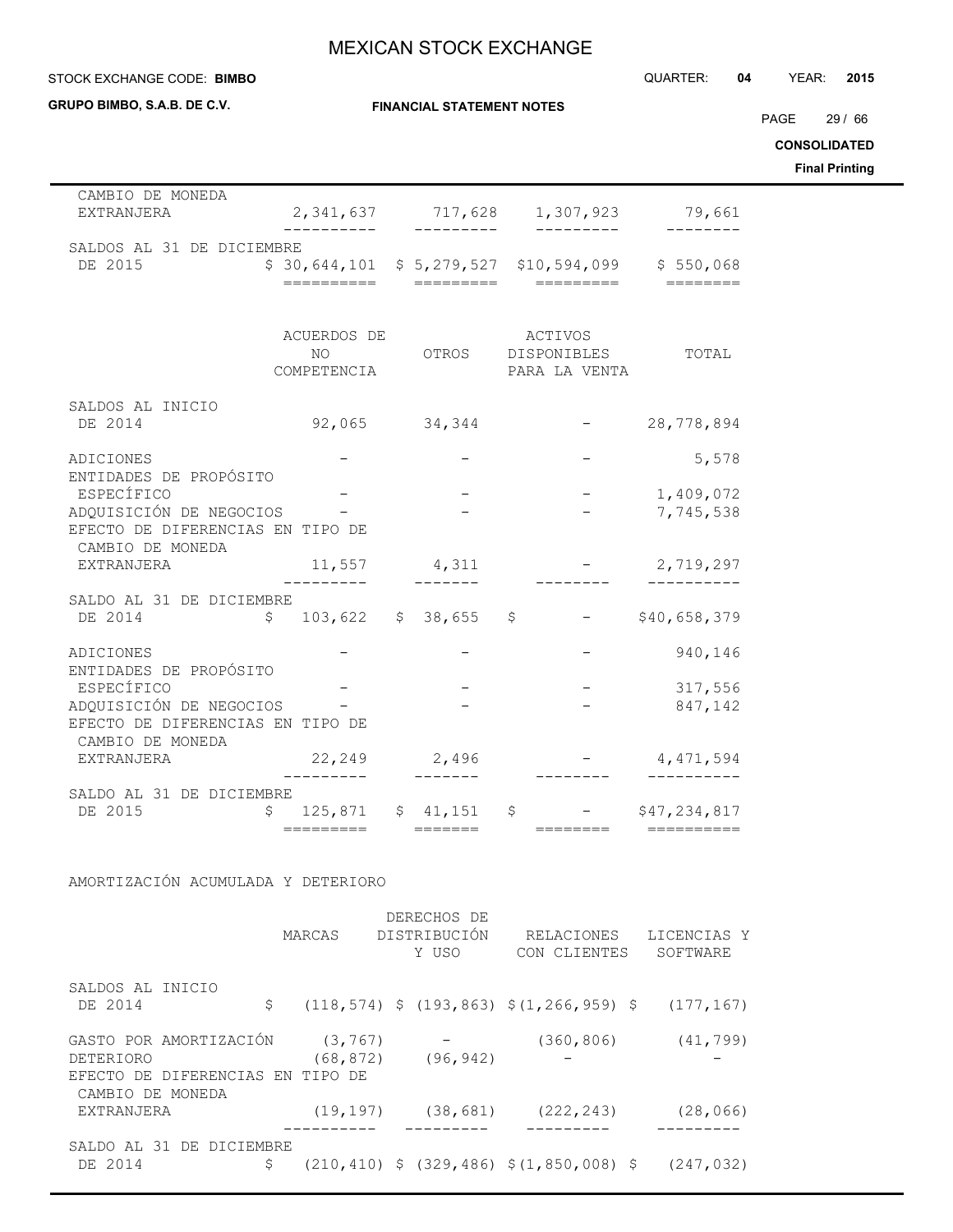| | | | | |
|---|---|---|---|---|
| CAMBIO DE MONEDA EXTRANJERA | 2,341,637 | 717,628 | 1,307,923 | 79,661 |
| SALDOS AL 31 DE DICIEMBRE DE 2015 | $ 30,644,101 | $ 5,279,527 | $10,594,099 | $ 550,068 |

| | ACUERDOS DE NO COMPETENCIA | OTROS | ACTIVOS DISPONIBLES PARA LA VENTA | TOTAL |
|---|---|---|---|---|
| SALDOS AL INICIO DE 2014 | 92,065 | 34,344 | - | 28,778,894 |
| ADICIONES | - | - | - | 5,578 |
| ENTIDADES DE PROPÓSITO ESPECÍFICO | - | - | - | 1,409,072 |
| ADQUISICIÓN DE NEGOCIOS | - | - | - | 7,745,538 |
| EFECTO DE DIFERENCIAS EN TIPO DE CAMBIO DE MONEDA EXTRANJERA | 11,557 | 4,311 | - | 2,719,297 |
| SALDO AL 31 DE DICIEMBRE DE 2014 | $ 103,622 | $ 38,655 | $ - | $40,658,379 |
| ADICIONES | - | - | - | 940,146 |
| ENTIDADES DE PROPÓSITO ESPECÍFICO | - | - | - | 317,556 |
| ADQUISICIÓN DE NEGOCIOS | - | - | - | 847,142 |
| EFECTO DE DIFERENCIAS EN TIPO DE CAMBIO DE MONEDA EXTRANJERA | 22,249 | 2,496 | - | 4,471,594 |
| SALDO AL 31 DE DICIEMBRE DE 2015 | $ 125,871 | $ 41,151 | $ - | $47,234,817 |

AMORTIZACIÓN ACUMULADA Y DETERIORO

| | MARCAS | DERECHOS DE DISTRIBUCIÓN Y USO | RELACIONES CON CLIENTES | LICENCIAS Y SOFTWARE |
|---|---|---|---|---|
| SALDOS AL INICIO DE 2014 | $ (118,574) | $ (193,863) | $(1,266,959) | $ (177,167) |
| GASTO POR AMORTIZACIÓN | (3,767) | - | (360,806) | (41,799) |
| DETERIORO | (68,872) | (96,942) | - | - |
| EFECTO DE DIFERENCIAS EN TIPO DE CAMBIO DE MONEDA EXTRANJERA | (19,197) | (38,681) | (222,243) | (28,066) |
| SALDO AL 31 DE DICIEMBRE DE 2014 | $ (210,410) | $ (329,486) | $(1,850,008) | $ (247,032) |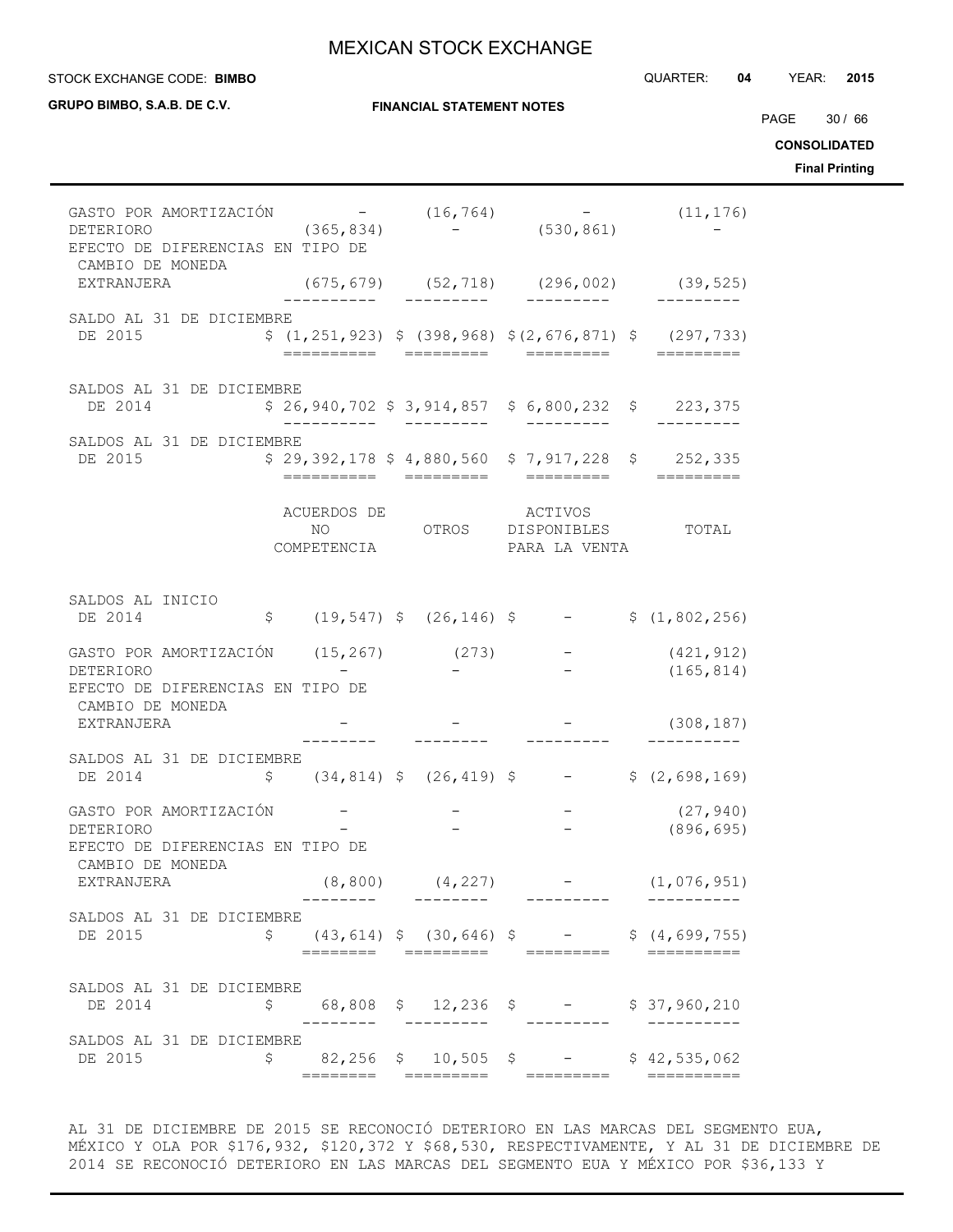| | | | | |
|---|---|---|---|---|
| GASTO POR AMORTIZACIÓN | - | (16,764) | - | (11,176) |
| DETERIORO | (365,834) | - | (530,861) | - |
| EFECTO DE DIFERENCIAS EN TIPO DE CAMBIO DE MONEDA EXTRANJERA | (675,679) | (52,718) | (296,002) | (39,525) |
| SALDO AL 31 DE DICIEMBRE DE 2015 | $ (1,251,923) | $ (398,968) | $(2,676,871) | $ (297,733) |
| SALDOS AL 31 DE DICIEMBRE DE 2014 | $ 26,940,702 | $ 3,914,857 | $ 6,800,232 | $ 223,375 |
| SALDOS AL 31 DE DICIEMBRE DE 2015 | $ 29,392,178 | $ 4,880,560 | $ 7,917,228 | $ 252,335 |

| | ACUERDOS DE NO COMPETENCIA | OTROS | ACTIVOS DISPONIBLES PARA LA VENTA | TOTAL |
|---|---|---|---|---|
| SALDOS AL INICIO DE 2014 | $ (19,547) | $ (26,146) | $ - | $ (1,802,256) |
| GASTO POR AMORTIZACIÓN | (15,267) | (273) | - | (421,912) |
| DETERIORO | - | - | - | (165,814) |
| EFECTO DE DIFERENCIAS EN TIPO DE CAMBIO DE MONEDA EXTRANJERA | - | - | - | (308,187) |
| SALDOS AL 31 DE DICIEMBRE DE 2014 | $ (34,814) | $ (26,419) | $ - | $ (2,698,169) |
| GASTO POR AMORTIZACIÓN | - | - | - | (27,940) |
| DETERIORO | - | - | - | (896,695) |
| EFECTO DE DIFERENCIAS EN TIPO DE CAMBIO DE MONEDA EXTRANJERA | (8,800) | (4,227) | - | (1,076,951) |
| SALDOS AL 31 DE DICIEMBRE DE 2015 | $ (43,614) | $ (30,646) | $ - | $ (4,699,755) |
| SALDOS AL 31 DE DICIEMBRE DE 2014 | $ 68,808 | $ 12,236 | $ - | $ 37,960,210 |
| SALDOS AL 31 DE DICIEMBRE DE 2015 | $ 82,256 | $ 10,505 | $ - | $ 42,535,062 |

AL 31 DE DICIEMBRE DE 2015 SE RECONOCIÓ DETERIORO EN LAS MARCAS DEL SEGMENTO EUA, MÉXICO Y OLA POR $176,932, $120,372 Y $68,530, RESPECTIVAMENTE, Y AL 31 DE DICIEMBRE DE 2014 SE RECONOCIÓ DETERIORO EN LAS MARCAS DEL SEGMENTO EUA Y MÉXICO POR $36,133 Y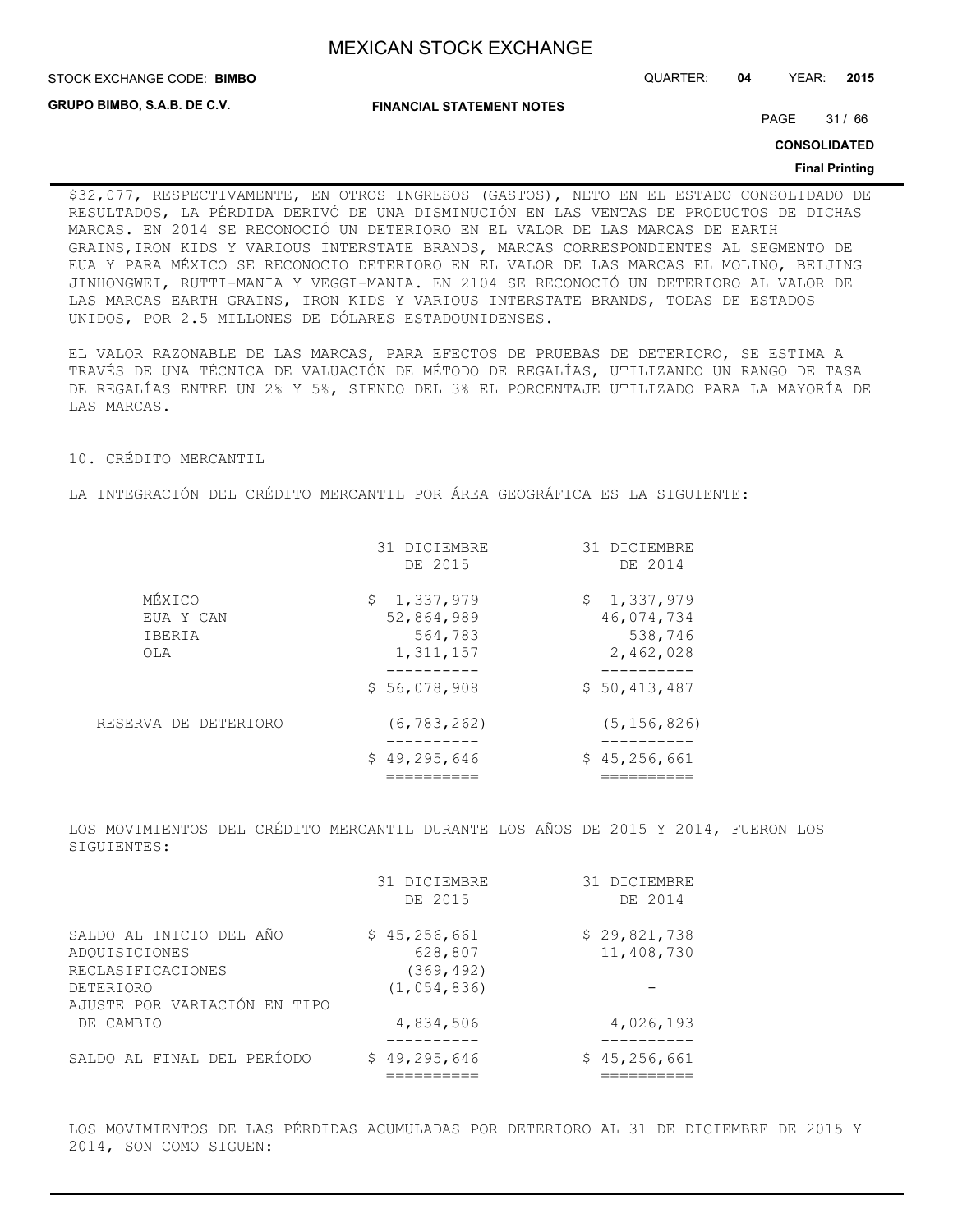$32,077, RESPECTIVAMENTE, EN OTROS INGRESOS (GASTOS), NETO EN EL ESTADO CONSOLIDADO DE RESULTADOS, LA PÉRDIDA DERIVÓ DE UNA DISMINUCIÓN EN LAS VENTAS DE PRODUCTOS DE DICHAS MARCAS. EN 2014 SE RECONOCIÓ UN DETERIORO EN EL VALOR DE LAS MARCAS DE EARTH GRAINS,IRON KIDS Y VARIOUS INTERSTATE BRANDS, MARCAS CORRESPONDIENTES AL SEGMENTO DE EUA Y PARA MÉXICO SE RECONOCIO DETERIORO EN EL VALOR DE LAS MARCAS EL MOLINO, BEIJING JINHONGWEI, RUTTI-MANIA Y VEGGI-MANIA. EN 2104 SE RECONOCIÓ UN DETERIORO AL VALOR DE LAS MARCAS EARTH GRAINS, IRON KIDS Y VARIOUS INTERSTATE BRANDS, TODAS DE ESTADOS UNIDOS, POR 2.5 MILLONES DE DÓLARES ESTADOUNIDENSES.

EL VALOR RAZONABLE DE LAS MARCAS, PARA EFECTOS DE PRUEBAS DE DETERIORO, SE ESTIMA A TRAVÉS DE UNA TÉCNICA DE VALUACIÓN DE MÉTODO DE REGALÍAS, UTILIZANDO UN RANGO DE TASA DE REGALÍAS ENTRE UN 2% Y 5%, SIENDO DEL 3% EL PORCENTAJE UTILIZADO PARA LA MAYORÍA DE LAS MARCAS.

## 10. CRÉDITO MERCANTIL

LA INTEGRACIÓN DEL CRÉDITO MERCANTIL POR ÁREA GEOGRÁFICA ES LA SIGUIENTE:

| | 31 DICIEMBRE DE 2015 | 31 DICIEMBRE DE 2014 |
|---|---|---|
| MÉXICO | $ 1,337,979 | $ 1,337,979 |
| EUA Y CAN | 52,864,989 | 46,074,734 |
| IBERIA | 564,783 | 538,746 |
| OLA | 1,311,157 | 2,462,028 |
| | $ 56,078,908 | $ 50,413,487 |
| RESERVA DE DETERIORO | (6,783,262) | (5,156,826) |
| | $ 49,295,646 | $ 45,256,661 |

LOS MOVIMIENTOS DEL CRÉDITO MERCANTIL DURANTE LOS AÑOS DE 2015 Y 2014, FUERON LOS SIGUIENTES:

| | 31 DICIEMBRE DE 2015 | 31 DICIEMBRE DE 2014 |
|---|---|---|
| SALDO AL INICIO DEL AÑO | $ 45,256,661 | $ 29,821,738 |
| ADQUISICIONES | 628,807 | 11,408,730 |
| RECLASIFICACIONES | (369,492) | |
| DETERIORO | (1,054,836) | - |
| AJUSTE POR VARIACIÓN EN TIPO DE CAMBIO | 4,834,506 | 4,026,193 |
| SALDO AL FINAL DEL PERÍODO | $ 49,295,646 | $ 45,256,661 |

LOS MOVIMIENTOS DE LAS PÉRDIDAS ACUMULADAS POR DETERIORO AL 31 DE DICIEMBRE DE 2015 Y 2014, SON COMO SIGUEN: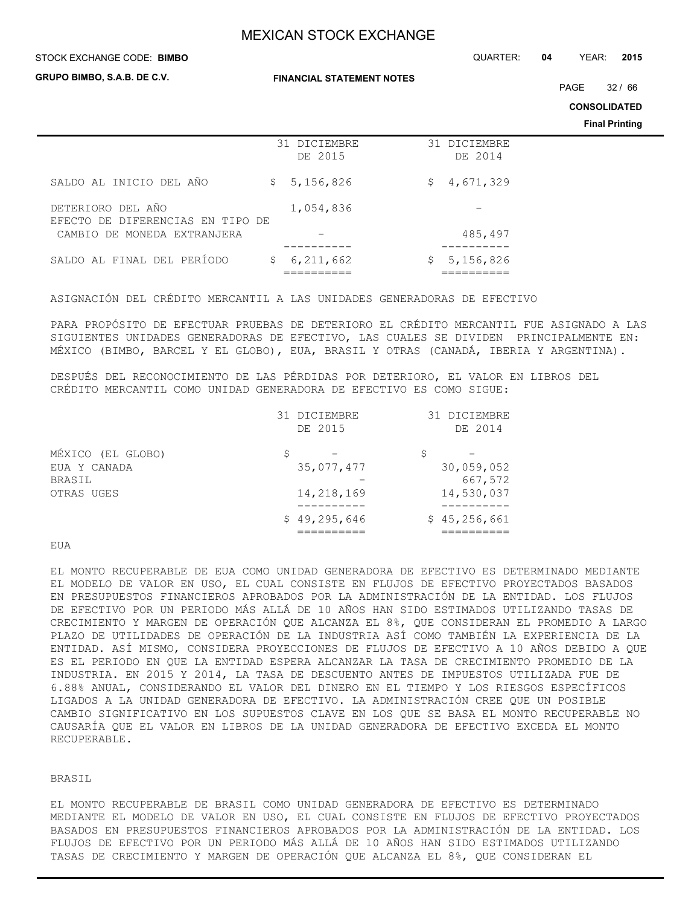| | 31 DICIEMBRE DE 2015 | 31 DICIEMBRE DE 2014 |
|---|---|---|
| SALDO AL INICIO DEL AÑO | $ 5,156,826 | $ 4,671,329 |
| DETERIORO DEL AÑO | 1,054,836 | - |
| EFECTO DE DIFERENCIAS EN TIPO DE CAMBIO DE MONEDA EXTRANJERA | - | 485,497 |
| SALDO AL FINAL DEL PERÍODO | $ 6,211,662 | $ 5,156,826 |

ASIGNACIÓN DEL CRÉDITO MERCANTIL A LAS UNIDADES GENERADORAS DE EFECTIVO

PARA PROPÓSITO DE EFECTUAR PRUEBAS DE DETERIORO EL CRÉDITO MERCANTIL FUE ASIGNADO A LAS SIGUIENTES UNIDADES GENERADORAS DE EFECTIVO, LAS CUALES SE DIVIDEN PRINCIPALMENTE EN: MÉXICO (BIMBO, BARCEL Y EL GLOBO), EUA, BRASIL Y OTRAS (CANADÁ, IBERIA Y ARGENTINA).

DESPUÉS DEL RECONOCIMIENTO DE LAS PÉRDIDAS POR DETERIORO, EL VALOR EN LIBROS DEL CRÉDITO MERCANTIL COMO UNIDAD GENERADORA DE EFECTIVO ES COMO SIGUE:

| | 31 DICIEMBRE DE 2015 | 31 DICIEMBRE DE 2014 |
|---|---|---|
| MÉXICO (EL GLOBO) | $ - | $ - |
| EUA Y CANADA | 35,077,477 | 30,059,052 |
| BRASIL | - | 667,572 |
| OTRAS UGES | 14,218,169 | 14,530,037 |
| | $ 49,295,646 | $ 45,256,661 |

EUA

EL MONTO RECUPERABLE DE EUA COMO UNIDAD GENERADORA DE EFECTIVO ES DETERMINADO MEDIANTE EL MODELO DE VALOR EN USO, EL CUAL CONSISTE EN FLUJOS DE EFECTIVO PROYECTADOS BASADOS EN PRESUPUESTOS FINANCIEROS APROBADOS POR LA ADMINISTRACIÓN DE LA ENTIDAD. LOS FLUJOS DE EFECTIVO POR UN PERIODO MÁS ALLÁ DE 10 AÑOS HAN SIDO ESTIMADOS UTILIZANDO TASAS DE CRECIMIENTO Y MARGEN DE OPERACIÓN QUE ALCANZA EL 8%, QUE CONSIDERAN EL PROMEDIO A LARGO PLAZO DE UTILIDADES DE OPERACIÓN DE LA INDUSTRIA ASÍ COMO TAMBIÉN LA EXPERIENCIA DE LA ENTIDAD. ASÍ MISMO, CONSIDERA PROYECCIONES DE FLUJOS DE EFECTIVO A 10 AÑOS DEBIDO A QUE ES EL PERIODO EN QUE LA ENTIDAD ESPERA ALCANZAR LA TASA DE CRECIMIENTO PROMEDIO DE LA INDUSTRIA. EN 2015 Y 2014, LA TASA DE DESCUENTO ANTES DE IMPUESTOS UTILIZADA FUE DE 6.88% ANUAL, CONSIDERANDO EL VALOR DEL DINERO EN EL TIEMPO Y LOS RIESGOS ESPECÍFICOS LIGADOS A LA UNIDAD GENERADORA DE EFECTIVO. LA ADMINISTRACIÓN CREE QUE UN POSIBLE CAMBIO SIGNIFICATIVO EN LOS SUPUESTOS CLAVE EN LOS QUE SE BASA EL MONTO RECUPERABLE NO CAUSARÍA QUE EL VALOR EN LIBROS DE LA UNIDAD GENERADORA DE EFECTIVO EXCEDA EL MONTO RECUPERABLE.

BRASIL

EL MONTO RECUPERABLE DE BRASIL COMO UNIDAD GENERADORA DE EFECTIVO ES DETERMINADO MEDIANTE EL MODELO DE VALOR EN USO, EL CUAL CONSISTE EN FLUJOS DE EFECTIVO PROYECTADOS BASADOS EN PRESUPUESTOS FINANCIEROS APROBADOS POR LA ADMINISTRACIÓN DE LA ENTIDAD. LOS FLUJOS DE EFECTIVO POR UN PERIODO MÁS ALLÁ DE 10 AÑOS HAN SIDO ESTIMADOS UTILIZANDO TASAS DE CRECIMIENTO Y MARGEN DE OPERACIÓN QUE ALCANZA EL 8%, QUE CONSIDERAN EL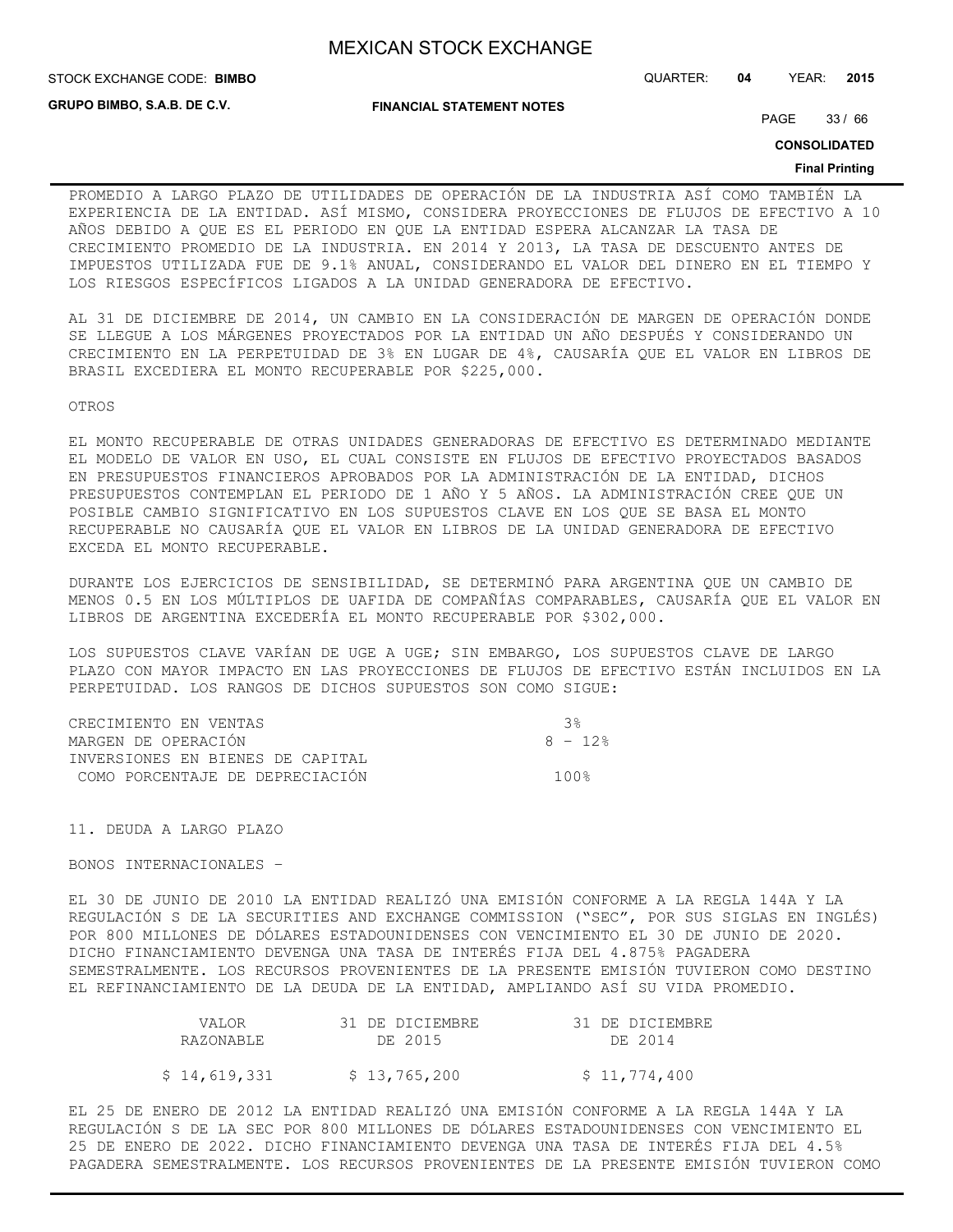PROMEDIO A LARGO PLAZO DE UTILIDADES DE OPERACIÓN DE LA INDUSTRIA ASÍ COMO TAMBIÉN LA EXPERIENCIA DE LA ENTIDAD. ASÍ MISMO, CONSIDERA PROYECCIONES DE FLUJOS DE EFECTIVO A 10 AÑOS DEBIDO A QUE ES EL PERIODO EN QUE LA ENTIDAD ESPERA ALCANZAR LA TASA DE CRECIMIENTO PROMEDIO DE LA INDUSTRIA. EN 2014 Y 2013, LA TASA DE DESCUENTO ANTES DE IMPUESTOS UTILIZADA FUE DE 9.1% ANUAL, CONSIDERANDO EL VALOR DEL DINERO EN EL TIEMPO Y LOS RIESGOS ESPECÍFICOS LIGADOS A LA UNIDAD GENERADORA DE EFECTIVO.

AL 31 DE DICIEMBRE DE 2014, UN CAMBIO EN LA CONSIDERACIÓN DE MARGEN DE OPERACIÓN DONDE SE LLEGUE A LOS MÁRGENES PROYECTADOS POR LA ENTIDAD UN AÑO DESPUÉS Y CONSIDERANDO UN CRECIMIENTO EN LA PERPETUIDAD DE 3% EN LUGAR DE 4%, CAUSARÍA QUE EL VALOR EN LIBROS DE BRASIL EXCEDIERA EL MONTO RECUPERABLE POR $225,000.

OTROS

EL MONTO RECUPERABLE DE OTRAS UNIDADES GENERADORAS DE EFECTIVO ES DETERMINADO MEDIANTE EL MODELO DE VALOR EN USO, EL CUAL CONSISTE EN FLUJOS DE EFECTIVO PROYECTADOS BASADOS EN PRESUPUESTOS FINANCIEROS APROBADOS POR LA ADMINISTRACIÓN DE LA ENTIDAD, DICHOS PRESUPUESTOS CONTEMPLAN EL PERIODO DE 1 AÑO Y 5 AÑOS. LA ADMINISTRACIÓN CREE QUE UN POSIBLE CAMBIO SIGNIFICATIVO EN LOS SUPUESTOS CLAVE EN LOS QUE SE BASA EL MONTO RECUPERABLE NO CAUSARÍA QUE EL VALOR EN LIBROS DE LA UNIDAD GENERADORA DE EFECTIVO EXCEDA EL MONTO RECUPERABLE.

DURANTE LOS EJERCICIOS DE SENSIBILIDAD, SE DETERMINÓ PARA ARGENTINA QUE UN CAMBIO DE MENOS 0.5 EN LOS MÚLTIPLOS DE UAFIDA DE COMPAÑÍAS COMPARABLES, CAUSARÍA QUE EL VALOR EN LIBROS DE ARGENTINA EXCEDERÍA EL MONTO RECUPERABLE POR $302,000.

LOS SUPUESTOS CLAVE VARÍAN DE UGE A UGE; SIN EMBARGO, LOS SUPUESTOS CLAVE DE LARGO PLAZO CON MAYOR IMPACTO EN LAS PROYECCIONES DE FLUJOS DE EFECTIVO ESTÁN INCLUIDOS EN LA PERPETUIDAD. LOS RANGOS DE DICHOS SUPUESTOS SON COMO SIGUE:

| | |
|---|---|
| CRECIMIENTO EN VENTAS | 3% |
| MARGEN DE OPERACIÓN | 8 - 12% |
| INVERSIONES EN BIENES DE CAPITAL COMO PORCENTAJE DE DEPRECIACIÓN | 100% |

11. DEUDA A LARGO PLAZO

BONOS INTERNACIONALES –

EL 30 DE JUNIO DE 2010 LA ENTIDAD REALIZÓ UNA EMISIÓN CONFORME A LA REGLA 144A Y LA REGULACIÓN S DE LA SECURITIES AND EXCHANGE COMMISSION ("SEC", POR SUS SIGLAS EN INGLÉS) POR 800 MILLONES DE DÓLARES ESTADOUNIDENSES CON VENCIMIENTO EL 30 DE JUNIO DE 2020. DICHO FINANCIAMIENTO DEVENGA UNA TASA DE INTERÉS FIJA DEL 4.875% PAGADERA SEMESTRALMENTE. LOS RECURSOS PROVENIENTES DE LA PRESENTE EMISIÓN TUVIERON COMO DESTINO EL REFINANCIAMIENTO DE LA DEUDA DE LA ENTIDAD, AMPLIANDO ASÍ SU VIDA PROMEDIO.

| VALOR RAZONABLE | 31 DE DICIEMBRE DE 2015 | 31 DE DICIEMBRE DE 2014 |
|---|---|---|
| $ 14,619,331 | $ 13,765,200 | $ 11,774,400 |

EL 25 DE ENERO DE 2012 LA ENTIDAD REALIZÓ UNA EMISIÓN CONFORME A LA REGLA 144A Y LA REGULACIÓN S DE LA SEC POR 800 MILLONES DE DÓLARES ESTADOUNIDENSES CON VENCIMIENTO EL 25 DE ENERO DE 2022. DICHO FINANCIAMIENTO DEVENGA UNA TASA DE INTERÉS FIJA DEL 4.5% PAGADERA SEMESTRALMENTE. LOS RECURSOS PROVENIENTES DE LA PRESENTE EMISIÓN TUVIERON COMO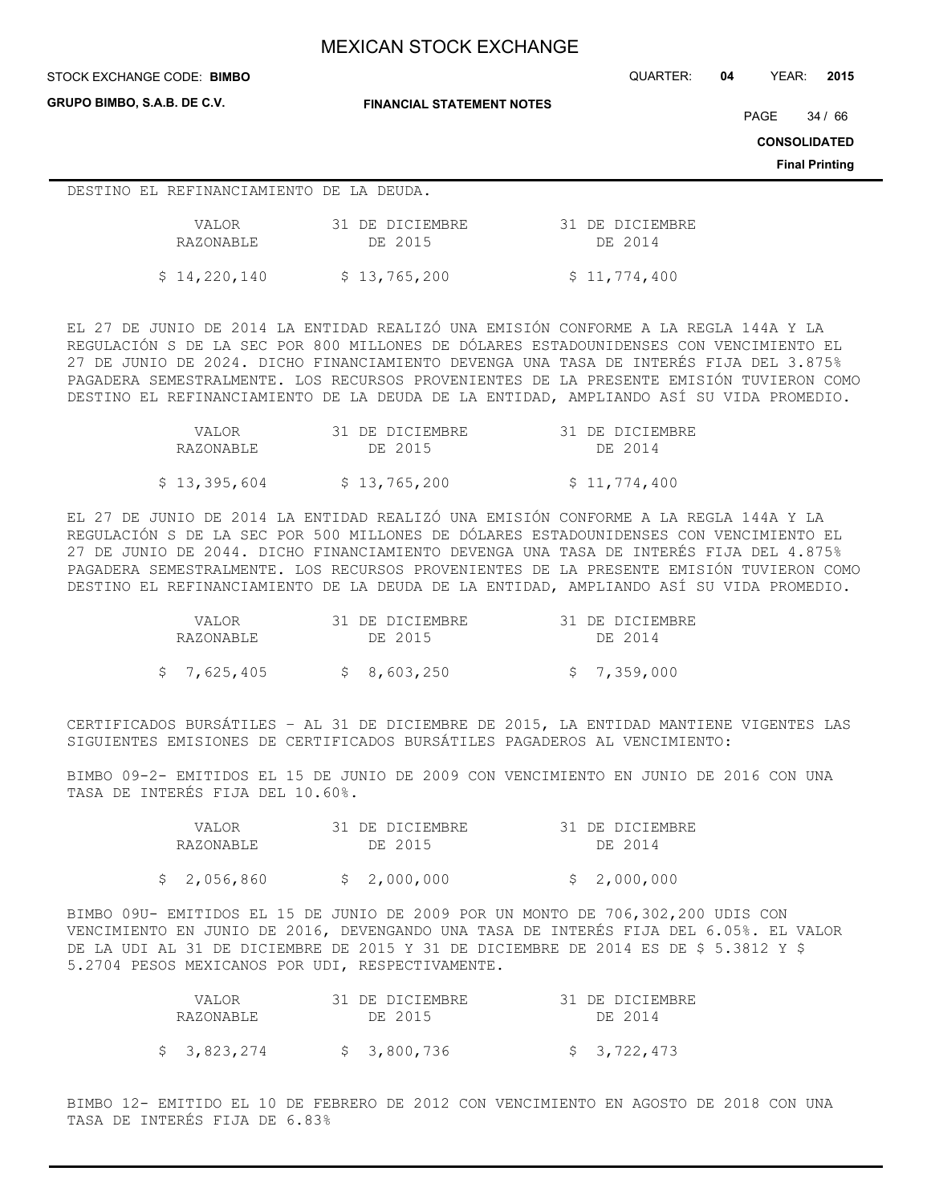DESTINO EL REFINANCIAMIENTO DE LA DEUDA.

| VALOR RAZONABLE | 31 DE DICIEMBRE DE 2015 | 31 DE DICIEMBRE DE 2014 |
|---|---|---|
| $ 14,220,140 | $ 13,765,200 | $ 11,774,400 |

EL 27 DE JUNIO DE 2014 LA ENTIDAD REALIZÓ UNA EMISIÓN CONFORME A LA REGLA 144A Y LA REGULACIÓN S DE LA SEC POR 800 MILLONES DE DÓLARES ESTADOUNIDENSES CON VENCIMIENTO EL 27 DE JUNIO DE 2024. DICHO FINANCIAMIENTO DEVENGA UNA TASA DE INTERÉS FIJA DEL 3.875% PAGADERA SEMESTRALMENTE. LOS RECURSOS PROVENIENTES DE LA PRESENTE EMISIÓN TUVIERON COMO DESTINO EL REFINANCIAMIENTO DE LA DEUDA DE LA ENTIDAD, AMPLIANDO ASÍ SU VIDA PROMEDIO.

| VALOR RAZONABLE | 31 DE DICIEMBRE DE 2015 | 31 DE DICIEMBRE DE 2014 |
|---|---|---|
| $ 13,395,604 | $ 13,765,200 | $ 11,774,400 |

EL 27 DE JUNIO DE 2014 LA ENTIDAD REALIZÓ UNA EMISIÓN CONFORME A LA REGLA 144A Y LA REGULACIÓN S DE LA SEC POR 500 MILLONES DE DÓLARES ESTADOUNIDENSES CON VENCIMIENTO EL 27 DE JUNIO DE 2044. DICHO FINANCIAMIENTO DEVENGA UNA TASA DE INTERÉS FIJA DEL 4.875% PAGADERA SEMESTRALMENTE. LOS RECURSOS PROVENIENTES DE LA PRESENTE EMISIÓN TUVIERON COMO DESTINO EL REFINANCIAMIENTO DE LA DEUDA DE LA ENTIDAD, AMPLIANDO ASÍ SU VIDA PROMEDIO.

| VALOR RAZONABLE | 31 DE DICIEMBRE DE 2015 | 31 DE DICIEMBRE DE 2014 |
|---|---|---|
| $ 7,625,405 | $ 8,603,250 | $ 7,359,000 |

CERTIFICADOS BURSÁTILES – AL 31 DE DICIEMBRE DE 2015, LA ENTIDAD MANTIENE VIGENTES LAS SIGUIENTES EMISIONES DE CERTIFICADOS BURSÁTILES PAGADEROS AL VENCIMIENTO:

BIMBO 09-2- EMITIDOS EL 15 DE JUNIO DE 2009 CON VENCIMIENTO EN JUNIO DE 2016 CON UNA TASA DE INTERÉS FIJA DEL 10.60%.

| VALOR RAZONABLE | 31 DE DICIEMBRE DE 2015 | 31 DE DICIEMBRE DE 2014 |
|---|---|---|
| $ 2,056,860 | $ 2,000,000 | $ 2,000,000 |

BIMBO 09U- EMITIDOS EL 15 DE JUNIO DE 2009 POR UN MONTO DE 706,302,200 UDIS CON VENCIMIENTO EN JUNIO DE 2016, DEVENGANDO UNA TASA DE INTERÉS FIJA DEL 6.05%. EL VALOR DE LA UDI AL 31 DE DICIEMBRE DE 2015 Y 31 DE DICIEMBRE DE 2014 ES DE $ 5.3812 Y $ 5.2704 PESOS MEXICANOS POR UDI, RESPECTIVAMENTE.

| VALOR RAZONABLE | 31 DE DICIEMBRE DE 2015 | 31 DE DICIEMBRE DE 2014 |
|---|---|---|
| $ 3,823,274 | $ 3,800,736 | $ 3,722,473 |

BIMBO 12- EMITIDO EL 10 DE FEBRERO DE 2012 CON VENCIMIENTO EN AGOSTO DE 2018 CON UNA TASA DE INTERÉS FIJA DE 6.83%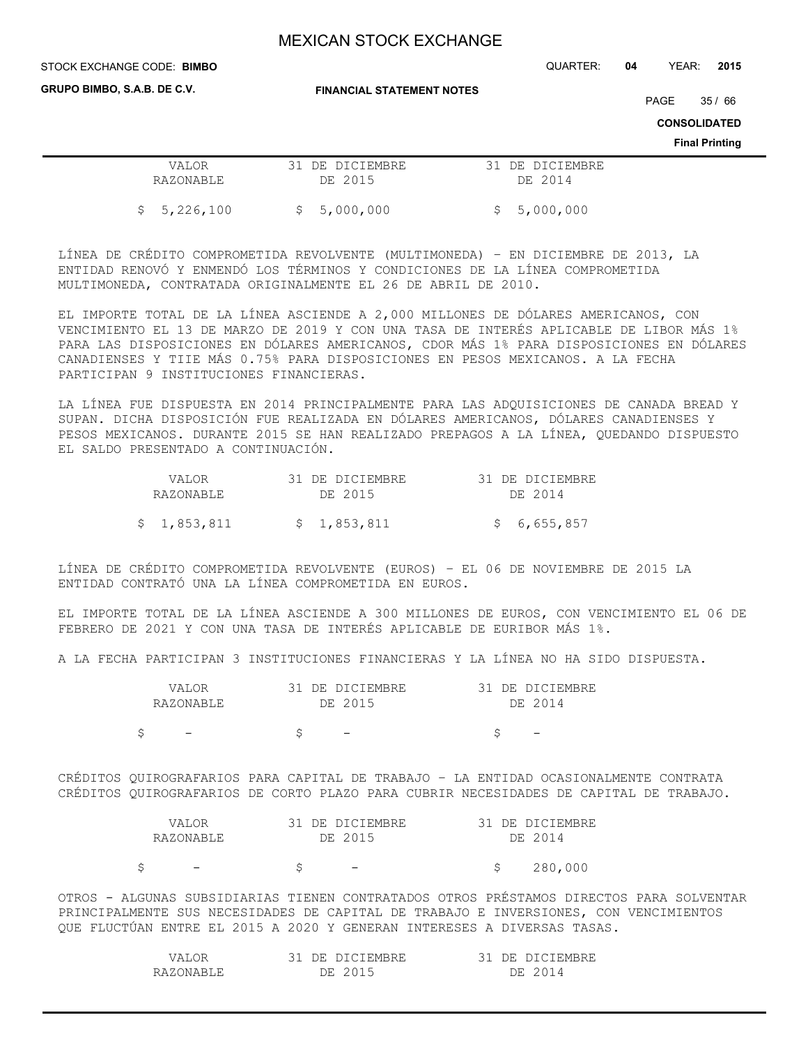| VALOR RAZONABLE | 31 DE DICIEMBRE DE 2015 | 31 DE DICIEMBRE DE 2014 |
|---|---|---|
| $ 5,226,100 | $ 5,000,000 | $ 5,000,000 |

LÍNEA DE CRÉDITO COMPROMETIDA REVOLVENTE (MULTIMONEDA) – EN DICIEMBRE DE 2013, LA ENTIDAD RENOVÓ Y ENMENDÓ LOS TÉRMINOS Y CONDICIONES DE LA LÍNEA COMPROMETIDA MULTIMONEDA, CONTRATADA ORIGINALMENTE EL 26 DE ABRIL DE 2010.

EL IMPORTE TOTAL DE LA LÍNEA ASCIENDE A 2,000 MILLONES DE DÓLARES AMERICANOS, CON VENCIMIENTO EL 13 DE MARZO DE 2019 Y CON UNA TASA DE INTERÉS APLICABLE DE LIBOR MÁS 1% PARA LAS DISPOSICIONES EN DÓLARES AMERICANOS, CDOR MÁS 1% PARA DISPOSICIONES EN DÓLARES CANADIENSES Y TIIE MÁS 0.75% PARA DISPOSICIONES EN PESOS MEXICANOS. A LA FECHA PARTICIPAN 9 INSTITUCIONES FINANCIERAS.

LA LÍNEA FUE DISPUESTA EN 2014 PRINCIPALMENTE PARA LAS ADQUISICIONES DE CANADA BREAD Y SUPAN. DICHA DISPOSICIÓN FUE REALIZADA EN DÓLARES AMERICANOS, DÓLARES CANADIENSES Y PESOS MEXICANOS. DURANTE 2015 SE HAN REALIZADO PREPAGOS A LA LÍNEA, QUEDANDO DISPUESTO EL SALDO PRESENTADO A CONTINUACIÓN.

| VALOR RAZONABLE | 31 DE DICIEMBRE DE 2015 | 31 DE DICIEMBRE DE 2014 |
|---|---|---|
| $ 1,853,811 | $ 1,853,811 | $ 6,655,857 |

LÍNEA DE CRÉDITO COMPROMETIDA REVOLVENTE (EUROS) – EL 06 DE NOVIEMBRE DE 2015 LA ENTIDAD CONTRATÓ UNA LA LÍNEA COMPROMETIDA EN EUROS.

EL IMPORTE TOTAL DE LA LÍNEA ASCIENDE A 300 MILLONES DE EUROS, CON VENCIMIENTO EL 06 DE FEBRERO DE 2021 Y CON UNA TASA DE INTERÉS APLICABLE DE EURIBOR MÁS 1%.

A LA FECHA PARTICIPAN 3 INSTITUCIONES FINANCIERAS Y LA LÍNEA NO HA SIDO DISPUESTA.

| VALOR RAZONABLE | 31 DE DICIEMBRE DE 2015 | 31 DE DICIEMBRE DE 2014 |
|---|---|---|
| $ - | $ - | $ - |

CRÉDITOS QUIROGRAFARIOS PARA CAPITAL DE TRABAJO – LA ENTIDAD OCASIONALMENTE CONTRATA CRÉDITOS QUIROGRAFARIOS DE CORTO PLAZO PARA CUBRIR NECESIDADES DE CAPITAL DE TRABAJO.

| VALOR RAZONABLE | 31 DE DICIEMBRE DE 2015 | 31 DE DICIEMBRE DE 2014 |
|---|---|---|
| $ - | $ - | $ 280,000 |

OTROS - ALGUNAS SUBSIDIARIAS TIENEN CONTRATADOS OTROS PRÉSTAMOS DIRECTOS PARA SOLVENTAR PRINCIPALMENTE SUS NECESIDADES DE CAPITAL DE TRABAJO E INVERSIONES, CON VENCIMIENTOS QUE FLUCTÚAN ENTRE EL 2015 A 2020 Y GENERAN INTERESES A DIVERSAS TASAS.

| VALOR RAZONABLE | 31 DE DICIEMBRE DE 2015 | 31 DE DICIEMBRE DE 2014 |
|---|---|---|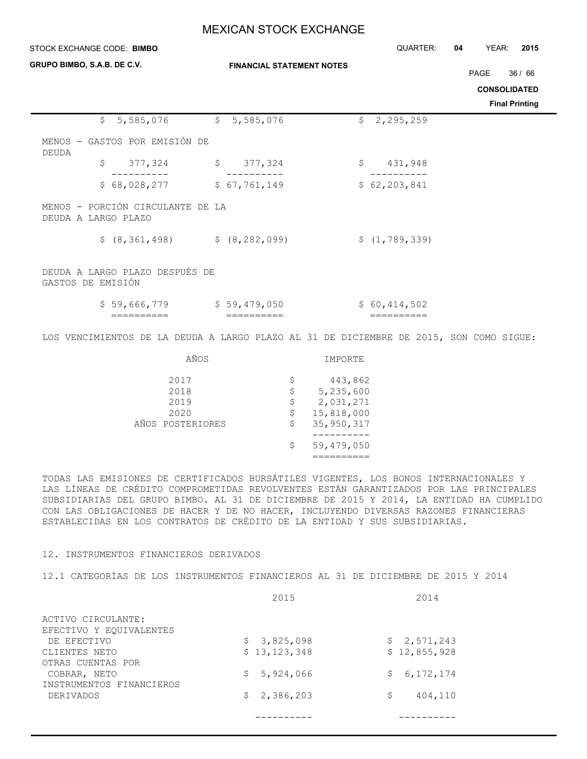| | | | |
|---|---|---|---|
| | $ 5,585,076 | $ 5,585,076 | $ 2,295,259 |
| MENOS - GASTOS POR EMISIÓN DE DEUDA | | | |
| | $ 377,324 | $ 377,324 | $ 431,948 |
| | $ 68,028,277 | $ 67,761,149 | $ 62,203,841 |
| MENOS - PORCIÓN CIRCULANTE DE LA DEUDA A LARGO PLAZO | | | |
| | $ (8,361,498) | $ (8,282,099) | $ (1,789,339) |
| DEUDA A LARGO PLAZO DESPUÉS DE GASTOS DE EMISIÓN | | | |
| | $ 59,666,779 | $ 59,479,050 | $ 60,414,502 |

LOS VENCIMIENTOS DE LA DEUDA A LARGO PLAZO AL 31 DE DICIEMBRE DE 2015, SON COMO SIGUE:

| AÑOS | IMPORTE |
|---|---|
| 2017 | $ 443,862 |
| 2018 | $ 5,235,600 |
| 2019 | $ 2,031,271 |
| 2020 | $ 15,818,000 |
| AÑOS POSTERIORES | $ 35,950,317 |
| | $ 59,479,050 |

TODAS LAS EMISIONES DE CERTIFICADOS BURSÁTILES VIGENTES, LOS BONOS INTERNACIONALES Y LAS LÍNEAS DE CRÉDITO COMPROMETIDAS REVOLVENTES ESTÁN GARANTIZADOS POR LAS PRINCIPALES SUBSIDIARIAS DEL GRUPO BIMBO. AL 31 DE DICIEMBRE DE 2015 Y 2014, LA ENTIDAD HA CUMPLIDO CON LAS OBLIGACIONES DE HACER Y DE NO HACER, INCLUYENDO DIVERSAS RAZONES FINANCIERAS ESTABLECIDAS EN LOS CONTRATOS DE CRÉDITO DE LA ENTIDAD Y SUS SUBSIDIARIAS.

## 12. INSTRUMENTOS FINANCIEROS DERIVADOS

### 12.1 CATEGORÍAS DE LOS INSTRUMENTOS FINANCIEROS AL 31 DE DICIEMBRE DE 2015 Y 2014

| | 2015 | 2014 |
|---|---|---|
| ACTIVO CIRCULANTE: | | |
| EFECTIVO Y EQUIVALENTES DE EFECTIVO | $ 3,825,098 | $ 2,571,243 |
| CLIENTES NETO | $ 13,123,348 | $ 12,855,928 |
| OTRAS CUENTAS POR COBRAR, NETO | $ 5,924,066 | $ 6,172,174 |
| INSTRUMENTOS FINANCIEROS DERIVADOS | $ 2,386,203 | $ 404,110 |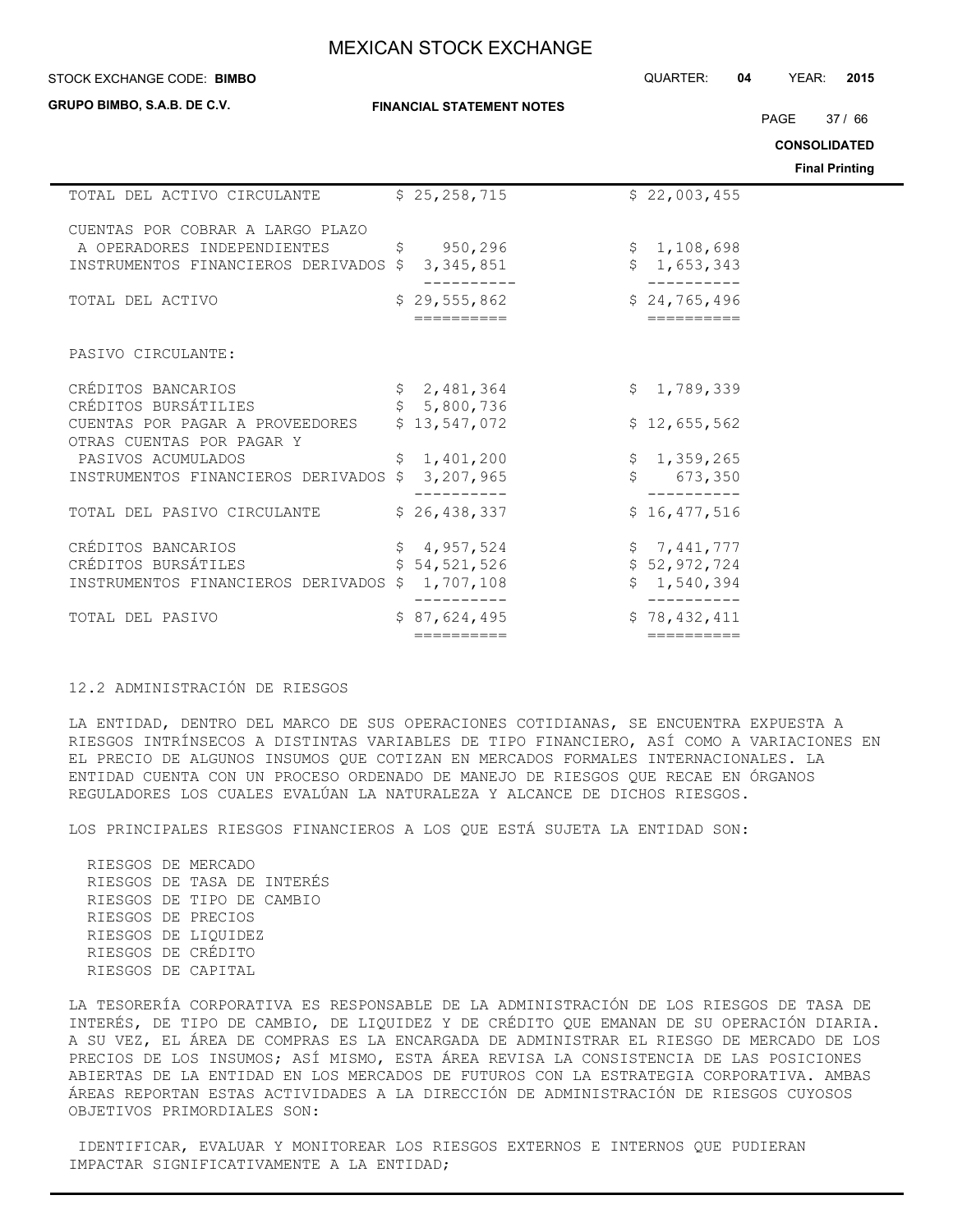| | | |
|---|---|---|
| TOTAL DEL ACTIVO CIRCULANTE | $ 25,258,715 | $ 22,003,455 |
| CUENTAS POR COBRAR A LARGO PLAZO A OPERADORES INDEPENDIENTES | $ 950,296 | $ 1,108,698 |
| INSTRUMENTOS FINANCIEROS DERIVADOS | $ 3,345,851 | $ 1,653,343 |
| TOTAL DEL ACTIVO | $ 29,555,862 | $ 24,765,496 |
| PASIVO CIRCULANTE: | | |
| CRÉDITOS BANCARIOS | $ 2,481,364 | $ 1,789,339 |
| CRÉDITOS BURSÁTILIES | $ 5,800,736 | |
| CUENTAS POR PAGAR A PROVEEDORES | $ 13,547,072 | $ 12,655,562 |
| OTRAS CUENTAS POR PAGAR Y PASIVOS ACUMULADOS | $ 1,401,200 | $ 1,359,265 |
| INSTRUMENTOS FINANCIEROS DERIVADOS | $ 3,207,965 | $ 673,350 |
| TOTAL DEL PASIVO CIRCULANTE | $ 26,438,337 | $ 16,477,516 |
| CRÉDITOS BANCARIOS | $ 4,957,524 | $ 7,441,777 |
| CRÉDITOS BURSÁTILES | $ 54,521,526 | $ 52,972,724 |
| INSTRUMENTOS FINANCIEROS DERIVADOS | $ 1,707,108 | $ 1,540,394 |
| TOTAL DEL PASIVO | $ 87,624,495 | $ 78,432,411 |

## 12.2 ADMINISTRACIÓN DE RIESGOS

LA ENTIDAD, DENTRO DEL MARCO DE SUS OPERACIONES COTIDIANAS, SE ENCUENTRA EXPUESTA A RIESGOS INTRÍNSECOS A DISTINTAS VARIABLES DE TIPO FINANCIERO, ASÍ COMO A VARIACIONES EN EL PRECIO DE ALGUNOS INSUMOS QUE COTIZAN EN MERCADOS FORMALES INTERNACIONALES. LA ENTIDAD CUENTA CON UN PROCESO ORDENADO DE MANEJO DE RIESGOS QUE RECAE EN ÓRGANOS REGULADORES LOS CUALES EVALÚAN LA NATURALEZA Y ALCANCE DE DICHOS RIESGOS.

LOS PRINCIPALES RIESGOS FINANCIEROS A LOS QUE ESTÁ SUJETA LA ENTIDAD SON:

- RIESGOS DE MERCADO
- RIESGOS DE TASA DE INTERÉS
- RIESGOS DE TIPO DE CAMBIO
- RIESGOS DE PRECIOS
- RIESGOS DE LIQUIDEZ
- RIESGOS DE CRÉDITO
- RIESGOS DE CAPITAL

LA TESORERÍA CORPORATIVA ES RESPONSABLE DE LA ADMINISTRACIÓN DE LOS RIESGOS DE TASA DE INTERÉS, DE TIPO DE CAMBIO, DE LIQUIDEZ Y DE CRÉDITO QUE EMANAN DE SU OPERACIÓN DIARIA. A SU VEZ, EL ÁREA DE COMPRAS ES LA ENCARGADA DE ADMINISTRAR EL RIESGO DE MERCADO DE LOS PRECIOS DE LOS INSUMOS; ASÍ MISMO, ESTA ÁREA REVISA LA CONSISTENCIA DE LAS POSICIONES ABIERTAS DE LA ENTIDAD EN LOS MERCADOS DE FUTUROS CON LA ESTRATEGIA CORPORATIVA. AMBAS ÁREAS REPORTAN ESTAS ACTIVIDADES A LA DIRECCIÓN DE ADMINISTRACIÓN DE RIESGOS CUYOSOS OBJETIVOS PRIMORDIALES SON:

IDENTIFICAR, EVALUAR Y MONITOREAR LOS RIESGOS EXTERNOS E INTERNOS QUE PUDIERAN IMPACTAR SIGNIFICATIVAMENTE A LA ENTIDAD;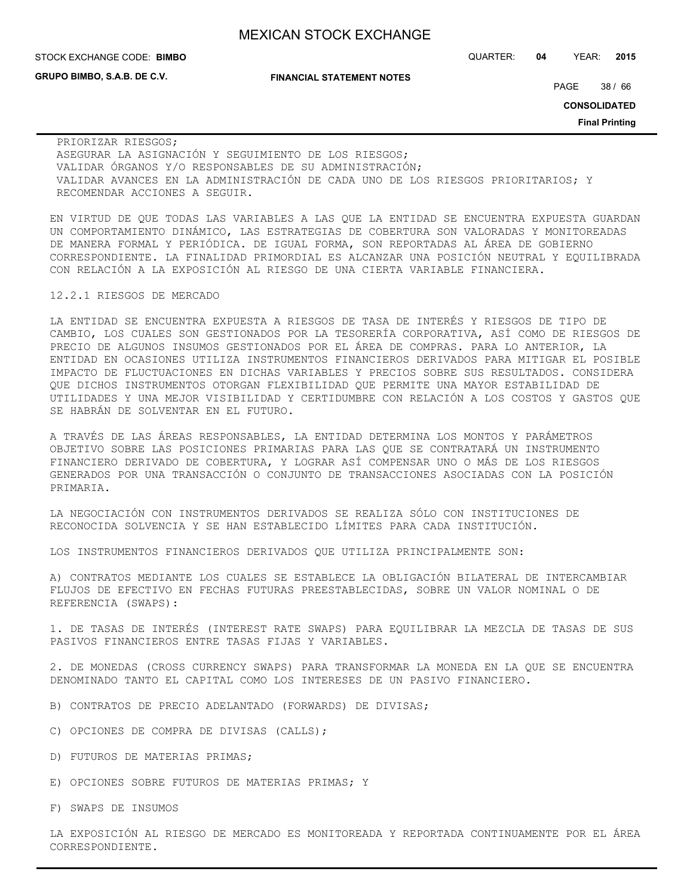PRIORIZAR RIESGOS;
ASEGURAR LA ASIGNACIÓN Y SEGUIMIENTO DE LOS RIESGOS;
VALIDAR ÓRGANOS Y/O RESPONSABLES DE SU ADMINISTRACIÓN;
VALIDAR AVANCES EN LA ADMINISTRACIÓN DE CADA UNO DE LOS RIESGOS PRIORITARIOS; Y
RECOMENDAR ACCIONES A SEGUIR.

EN VIRTUD DE QUE TODAS LAS VARIABLES A LAS QUE LA ENTIDAD SE ENCUENTRA EXPUESTA GUARDAN UN COMPORTAMIENTO DINÁMICO, LAS ESTRATEGIAS DE COBERTURA SON VALORADAS Y MONITOREADAS DE MANERA FORMAL Y PERIÓDICA. DE IGUAL FORMA, SON REPORTADAS AL ÁREA DE GOBIERNO CORRESPONDIENTE. LA FINALIDAD PRIMORDIAL ES ALCANZAR UNA POSICIÓN NEUTRAL Y EQUILIBRADA CON RELACIÓN A LA EXPOSICIÓN AL RIESGO DE UNA CIERTA VARIABLE FINANCIERA.

12.2.1 RIESGOS DE MERCADO

LA ENTIDAD SE ENCUENTRA EXPUESTA A RIESGOS DE TASA DE INTERÉS Y RIESGOS DE TIPO DE CAMBIO, LOS CUALES SON GESTIONADOS POR LA TESORERÍA CORPORATIVA, ASÍ COMO DE RIESGOS DE PRECIO DE ALGUNOS INSUMOS GESTIONADOS POR EL ÁREA DE COMPRAS. PARA LO ANTERIOR, LA ENTIDAD EN OCASIONES UTILIZA INSTRUMENTOS FINANCIEROS DERIVADOS PARA MITIGAR EL POSIBLE IMPACTO DE FLUCTUACIONES EN DICHAS VARIABLES Y PRECIOS SOBRE SUS RESULTADOS. CONSIDERA QUE DICHOS INSTRUMENTOS OTORGAN FLEXIBILIDAD QUE PERMITE UNA MAYOR ESTABILIDAD DE UTILIDADES Y UNA MEJOR VISIBILIDAD Y CERTIDUMBRE CON RELACIÓN A LOS COSTOS Y GASTOS QUE SE HABRÁN DE SOLVENTAR EN EL FUTURO.

A TRAVÉS DE LAS ÁREAS RESPONSABLES, LA ENTIDAD DETERMINA LOS MONTOS Y PARÁMETROS OBJETIVO SOBRE LAS POSICIONES PRIMARIAS PARA LAS QUE SE CONTRATARÁ UN INSTRUMENTO FINANCIERO DERIVADO DE COBERTURA, Y LOGRAR ASÍ COMPENSAR UNO O MÁS DE LOS RIESGOS GENERADOS POR UNA TRANSACCIÓN O CONJUNTO DE TRANSACCIONES ASOCIADAS CON LA POSICIÓN PRIMARIA.

LA NEGOCIACIÓN CON INSTRUMENTOS DERIVADOS SE REALIZA SÓLO CON INSTITUCIONES DE RECONOCIDA SOLVENCIA Y SE HAN ESTABLECIDO LÍMITES PARA CADA INSTITUCIÓN.

LOS INSTRUMENTOS FINANCIEROS DERIVADOS QUE UTILIZA PRINCIPALMENTE SON:

A) CONTRATOS MEDIANTE LOS CUALES SE ESTABLECE LA OBLIGACIÓN BILATERAL DE INTERCAMBIAR FLUJOS DE EFECTIVO EN FECHAS FUTURAS PREESTABLECIDAS, SOBRE UN VALOR NOMINAL O DE REFERENCIA (SWAPS):

1. DE TASAS DE INTERÉS (INTEREST RATE SWAPS) PARA EQUILIBRAR LA MEZCLA DE TASAS DE SUS PASIVOS FINANCIEROS ENTRE TASAS FIJAS Y VARIABLES.

2. DE MONEDAS (CROSS CURRENCY SWAPS) PARA TRANSFORMAR LA MONEDA EN LA QUE SE ENCUENTRA DENOMINADO TANTO EL CAPITAL COMO LOS INTERESES DE UN PASIVO FINANCIERO.

B) CONTRATOS DE PRECIO ADELANTADO (FORWARDS) DE DIVISAS;

C) OPCIONES DE COMPRA DE DIVISAS (CALLS);

D) FUTUROS DE MATERIAS PRIMAS;

E) OPCIONES SOBRE FUTUROS DE MATERIAS PRIMAS; Y

F) SWAPS DE INSUMOS

LA EXPOSICIÓN AL RIESGO DE MERCADO ES MONITOREADA Y REPORTADA CONTINUAMENTE POR EL ÁREA CORRESPONDIENTE.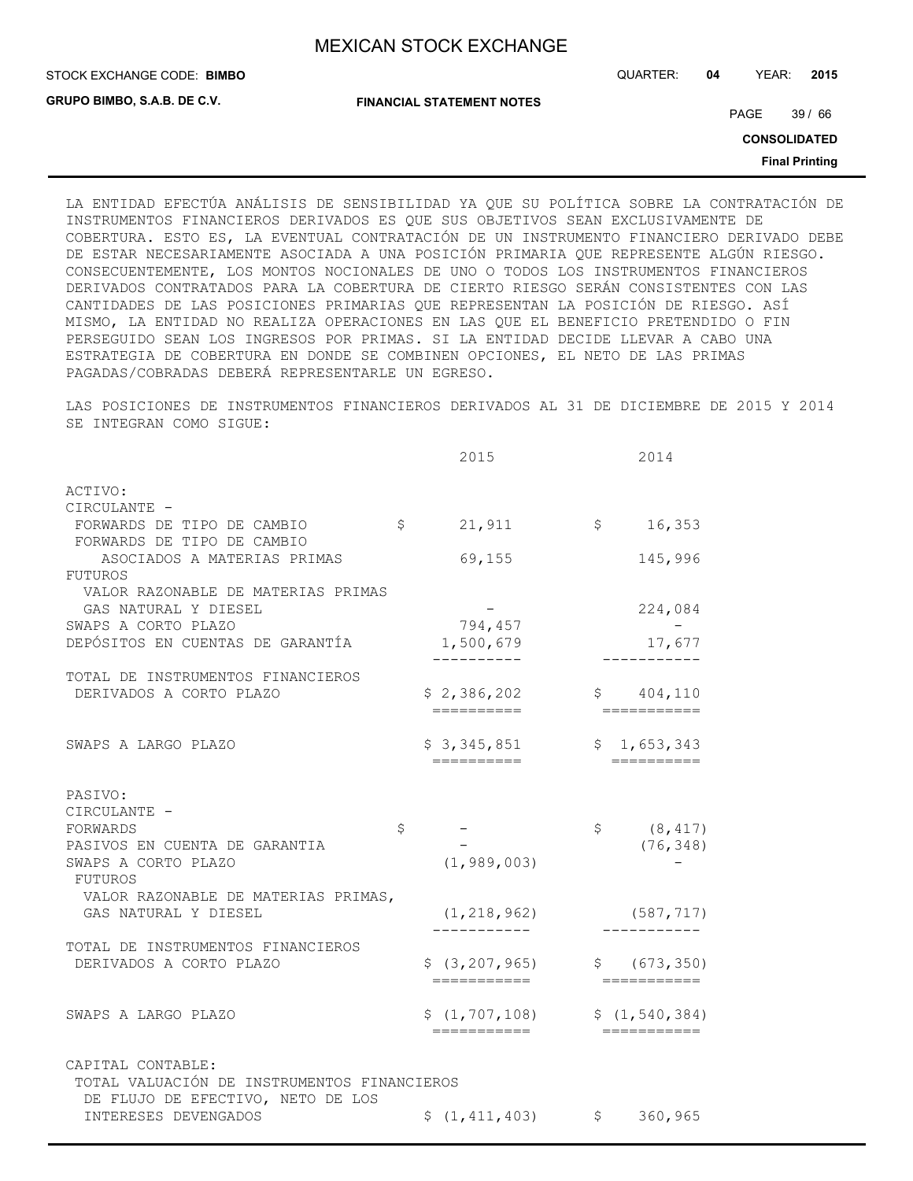LA ENTIDAD EFECTÚA ANÁLISIS DE SENSIBILIDAD YA QUE SU POLÍTICA SOBRE LA CONTRATACIÓN DE INSTRUMENTOS FINANCIEROS DERIVADOS ES QUE SUS OBJETIVOS SEAN EXCLUSIVAMENTE DE COBERTURA. ESTO ES, LA EVENTUAL CONTRATACIÓN DE UN INSTRUMENTO FINANCIERO DERIVADO DEBE DE ESTAR NECESARIAMENTE ASOCIADA A UNA POSICIÓN PRIMARIA QUE REPRESENTE ALGÚN RIESGO. CONSECUENTEMENTE, LOS MONTOS NOCIONALES DE UNO O TODOS LOS INSTRUMENTOS FINANCIEROS DERIVADOS CONTRATADOS PARA LA COBERTURA DE CIERTO RIESGO SERÁN CONSISTENTES CON LAS CANTIDADES DE LAS POSICIONES PRIMARIAS QUE REPRESENTAN LA POSICIÓN DE RIESGO. ASÍ MISMO, LA ENTIDAD NO REALIZA OPERACIONES EN LAS QUE EL BENEFICIO PRETENDIDO O FIN PERSEGUIDO SEAN LOS INGRESOS POR PRIMAS. SI LA ENTIDAD DECIDE LLEVAR A CABO UNA ESTRATEGIA DE COBERTURA EN DONDE SE COMBINEN OPCIONES, EL NETO DE LAS PRIMAS PAGADAS/COBRADAS DEBERÁ REPRESENTARLE UN EGRESO.

LAS POSICIONES DE INSTRUMENTOS FINANCIEROS DERIVADOS AL 31 DE DICIEMBRE DE 2015 Y 2014 SE INTEGRAN COMO SIGUE:

| | 2015 | 2014 |
|---|---|---|
| ACTIVO: | | |
| CIRCULANTE - | | |
| FORWARDS DE TIPO DE CAMBIO | $ 21,911 | $ 16,353 |
| FORWARDS DE TIPO DE CAMBIO ASOCIADOS A MATERIAS PRIMAS | 69,155 | 145,996 |
| FUTUROS | | |
| VALOR RAZONABLE DE MATERIAS PRIMAS GAS NATURAL Y DIESEL | - | 224,084 |
| SWAPS A CORTO PLAZO | 794,457 | - |
| DEPÓSITOS EN CUENTAS DE GARANTÍA | 1,500,679 | 17,677 |
| TOTAL DE INSTRUMENTOS FINANCIEROS DERIVADOS A CORTO PLAZO | $ 2,386,202 | $ 404,110 |
| SWAPS A LARGO PLAZO | $ 3,345,851 | $ 1,653,343 |
| PASIVO: | | |
| CIRCULANTE - | | |
| FORWARDS | $ - | $ (8,417) |
| PASIVOS EN CUENTA DE GARANTIA | - | (76,348) |
| SWAPS A CORTO PLAZO | (1,989,003) | - |
| FUTUROS | | |
| VALOR RAZONABLE DE MATERIAS PRIMAS, GAS NATURAL Y DIESEL | (1,218,962) | (587,717) |
| TOTAL DE INSTRUMENTOS FINANCIEROS DERIVADOS A CORTO PLAZO | $ (3,207,965) | $ (673,350) |
| SWAPS A LARGO PLAZO | $ (1,707,108) | $ (1,540,384) |
| CAPITAL CONTABLE: | | |
| TOTAL VALUACIÓN DE INSTRUMENTOS FINANCIEROS DE FLUJO DE EFECTIVO, NETO DE LOS INTERESES DEVENGADOS | $ (1,411,403) | $ 360,965 |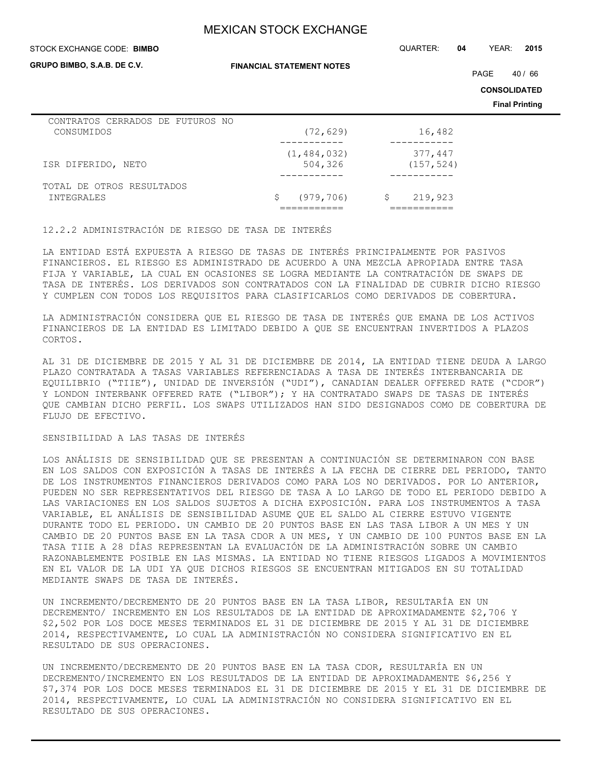| | | |
|---|---|---|
| CONTRATOS CERRADOS DE FUTUROS NO CONSUMIDOS | (72,629) | 16,482 |
| | (1,484,032) | 377,447 |
| ISR DIFERIDO, NETO | 504,326 | (157,524) |
| TOTAL DE OTROS RESULTADOS INTEGRALES | $ (979,706) | $ 219,923 |

12.2.2 ADMINISTRACIÓN DE RIESGO DE TASA DE INTERÉS

LA ENTIDAD ESTÁ EXPUESTA A RIESGO DE TASAS DE INTERÉS PRINCIPALMENTE POR PASIVOS FINANCIEROS. EL RIESGO ES ADMINISTRADO DE ACUERDO A UNA MEZCLA APROPIADA ENTRE TASA FIJA Y VARIABLE, LA CUAL EN OCASIONES SE LOGRA MEDIANTE LA CONTRATACIÓN DE SWAPS DE TASA DE INTERÉS. LOS DERIVADOS SON CONTRATADOS CON LA FINALIDAD DE CUBRIR DICHO RIESGO Y CUMPLEN CON TODOS LOS REQUISITOS PARA CLASIFICARLOS COMO DERIVADOS DE COBERTURA.

LA ADMINISTRACIÓN CONSIDERA QUE EL RIESGO DE TASA DE INTERÉS QUE EMANA DE LOS ACTIVOS FINANCIEROS DE LA ENTIDAD ES LIMITADO DEBIDO A QUE SE ENCUENTRAN INVERTIDOS A PLAZOS CORTOS.

AL 31 DE DICIEMBRE DE 2015 Y AL 31 DE DICIEMBRE DE 2014, LA ENTIDAD TIENE DEUDA A LARGO PLAZO CONTRATADA A TASAS VARIABLES REFERENCIADAS A TASA DE INTERÉS INTERBANCARIA DE EQUILIBRIO ("TIIE"), UNIDAD DE INVERSIÓN ("UDI"), CANADIAN DEALER OFFERED RATE ("CDOR") Y LONDON INTERBANK OFFERED RATE ("LIBOR"); Y HA CONTRATADO SWAPS DE TASAS DE INTERÉS QUE CAMBIAN DICHO PERFIL. LOS SWAPS UTILIZADOS HAN SIDO DESIGNADOS COMO DE COBERTURA DE FLUJO DE EFECTIVO.

SENSIBILIDAD A LAS TASAS DE INTERÉS

LOS ANÁLISIS DE SENSIBILIDAD QUE SE PRESENTAN A CONTINUACIÓN SE DETERMINARON CON BASE EN LOS SALDOS CON EXPOSICIÓN A TASAS DE INTERÉS A LA FECHA DE CIERRE DEL PERIODO, TANTO DE LOS INSTRUMENTOS FINANCIEROS DERIVADOS COMO PARA LOS NO DERIVADOS. POR LO ANTERIOR, PUEDEN NO SER REPRESENTATIVOS DEL RIESGO DE TASA A LO LARGO DE TODO EL PERIODO DEBIDO A LAS VARIACIONES EN LOS SALDOS SUJETOS A DICHA EXPOSICIÓN. PARA LOS INSTRUMENTOS A TASA VARIABLE, EL ANÁLISIS DE SENSIBILIDAD ASUME QUE EL SALDO AL CIERRE ESTUVO VIGENTE DURANTE TODO EL PERIODO. UN CAMBIO DE 20 PUNTOS BASE EN LAS TASA LIBOR A UN MES Y UN CAMBIO DE 20 PUNTOS BASE EN LA TASA CDOR A UN MES, Y UN CAMBIO DE 100 PUNTOS BASE EN LA TASA TIIE A 28 DÍAS REPRESENTAN LA EVALUACIÓN DE LA ADMINISTRACIÓN SOBRE UN CAMBIO RAZONABLEMENTE POSIBLE EN LAS MISMAS. LA ENTIDAD NO TIENE RIESGOS LIGADOS A MOVIMIENTOS EN EL VALOR DE LA UDI YA QUE DICHOS RIESGOS SE ENCUENTRAN MITIGADOS EN SU TOTALIDAD MEDIANTE SWAPS DE TASA DE INTERÉS.

UN INCREMENTO/DECREMENTO DE 20 PUNTOS BASE EN LA TASA LIBOR, RESULTARÍA EN UN DECREMENTO/ INCREMENTO EN LOS RESULTADOS DE LA ENTIDAD DE APROXIMADAMENTE $2,706 Y $2,502 POR LOS DOCE MESES TERMINADOS EL 31 DE DICIEMBRE DE 2015 Y AL 31 DE DICIEMBRE 2014, RESPECTIVAMENTE, LO CUAL LA ADMINISTRACIÓN NO CONSIDERA SIGNIFICATIVO EN EL RESULTADO DE SUS OPERACIONES.

UN INCREMENTO/DECREMENTO DE 20 PUNTOS BASE EN LA TASA CDOR, RESULTARÍA EN UN DECREMENTO/INCREMENTO EN LOS RESULTADOS DE LA ENTIDAD DE APROXIMADAMENTE $6,256 Y $7,374 POR LOS DOCE MESES TERMINADOS EL 31 DE DICIEMBRE DE 2015 Y EL 31 DE DICIEMBRE DE 2014, RESPECTIVAMENTE, LO CUAL LA ADMINISTRACIÓN NO CONSIDERA SIGNIFICATIVO EN EL RESULTADO DE SUS OPERACIONES.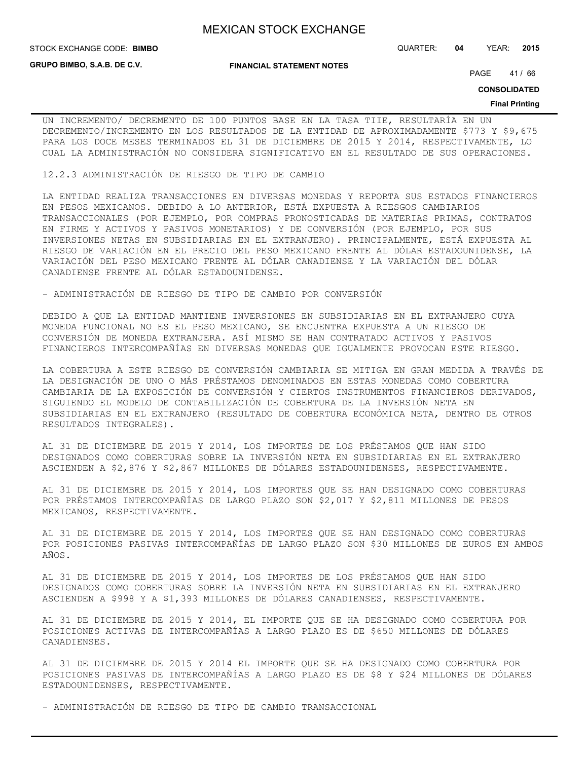UN INCREMENTO/ DECREMENTO DE 100 PUNTOS BASE EN LA TASA TIIE, RESULTARÍA EN UN DECREMENTO/INCREMENTO EN LOS RESULTADOS DE LA ENTIDAD DE APROXIMADAMENTE $773 Y $9,675 PARA LOS DOCE MESES TERMINADOS EL 31 DE DICIEMBRE DE 2015 Y 2014, RESPECTIVAMENTE, LO CUAL LA ADMINISTRACIÓN NO CONSIDERA SIGNIFICATIVO EN EL RESULTADO DE SUS OPERACIONES.

12.2.3 ADMINISTRACIÓN DE RIESGO DE TIPO DE CAMBIO

LA ENTIDAD REALIZA TRANSACCIONES EN DIVERSAS MONEDAS Y REPORTA SUS ESTADOS FINANCIEROS EN PESOS MEXICANOS. DEBIDO A LO ANTERIOR, ESTÁ EXPUESTA A RIESGOS CAMBIARIOS TRANSACCIONALES (POR EJEMPLO, POR COMPRAS PRONOSTICADAS DE MATERIAS PRIMAS, CONTRATOS EN FIRME Y ACTIVOS Y PASIVOS MONETARIOS) Y DE CONVERSIÓN (POR EJEMPLO, POR SUS INVERSIONES NETAS EN SUBSIDIARIAS EN EL EXTRANJERO). PRINCIPALMENTE, ESTÁ EXPUESTA AL RIESGO DE VARIACIÓN EN EL PRECIO DEL PESO MEXICANO FRENTE AL DÓLAR ESTADOUNIDENSE, LA VARIACIÓN DEL PESO MEXICANO FRENTE AL DÓLAR CANADIENSE Y LA VARIACIÓN DEL DÓLAR CANADIENSE FRENTE AL DÓLAR ESTADOUNIDENSE.

- ADMINISTRACIÓN DE RIESGO DE TIPO DE CAMBIO POR CONVERSIÓN

DEBIDO A QUE LA ENTIDAD MANTIENE INVERSIONES EN SUBSIDIARIAS EN EL EXTRANJERO CUYA MONEDA FUNCIONAL NO ES EL PESO MEXICANO, SE ENCUENTRA EXPUESTA A UN RIESGO DE CONVERSIÓN DE MONEDA EXTRANJERA. ASÍ MISMO SE HAN CONTRATADO ACTIVOS Y PASIVOS FINANCIEROS INTERCOMPAÑÍAS EN DIVERSAS MONEDAS QUE IGUALMENTE PROVOCAN ESTE RIESGO.

LA COBERTURA A ESTE RIESGO DE CONVERSIÓN CAMBIARIA SE MITIGA EN GRAN MEDIDA A TRAVÉS DE LA DESIGNACIÓN DE UNO O MÁS PRÉSTAMOS DENOMINADOS EN ESTAS MONEDAS COMO COBERTURA CAMBIARIA DE LA EXPOSICIÓN DE CONVERSIÓN Y CIERTOS INSTRUMENTOS FINANCIEROS DERIVADOS, SIGUIENDO EL MODELO DE CONTABILIZACIÓN DE COBERTURA DE LA INVERSIÓN NETA EN SUBSIDIARIAS EN EL EXTRANJERO (RESULTADO DE COBERTURA ECONÓMICA NETA, DENTRO DE OTROS RESULTADOS INTEGRALES).

AL 31 DE DICIEMBRE DE 2015 Y 2014, LOS IMPORTES DE LOS PRÉSTAMOS QUE HAN SIDO DESIGNADOS COMO COBERTURAS SOBRE LA INVERSIÓN NETA EN SUBSIDIARIAS EN EL EXTRANJERO ASCIENDEN A $2,876 Y $2,867 MILLONES DE DÓLARES ESTADOUNIDENSES, RESPECTIVAMENTE.

AL 31 DE DICIEMBRE DE 2015 Y 2014, LOS IMPORTES QUE SE HAN DESIGNADO COMO COBERTURAS POR PRÉSTAMOS INTERCOMPAÑÍAS DE LARGO PLAZO SON $2,017 Y $2,811 MILLONES DE PESOS MEXICANOS, RESPECTIVAMENTE.

AL 31 DE DICIEMBRE DE 2015 Y 2014, LOS IMPORTES QUE SE HAN DESIGNADO COMO COBERTURAS POR POSICIONES PASIVAS INTERCOMPAÑÍAS DE LARGO PLAZO SON $30 MILLONES DE EUROS EN AMBOS AÑOS.

AL 31 DE DICIEMBRE DE 2015 Y 2014, LOS IMPORTES DE LOS PRÉSTAMOS QUE HAN SIDO DESIGNADOS COMO COBERTURAS SOBRE LA INVERSIÓN NETA EN SUBSIDIARIAS EN EL EXTRANJERO ASCIENDEN A $998 Y A $1,393 MILLONES DE DÓLARES CANADIENSES, RESPECTIVAMENTE.

AL 31 DE DICIEMBRE DE 2015 Y 2014, EL IMPORTE QUE SE HA DESIGNADO COMO COBERTURA POR POSICIONES ACTIVAS DE INTERCOMPAÑÍAS A LARGO PLAZO ES DE $650 MILLONES DE DÓLARES CANADIENSES.

AL 31 DE DICIEMBRE DE 2015 Y 2014 EL IMPORTE QUE SE HA DESIGNADO COMO COBERTURA POR POSICIONES PASIVAS DE INTERCOMPAÑÍAS A LARGO PLAZO ES DE $8 Y $24 MILLONES DE DÓLARES ESTADOUNIDENSES, RESPECTIVAMENTE.

- ADMINISTRACIÓN DE RIESGO DE TIPO DE CAMBIO TRANSACCIONAL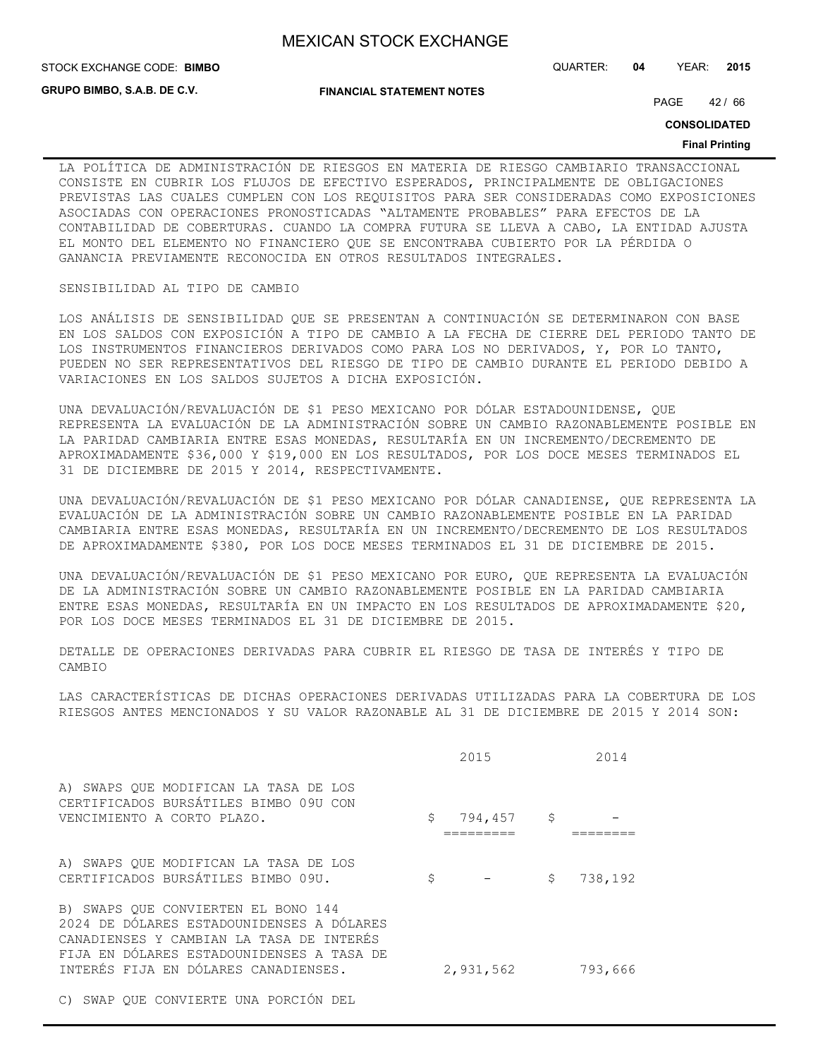LA POLÍTICA DE ADMINISTRACIÓN DE RIESGOS EN MATERIA DE RIESGO CAMBIARIO TRANSACCIONAL CONSISTE EN CUBRIR LOS FLUJOS DE EFECTIVO ESPERADOS, PRINCIPALMENTE DE OBLIGACIONES PREVISTAS LAS CUALES CUMPLEN CON LOS REQUISITOS PARA SER CONSIDERADAS COMO EXPOSICIONES ASOCIADAS CON OPERACIONES PRONOSTICADAS "ALTAMENTE PROBABLES" PARA EFECTOS DE LA CONTABILIDAD DE COBERTURAS. CUANDO LA COMPRA FUTURA SE LLEVA A CABO, LA ENTIDAD AJUSTA EL MONTO DEL ELEMENTO NO FINANCIERO QUE SE ENCONTRABA CUBIERTO POR LA PÉRDIDA O GANANCIA PREVIAMENTE RECONOCIDA EN OTROS RESULTADOS INTEGRALES.

SENSIBILIDAD AL TIPO DE CAMBIO

LOS ANÁLISIS DE SENSIBILIDAD QUE SE PRESENTAN A CONTINUACIÓN SE DETERMINARON CON BASE EN LOS SALDOS CON EXPOSICIÓN A TIPO DE CAMBIO A LA FECHA DE CIERRE DEL PERIODO TANTO DE LOS INSTRUMENTOS FINANCIEROS DERIVADOS COMO PARA LOS NO DERIVADOS, Y, POR LO TANTO, PUEDEN NO SER REPRESENTATIVOS DEL RIESGO DE TIPO DE CAMBIO DURANTE EL PERIODO DEBIDO A VARIACIONES EN LOS SALDOS SUJETOS A DICHA EXPOSICIÓN.

UNA DEVALUACIÓN/REVALUACIÓN DE $1 PESO MEXICANO POR DÓLAR ESTADOUNIDENSE, QUE REPRESENTA LA EVALUACIÓN DE LA ADMINISTRACIÓN SOBRE UN CAMBIO RAZONABLEMENTE POSIBLE EN LA PARIDAD CAMBIARIA ENTRE ESAS MONEDAS, RESULTARÍA EN UN INCREMENTO/DECREMENTO DE APROXIMADAMENTE $36,000 Y $19,000 EN LOS RESULTADOS, POR LOS DOCE MESES TERMINADOS EL 31 DE DICIEMBRE DE 2015 Y 2014, RESPECTIVAMENTE.

UNA DEVALUACIÓN/REVALUACIÓN DE $1 PESO MEXICANO POR DÓLAR CANADIENSE, QUE REPRESENTA LA EVALUACIÓN DE LA ADMINISTRACIÓN SOBRE UN CAMBIO RAZONABLEMENTE POSIBLE EN LA PARIDAD CAMBIARIA ENTRE ESAS MONEDAS, RESULTARÍA EN UN INCREMENTO/DECREMENTO DE LOS RESULTADOS DE APROXIMADAMENTE $380, POR LOS DOCE MESES TERMINADOS EL 31 DE DICIEMBRE DE 2015.

UNA DEVALUACIÓN/REVALUACIÓN DE $1 PESO MEXICANO POR EURO, QUE REPRESENTA LA EVALUACIÓN DE LA ADMINISTRACIÓN SOBRE UN CAMBIO RAZONABLEMENTE POSIBLE EN LA PARIDAD CAMBIARIA ENTRE ESAS MONEDAS, RESULTARÍA EN UN IMPACTO EN LOS RESULTADOS DE APROXIMADAMENTE $20, POR LOS DOCE MESES TERMINADOS EL 31 DE DICIEMBRE DE 2015.

DETALLE DE OPERACIONES DERIVADAS PARA CUBRIR EL RIESGO DE TASA DE INTERÉS Y TIPO DE CAMBIO

LAS CARACTERÍSTICAS DE DICHAS OPERACIONES DERIVADAS UTILIZADAS PARA LA COBERTURA DE LOS RIESGOS ANTES MENCIONADOS Y SU VALOR RAZONABLE AL 31 DE DICIEMBRE DE 2015 Y 2014 SON:

| | 2015 | 2014 |
|---|---|---|
| A) SWAPS QUE MODIFICAN LA TASA DE LOS CERTIFICADOS BURSÁTILES BIMBO 09U CON VENCIMIENTO A CORTO PLAZO. | $ 794,457 | $ - |
| A) SWAPS QUE MODIFICAN LA TASA DE LOS CERTIFICADOS BURSÁTILES BIMBO 09U. | $ - | $ 738,192 |
| B) SWAPS QUE CONVIERTEN EL BONO 144 2024 DE DÓLARES ESTADOUNIDENSES A DÓLARES CANADIENSES Y CAMBIAN LA TASA DE INTERÉS FIJA EN DÓLARES ESTADOUNIDENSES A TASA DE INTERÉS FIJA EN DÓLARES CANADIENSES. | 2,931,562 | 793,666 |
| C) SWAP QUE CONVIERTE UNA PORCIÓN DEL | | |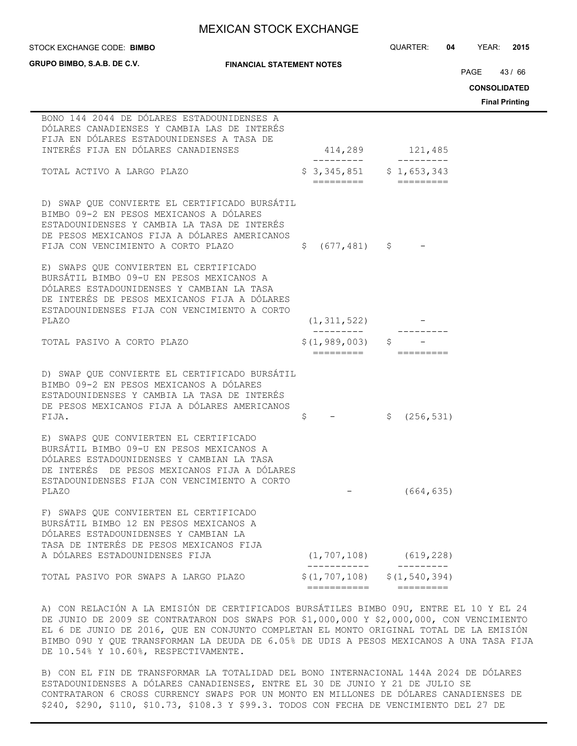| | | |
|---|---|---|
| BONO 144 2044 DE DÓLARES ESTADOUNIDENSES A DÓLARES CANADIENSES Y CAMBIA LAS DE INTERÉS FIJA EN DÓLARES ESTADOUNIDENSES A TASA DE INTERÉS FIJA EN DÓLARES CANADIENSES | 414,289 | 121,485 |
| TOTAL ACTIVO A LARGO PLAZO | $ 3,345,851 | $ 1,653,343 |
| D) SWAP QUE CONVIERTE EL CERTIFICADO BURSÁTIL BIMBO 09-2 EN PESOS MEXICANOS A DÓLARES ESTADOUNIDENSES Y CAMBIA LA TASA DE INTERÉS DE PESOS MEXICANOS FIJA A DÓLARES AMERICANOS FIJA CON VENCIMIENTO A CORTO PLAZO | $ (677,481) | $ - |
| E) SWAPS QUE CONVIERTEN EL CERTIFICADO BURSÁTIL BIMBO 09-U EN PESOS MEXICANOS A DÓLARES ESTADOUNIDENSES Y CAMBIAN LA TASA DE INTERÉS DE PESOS MEXICANOS FIJA A DÓLARES ESTADOUNIDENSES FIJA CON VENCIMIENTO A CORTO PLAZO | (1,311,522) | - |
| TOTAL PASIVO A CORTO PLAZO | $(1,989,003) | $ - |
| D) SWAP QUE CONVIERTE EL CERTIFICADO BURSÁTIL BIMBO 09-2 EN PESOS MEXICANOS A DÓLARES ESTADOUNIDENSES Y CAMBIA LA TASA DE INTERÉS DE PESOS MEXICANOS FIJA A DÓLARES AMERICANOS FIJA. | $ - | $ (256,531) |
| E) SWAPS QUE CONVIERTEN EL CERTIFICADO BURSÁTIL BIMBO 09-U EN PESOS MEXICANOS A DÓLARES ESTADOUNIDENSES Y CAMBIAN LA TASA DE INTERÉS DE PESOS MEXICANOS FIJA A DÓLARES ESTADOUNIDENSES FIJA CON VENCIMIENTO A CORTO PLAZO | - | (664,635) |
| F) SWAPS QUE CONVIERTEN EL CERTIFICADO BURSÁTIL BIMBO 12 EN PESOS MEXICANOS A DÓLARES ESTADOUNIDENSES Y CAMBIAN LA TASA DE INTERÉS DE PESOS MEXICANOS FIJA A DÓLARES ESTADOUNIDENSES FIJA | (1,707,108) | (619,228) |
| TOTAL PASIVO POR SWAPS A LARGO PLAZO | $(1,707,108) | $(1,540,394) |

A) CON RELACIÓN A LA EMISIÓN DE CERTIFICADOS BURSÁTILES BIMBO 09U, ENTRE EL 10 Y EL 24 DE JUNIO DE 2009 SE CONTRATARON DOS SWAPS POR $1,000,000 Y $2,000,000, CON VENCIMIENTO EL 6 DE JUNIO DE 2016, QUE EN CONJUNTO COMPLETAN EL MONTO ORIGINAL TOTAL DE LA EMISIÓN BIMBO 09U Y QUE TRANSFORMAN LA DEUDA DE 6.05% DE UDIS A PESOS MEXICANOS A UNA TASA FIJA DE 10.54% Y 10.60%, RESPECTIVAMENTE.

B) CON EL FIN DE TRANSFORMAR LA TOTALIDAD DEL BONO INTERNACIONAL 144A 2024 DE DÓLARES ESTADOUNIDENSES A DÓLARES CANADIENSES, ENTRE EL 30 DE JUNIO Y 21 DE JULIO SE CONTRATARON 6 CROSS CURRENCY SWAPS POR UN MONTO EN MILLONES DE DÓLARES CANADIENSES DE $240, $290, $110, $10.73, $108.3 Y $99.3. TODOS CON FECHA DE VENCIMIENTO DEL 27 DE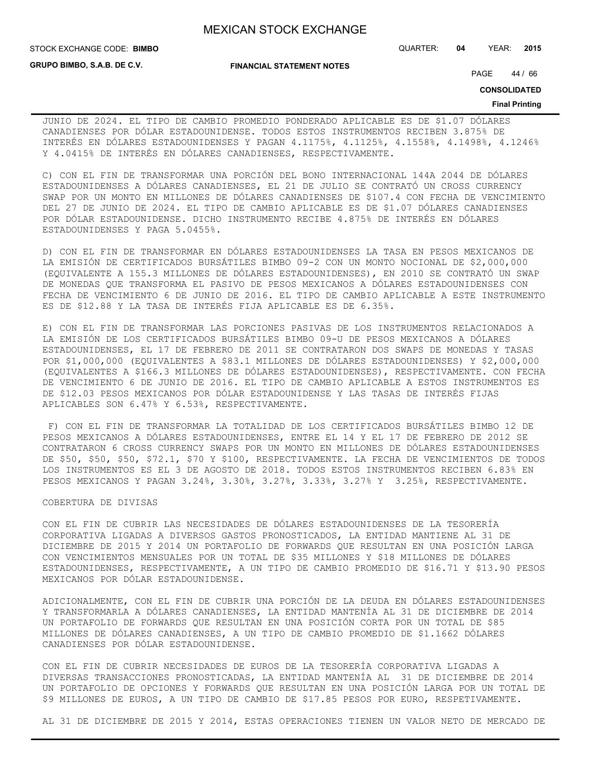JUNIO DE 2024. EL TIPO DE CAMBIO PROMEDIO PONDERADO APLICABLE ES DE $1.07 DÓLARES CANADIENSES POR DÓLAR ESTADOUNIDENSE. TODOS ESTOS INSTRUMENTOS RECIBEN 3.875% DE INTERÉS EN DÓLARES ESTADOUNIDENSES Y PAGAN 4.1175%, 4.1125%, 4.1558%, 4.1498%, 4.1246% Y 4.0415% DE INTERÉS EN DÓLARES CANADIENSES, RESPECTIVAMENTE.

C) CON EL FIN DE TRANSFORMAR UNA PORCIÓN DEL BONO INTERNACIONAL 144A 2044 DE DÓLARES ESTADOUNIDENSES A DÓLARES CANADIENSES, EL 21 DE JULIO SE CONTRATÓ UN CROSS CURRENCY SWAP POR UN MONTO EN MILLONES DE DÓLARES CANADIENSES DE $107.4 CON FECHA DE VENCIMIENTO DEL 27 DE JUNIO DE 2024. EL TIPO DE CAMBIO APLICABLE ES DE $1.07 DÓLARES CANADIENSES POR DÓLAR ESTADOUNIDENSE. DICHO INSTRUMENTO RECIBE 4.875% DE INTERÉS EN DÓLARES ESTADOUNIDENSES Y PAGA 5.0455%.

D) CON EL FIN DE TRANSFORMAR EN DÓLARES ESTADOUNIDENSES LA TASA EN PESOS MEXICANOS DE LA EMISIÓN DE CERTIFICADOS BURSÁTILES BIMBO 09-2 CON UN MONTO NOCIONAL DE $2,000,000 (EQUIVALENTE A 155.3 MILLONES DE DÓLARES ESTADOUNIDENSES), EN 2010 SE CONTRATÓ UN SWAP DE MONEDAS QUE TRANSFORMA EL PASIVO DE PESOS MEXICANOS A DÓLARES ESTADOUNIDENSES CON FECHA DE VENCIMIENTO 6 DE JUNIO DE 2016. EL TIPO DE CAMBIO APLICABLE A ESTE INSTRUMENTO ES DE $12.88 Y LA TASA DE INTERÉS FIJA APLICABLE ES DE 6.35%.

E) CON EL FIN DE TRANSFORMAR LAS PORCIONES PASIVAS DE LOS INSTRUMENTOS RELACIONADOS A LA EMISIÓN DE LOS CERTIFICADOS BURSÁTILES BIMBO 09-U DE PESOS MEXICANOS A DÓLARES ESTADOUNIDENSES, EL 17 DE FEBRERO DE 2011 SE CONTRATARON DOS SWAPS DE MONEDAS Y TASAS POR $1,000,000 (EQUIVALENTES A $83.1 MILLONES DE DÓLARES ESTADOUNIDENSES) Y $2,000,000 (EQUIVALENTES A $166.3 MILLONES DE DÓLARES ESTADOUNIDENSES), RESPECTIVAMENTE. CON FECHA DE VENCIMIENTO 6 DE JUNIO DE 2016. EL TIPO DE CAMBIO APLICABLE A ESTOS INSTRUMENTOS ES DE $12.03 PESOS MEXICANOS POR DÓLAR ESTADOUNIDENSE Y LAS TASAS DE INTERÉS FIJAS APLICABLES SON 6.47% Y 6.53%, RESPECTIVAMENTE.

F) CON EL FIN DE TRANSFORMAR LA TOTALIDAD DE LOS CERTIFICADOS BURSÁTILES BIMBO 12 DE PESOS MEXICANOS A DÓLARES ESTADOUNIDENSES, ENTRE EL 14 Y EL 17 DE FEBRERO DE 2012 SE CONTRATARON 6 CROSS CURRENCY SWAPS POR UN MONTO EN MILLONES DE DÓLARES ESTADOUNIDENSES DE $50, $50, $50, $72.1, $70 Y $100, RESPECTIVAMENTE. LA FECHA DE VENCIMIENTOS DE TODOS LOS INSTRUMENTOS ES EL 3 DE AGOSTO DE 2018. TODOS ESTOS INSTRUMENTOS RECIBEN 6.83% EN PESOS MEXICANOS Y PAGAN 3.24%, 3.30%, 3.27%, 3.33%, 3.27% Y 3.25%, RESPECTIVAMENTE.

COBERTURA DE DIVISAS

CON EL FIN DE CUBRIR LAS NECESIDADES DE DÓLARES ESTADOUNIDENSES DE LA TESORERÍA CORPORATIVA LIGADAS A DIVERSOS GASTOS PRONOSTICADOS, LA ENTIDAD MANTIENE AL 31 DE DICIEMBRE DE 2015 Y 2014 UN PORTAFOLIO DE FORWARDS QUE RESULTAN EN UNA POSICIÓN LARGA CON VENCIMIENTOS MENSUALES POR UN TOTAL DE $35 MILLONES Y $18 MILLONES DE DÓLARES ESTADOUNIDENSES, RESPECTIVAMENTE, A UN TIPO DE CAMBIO PROMEDIO DE $16.71 Y $13.90 PESOS MEXICANOS POR DÓLAR ESTADOUNIDENSE.

ADICIONALMENTE, CON EL FIN DE CUBRIR UNA PORCIÓN DE LA DEUDA EN DÓLARES ESTADOUNIDENSES Y TRANSFORMARLA A DÓLARES CANADIENSES, LA ENTIDAD MANTENÍA AL 31 DE DICIEMBRE DE 2014 UN PORTAFOLIO DE FORWARDS QUE RESULTAN EN UNA POSICIÓN CORTA POR UN TOTAL DE $85 MILLONES DE DÓLARES CANADIENSES, A UN TIPO DE CAMBIO PROMEDIO DE $1.1662 DÓLARES CANADIENSES POR DÓLAR ESTADOUNIDENSE.

CON EL FIN DE CUBRIR NECESIDADES DE EUROS DE LA TESORERÍA CORPORATIVA LIGADAS A DIVERSAS TRANSACCIONES PRONOSTICADAS, LA ENTIDAD MANTENÍA AL 31 DE DICIEMBRE DE 2014 UN PORTAFOLIO DE OPCIONES Y FORWARDS QUE RESULTAN EN UNA POSICIÓN LARGA POR UN TOTAL DE $9 MILLONES DE EUROS, A UN TIPO DE CAMBIO DE $17.85 PESOS POR EURO, RESPETIVAMENTE.

AL 31 DE DICIEMBRE DE 2015 Y 2014, ESTAS OPERACIONES TIENEN UN VALOR NETO DE MERCADO DE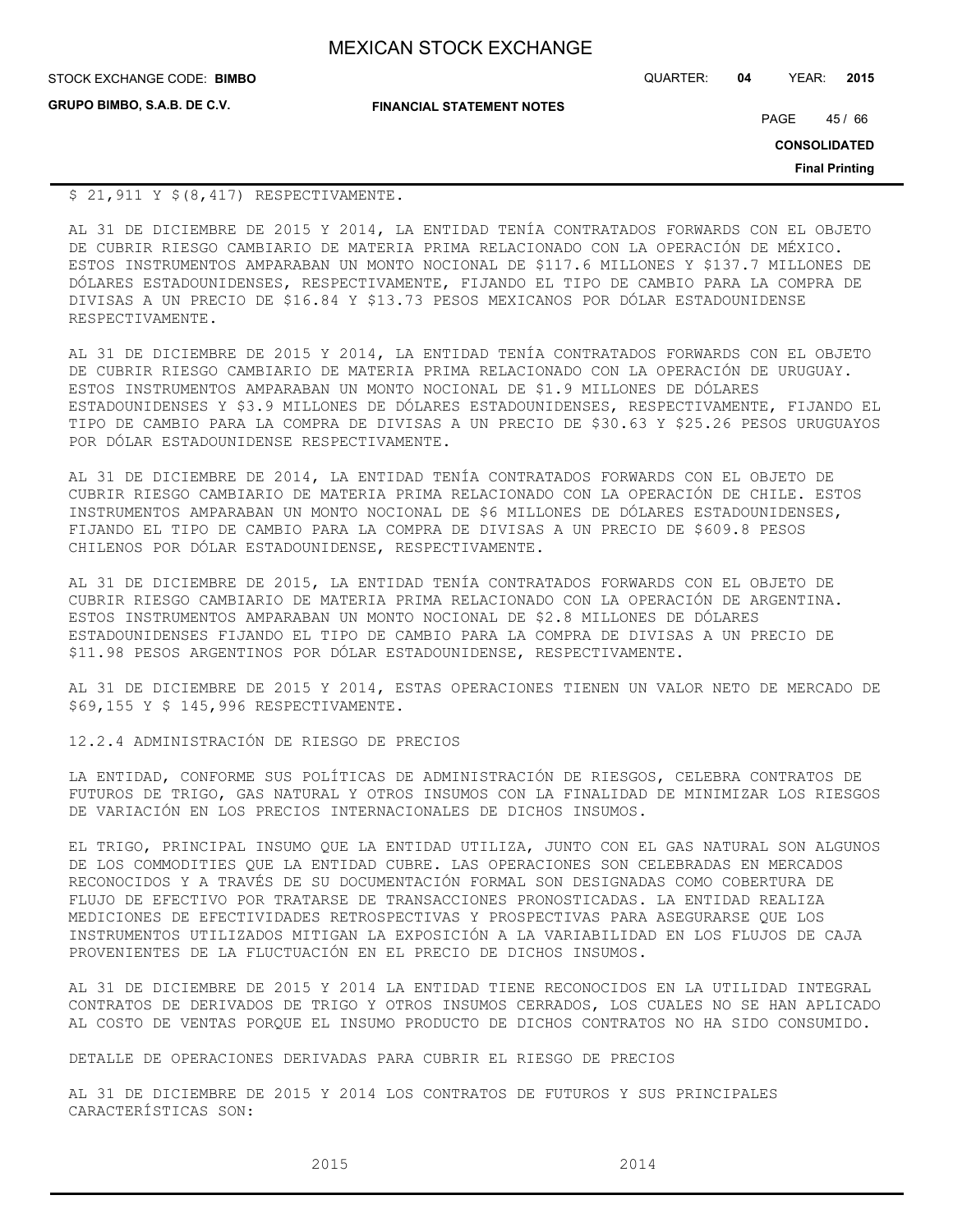$ 21,911 Y $(8,417) RESPECTIVAMENTE.

AL 31 DE DICIEMBRE DE 2015 Y 2014, LA ENTIDAD TENÍA CONTRATADOS FORWARDS CON EL OBJETO DE CUBRIR RIESGO CAMBIARIO DE MATERIA PRIMA RELACIONADO CON LA OPERACIÓN DE MÉXICO. ESTOS INSTRUMENTOS AMPARABAN UN MONTO NOCIONAL DE $117.6 MILLONES Y $137.7 MILLONES DE DÓLARES ESTADOUNIDENSES, RESPECTIVAMENTE, FIJANDO EL TIPO DE CAMBIO PARA LA COMPRA DE DIVISAS A UN PRECIO DE $16.84 Y $13.73 PESOS MEXICANOS POR DÓLAR ESTADOUNIDENSE RESPECTIVAMENTE.

AL 31 DE DICIEMBRE DE 2015 Y 2014, LA ENTIDAD TENÍA CONTRATADOS FORWARDS CON EL OBJETO DE CUBRIR RIESGO CAMBIARIO DE MATERIA PRIMA RELACIONADO CON LA OPERACIÓN DE URUGUAY. ESTOS INSTRUMENTOS AMPARABAN UN MONTO NOCIONAL DE $1.9 MILLONES DE DÓLARES ESTADOUNIDENSES Y $3.9 MILLONES DE DÓLARES ESTADOUNIDENSES, RESPECTIVAMENTE, FIJANDO EL TIPO DE CAMBIO PARA LA COMPRA DE DIVISAS A UN PRECIO DE $30.63 Y $25.26 PESOS URUGUAYOS POR DÓLAR ESTADOUNIDENSE RESPECTIVAMENTE.

AL 31 DE DICIEMBRE DE 2014, LA ENTIDAD TENÍA CONTRATADOS FORWARDS CON EL OBJETO DE CUBRIR RIESGO CAMBIARIO DE MATERIA PRIMA RELACIONADO CON LA OPERACIÓN DE CHILE. ESTOS INSTRUMENTOS AMPARABAN UN MONTO NOCIONAL DE $6 MILLONES DE DÓLARES ESTADOUNIDENSES, FIJANDO EL TIPO DE CAMBIO PARA LA COMPRA DE DIVISAS A UN PRECIO DE $609.8 PESOS CHILENOS POR DÓLAR ESTADOUNIDENSE, RESPECTIVAMENTE.

AL 31 DE DICIEMBRE DE 2015, LA ENTIDAD TENÍA CONTRATADOS FORWARDS CON EL OBJETO DE CUBRIR RIESGO CAMBIARIO DE MATERIA PRIMA RELACIONADO CON LA OPERACIÓN DE ARGENTINA. ESTOS INSTRUMENTOS AMPARABAN UN MONTO NOCIONAL DE $2.8 MILLONES DE DÓLARES ESTADOUNIDENSES FIJANDO EL TIPO DE CAMBIO PARA LA COMPRA DE DIVISAS A UN PRECIO DE $11.98 PESOS ARGENTINOS POR DÓLAR ESTADOUNIDENSE, RESPECTIVAMENTE.

AL 31 DE DICIEMBRE DE 2015 Y 2014, ESTAS OPERACIONES TIENEN UN VALOR NETO DE MERCADO DE $69,155 Y $ 145,996 RESPECTIVAMENTE.

12.2.4 ADMINISTRACIÓN DE RIESGO DE PRECIOS

LA ENTIDAD, CONFORME SUS POLÍTICAS DE ADMINISTRACIÓN DE RIESGOS, CELEBRA CONTRATOS DE FUTUROS DE TRIGO, GAS NATURAL Y OTROS INSUMOS CON LA FINALIDAD DE MINIMIZAR LOS RIESGOS DE VARIACIÓN EN LOS PRECIOS INTERNACIONALES DE DICHOS INSUMOS.

EL TRIGO, PRINCIPAL INSUMO QUE LA ENTIDAD UTILIZA, JUNTO CON EL GAS NATURAL SON ALGUNOS DE LOS COMMODITIES QUE LA ENTIDAD CUBRE. LAS OPERACIONES SON CELEBRADAS EN MERCADOS RECONOCIDOS Y A TRAVÉS DE SU DOCUMENTACIÓN FORMAL SON DESIGNADAS COMO COBERTURA DE FLUJO DE EFECTIVO POR TRATARSE DE TRANSACCIONES PRONOSTICADAS. LA ENTIDAD REALIZA MEDICIONES DE EFECTIVIDADES RETROSPECTIVAS Y PROSPECTIVAS PARA ASEGURARSE QUE LOS INSTRUMENTOS UTILIZADOS MITIGAN LA EXPOSICIÓN A LA VARIABILIDAD EN LOS FLUJOS DE CAJA PROVENIENTES DE LA FLUCTUACIÓN EN EL PRECIO DE DICHOS INSUMOS.

AL 31 DE DICIEMBRE DE 2015 Y 2014 LA ENTIDAD TIENE RECONOCIDOS EN LA UTILIDAD INTEGRAL CONTRATOS DE DERIVADOS DE TRIGO Y OTROS INSUMOS CERRADOS, LOS CUALES NO SE HAN APLICADO AL COSTO DE VENTAS PORQUE EL INSUMO PRODUCTO DE DICHOS CONTRATOS NO HA SIDO CONSUMIDO.

DETALLE DE OPERACIONES DERIVADAS PARA CUBRIR EL RIESGO DE PRECIOS

AL 31 DE DICIEMBRE DE 2015 Y 2014 LOS CONTRATOS DE FUTUROS Y SUS PRINCIPALES CARACTERÍSTICAS SON:

| 2015 | 2014 |
|---|---|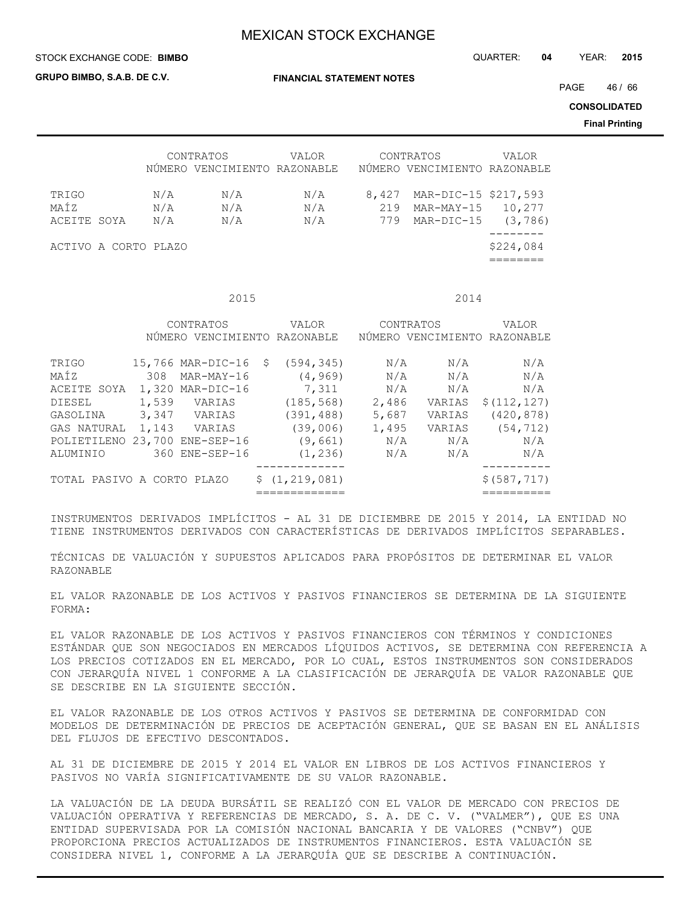| | CONTRATOS NÚMERO | VENCIMIENTO | VALOR RAZONABLE | CONTRATOS NÚMERO | VENCIMIENTO | VALOR RAZONABLE |
|---|---|---|---|---|---|---|
| TRIGO | N/A | N/A | N/A | 8,427 | MAR-DIC-15 | $217,593 |
| MAÍZ | N/A | N/A | N/A | 219 | MAR-MAY-15 | 10,277 |
| ACEITE SOYA | N/A | N/A | N/A | 779 | MAR-DIC-15 | (3,786) |
| ACTIVO A CORTO PLAZO | | | | | | $224,084 |

| | 2015 | | | 2014 | | |
|---|---|---|---|---|---|---|
| | CONTRATOS NÚMERO | VENCIMIENTO | VALOR RAZONABLE | CONTRATOS NÚMERO | VENCIMIENTO | VALOR RAZONABLE |
| TRIGO | 15,766 | MAR-DIC-16 | $ (594,345) | N/A | N/A | N/A |
| MAÍZ | 308 | MAR-MAY-16 | (4,969) | N/A | N/A | N/A |
| ACEITE SOYA | 1,320 | MAR-DIC-16 | 7,311 | N/A | N/A | N/A |
| DIESEL | 1,539 | VARIAS | (185,568) | 2,486 | VARIAS | $(112,127) |
| GASOLINA | 3,347 | VARIAS | (391,488) | 5,687 | VARIAS | (420,878) |
| GAS NATURAL | 1,143 | VARIAS | (39,006) | 1,495 | VARIAS | (54,712) |
| POLIETILENO | 23,700 | ENE-SEP-16 | (9,661) | N/A | N/A | N/A |
| ALUMINIO | 360 | ENE-SEP-16 | (1,236) | N/A | N/A | N/A |
| TOTAL PASIVO A CORTO PLAZO | | | $ (1,219,081) | | | $(587,717) |

INSTRUMENTOS DERIVADOS IMPLÍCITOS - AL 31 DE DICIEMBRE DE 2015 Y 2014, LA ENTIDAD NO TIENE INSTRUMENTOS DERIVADOS CON CARACTERÍSTICAS DE DERIVADOS IMPLÍCITOS SEPARABLES.

TÉCNICAS DE VALUACIÓN Y SUPUESTOS APLICADOS PARA PROPÓSITOS DE DETERMINAR EL VALOR RAZONABLE

EL VALOR RAZONABLE DE LOS ACTIVOS Y PASIVOS FINANCIEROS SE DETERMINA DE LA SIGUIENTE FORMA:

EL VALOR RAZONABLE DE LOS ACTIVOS Y PASIVOS FINANCIEROS CON TÉRMINOS Y CONDICIONES ESTÁNDAR QUE SON NEGOCIADOS EN MERCADOS LÍQUIDOS ACTIVOS, SE DETERMINA CON REFERENCIA A LOS PRECIOS COTIZADOS EN EL MERCADO, POR LO CUAL, ESTOS INSTRUMENTOS SON CONSIDERADOS CON JERARQUÍA NIVEL 1 CONFORME A LA CLASIFICACIÓN DE JERARQUÍA DE VALOR RAZONABLE QUE SE DESCRIBE EN LA SIGUIENTE SECCIÓN.

EL VALOR RAZONABLE DE LOS OTROS ACTIVOS Y PASIVOS SE DETERMINA DE CONFORMIDAD CON MODELOS DE DETERMINACIÓN DE PRECIOS DE ACEPTACIÓN GENERAL, QUE SE BASAN EN EL ANÁLISIS DEL FLUJOS DE EFECTIVO DESCONTADOS.

AL 31 DE DICIEMBRE DE 2015 Y 2014 EL VALOR EN LIBROS DE LOS ACTIVOS FINANCIEROS Y PASIVOS NO VARÍA SIGNIFICATIVAMENTE DE SU VALOR RAZONABLE.

LA VALUACIÓN DE LA DEUDA BURSÁTIL SE REALIZÓ CON EL VALOR DE MERCADO CON PRECIOS DE VALUACIÓN OPERATIVA Y REFERENCIAS DE MERCADO, S. A. DE C. V. ("VALMER"), QUE ES UNA ENTIDAD SUPERVISADA POR LA COMISIÓN NACIONAL BANCARIA Y DE VALORES ("CNBV") QUE PROPORCIONA PRECIOS ACTUALIZADOS DE INSTRUMENTOS FINANCIEROS. ESTA VALUACIÓN SE CONSIDERA NIVEL 1, CONFORME A LA JERARQUÍA QUE SE DESCRIBE A CONTINUACIÓN.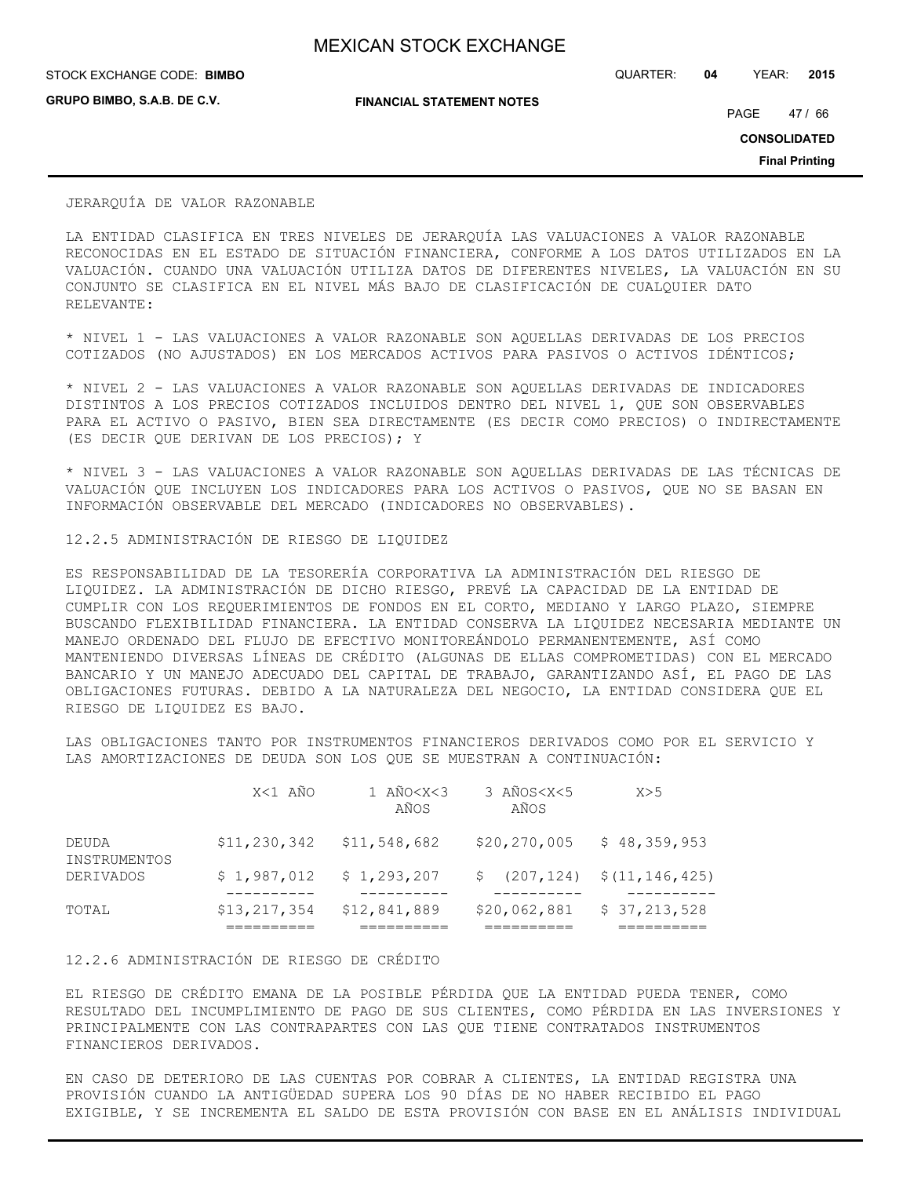JERARQUÍA DE VALOR RAZONABLE

LA ENTIDAD CLASIFICA EN TRES NIVELES DE JERARQUÍA LAS VALUACIONES A VALOR RAZONABLE RECONOCIDAS EN EL ESTADO DE SITUACIÓN FINANCIERA, CONFORME A LOS DATOS UTILIZADOS EN LA VALUACIÓN. CUANDO UNA VALUACIÓN UTILIZA DATOS DE DIFERENTES NIVELES, LA VALUACIÓN EN SU CONJUNTO SE CLASIFICA EN EL NIVEL MÁS BAJO DE CLASIFICACIÓN DE CUALQUIER DATO RELEVANTE:

* NIVEL 1 - LAS VALUACIONES A VALOR RAZONABLE SON AQUELLAS DERIVADAS DE LOS PRECIOS COTIZADOS (NO AJUSTADOS) EN LOS MERCADOS ACTIVOS PARA PASIVOS O ACTIVOS IDÉNTICOS;

* NIVEL 2 - LAS VALUACIONES A VALOR RAZONABLE SON AQUELLAS DERIVADAS DE INDICADORES DISTINTOS A LOS PRECIOS COTIZADOS INCLUIDOS DENTRO DEL NIVEL 1, QUE SON OBSERVABLES PARA EL ACTIVO O PASIVO, BIEN SEA DIRECTAMENTE (ES DECIR COMO PRECIOS) O INDIRECTAMENTE (ES DECIR QUE DERIVAN DE LOS PRECIOS); Y

* NIVEL 3 - LAS VALUACIONES A VALOR RAZONABLE SON AQUELLAS DERIVADAS DE LAS TÉCNICAS DE VALUACIÓN QUE INCLUYEN LOS INDICADORES PARA LOS ACTIVOS O PASIVOS, QUE NO SE BASAN EN INFORMACIÓN OBSERVABLE DEL MERCADO (INDICADORES NO OBSERVABLES).

12.2.5 ADMINISTRACIÓN DE RIESGO DE LIQUIDEZ

ES RESPONSABILIDAD DE LA TESORERÍA CORPORATIVA LA ADMINISTRACIÓN DEL RIESGO DE LIQUIDEZ. LA ADMINISTRACIÓN DE DICHO RIESGO, PREVÉ LA CAPACIDAD DE LA ENTIDAD DE CUMPLIR CON LOS REQUERIMIENTOS DE FONDOS EN EL CORTO, MEDIANO Y LARGO PLAZO, SIEMPRE BUSCANDO FLEXIBILIDAD FINANCIERA. LA ENTIDAD CONSERVA LA LIQUIDEZ NECESARIA MEDIANTE UN MANEJO ORDENADO DEL FLUJO DE EFECTIVO MONITOREÁNDOLO PERMANENTEMENTE, ASÍ COMO MANTENIENDO DIVERSAS LÍNEAS DE CRÉDITO (ALGUNAS DE ELLAS COMPROMETIDAS) CON EL MERCADO BANCARIO Y UN MANEJO ADECUADO DEL CAPITAL DE TRABAJO, GARANTIZANDO ASÍ, EL PAGO DE LAS OBLIGACIONES FUTURAS. DEBIDO A LA NATURALEZA DEL NEGOCIO, LA ENTIDAD CONSIDERA QUE EL RIESGO DE LIQUIDEZ ES BAJO.

LAS OBLIGACIONES TANTO POR INSTRUMENTOS FINANCIEROS DERIVADOS COMO POR EL SERVICIO Y LAS AMORTIZACIONES DE DEUDA SON LOS QUE SE MUESTRAN A CONTINUACIÓN:

| | X<1 AÑO | 1 AÑO<X<3 AÑOS | 3 AÑOS<X<5 AÑOS | X>5 |
|---|---|---|---|---|
| DEUDA | $11,230,342 | $11,548,682 | $20,270,005 | $ 48,359,953 |
| INSTRUMENTOS DERIVADOS | $ 1,987,012 | $ 1,293,207 | $ (207,124) | $(11,146,425) |
| TOTAL | $13,217,354 | $12,841,889 | $20,062,881 | $ 37,213,528 |

12.2.6 ADMINISTRACIÓN DE RIESGO DE CRÉDITO

EL RIESGO DE CRÉDITO EMANA DE LA POSIBLE PÉRDIDA QUE LA ENTIDAD PUEDA TENER, COMO RESULTADO DEL INCUMPLIMIENTO DE PAGO DE SUS CLIENTES, COMO PÉRDIDA EN LAS INVERSIONES Y PRINCIPALMENTE CON LAS CONTRAPARTES CON LAS QUE TIENE CONTRATADOS INSTRUMENTOS FINANCIEROS DERIVADOS.

EN CASO DE DETERIORO DE LAS CUENTAS POR COBRAR A CLIENTES, LA ENTIDAD REGISTRA UNA PROVISIÓN CUANDO LA ANTIGÜEDAD SUPERA LOS 90 DÍAS DE NO HABER RECIBIDO EL PAGO EXIGIBLE, Y SE INCREMENTA EL SALDO DE ESTA PROVISIÓN CON BASE EN EL ANÁLISIS INDIVIDUAL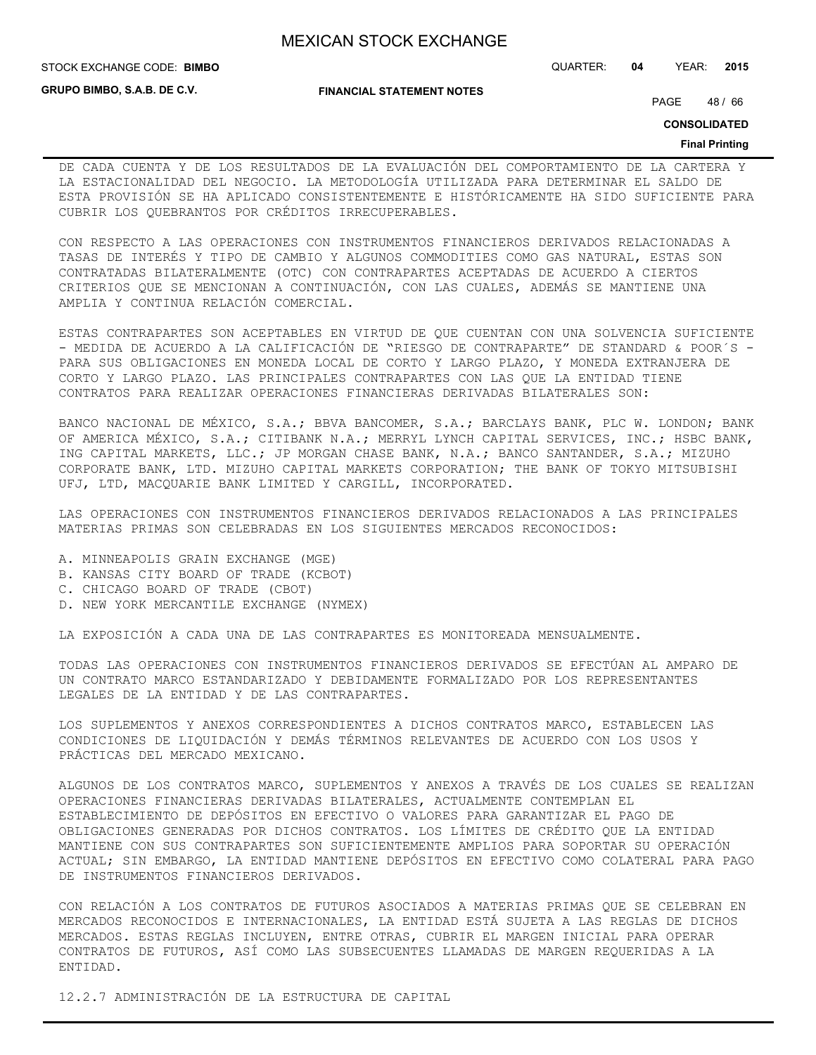DE CADA CUENTA Y DE LOS RESULTADOS DE LA EVALUACIÓN DEL COMPORTAMIENTO DE LA CARTERA Y LA ESTACIONALIDAD DEL NEGOCIO. LA METODOLOGÍA UTILIZADA PARA DETERMINAR EL SALDO DE ESTA PROVISIÓN SE HA APLICADO CONSISTENTEMENTE E HISTÓRICAMENTE HA SIDO SUFICIENTE PARA CUBRIR LOS QUEBRANTOS POR CRÉDITOS IRRECUPERABLES.

CON RESPECTO A LAS OPERACIONES CON INSTRUMENTOS FINANCIEROS DERIVADOS RELACIONADAS A TASAS DE INTERÉS Y TIPO DE CAMBIO Y ALGUNOS COMMODITIES COMO GAS NATURAL, ESTAS SON CONTRATADAS BILATERALMENTE (OTC) CON CONTRAPARTES ACEPTADAS DE ACUERDO A CIERTOS CRITERIOS QUE SE MENCIONAN A CONTINUACIÓN, CON LAS CUALES, ADEMÁS SE MANTIENE UNA AMPLIA Y CONTINUA RELACIÓN COMERCIAL.

ESTAS CONTRAPARTES SON ACEPTABLES EN VIRTUD DE QUE CUENTAN CON UNA SOLVENCIA SUFICIENTE - MEDIDA DE ACUERDO A LA CALIFICACIÓN DE "RIESGO DE CONTRAPARTE" DE STANDARD & POOR´S - PARA SUS OBLIGACIONES EN MONEDA LOCAL DE CORTO Y LARGO PLAZO, Y MONEDA EXTRANJERA DE CORTO Y LARGO PLAZO. LAS PRINCIPALES CONTRAPARTES CON LAS QUE LA ENTIDAD TIENE CONTRATOS PARA REALIZAR OPERACIONES FINANCIERAS DERIVADAS BILATERALES SON:

BANCO NACIONAL DE MÉXICO, S.A.; BBVA BANCOMER, S.A.; BARCLAYS BANK, PLC W. LONDON; BANK OF AMERICA MÉXICO, S.A.; CITIBANK N.A.; MERRYL LYNCH CAPITAL SERVICES, INC.; HSBC BANK, ING CAPITAL MARKETS, LLC.; JP MORGAN CHASE BANK, N.A.; BANCO SANTANDER, S.A.; MIZUHO CORPORATE BANK, LTD. MIZUHO CAPITAL MARKETS CORPORATION; THE BANK OF TOKYO MITSUBISHI UFJ, LTD, MACQUARIE BANK LIMITED Y CARGILL, INCORPORATED.

LAS OPERACIONES CON INSTRUMENTOS FINANCIEROS DERIVADOS RELACIONADOS A LAS PRINCIPALES MATERIAS PRIMAS SON CELEBRADAS EN LOS SIGUIENTES MERCADOS RECONOCIDOS:

A. MINNEAPOLIS GRAIN EXCHANGE (MGE)
B. KANSAS CITY BOARD OF TRADE (KCBOT)
C. CHICAGO BOARD OF TRADE (CBOT)
D. NEW YORK MERCANTILE EXCHANGE (NYMEX)

LA EXPOSICIÓN A CADA UNA DE LAS CONTRAPARTES ES MONITOREADA MENSUALMENTE.

TODAS LAS OPERACIONES CON INSTRUMENTOS FINANCIEROS DERIVADOS SE EFECTÚAN AL AMPARO DE UN CONTRATO MARCO ESTANDARIZADO Y DEBIDAMENTE FORMALIZADO POR LOS REPRESENTANTES LEGALES DE LA ENTIDAD Y DE LAS CONTRAPARTES.

LOS SUPLEMENTOS Y ANEXOS CORRESPONDIENTES A DICHOS CONTRATOS MARCO, ESTABLECEN LAS CONDICIONES DE LIQUIDACIÓN Y DEMÁS TÉRMINOS RELEVANTES DE ACUERDO CON LOS USOS Y PRÁCTICAS DEL MERCADO MEXICANO.

ALGUNOS DE LOS CONTRATOS MARCO, SUPLEMENTOS Y ANEXOS A TRAVÉS DE LOS CUALES SE REALIZAN OPERACIONES FINANCIERAS DERIVADAS BILATERALES, ACTUALMENTE CONTEMPLAN EL ESTABLECIMIENTO DE DEPÓSITOS EN EFECTIVO O VALORES PARA GARANTIZAR EL PAGO DE OBLIGACIONES GENERADAS POR DICHOS CONTRATOS. LOS LÍMITES DE CRÉDITO QUE LA ENTIDAD MANTIENE CON SUS CONTRAPARTES SON SUFICIENTEMENTE AMPLIOS PARA SOPORTAR SU OPERACIÓN ACTUAL; SIN EMBARGO, LA ENTIDAD MANTIENE DEPÓSITOS EN EFECTIVO COMO COLATERAL PARA PAGO DE INSTRUMENTOS FINANCIEROS DERIVADOS.

CON RELACIÓN A LOS CONTRATOS DE FUTUROS ASOCIADOS A MATERIAS PRIMAS QUE SE CELEBRAN EN MERCADOS RECONOCIDOS E INTERNACIONALES, LA ENTIDAD ESTÁ SUJETA A LAS REGLAS DE DICHOS MERCADOS. ESTAS REGLAS INCLUYEN, ENTRE OTRAS, CUBRIR EL MARGEN INICIAL PARA OPERAR CONTRATOS DE FUTUROS, ASÍ COMO LAS SUBSECUENTES LLAMADAS DE MARGEN REQUERIDAS A LA ENTIDAD.

12.2.7 ADMINISTRACIÓN DE LA ESTRUCTURA DE CAPITAL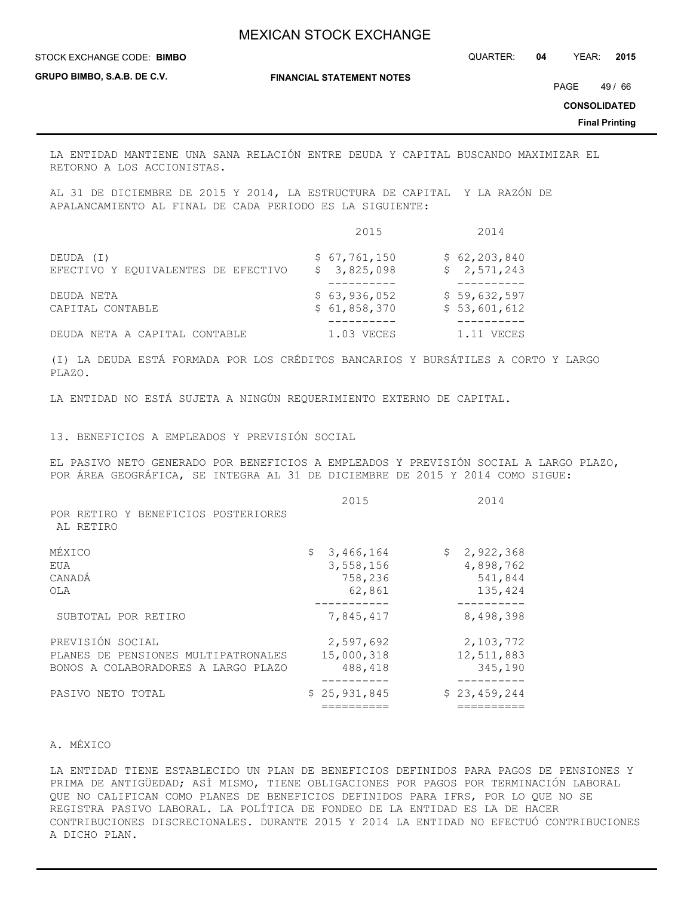LA ENTIDAD MANTIENE UNA SANA RELACIÓN ENTRE DEUDA Y CAPITAL BUSCANDO MAXIMIZAR EL RETORNO A LOS ACCIONISTAS.

AL 31 DE DICIEMBRE DE 2015 Y 2014, LA ESTRUCTURA DE CAPITAL Y LA RAZÓN DE APALANCAMIENTO AL FINAL DE CADA PERIODO ES LA SIGUIENTE:

| | 2015 | 2014 |
|---|---|---|
| DEUDA (I) | \$ 67,761,150 | \$ 62,203,840 |
| EFECTIVO Y EQUIVALENTES DE EFECTIVO | \$ 3,825,098 | \$ 2,571,243 |
| DEUDA NETA | \$ 63,936,052 | \$ 59,632,597 |
| CAPITAL CONTABLE | \$ 61,858,370 | \$ 53,601,612 |
| DEUDA NETA A CAPITAL CONTABLE | 1.03 VECES | 1.11 VECES |

(I) LA DEUDA ESTÁ FORMADA POR LOS CRÉDITOS BANCARIOS Y BURSÁTILES A CORTO Y LARGO PLAZO.

LA ENTIDAD NO ESTÁ SUJETA A NINGÚN REQUERIMIENTO EXTERNO DE CAPITAL.

## 13. BENEFICIOS A EMPLEADOS Y PREVISIÓN SOCIAL

EL PASIVO NETO GENERADO POR BENEFICIOS A EMPLEADOS Y PREVISIÓN SOCIAL A LARGO PLAZO, POR ÁREA GEOGRÁFICA, SE INTEGRA AL 31 DE DICIEMBRE DE 2015 Y 2014 COMO SIGUE:

| | 2015 | 2014 |
|---|---|---|
| POR RETIRO Y BENEFICIOS POSTERIORES AL RETIRO | | |
| MÉXICO | \$ 3,466,164 | \$ 2,922,368 |
| EUA | 3,558,156 | 4,898,762 |
| CANADÁ | 758,236 | 541,844 |
| OLA | 62,861 | 135,424 |
| SUBTOTAL POR RETIRO | 7,845,417 | 8,498,398 |
| PREVISIÓN SOCIAL | 2,597,692 | 2,103,772 |
| PLANES DE PENSIONES MULTIPATRONALES | 15,000,318 | 12,511,883 |
| BONOS A COLABORADORES A LARGO PLAZO | 488,418 | 345,190 |
| PASIVO NETO TOTAL | \$ 25,931,845 | \$ 23,459,244 |

### A. MÉXICO

LA ENTIDAD TIENE ESTABLECIDO UN PLAN DE BENEFICIOS DEFINIDOS PARA PAGOS DE PENSIONES Y PRIMA DE ANTIGÜEDAD; ASÍ MISMO, TIENE OBLIGACIONES POR PAGOS POR TERMINACIÓN LABORAL QUE NO CALIFICAN COMO PLANES DE BENEFICIOS DEFINIDOS PARA IFRS, POR LO QUE NO SE REGISTRA PASIVO LABORAL. LA POLÍTICA DE FONDEO DE LA ENTIDAD ES LA DE HACER CONTRIBUCIONES DISCRECIONALES. DURANTE 2015 Y 2014 LA ENTIDAD NO EFECTUÓ CONTRIBUCIONES A DICHO PLAN.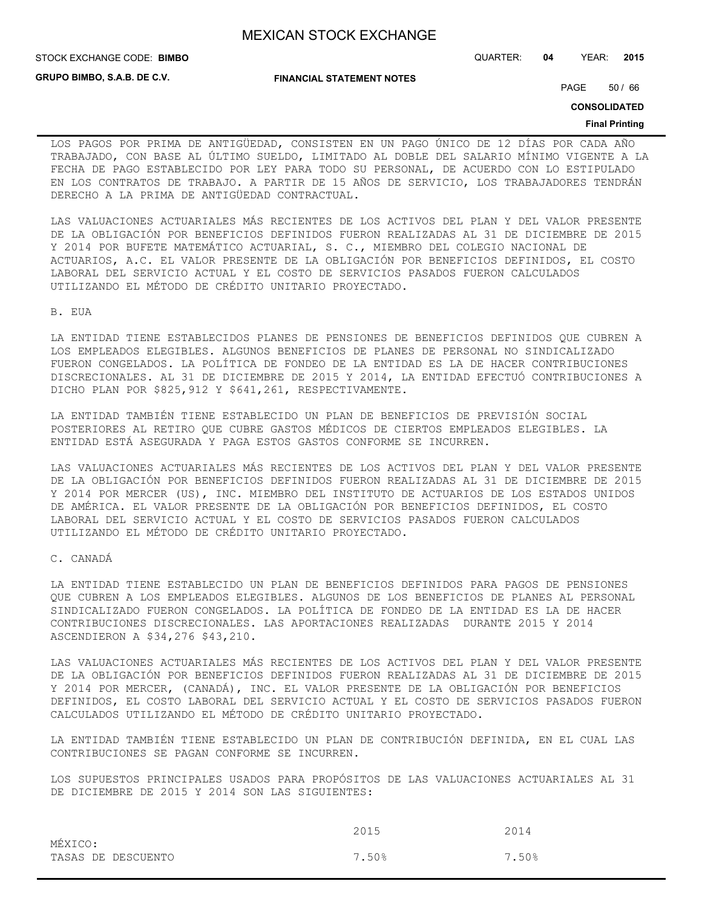LOS PAGOS POR PRIMA DE ANTIGÜEDAD, CONSISTEN EN UN PAGO ÚNICO DE 12 DÍAS POR CADA AÑO TRABAJADO, CON BASE AL ÚLTIMO SUELDO, LIMITADO AL DOBLE DEL SALARIO MÍNIMO VIGENTE A LA FECHA DE PAGO ESTABLECIDO POR LEY PARA TODO SU PERSONAL, DE ACUERDO CON LO ESTIPULADO EN LOS CONTRATOS DE TRABAJO. A PARTIR DE 15 AÑOS DE SERVICIO, LOS TRABAJADORES TENDRÁN DERECHO A LA PRIMA DE ANTIGÜEDAD CONTRACTUAL.

LAS VALUACIONES ACTUARIALES MÁS RECIENTES DE LOS ACTIVOS DEL PLAN Y DEL VALOR PRESENTE DE LA OBLIGACIÓN POR BENEFICIOS DEFINIDOS FUERON REALIZADAS AL 31 DE DICIEMBRE DE 2015 Y 2014 POR BUFETE MATEMÁTICO ACTUARIAL, S. C., MIEMBRO DEL COLEGIO NACIONAL DE ACTUARIOS, A.C. EL VALOR PRESENTE DE LA OBLIGACIÓN POR BENEFICIOS DEFINIDOS, EL COSTO LABORAL DEL SERVICIO ACTUAL Y EL COSTO DE SERVICIOS PASADOS FUERON CALCULADOS UTILIZANDO EL MÉTODO DE CRÉDITO UNITARIO PROYECTADO.

B. EUA

LA ENTIDAD TIENE ESTABLECIDOS PLANES DE PENSIONES DE BENEFICIOS DEFINIDOS QUE CUBREN A LOS EMPLEADOS ELEGIBLES. ALGUNOS BENEFICIOS DE PLANES DE PERSONAL NO SINDICALIZADO FUERON CONGELADOS. LA POLÍTICA DE FONDEO DE LA ENTIDAD ES LA DE HACER CONTRIBUCIONES DISCRECIONALES. AL 31 DE DICIEMBRE DE 2015 Y 2014, LA ENTIDAD EFECTUÓ CONTRIBUCIONES A DICHO PLAN POR $825,912 Y $641,261, RESPECTIVAMENTE.

LA ENTIDAD TAMBIÉN TIENE ESTABLECIDO UN PLAN DE BENEFICIOS DE PREVISIÓN SOCIAL POSTERIORES AL RETIRO QUE CUBRE GASTOS MÉDICOS DE CIERTOS EMPLEADOS ELEGIBLES. LA ENTIDAD ESTÁ ASEGURADA Y PAGA ESTOS GASTOS CONFORME SE INCURREN.

LAS VALUACIONES ACTUARIALES MÁS RECIENTES DE LOS ACTIVOS DEL PLAN Y DEL VALOR PRESENTE DE LA OBLIGACIÓN POR BENEFICIOS DEFINIDOS FUERON REALIZADAS AL 31 DE DICIEMBRE DE 2015 Y 2014 POR MERCER (US), INC. MIEMBRO DEL INSTITUTO DE ACTUARIOS DE LOS ESTADOS UNIDOS DE AMÉRICA. EL VALOR PRESENTE DE LA OBLIGACIÓN POR BENEFICIOS DEFINIDOS, EL COSTO LABORAL DEL SERVICIO ACTUAL Y EL COSTO DE SERVICIOS PASADOS FUERON CALCULADOS UTILIZANDO EL MÉTODO DE CRÉDITO UNITARIO PROYECTADO.

C. CANADÁ

LA ENTIDAD TIENE ESTABLECIDO UN PLAN DE BENEFICIOS DEFINIDOS PARA PAGOS DE PENSIONES QUE CUBREN A LOS EMPLEADOS ELEGIBLES. ALGUNOS DE LOS BENEFICIOS DE PLANES AL PERSONAL SINDICALIZADO FUERON CONGELADOS. LA POLÍTICA DE FONDEO DE LA ENTIDAD ES LA DE HACER CONTRIBUCIONES DISCRECIONALES. LAS APORTACIONES REALIZADAS DURANTE 2015 Y 2014 ASCENDIERON A $34,276 $43,210.

LAS VALUACIONES ACTUARIALES MÁS RECIENTES DE LOS ACTIVOS DEL PLAN Y DEL VALOR PRESENTE DE LA OBLIGACIÓN POR BENEFICIOS DEFINIDOS FUERON REALIZADAS AL 31 DE DICIEMBRE DE 2015 Y 2014 POR MERCER, (CANADÁ), INC. EL VALOR PRESENTE DE LA OBLIGACIÓN POR BENEFICIOS DEFINIDOS, EL COSTO LABORAL DEL SERVICIO ACTUAL Y EL COSTO DE SERVICIOS PASADOS FUERON CALCULADOS UTILIZANDO EL MÉTODO DE CRÉDITO UNITARIO PROYECTADO.

LA ENTIDAD TAMBIÉN TIENE ESTABLECIDO UN PLAN DE CONTRIBUCIÓN DEFINIDA, EN EL CUAL LAS CONTRIBUCIONES SE PAGAN CONFORME SE INCURREN.

LOS SUPUESTOS PRINCIPALES USADOS PARA PROPÓSITOS DE LAS VALUACIONES ACTUARIALES AL 31 DE DICIEMBRE DE 2015 Y 2014 SON LAS SIGUIENTES:

| | 2015 | 2014 |
|---|---|---|
| MÉXICO: | | |
| TASAS DE DESCUENTO | 7.50% | 7.50% |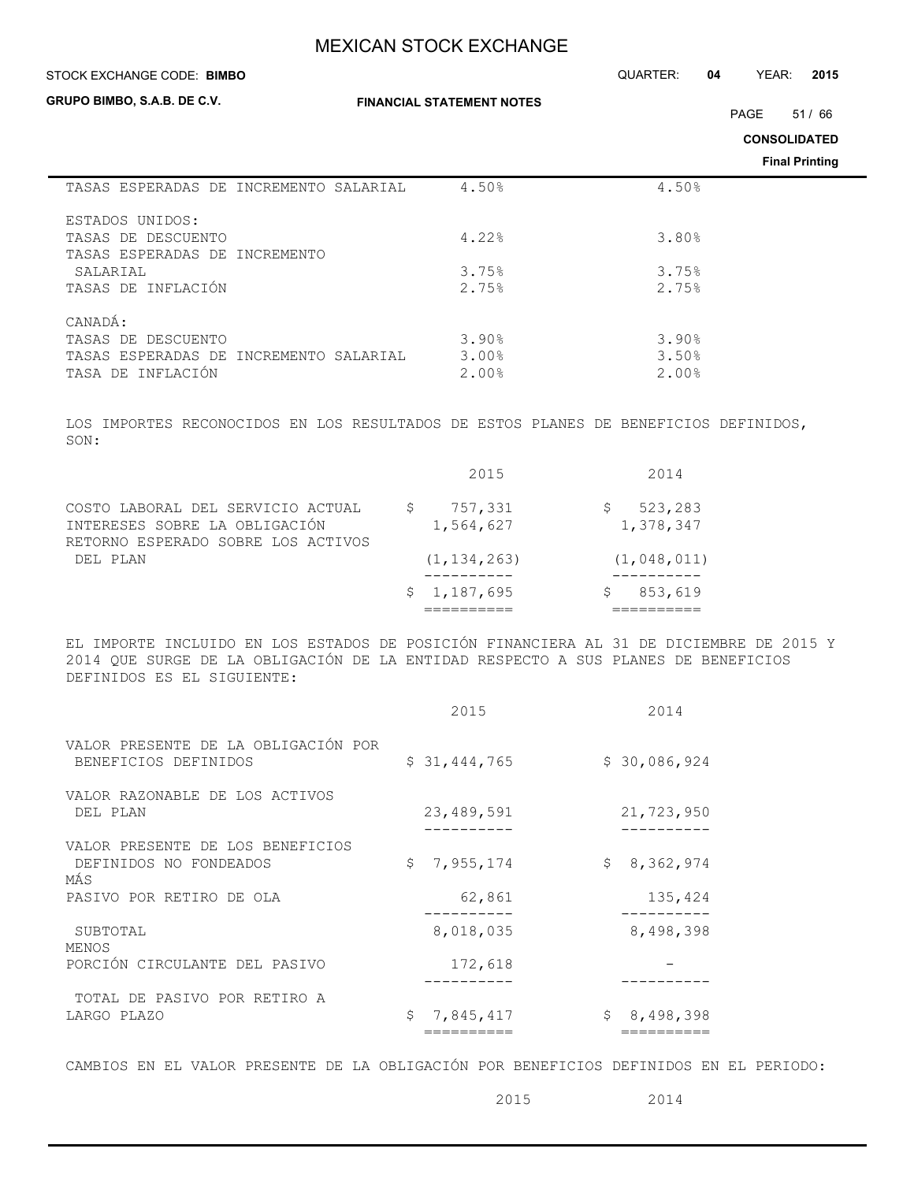| | | |
|---|---|---|
| TASAS ESPERADAS DE INCREMENTO SALARIAL | 4.50% | 4.50% |
| ESTADOS UNIDOS: | | |
| TASAS DE DESCUENTO | 4.22% | 3.80% |
| TASAS ESPERADAS DE INCREMENTO SALARIAL | 3.75% | 3.75% |
| TASAS DE INFLACIÓN | 2.75% | 2.75% |
| CANADÁ: | | |
| TASAS DE DESCUENTO | 3.90% | 3.90% |
| TASAS ESPERADAS DE INCREMENTO SALARIAL | 3.00% | 3.50% |
| TASA DE INFLACIÓN | 2.00% | 2.00% |

LOS IMPORTES RECONOCIDOS EN LOS RESULTADOS DE ESTOS PLANES DE BENEFICIOS DEFINIDOS, SON:

| | 2015 | 2014 |
|---|---|---|
| COSTO LABORAL DEL SERVICIO ACTUAL | $ 757,331 | $ 523,283 |
| INTERESES SOBRE LA OBLIGACIÓN | 1,564,627 | 1,378,347 |
| RETORNO ESPERADO SOBRE LOS ACTIVOS DEL PLAN | (1,134,263) | (1,048,011) |
| | $ 1,187,695 | $ 853,619 |

EL IMPORTE INCLUIDO EN LOS ESTADOS DE POSICIÓN FINANCIERA AL 31 DE DICIEMBRE DE 2015 Y 2014 QUE SURGE DE LA OBLIGACIÓN DE LA ENTIDAD RESPECTO A SUS PLANES DE BENEFICIOS DEFINIDOS ES EL SIGUIENTE:

| | 2015 | 2014 |
|---|---|---|
| VALOR PRESENTE DE LA OBLIGACIÓN POR BENEFICIOS DEFINIDOS | $ 31,444,765 | $ 30,086,924 |
| VALOR RAZONABLE DE LOS ACTIVOS DEL PLAN | 23,489,591 | 21,723,950 |
| VALOR PRESENTE DE LOS BENEFICIOS DEFINIDOS NO FONDEADOS | $ 7,955,174 | $ 8,362,974 |
| MÁS | | |
| PASIVO POR RETIRO DE OLA | 62,861 | 135,424 |
| SUBTOTAL | 8,018,035 | 8,498,398 |
| MENOS | | |
| PORCIÓN CIRCULANTE DEL PASIVO | 172,618 | - |
| TOTAL DE PASIVO POR RETIRO A LARGO PLAZO | $ 7,845,417 | $ 8,498,398 |

CAMBIOS EN EL VALOR PRESENTE DE LA OBLIGACIÓN POR BENEFICIOS DEFINIDOS EN EL PERIODO:

| | 2015 | 2014 |
|---|---|---|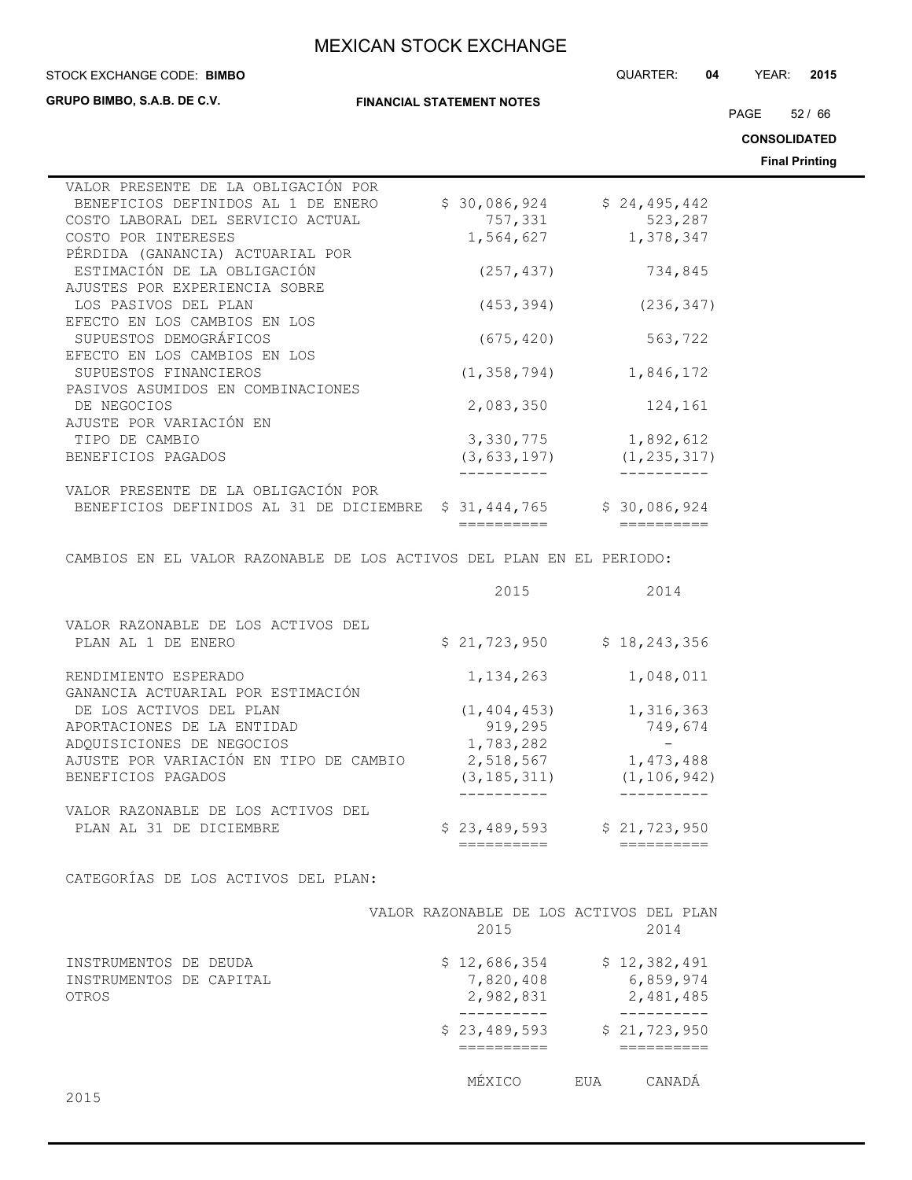| | | |
|---|---|---|
| VALOR PRESENTE DE LA OBLIGACIÓN POR BENEFICIOS DEFINIDOS AL 1 DE ENERO | $ 30,086,924 | $ 24,495,442 |
| COSTO LABORAL DEL SERVICIO ACTUAL | 757,331 | 523,287 |
| COSTO POR INTERESES | 1,564,627 | 1,378,347 |
| PÉRDIDA (GANANCIA) ACTUARIAL POR ESTIMACIÓN DE LA OBLIGACIÓN | (257,437) | 734,845 |
| AJUSTES POR EXPERIENCIA SOBRE LOS PASIVOS DEL PLAN | (453,394) | (236,347) |
| EFECTO EN LOS CAMBIOS EN LOS SUPUESTOS DEMOGRÁFICOS | (675,420) | 563,722 |
| EFECTO EN LOS CAMBIOS EN LOS SUPUESTOS FINANCIEROS | (1,358,794) | 1,846,172 |
| PASIVOS ASUMIDOS EN COMBINACIONES DE NEGOCIOS | 2,083,350 | 124,161 |
| AJUSTE POR VARIACIÓN EN TIPO DE CAMBIO | 3,330,775 | 1,892,612 |
| BENEFICIOS PAGADOS | (3,633,197) | (1,235,317) |
| VALOR PRESENTE DE LA OBLIGACIÓN POR BENEFICIOS DEFINIDOS AL 31 DE DICIEMBRE | $ 31,444,765 | $ 30,086,924 |

CAMBIOS EN EL VALOR RAZONABLE DE LOS ACTIVOS DEL PLAN EN EL PERIODO:

| | 2015 | 2014 |
|---|---|---|
| VALOR RAZONABLE DE LOS ACTIVOS DEL PLAN AL 1 DE ENERO | $ 21,723,950 | $ 18,243,356 |
| RENDIMIENTO ESPERADO | 1,134,263 | 1,048,011 |
| GANANCIA ACTUARIAL POR ESTIMACIÓN DE LOS ACTIVOS DEL PLAN | (1,404,453) | 1,316,363 |
| APORTACIONES DE LA ENTIDAD | 919,295 | 749,674 |
| ADQUISICIONES DE NEGOCIOS | 1,783,282 | - |
| AJUSTE POR VARIACIÓN EN TIPO DE CAMBIO | 2,518,567 | 1,473,488 |
| BENEFICIOS PAGADOS | (3,185,311) | (1,106,942) |
| VALOR RAZONABLE DE LOS ACTIVOS DEL PLAN AL 31 DE DICIEMBRE | $ 23,489,593 | $ 21,723,950 |

CATEGORÍAS DE LOS ACTIVOS DEL PLAN:

| | VALOR RAZONABLE DE LOS ACTIVOS DEL PLAN | |
|---|---|---|
| | 2015 | 2014 |
| INSTRUMENTOS DE DEUDA | $ 12,686,354 | $ 12,382,491 |
| INSTRUMENTOS DE CAPITAL | 7,820,408 | 6,859,974 |
| OTROS | 2,982,831 | 2,481,485 |
| | $ 23,489,593 | $ 21,723,950 |

| | MÉXICO | EUA | CANADÁ |
|---|---|---|---|
| 2015 | | | |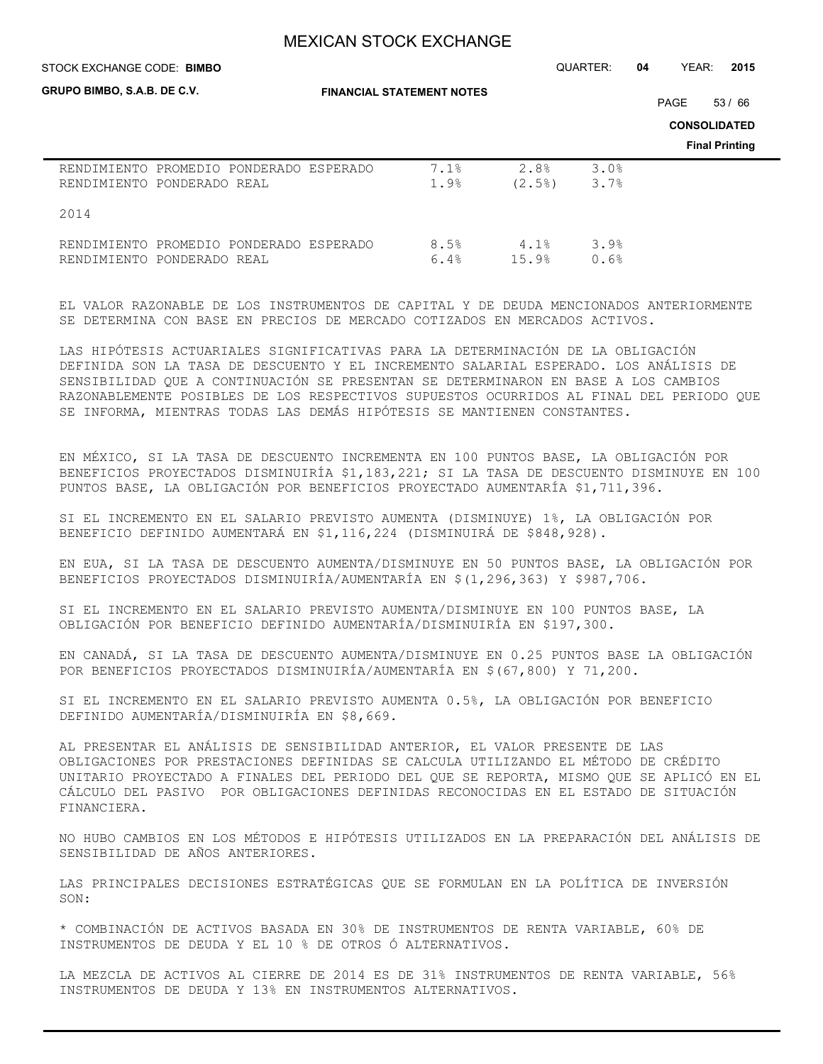| | | | |
|---|---|---|---|
| RENDIMIENTO PROMEDIO PONDERADO ESPERADO | 7.1% | 2.8% | 3.0% |
| RENDIMIENTO PONDERADO REAL | 1.9% | (2.5%) | 3.7% |
| 2014 | | | |
| RENDIMIENTO PROMEDIO PONDERADO ESPERADO | 8.5% | 4.1% | 3.9% |
| RENDIMIENTO PONDERADO REAL | 6.4% | 15.9% | 0.6% |

EL VALOR RAZONABLE DE LOS INSTRUMENTOS DE CAPITAL Y DE DEUDA MENCIONADOS ANTERIORMENTE SE DETERMINA CON BASE EN PRECIOS DE MERCADO COTIZADOS EN MERCADOS ACTIVOS.

LAS HIPÓTESIS ACTUARIALES SIGNIFICATIVAS PARA LA DETERMINACIÓN DE LA OBLIGACIÓN DEFINIDA SON LA TASA DE DESCUENTO Y EL INCREMENTO SALARIAL ESPERADO. LOS ANÁLISIS DE SENSIBILIDAD QUE A CONTINUACIÓN SE PRESENTAN SE DETERMINARON EN BASE A LOS CAMBIOS RAZONABLEMENTE POSIBLES DE LOS RESPECTIVOS SUPUESTOS OCURRIDOS AL FINAL DEL PERIODO QUE SE INFORMA, MIENTRAS TODAS LAS DEMÁS HIPÓTESIS SE MANTIENEN CONSTANTES.

EN MÉXICO, SI LA TASA DE DESCUENTO INCREMENTA EN 100 PUNTOS BASE, LA OBLIGACIÓN POR BENEFICIOS PROYECTADOS DISMINUIRÍA $1,183,221; SI LA TASA DE DESCUENTO DISMINUYE EN 100 PUNTOS BASE, LA OBLIGACIÓN POR BENEFICIOS PROYECTADO AUMENTARÍA $1,711,396.

SI EL INCREMENTO EN EL SALARIO PREVISTO AUMENTA (DISMINUYE) 1%, LA OBLIGACIÓN POR BENEFICIO DEFINIDO AUMENTARÁ EN $1,116,224 (DISMINUIRÁ DE $848,928).

EN EUA, SI LA TASA DE DESCUENTO AUMENTA/DISMINUYE EN 50 PUNTOS BASE, LA OBLIGACIÓN POR BENEFICIOS PROYECTADOS DISMINUIRÍA/AUMENTARÍA EN $(1,296,363) Y $987,706.

SI EL INCREMENTO EN EL SALARIO PREVISTO AUMENTA/DISMINUYE EN 100 PUNTOS BASE, LA OBLIGACIÓN POR BENEFICIO DEFINIDO AUMENTARÍA/DISMINUIRÍA EN $197,300.

EN CANADÁ, SI LA TASA DE DESCUENTO AUMENTA/DISMINUYE EN 0.25 PUNTOS BASE LA OBLIGACIÓN POR BENEFICIOS PROYECTADOS DISMINUIRÍA/AUMENTARÍA EN $(67,800) Y 71,200.

SI EL INCREMENTO EN EL SALARIO PREVISTO AUMENTA 0.5%, LA OBLIGACIÓN POR BENEFICIO DEFINIDO AUMENTARÍA/DISMINUIRÍA EN $8,669.

AL PRESENTAR EL ANÁLISIS DE SENSIBILIDAD ANTERIOR, EL VALOR PRESENTE DE LAS OBLIGACIONES POR PRESTACIONES DEFINIDAS SE CALCULA UTILIZANDO EL MÉTODO DE CRÉDITO UNITARIO PROYECTADO A FINALES DEL PERIODO DEL QUE SE REPORTA, MISMO QUE SE APLICÓ EN EL CÁLCULO DEL PASIVO POR OBLIGACIONES DEFINIDAS RECONOCIDAS EN EL ESTADO DE SITUACIÓN FINANCIERA.

NO HUBO CAMBIOS EN LOS MÉTODOS E HIPÓTESIS UTILIZADOS EN LA PREPARACIÓN DEL ANÁLISIS DE SENSIBILIDAD DE AÑOS ANTERIORES.

LAS PRINCIPALES DECISIONES ESTRATÉGICAS QUE SE FORMULAN EN LA POLÍTICA DE INVERSIÓN SON:

* COMBINACIÓN DE ACTIVOS BASADA EN 30% DE INSTRUMENTOS DE RENTA VARIABLE, 60% DE INSTRUMENTOS DE DEUDA Y EL 10 % DE OTROS Ó ALTERNATIVOS.

LA MEZCLA DE ACTIVOS AL CIERRE DE 2014 ES DE 31% INSTRUMENTOS DE RENTA VARIABLE, 56% INSTRUMENTOS DE DEUDA Y 13% EN INSTRUMENTOS ALTERNATIVOS.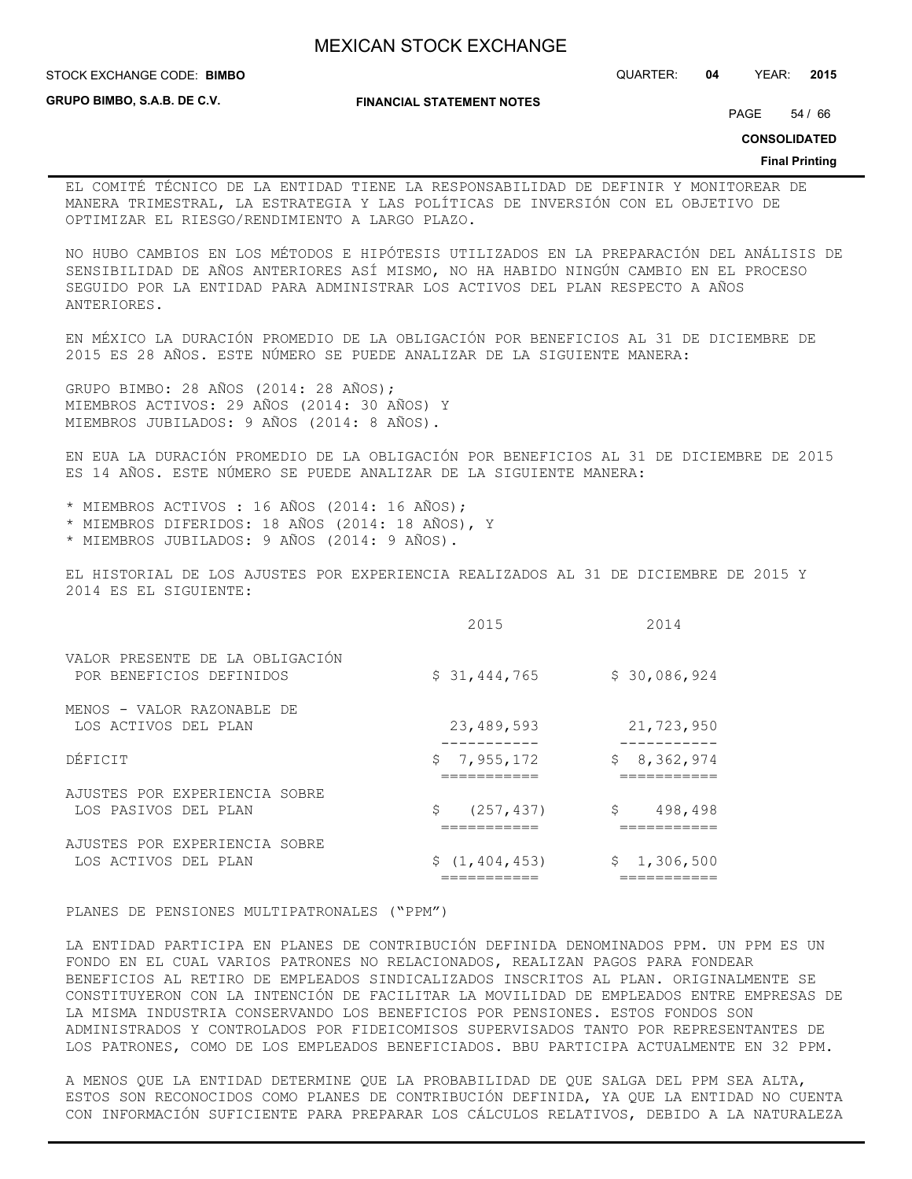EL COMITÉ TÉCNICO DE LA ENTIDAD TIENE LA RESPONSABILIDAD DE DEFINIR Y MONITOREAR DE MANERA TRIMESTRAL, LA ESTRATEGIA Y LAS POLÍTICAS DE INVERSIÓN CON EL OBJETIVO DE OPTIMIZAR EL RIESGO/RENDIMIENTO A LARGO PLAZO.

NO HUBO CAMBIOS EN LOS MÉTODOS E HIPÓTESIS UTILIZADOS EN LA PREPARACIÓN DEL ANÁLISIS DE SENSIBILIDAD DE AÑOS ANTERIORES ASÍ MISMO, NO HA HABIDO NINGÚN CAMBIO EN EL PROCESO SEGUIDO POR LA ENTIDAD PARA ADMINISTRAR LOS ACTIVOS DEL PLAN RESPECTO A AÑOS ANTERIORES.

EN MÉXICO LA DURACIÓN PROMEDIO DE LA OBLIGACIÓN POR BENEFICIOS AL 31 DE DICIEMBRE DE 2015 ES 28 AÑOS. ESTE NÚMERO SE PUEDE ANALIZAR DE LA SIGUIENTE MANERA:

GRUPO BIMBO: 28 AÑOS (2014: 28 AÑOS);
MIEMBROS ACTIVOS: 29 AÑOS (2014: 30 AÑOS) Y
MIEMBROS JUBILADOS: 9 AÑOS (2014: 8 AÑOS).

EN EUA LA DURACIÓN PROMEDIO DE LA OBLIGACIÓN POR BENEFICIOS AL 31 DE DICIEMBRE DE 2015 ES 14 AÑOS. ESTE NÚMERO SE PUEDE ANALIZAR DE LA SIGUIENTE MANERA:

* MIEMBROS ACTIVOS : 16 AÑOS (2014: 16 AÑOS);
* MIEMBROS DIFERIDOS: 18 AÑOS (2014: 18 AÑOS), Y
* MIEMBROS JUBILADOS: 9 AÑOS (2014: 9 AÑOS).

EL HISTORIAL DE LOS AJUSTES POR EXPERIENCIA REALIZADOS AL 31 DE DICIEMBRE DE 2015 Y 2014 ES EL SIGUIENTE:

| | 2015 | 2014 |
|---|---|---|
| VALOR PRESENTE DE LA OBLIGACIÓN POR BENEFICIOS DEFINIDOS | $ 31,444,765 | $ 30,086,924 |
| MENOS - VALOR RAZONABLE DE LOS ACTIVOS DEL PLAN | 23,489,593 | 21,723,950 |
| DÉFICIT | $ 7,955,172 | $ 8,362,974 |
| AJUSTES POR EXPERIENCIA SOBRE LOS PASIVOS DEL PLAN | $ (257,437) | $ 498,498 |
| AJUSTES POR EXPERIENCIA SOBRE LOS ACTIVOS DEL PLAN | $ (1,404,453) | $ 1,306,500 |

PLANES DE PENSIONES MULTIPATRONALES ("PPM")

LA ENTIDAD PARTICIPA EN PLANES DE CONTRIBUCIÓN DEFINIDA DENOMINADOS PPM. UN PPM ES UN FONDO EN EL CUAL VARIOS PATRONES NO RELACIONADOS, REALIZAN PAGOS PARA FONDEAR BENEFICIOS AL RETIRO DE EMPLEADOS SINDICALIZADOS INSCRITOS AL PLAN. ORIGINALMENTE SE CONSTITUYERON CON LA INTENCIÓN DE FACILITAR LA MOVILIDAD DE EMPLEADOS ENTRE EMPRESAS DE LA MISMA INDUSTRIA CONSERVANDO LOS BENEFICIOS POR PENSIONES. ESTOS FONDOS SON ADMINISTRADOS Y CONTROLADOS POR FIDEICOMISOS SUPERVISADOS TANTO POR REPRESENTANTES DE LOS PATRONES, COMO DE LOS EMPLEADOS BENEFICIADOS. BBU PARTICIPA ACTUALMENTE EN 32 PPM.

A MENOS QUE LA ENTIDAD DETERMINE QUE LA PROBABILIDAD DE QUE SALGA DEL PPM SEA ALTA, ESTOS SON RECONOCIDOS COMO PLANES DE CONTRIBUCIÓN DEFINIDA, YA QUE LA ENTIDAD NO CUENTA CON INFORMACIÓN SUFICIENTE PARA PREPARAR LOS CÁLCULOS RELATIVOS, DEBIDO A LA NATURALEZA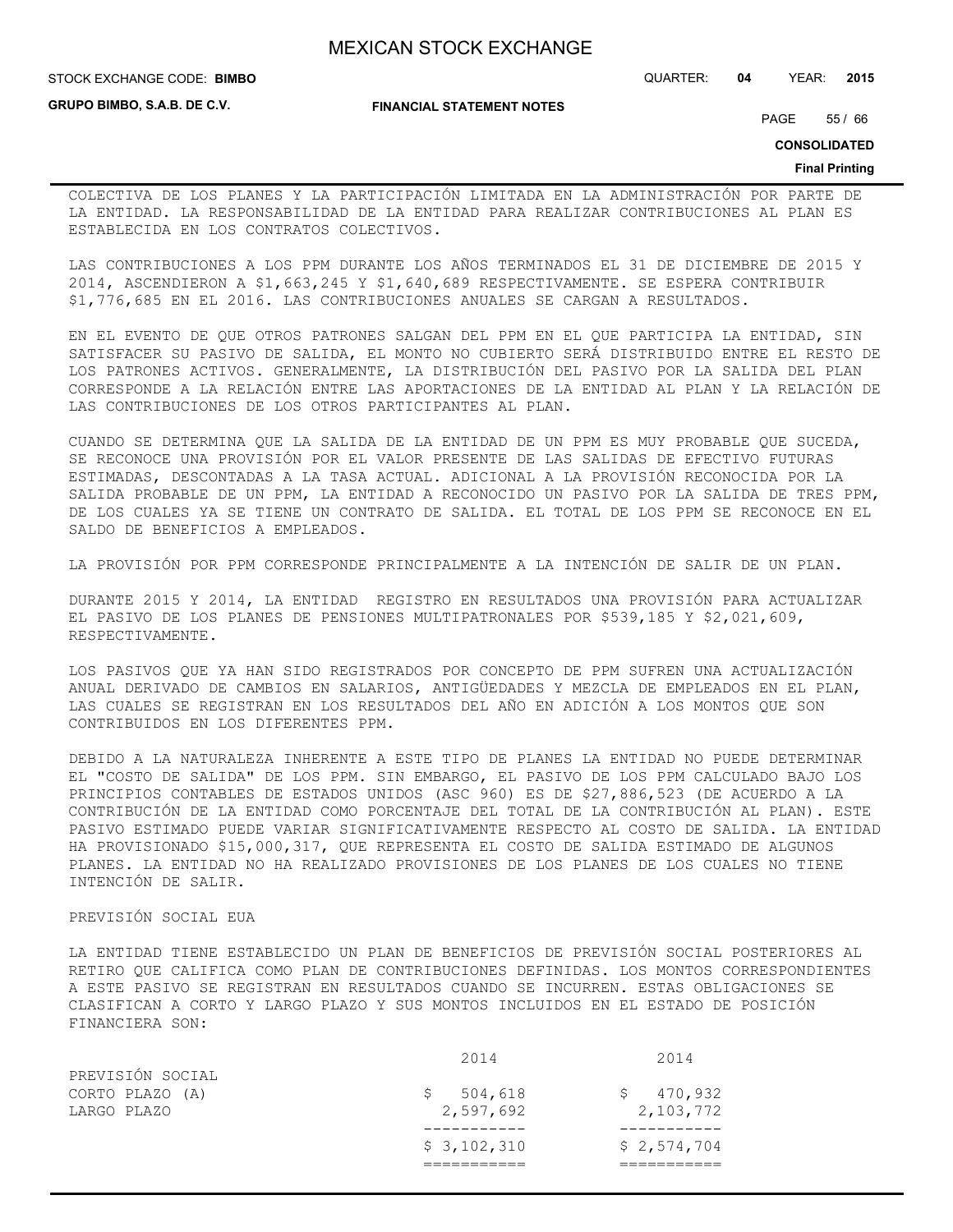COLECTIVA DE LOS PLANES Y LA PARTICIPACIÓN LIMITADA EN LA ADMINISTRACIÓN POR PARTE DE LA ENTIDAD. LA RESPONSABILIDAD DE LA ENTIDAD PARA REALIZAR CONTRIBUCIONES AL PLAN ES ESTABLECIDA EN LOS CONTRATOS COLECTIVOS.

LAS CONTRIBUCIONES A LOS PPM DURANTE LOS AÑOS TERMINADOS EL 31 DE DICIEMBRE DE 2015 Y 2014, ASCENDIERON A $1,663,245 Y $1,640,689 RESPECTIVAMENTE. SE ESPERA CONTRIBUIR $1,776,685 EN EL 2016. LAS CONTRIBUCIONES ANUALES SE CARGAN A RESULTADOS.

EN EL EVENTO DE QUE OTROS PATRONES SALGAN DEL PPM EN EL QUE PARTICIPA LA ENTIDAD, SIN SATISFACER SU PASIVO DE SALIDA, EL MONTO NO CUBIERTO SERÁ DISTRIBUIDO ENTRE EL RESTO DE LOS PATRONES ACTIVOS. GENERALMENTE, LA DISTRIBUCIÓN DEL PASIVO POR LA SALIDA DEL PLAN CORRESPONDE A LA RELACIÓN ENTRE LAS APORTACIONES DE LA ENTIDAD AL PLAN Y LA RELACIÓN DE LAS CONTRIBUCIONES DE LOS OTROS PARTICIPANTES AL PLAN.

CUANDO SE DETERMINA QUE LA SALIDA DE LA ENTIDAD DE UN PPM ES MUY PROBABLE QUE SUCEDA, SE RECONOCE UNA PROVISIÓN POR EL VALOR PRESENTE DE LAS SALIDAS DE EFECTIVO FUTURAS ESTIMADAS, DESCONTADAS A LA TASA ACTUAL. ADICIONAL A LA PROVISIÓN RECONOCIDA POR LA SALIDA PROBABLE DE UN PPM, LA ENTIDAD A RECONOCIDO UN PASIVO POR LA SALIDA DE TRES PPM, DE LOS CUALES YA SE TIENE UN CONTRATO DE SALIDA. EL TOTAL DE LOS PPM SE RECONOCE EN EL SALDO DE BENEFICIOS A EMPLEADOS.

LA PROVISIÓN POR PPM CORRESPONDE PRINCIPALMENTE A LA INTENCIÓN DE SALIR DE UN PLAN.

DURANTE 2015 Y 2014, LA ENTIDAD REGISTRO EN RESULTADOS UNA PROVISIÓN PARA ACTUALIZAR EL PASIVO DE LOS PLANES DE PENSIONES MULTIPATRONALES POR $539,185 Y $2,021,609, RESPECTIVAMENTE.

LOS PASIVOS QUE YA HAN SIDO REGISTRADOS POR CONCEPTO DE PPM SUFREN UNA ACTUALIZACIÓN ANUAL DERIVADO DE CAMBIOS EN SALARIOS, ANTIGÜEDADES Y MEZCLA DE EMPLEADOS EN EL PLAN, LAS CUALES SE REGISTRAN EN LOS RESULTADOS DEL AÑO EN ADICIÓN A LOS MONTOS QUE SON CONTRIBUIDOS EN LOS DIFERENTES PPM.

DEBIDO A LA NATURALEZA INHERENTE A ESTE TIPO DE PLANES LA ENTIDAD NO PUEDE DETERMINAR EL "COSTO DE SALIDA" DE LOS PPM. SIN EMBARGO, EL PASIVO DE LOS PPM CALCULADO BAJO LOS PRINCIPIOS CONTABLES DE ESTADOS UNIDOS (ASC 960) ES DE $27,886,523 (DE ACUERDO A LA CONTRIBUCIÓN DE LA ENTIDAD COMO PORCENTAJE DEL TOTAL DE LA CONTRIBUCIÓN AL PLAN). ESTE PASIVO ESTIMADO PUEDE VARIAR SIGNIFICATIVAMENTE RESPECTO AL COSTO DE SALIDA. LA ENTIDAD HA PROVISIONADO $15,000,317, QUE REPRESENTA EL COSTO DE SALIDA ESTIMADO DE ALGUNOS PLANES. LA ENTIDAD NO HA REALIZADO PROVISIONES DE LOS PLANES DE LOS CUALES NO TIENE INTENCIÓN DE SALIR.

PREVISIÓN SOCIAL EUA

LA ENTIDAD TIENE ESTABLECIDO UN PLAN DE BENEFICIOS DE PREVISIÓN SOCIAL POSTERIORES AL RETIRO QUE CALIFICA COMO PLAN DE CONTRIBUCIONES DEFINIDAS. LOS MONTOS CORRESPONDIENTES A ESTE PASIVO SE REGISTRAN EN RESULTADOS CUANDO SE INCURREN. ESTAS OBLIGACIONES SE CLASIFICAN A CORTO Y LARGO PLAZO Y SUS MONTOS INCLUIDOS EN EL ESTADO DE POSICIÓN FINANCIERA SON:

| | 2014 | 2014 |
|---|---|---|
| PREVISIÓN SOCIAL | | |
| CORTO PLAZO (A) | $ 504,618 | $ 470,932 |
| LARGO PLAZO | 2,597,692 | 2,103,772 |
| | $ 3,102,310 | $ 2,574,704 |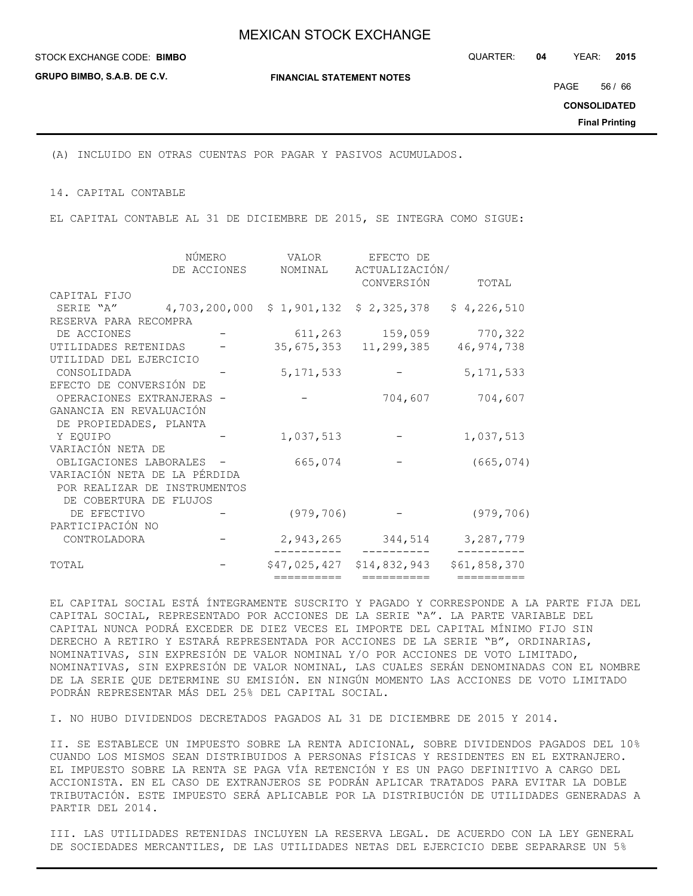(A) INCLUIDO EN OTRAS CUENTAS POR PAGAR Y PASIVOS ACUMULADOS.

## 14. CAPITAL CONTABLE

EL CAPITAL CONTABLE AL 31 DE DICIEMBRE DE 2015, SE INTEGRA COMO SIGUE:

| | NÚMERO DE ACCIONES | VALOR NOMINAL | EFECTO DE ACTUALIZACIÓN/ CONVERSIÓN | TOTAL |
|---|---|---|---|---|
| CAPITAL FIJO | | | | |
| SERIE "A" | 4,703,200,000 | $ 1,901,132 | $ 2,325,378 | $ 4,226,510 |
| RESERVA PARA RECOMPRA DE ACCIONES | - | 611,263 | 159,059 | 770,322 |
| UTILIDADES RETENIDAS | - | 35,675,353 | 11,299,385 | 46,974,738 |
| UTILIDAD DEL EJERCICIO CONSOLIDADA | - | 5,171,533 | - | 5,171,533 |
| EFECTO DE CONVERSIÓN DE OPERACIONES EXTRANJERAS | - | - | 704,607 | 704,607 |
| GANANCIA EN REVALUACIÓN DE PROPIEDADES, PLANTA Y EQUIPO | - | 1,037,513 | - | 1,037,513 |
| VARIACIÓN NETA DE OBLIGACIONES LABORALES | - | 665,074 | - | (665,074) |
| VARIACIÓN NETA DE LA PÉRDIDA POR REALIZAR DE INSTRUMENTOS DE COBERTURA DE FLUJOS DE EFECTIVO | - | (979,706) | - | (979,706) |
| PARTICIPACIÓN NO CONTROLADORA | - | 2,943,265 | 344,514 | 3,287,779 |
| TOTAL | - | $47,025,427 | $14,832,943 | $61,858,370 |

EL CAPITAL SOCIAL ESTÁ ÍNTEGRAMENTE SUSCRITO Y PAGADO Y CORRESPONDE A LA PARTE FIJA DEL CAPITAL SOCIAL, REPRESENTADO POR ACCIONES DE LA SERIE "A". LA PARTE VARIABLE DEL CAPITAL NUNCA PODRÁ EXCEDER DE DIEZ VECES EL IMPORTE DEL CAPITAL MÍNIMO FIJO SIN DERECHO A RETIRO Y ESTARÁ REPRESENTADA POR ACCIONES DE LA SERIE "B", ORDINARIAS, NOMINATIVAS, SIN EXPRESIÓN DE VALOR NOMINAL Y/O POR ACCIONES DE VOTO LIMITADO, NOMINATIVAS, SIN EXPRESIÓN DE VALOR NOMINAL, LAS CUALES SERÁN DENOMINADAS CON EL NOMBRE DE LA SERIE QUE DETERMINE SU EMISIÓN. EN NINGÚN MOMENTO LAS ACCIONES DE VOTO LIMITADO PODRÁN REPRESENTAR MÁS DEL 25% DEL CAPITAL SOCIAL.

I. NO HUBO DIVIDENDOS DECRETADOS PAGADOS AL 31 DE DICIEMBRE DE 2015 Y 2014.

II. SE ESTABLECE UN IMPUESTO SOBRE LA RENTA ADICIONAL, SOBRE DIVIDENDOS PAGADOS DEL 10% CUANDO LOS MISMOS SEAN DISTRIBUIDOS A PERSONAS FÍSICAS Y RESIDENTES EN EL EXTRANJERO. EL IMPUESTO SOBRE LA RENTA SE PAGA VÍA RETENCIÓN Y ES UN PAGO DEFINITIVO A CARGO DEL ACCIONISTA. EN EL CASO DE EXTRANJEROS SE PODRÁN APLICAR TRATADOS PARA EVITAR LA DOBLE TRIBUTACIÓN. ESTE IMPUESTO SERÁ APLICABLE POR LA DISTRIBUCIÓN DE UTILIDADES GENERADAS A PARTIR DEL 2014.

III. LAS UTILIDADES RETENIDAS INCLUYEN LA RESERVA LEGAL. DE ACUERDO CON LA LEY GENERAL DE SOCIEDADES MERCANTILES, DE LAS UTILIDADES NETAS DEL EJERCICIO DEBE SEPARARSE UN 5%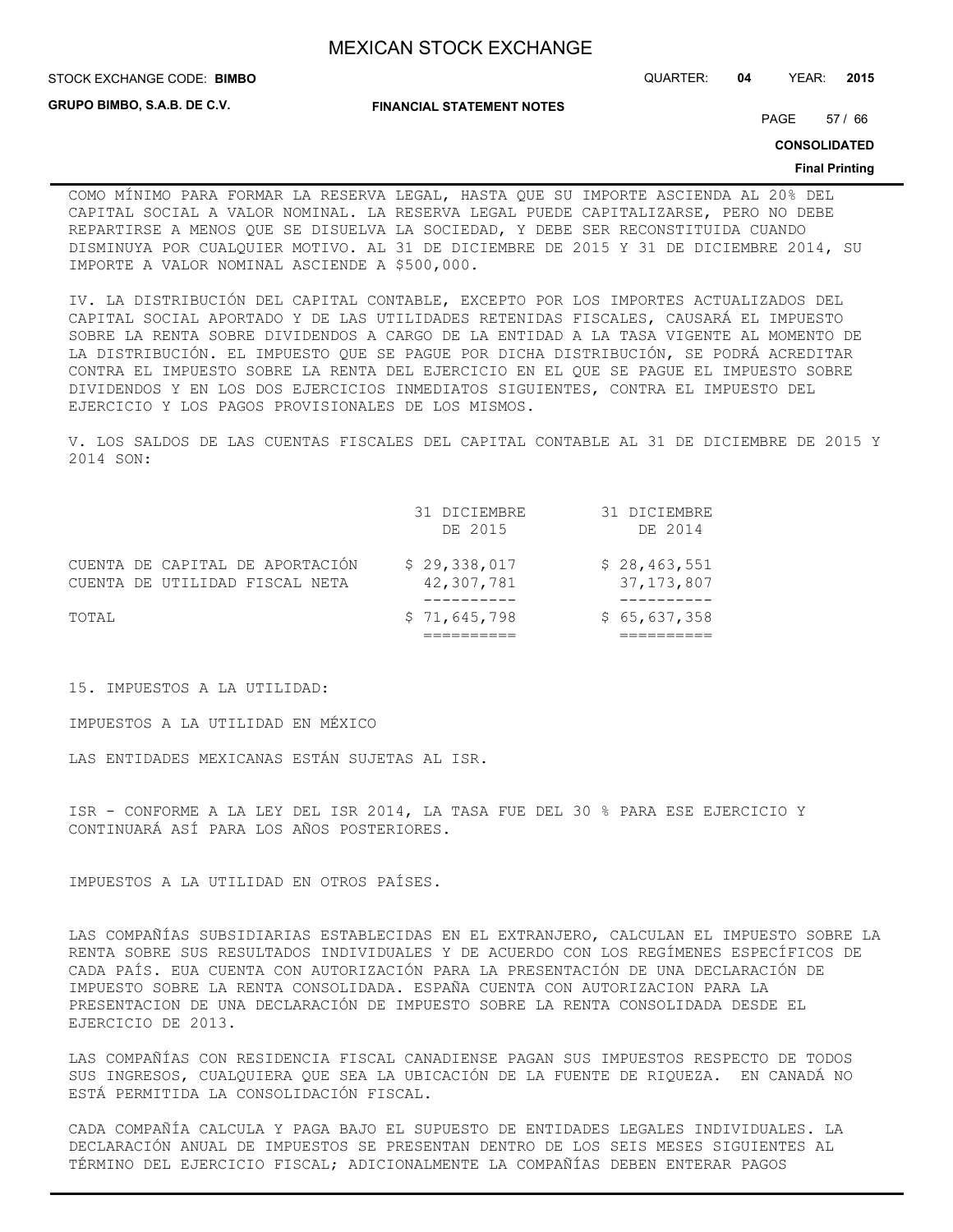COMO MÍNIMO PARA FORMAR LA RESERVA LEGAL, HASTA QUE SU IMPORTE ASCIENDA AL 20% DEL CAPITAL SOCIAL A VALOR NOMINAL. LA RESERVA LEGAL PUEDE CAPITALIZARSE, PERO NO DEBE REPARTIRSE A MENOS QUE SE DISUELVA LA SOCIEDAD, Y DEBE SER RECONSTITUIDA CUANDO DISMINUYA POR CUALQUIER MOTIVO. AL 31 DE DICIEMBRE DE 2015 Y 31 DE DICIEMBRE 2014, SU IMPORTE A VALOR NOMINAL ASCIENDE A $500,000.

IV. LA DISTRIBUCIÓN DEL CAPITAL CONTABLE, EXCEPTO POR LOS IMPORTES ACTUALIZADOS DEL CAPITAL SOCIAL APORTADO Y DE LAS UTILIDADES RETENIDAS FISCALES, CAUSARÁ EL IMPUESTO SOBRE LA RENTA SOBRE DIVIDENDOS A CARGO DE LA ENTIDAD A LA TASA VIGENTE AL MOMENTO DE LA DISTRIBUCIÓN. EL IMPUESTO QUE SE PAGUE POR DICHA DISTRIBUCIÓN, SE PODRÁ ACREDITAR CONTRA EL IMPUESTO SOBRE LA RENTA DEL EJERCICIO EN EL QUE SE PAGUE EL IMPUESTO SOBRE DIVIDENDOS Y EN LOS DOS EJERCICIOS INMEDIATOS SIGUIENTES, CONTRA EL IMPUESTO DEL EJERCICIO Y LOS PAGOS PROVISIONALES DE LOS MISMOS.

V. LOS SALDOS DE LAS CUENTAS FISCALES DEL CAPITAL CONTABLE AL 31 DE DICIEMBRE DE 2015 Y 2014 SON:

| | 31 DICIEMBRE DE 2015 | 31 DICIEMBRE DE 2014 |
|---|---|---|
| CUENTA DE CAPITAL DE APORTACIÓN | $ 29,338,017 | $ 28,463,551 |
| CUENTA DE UTILIDAD FISCAL NETA | 42,307,781 | 37,173,807 |
| TOTAL | $ 71,645,798 | $ 65,637,358 |

15. IMPUESTOS A LA UTILIDAD:

IMPUESTOS A LA UTILIDAD EN MÉXICO

LAS ENTIDADES MEXICANAS ESTÁN SUJETAS AL ISR.

ISR - CONFORME A LA LEY DEL ISR 2014, LA TASA FUE DEL 30 % PARA ESE EJERCICIO Y CONTINUARÁ ASÍ PARA LOS AÑOS POSTERIORES.

IMPUESTOS A LA UTILIDAD EN OTROS PAÍSES.

LAS COMPAÑÍAS SUBSIDIARIAS ESTABLECIDAS EN EL EXTRANJERO, CALCULAN EL IMPUESTO SOBRE LA RENTA SOBRE SUS RESULTADOS INDIVIDUALES Y DE ACUERDO CON LOS REGÍMENES ESPECÍFICOS DE CADA PAÍS. EUA CUENTA CON AUTORIZACIÓN PARA LA PRESENTACIÓN DE UNA DECLARACIÓN DE IMPUESTO SOBRE LA RENTA CONSOLIDADA. ESPAÑA CUENTA CON AUTORIZACION PARA LA PRESENTACION DE UNA DECLARACIÓN DE IMPUESTO SOBRE LA RENTA CONSOLIDADA DESDE EL EJERCICIO DE 2013.

LAS COMPAÑÍAS CON RESIDENCIA FISCAL CANADIENSE PAGAN SUS IMPUESTOS RESPECTO DE TODOS SUS INGRESOS, CUALQUIERA QUE SEA LA UBICACIÓN DE LA FUENTE DE RIQUEZA. EN CANADÁ NO ESTÁ PERMITIDA LA CONSOLIDACIÓN FISCAL.

CADA COMPAÑÍA CALCULA Y PAGA BAJO EL SUPUESTO DE ENTIDADES LEGALES INDIVIDUALES. LA DECLARACIÓN ANUAL DE IMPUESTOS SE PRESENTAN DENTRO DE LOS SEIS MESES SIGUIENTES AL TÉRMINO DEL EJERCICIO FISCAL; ADICIONALMENTE LA COMPAÑÍAS DEBEN ENTERAR PAGOS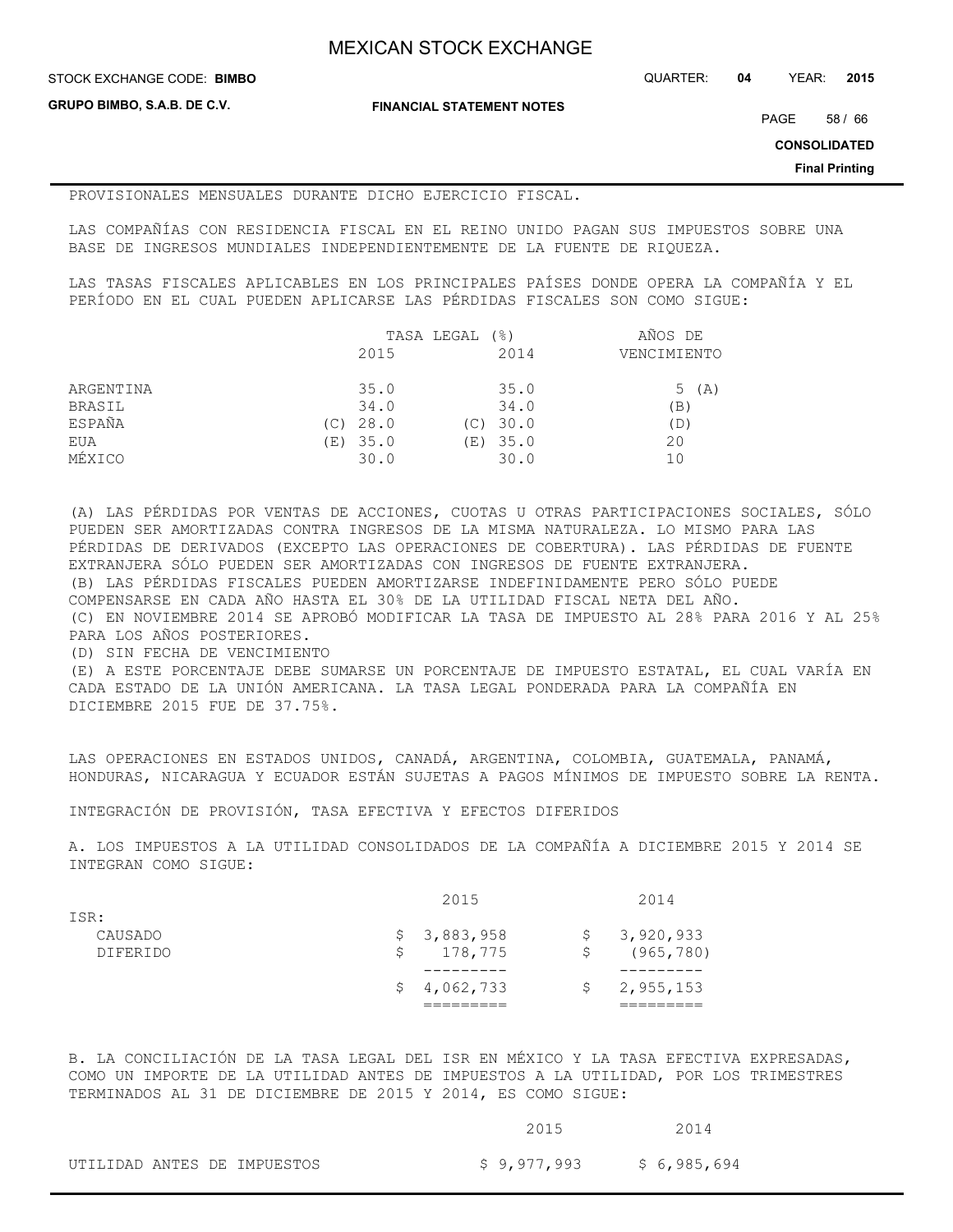PROVISIONALES MENSUALES DURANTE DICHO EJERCICIO FISCAL.

LAS COMPAÑÍAS CON RESIDENCIA FISCAL EN EL REINO UNIDO PAGAN SUS IMPUESTOS SOBRE UNA BASE DE INGRESOS MUNDIALES INDEPENDIENTEMENTE DE LA FUENTE DE RIQUEZA.

LAS TASAS FISCALES APLICABLES EN LOS PRINCIPALES PAÍSES DONDE OPERA LA COMPAÑÍA Y EL PERÍODO EN EL CUAL PUEDEN APLICARSE LAS PÉRDIDAS FISCALES SON COMO SIGUE:

| | TASA LEGAL (%) | | AÑOS DE |
|---|---|---|---|
| | 2015 | 2014 | VENCIMIENTO |
| ARGENTINA | 35.0 | 35.0 | 5 (A) |
| BRASIL | 34.0 | 34.0 | (B) |
| ESPAÑA | (C) 28.0 | (C) 30.0 | (D) |
| EUA | (E) 35.0 | (E) 35.0 | 20 |
| MÉXICO | 30.0 | 30.0 | 10 |

(A) LAS PÉRDIDAS POR VENTAS DE ACCIONES, CUOTAS U OTRAS PARTICIPACIONES SOCIALES, SÓLO PUEDEN SER AMORTIZADAS CONTRA INGRESOS DE LA MISMA NATURALEZA. LO MISMO PARA LAS PÉRDIDAS DE DERIVADOS (EXCEPTO LAS OPERACIONES DE COBERTURA). LAS PÉRDIDAS DE FUENTE EXTRANJERA SÓLO PUEDEN SER AMORTIZADAS CON INGRESOS DE FUENTE EXTRANJERA.
(B) LAS PÉRDIDAS FISCALES PUEDEN AMORTIZARSE INDEFINIDAMENTE PERO SÓLO PUEDE COMPENSARSE EN CADA AÑO HASTA EL 30% DE LA UTILIDAD FISCAL NETA DEL AÑO.
(C) EN NOVIEMBRE 2014 SE APROBÓ MODIFICAR LA TASA DE IMPUESTO AL 28% PARA 2016 Y AL 25% PARA LOS AÑOS POSTERIORES.
(D) SIN FECHA DE VENCIMIENTO
(E) A ESTE PORCENTAJE DEBE SUMARSE UN PORCENTAJE DE IMPUESTO ESTATAL, EL CUAL VARÍA EN CADA ESTADO DE LA UNIÓN AMERICANA. LA TASA LEGAL PONDERADA PARA LA COMPAÑÍA EN DICIEMBRE 2015 FUE DE 37.75%.

LAS OPERACIONES EN ESTADOS UNIDOS, CANADÁ, ARGENTINA, COLOMBIA, GUATEMALA, PANAMÁ, HONDURAS, NICARAGUA Y ECUADOR ESTÁN SUJETAS A PAGOS MÍNIMOS DE IMPUESTO SOBRE LA RENTA.

INTEGRACIÓN DE PROVISIÓN, TASA EFECTIVA Y EFECTOS DIFERIDOS

A. LOS IMPUESTOS A LA UTILIDAD CONSOLIDADOS DE LA COMPAÑÍA A DICIEMBRE 2015 Y 2014 SE INTEGRAN COMO SIGUE:

| | 2015 | 2014 |
|---|---|---|
| ISR: | | |
| CAUSADO | $ 3,883,958 | $ 3,920,933 |
| DIFERIDO | $ 178,775 | $ (965,780) |
| | $ 4,062,733 | $ 2,955,153 |

B. LA CONCILIACIÓN DE LA TASA LEGAL DEL ISR EN MÉXICO Y LA TASA EFECTIVA EXPRESADAS, COMO UN IMPORTE DE LA UTILIDAD ANTES DE IMPUESTOS A LA UTILIDAD, POR LOS TRIMESTRES TERMINADOS AL 31 DE DICIEMBRE DE 2015 Y 2014, ES COMO SIGUE:

| | 2015 | 2014 |
|---|---|---|
| UTILIDAD ANTES DE IMPUESTOS | $ 9,977,993 | $ 6,985,694 |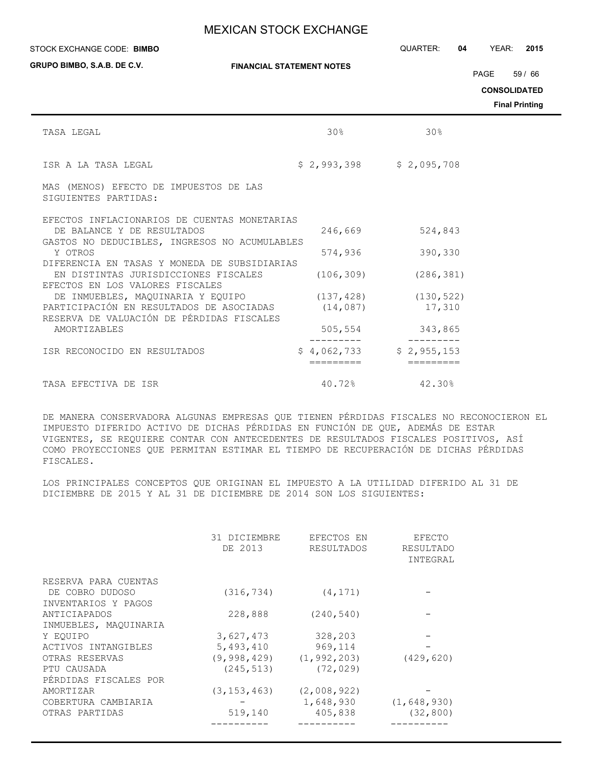| | | |
|---|---|---|
| TASA LEGAL | 30% | 30% |
| ISR A LA TASA LEGAL | $ 2,993,398 | $ 2,095,708 |
| MAS (MENOS) EFECTO DE IMPUESTOS DE LAS SIGUIENTES PARTIDAS: | | |
| EFECTOS INFLACIONARIOS DE CUENTAS MONETARIAS DE BALANCE Y DE RESULTADOS | 246,669 | 524,843 |
| GASTOS NO DEDUCIBLES, INGRESOS NO ACUMULABLES Y OTROS | 574,936 | 390,330 |
| DIFERENCIA EN TASAS Y MONEDA DE SUBSIDIARIAS EN DISTINTAS JURISDICCIONES FISCALES | (106,309) | (286,381) |
| EFECTOS EN LOS VALORES FISCALES DE INMUEBLES, MAQUINARIA Y EQUIPO | (137,428) | (130,522) |
| PARTICIPACIÓN EN RESULTADOS DE ASOCIADAS | (14,087) | 17,310 |
| RESERVA DE VALUACIÓN DE PÉRDIDAS FISCALES AMORTIZABLES | 505,554 | 343,865 |
| ISR RECONOCIDO EN RESULTADOS | $ 4,062,733 | $ 2,955,153 |
| TASA EFECTIVA DE ISR | 40.72% | 42.30% |

DE MANERA CONSERVADORA ALGUNAS EMPRESAS QUE TIENEN PÉRDIDAS FISCALES NO RECONOCIERON EL IMPUESTO DIFERIDO ACTIVO DE DICHAS PÉRDIDAS EN FUNCIÓN DE QUE, ADEMÁS DE ESTAR VIGENTES, SE REQUIERE CONTAR CON ANTECEDENTES DE RESULTADOS FISCALES POSITIVOS, ASÍ COMO PROYECCIONES QUE PERMITAN ESTIMAR EL TIEMPO DE RECUPERACIÓN DE DICHAS PÉRDIDAS FISCALES.

LOS PRINCIPALES CONCEPTOS QUE ORIGINAN EL IMPUESTO A LA UTILIDAD DIFERIDO AL 31 DE DICIEMBRE DE 2015 Y AL 31 DE DICIEMBRE DE 2014 SON LOS SIGUIENTES:

| | 31 DICIEMBRE DE 2013 | EFECTOS EN RESULTADOS | EFECTO RESULTADO INTEGRAL |
|---|---|---|---|
| RESERVA PARA CUENTAS DE COBRO DUDOSO | (316,734) | (4,171) | - |
| INVENTARIOS Y PAGOS ANTICIAPADOS | 228,888 | (240,540) | - |
| INMUEBLES, MAQUINARIA Y EQUIPO | 3,627,473 | 328,203 | - |
| ACTIVOS INTANGIBLES | 5,493,410 | 969,114 | - |
| OTRAS RESERVAS | (9,998,429) | (1,992,203) | (429,620) |
| PTU CAUSADA | (245,513) | (72,029) | |
| PÉRDIDAS FISCALES POR AMORTIZAR | (3,153,463) | (2,008,922) | - |
| COBERTURA CAMBIARIA | - | 1,648,930 | (1,648,930) |
| OTRAS PARTIDAS | 519,140 | 405,838 | (32,800) |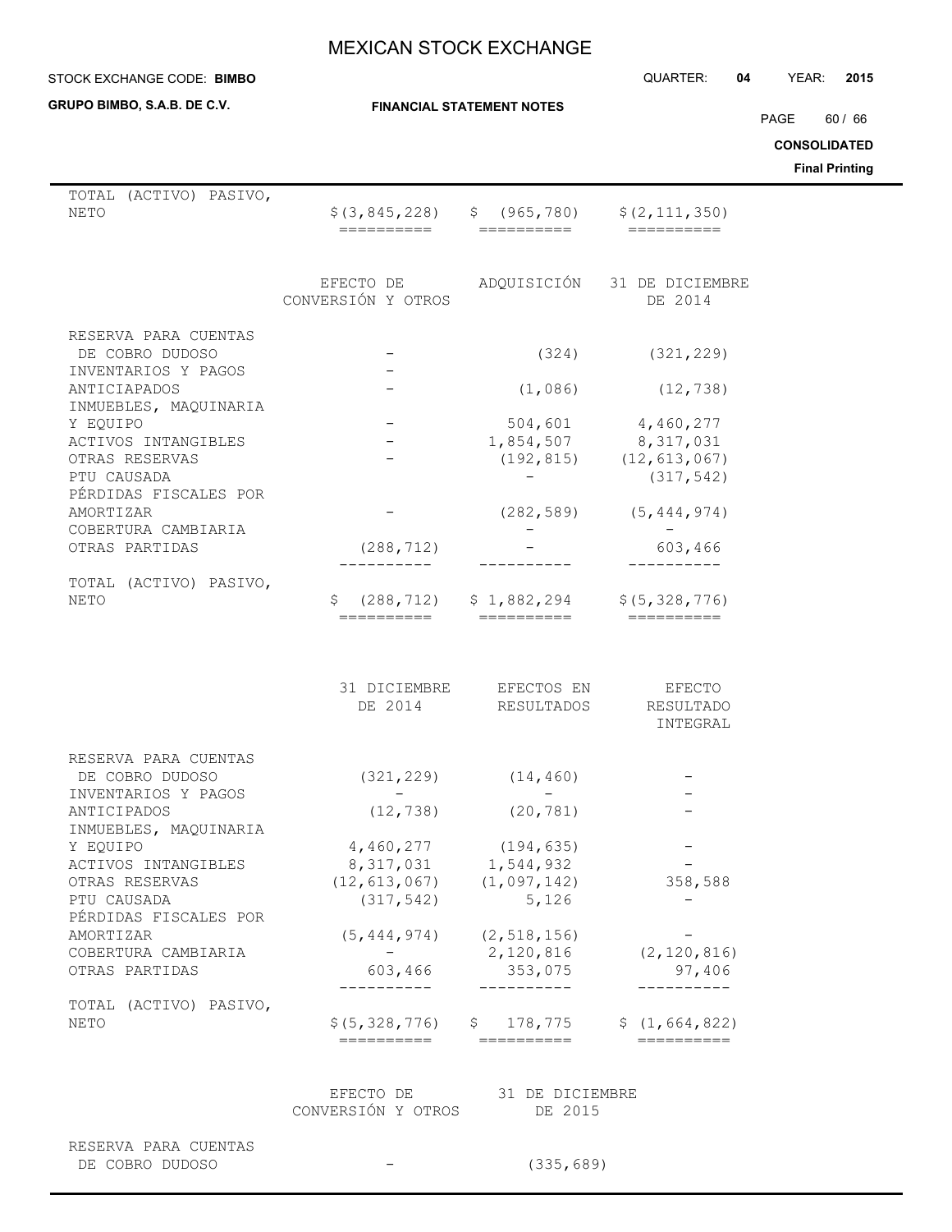| | | | |
|---|---|---|---|
| TOTAL (ACTIVO) PASIVO, NETO | $(3,845,228) | $ (965,780) | $(2,111,350) |

| | EFECTO DE CONVERSIÓN Y OTROS | ADQUISICIÓN | 31 DE DICIEMBRE DE 2014 |
|---|---|---|---|
| RESERVA PARA CUENTAS DE COBRO DUDOSO | - | (324) | (321,229) |
| INVENTARIOS Y PAGOS ANTICIAPADOS | - | (1,086) | (12,738) |
| INMUEBLES, MAQUINARIA Y EQUIPO | - | 504,601 | 4,460,277 |
| ACTIVOS INTANGIBLES | - | 1,854,507 | 8,317,031 |
| OTRAS RESERVAS | - | (192,815) | (12,613,067) |
| PTU CAUSADA | | - | (317,542) |
| PÉRDIDAS FISCALES POR AMORTIZAR | - | (282,589) | (5,444,974) |
| COBERTURA CAMBIARIA | | - | - |
| OTRAS PARTIDAS | (288,712) | - | 603,466 |
| TOTAL (ACTIVO) PASIVO, NETO | $ (288,712) | $ 1,882,294 | $(5,328,776) |

| | 31 DICIEMBRE DE 2014 | EFECTOS EN RESULTADOS | EFECTO RESULTADO INTEGRAL |
|---|---|---|---|
| RESERVA PARA CUENTAS DE COBRO DUDOSO | (321,229) | (14,460) | - |
| INVENTARIOS Y PAGOS ANTICIPADOS | (12,738) | (20,781) | - |
| INMUEBLES, MAQUINARIA Y EQUIPO | 4,460,277 | (194,635) | - |
| ACTIVOS INTANGIBLES | 8,317,031 | 1,544,932 | - |
| OTRAS RESERVAS | (12,613,067) | (1,097,142) | 358,588 |
| PTU CAUSADA | (317,542) | 5,126 | - |
| PÉRDIDAS FISCALES POR AMORTIZAR | (5,444,974) | (2,518,156) | - |
| COBERTURA CAMBIARIA | - | 2,120,816 | (2,120,816) |
| OTRAS PARTIDAS | 603,466 | 353,075 | 97,406 |
| TOTAL (ACTIVO) PASIVO, NETO | $(5,328,776) | $ 178,775 | $ (1,664,822) |

| | EFECTO DE CONVERSIÓN Y OTROS | 31 DE DICIEMBRE DE 2015 |
|---|---|---|
| RESERVA PARA CUENTAS DE COBRO DUDOSO | - | (335,689) |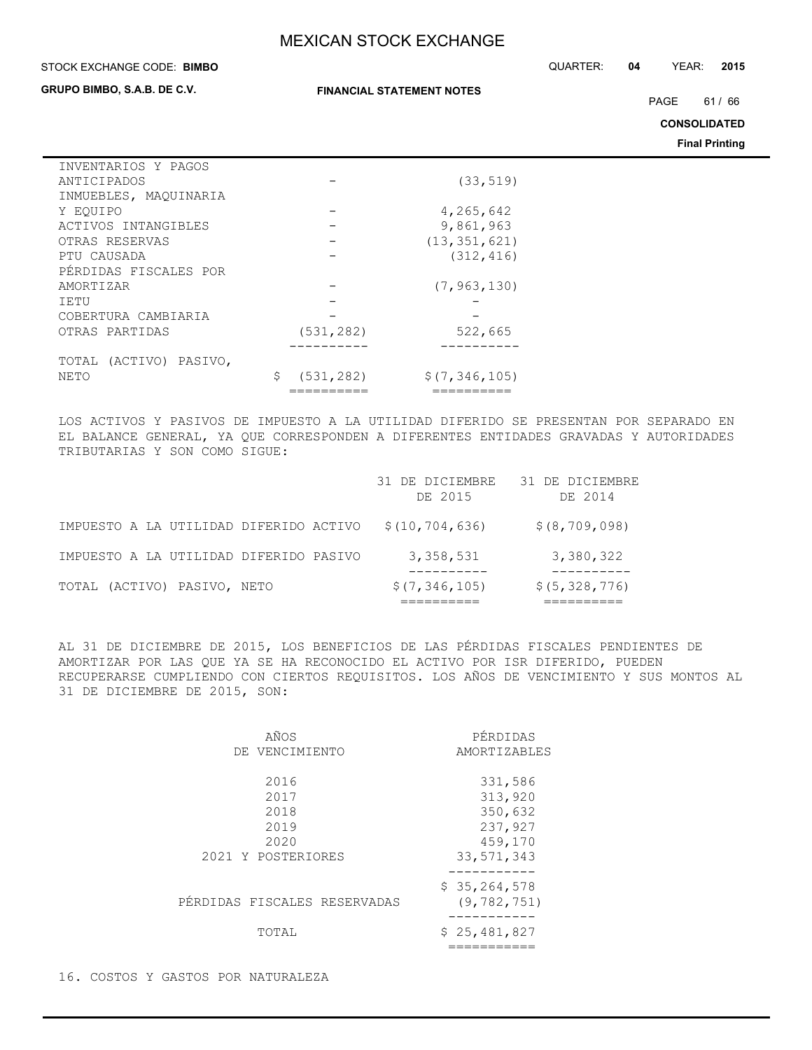| | | |
|---|---|---|
| INVENTARIOS Y PAGOS ANTICIPADOS | - | (33,519) |
| INMUEBLES, MAQUINARIA Y EQUIPO | - | 4,265,642 |
| ACTIVOS INTANGIBLES | - | 9,861,963 |
| OTRAS RESERVAS | - | (13,351,621) |
| PTU CAUSADA | - | (312,416) |
| PÉRDIDAS FISCALES POR AMORTIZAR | - | (7,963,130) |
| IETU | - | - |
| COBERTURA CAMBIARIA | - | - |
| OTRAS PARTIDAS | (531,282) | 522,665 |
| TOTAL (ACTIVO) PASIVO, NETO | $ (531,282) | $(7,346,105) |

LOS ACTIVOS Y PASIVOS DE IMPUESTO A LA UTILIDAD DIFERIDO SE PRESENTAN POR SEPARADO EN EL BALANCE GENERAL, YA QUE CORRESPONDEN A DIFERENTES ENTIDADES GRAVADAS Y AUTORIDADES TRIBUTARIAS Y SON COMO SIGUE:

| | 31 DE DICIEMBRE DE 2015 | 31 DE DICIEMBRE DE 2014 |
|---|---|---|
| IMPUESTO A LA UTILIDAD DIFERIDO ACTIVO | $(10,704,636) | $(8,709,098) |
| IMPUESTO A LA UTILIDAD DIFERIDO PASIVO | 3,358,531 | 3,380,322 |
| TOTAL (ACTIVO) PASIVO, NETO | $(7,346,105) | $(5,328,776) |

AL 31 DE DICIEMBRE DE 2015, LOS BENEFICIOS DE LAS PÉRDIDAS FISCALES PENDIENTES DE AMORTIZAR POR LAS QUE YA SE HA RECONOCIDO EL ACTIVO POR ISR DIFERIDO, PUEDEN RECUPERARSE CUMPLIENDO CON CIERTOS REQUISITOS. LOS AÑOS DE VENCIMIENTO Y SUS MONTOS AL 31 DE DICIEMBRE DE 2015, SON:

| AÑOS DE VENCIMIENTO | PÉRDIDAS AMORTIZABLES |
|---|---|
| 2016 | 331,586 |
| 2017 | 313,920 |
| 2018 | 350,632 |
| 2019 | 237,927 |
| 2020 | 459,170 |
| 2021 Y POSTERIORES | 33,571,343 |
| | $ 35,264,578 |
| PÉRDIDAS FISCALES RESERVADAS | (9,782,751) |
| TOTAL | $ 25,481,827 |

16. COSTOS Y GASTOS POR NATURALEZA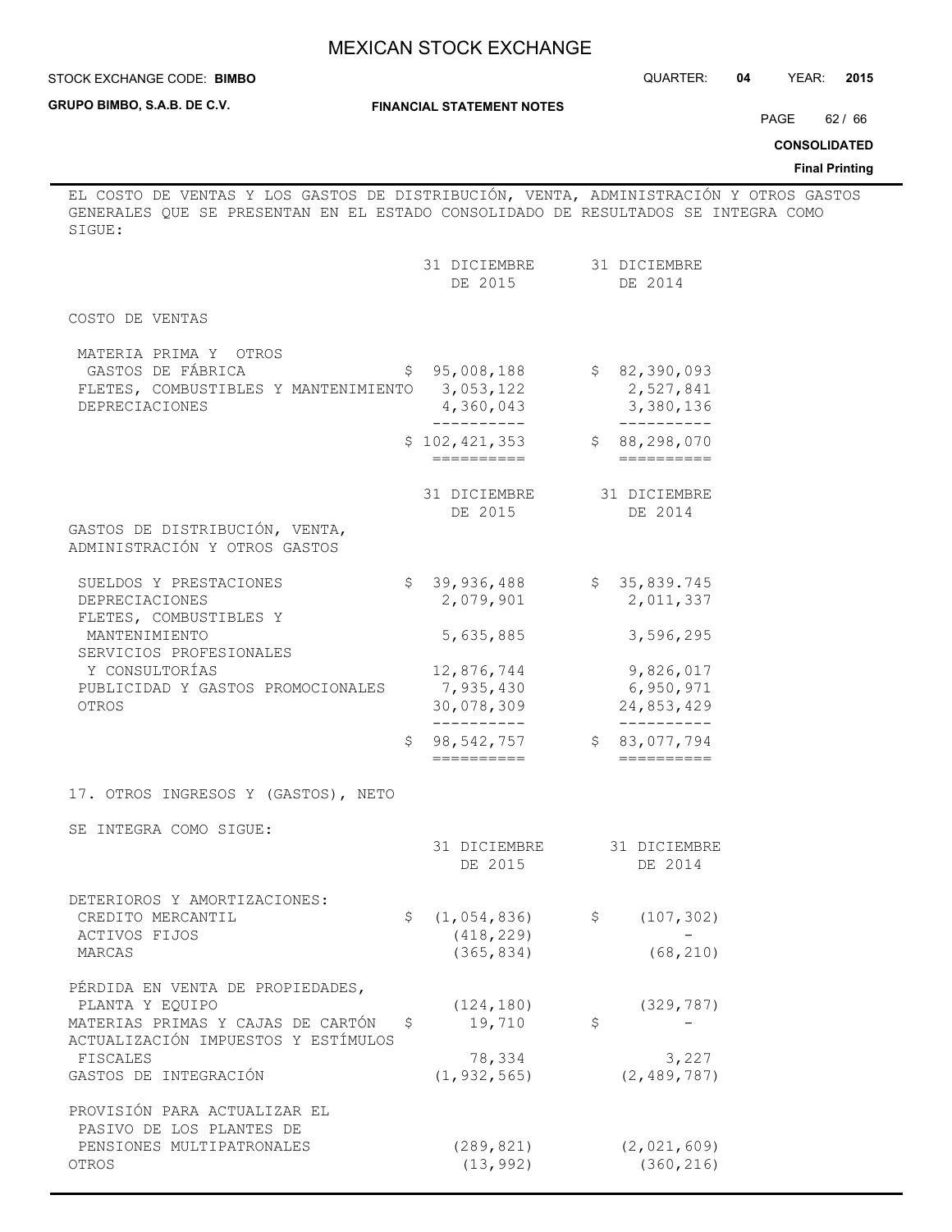EL COSTO DE VENTAS Y LOS GASTOS DE DISTRIBUCIÓN, VENTA, ADMINISTRACIÓN Y OTROS GASTOS GENERALES QUE SE PRESENTAN EN EL ESTADO CONSOLIDADO DE RESULTADOS SE INTEGRA COMO SIGUE:

| | 31 DICIEMBRE DE 2015 | 31 DICIEMBRE DE 2014 |
|---|---|---|
| COSTO DE VENTAS | | |
| MATERIA PRIMA Y OTROS GASTOS DE FÁBRICA | $ 95,008,188 | $ 82,390,093 |
| FLETES, COMBUSTIBLES Y MANTENIMIENTO | 3,053,122 | 2,527,841 |
| DEPRECIACIONES | 4,360,043 | 3,380,136 |
| | $ 102,421,353 | $ 88,298,070 |

| | 31 DICIEMBRE DE 2015 | 31 DICIEMBRE DE 2014 |
|---|---|---|
| GASTOS DE DISTRIBUCIÓN, VENTA, ADMINISTRACIÓN Y OTROS GASTOS | | |
| SUELDOS Y PRESTACIONES | $ 39,936,488 | $ 35,839.745 |
| DEPRECIACIONES | 2,079,901 | 2,011,337 |
| FLETES, COMBUSTIBLES Y MANTENIMIENTO | 5,635,885 | 3,596,295 |
| SERVICIOS PROFESIONALES Y CONSULTORÍAS | 12,876,744 | 9,826,017 |
| PUBLICIDAD Y GASTOS PROMOCIONALES | 7,935,430 | 6,950,971 |
| OTROS | 30,078,309 | 24,853,429 |
| | $ 98,542,757 | $ 83,077,794 |

## 17. OTROS INGRESOS Y (GASTOS), NETO

SE INTEGRA COMO SIGUE:

| | 31 DICIEMBRE DE 2015 | 31 DICIEMBRE DE 2014 |
|---|---|---|
| DETERIOROS Y AMORTIZACIONES: | | |
| CREDITO MERCANTIL | $ (1,054,836) | $ (107,302) |
| ACTIVOS FIJOS | (418,229) | - |
| MARCAS | (365,834) | (68,210) |
| PÉRDIDA EN VENTA DE PROPIEDADES, PLANTA Y EQUIPO | (124,180) | (329,787) |
| MATERIAS PRIMAS Y CAJAS DE CARTÓN | $ 19,710 | $ - |
| ACTUALIZACIÓN IMPUESTOS Y ESTÍMULOS FISCALES | 78,334 | 3,227 |
| GASTOS DE INTEGRACIÓN | (1,932,565) | (2,489,787) |
| PROVISIÓN PARA ACTUALIZAR EL PASIVO DE LOS PLANTES DE PENSIONES MULTIPATRONALES | (289,821) | (2,021,609) |
| OTROS | (13,992) | (360,216) |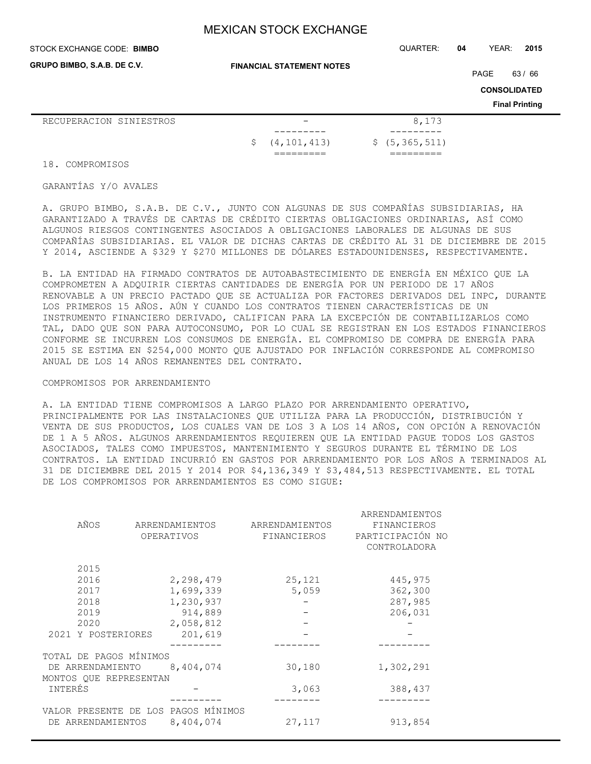| | | |
|---|---|---|
| RECUPERACION SINIESTROS | - | 8,173 |
| | $ (4,101,413) | $ (5,365,511) |

## 18. COMPROMISOS

### GARANTÍAS Y/O AVALES

A. GRUPO BIMBO, S.A.B. DE C.V., JUNTO CON ALGUNAS DE SUS COMPAÑÍAS SUBSIDIARIAS, HA GARANTIZADO A TRAVÉS DE CARTAS DE CRÉDITO CIERTAS OBLIGACIONES ORDINARIAS, ASÍ COMO ALGUNOS RIESGOS CONTINGENTES ASOCIADOS A OBLIGACIONES LABORALES DE ALGUNAS DE SUS COMPAÑÍAS SUBSIDIARIAS. EL VALOR DE DICHAS CARTAS DE CRÉDITO AL 31 DE DICIEMBRE DE 2015 Y 2014, ASCIENDE A $329 Y $270 MILLONES DE DÓLARES ESTADOUNIDENSES, RESPECTIVAMENTE.

B. LA ENTIDAD HA FIRMADO CONTRATOS DE AUTOABASTECIMIENTO DE ENERGÍA EN MÉXICO QUE LA COMPROMETEN A ADQUIRIR CIERTAS CANTIDADES DE ENERGÍA POR UN PERIODO DE 17 AÑOS RENOVABLE A UN PRECIO PACTADO QUE SE ACTUALIZA POR FACTORES DERIVADOS DEL INPC, DURANTE LOS PRIMEROS 15 AÑOS. AÚN Y CUANDO LOS CONTRATOS TIENEN CARACTERÍSTICAS DE UN INSTRUMENTO FINANCIERO DERIVADO, CALIFICAN PARA LA EXCEPCIÓN DE CONTABILIZARLOS COMO TAL, DADO QUE SON PARA AUTOCONSUMO, POR LO CUAL SE REGISTRAN EN LOS ESTADOS FINANCIEROS CONFORME SE INCURREN LOS CONSUMOS DE ENERGÍA. EL COMPROMISO DE COMPRA DE ENERGÍA PARA 2015 SE ESTIMA EN $254,000 MONTO QUE AJUSTADO POR INFLACIÓN CORRESPONDE AL COMPROMISO ANUAL DE LOS 14 AÑOS REMANENTES DEL CONTRATO.

### COMPROMISOS POR ARRENDAMIENTO

A. LA ENTIDAD TIENE COMPROMISOS A LARGO PLAZO POR ARRENDAMIENTO OPERATIVO, PRINCIPALMENTE POR LAS INSTALACIONES QUE UTILIZA PARA LA PRODUCCIÓN, DISTRIBUCIÓN Y VENTA DE SUS PRODUCTOS, LOS CUALES VAN DE LOS 3 A LOS 14 AÑOS, CON OPCIÓN A RENOVACIÓN DE 1 A 5 AÑOS. ALGUNOS ARRENDAMIENTOS REQUIEREN QUE LA ENTIDAD PAGUE TODOS LOS GASTOS ASOCIADOS, TALES COMO IMPUESTOS, MANTENIMIENTO Y SEGUROS DURANTE EL TÉRMINO DE LOS CONTRATOS. LA ENTIDAD INCURRIÓ EN GASTOS POR ARRENDAMIENTO POR LOS AÑOS A TERMINADOS AL 31 DE DICIEMBRE DEL 2015 Y 2014 POR $4,136,349 Y $3,484,513 RESPECTIVAMENTE. EL TOTAL DE LOS COMPROMISOS POR ARRENDAMIENTOS ES COMO SIGUE:

| AÑOS | ARRENDAMIENTOS OPERATIVOS | ARRENDAMIENTOS FINANCIEROS | ARRENDAMIENTOS FINANCIEROS PARTICIPACIÓN NO CONTROLADORA |
|---|---|---|---|
| 2015 | | | |
| 2016 | 2,298,479 | 25,121 | 445,975 |
| 2017 | 1,699,339 | 5,059 | 362,300 |
| 2018 | 1,230,937 | - | 287,985 |
| 2019 | 914,889 | - | 206,031 |
| 2020 | 2,058,812 | - | - |
| 2021 Y POSTERIORES | 201,619 | - | - |
| TOTAL DE PAGOS MÍNIMOS DE ARRENDAMIENTO | 8,404,074 | 30,180 | 1,302,291 |
| MONTOS QUE REPRESENTAN INTERÉS | - | 3,063 | 388,437 |
| VALOR PRESENTE DE LOS PAGOS MÍNIMOS DE ARRENDAMIENTOS | 8,404,074 | 27,117 | 913,854 |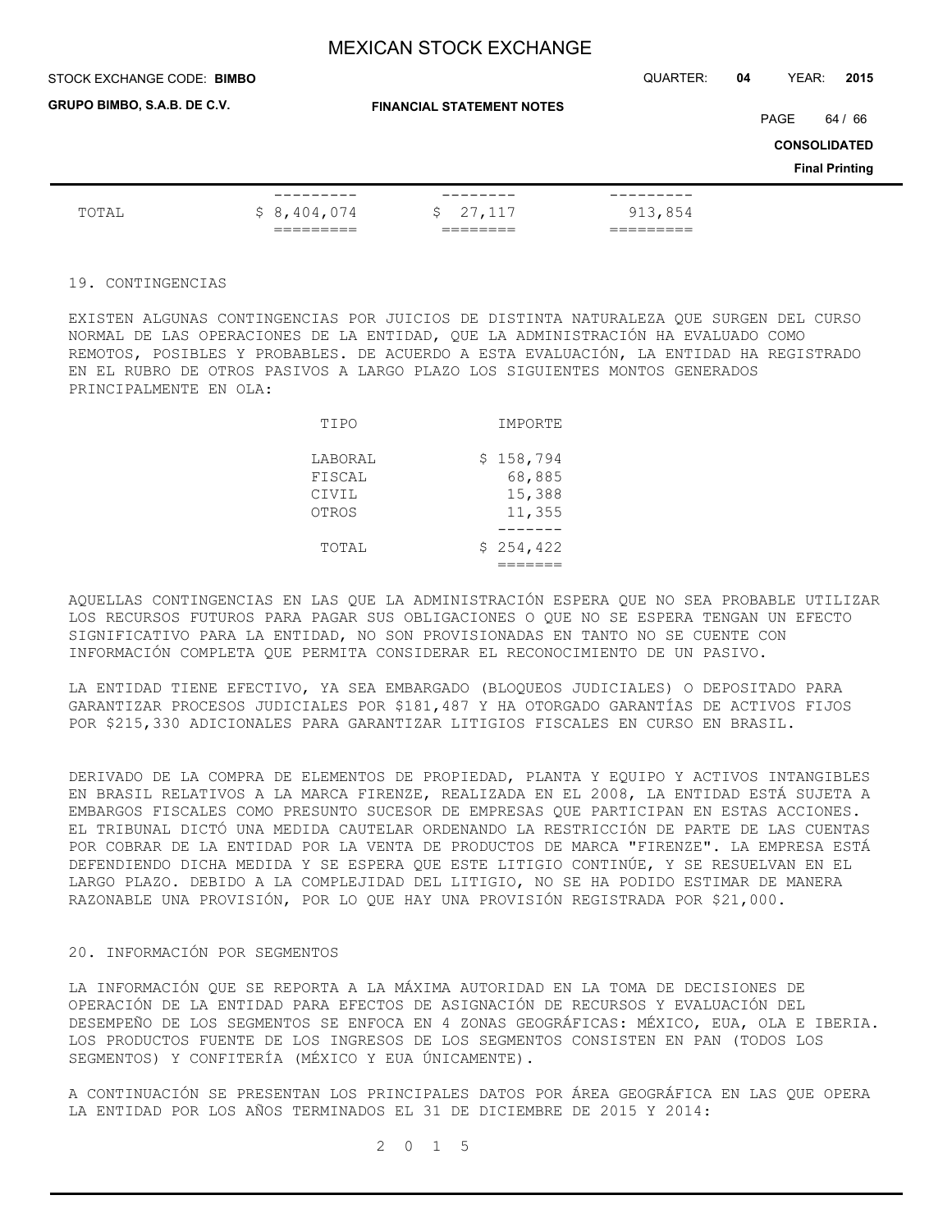| TOTAL | $ 8,404,074 | $ 27,117 | 913,854 |
|---|---|---|---|

## 19. CONTINGENCIAS

EXISTEN ALGUNAS CONTINGENCIAS POR JUICIOS DE DISTINTA NATURALEZA QUE SURGEN DEL CURSO NORMAL DE LAS OPERACIONES DE LA ENTIDAD, QUE LA ADMINISTRACIÓN HA EVALUADO COMO REMOTOS, POSIBLES Y PROBABLES. DE ACUERDO A ESTA EVALUACIÓN, LA ENTIDAD HA REGISTRADO EN EL RUBRO DE OTROS PASIVOS A LARGO PLAZO LOS SIGUIENTES MONTOS GENERADOS PRINCIPALMENTE EN OLA:

| TIPO | IMPORTE |
|---|---|
| LABORAL | $ 158,794 |
| FISCAL | 68,885 |
| CIVIL | 15,388 |
| OTROS | 11,355 |
| TOTAL | $ 254,422 |

AQUELLAS CONTINGENCIAS EN LAS QUE LA ADMINISTRACIÓN ESPERA QUE NO SEA PROBABLE UTILIZAR LOS RECURSOS FUTUROS PARA PAGAR SUS OBLIGACIONES O QUE NO SE ESPERA TENGAN UN EFECTO SIGNIFICATIVO PARA LA ENTIDAD, NO SON PROVISIONADAS EN TANTO NO SE CUENTE CON INFORMACIÓN COMPLETA QUE PERMITA CONSIDERAR EL RECONOCIMIENTO DE UN PASIVO.

LA ENTIDAD TIENE EFECTIVO, YA SEA EMBARGADO (BLOQUEOS JUDICIALES) O DEPOSITADO PARA GARANTIZAR PROCESOS JUDICIALES POR $181,487 Y HA OTORGADO GARANTÍAS DE ACTIVOS FIJOS POR $215,330 ADICIONALES PARA GARANTIZAR LITIGIOS FISCALES EN CURSO EN BRASIL.

DERIVADO DE LA COMPRA DE ELEMENTOS DE PROPIEDAD, PLANTA Y EQUIPO Y ACTIVOS INTANGIBLES EN BRASIL RELATIVOS A LA MARCA FIRENZE, REALIZADA EN EL 2008, LA ENTIDAD ESTÁ SUJETA A EMBARGOS FISCALES COMO PRESUNTO SUCESOR DE EMPRESAS QUE PARTICIPAN EN ESTAS ACCIONES. EL TRIBUNAL DICTÓ UNA MEDIDA CAUTELAR ORDENANDO LA RESTRICCIÓN DE PARTE DE LAS CUENTAS POR COBRAR DE LA ENTIDAD POR LA VENTA DE PRODUCTOS DE MARCA "FIRENZE". LA EMPRESA ESTÁ DEFENDIENDO DICHA MEDIDA Y SE ESPERA QUE ESTE LITIGIO CONTINÚE, Y SE RESUELVAN EN EL LARGO PLAZO. DEBIDO A LA COMPLEJIDAD DEL LITIGIO, NO SE HA PODIDO ESTIMAR DE MANERA RAZONABLE UNA PROVISIÓN, POR LO QUE HAY UNA PROVISIÓN REGISTRADA POR $21,000.

## 20. INFORMACIÓN POR SEGMENTOS

LA INFORMACIÓN QUE SE REPORTA A LA MÁXIMA AUTORIDAD EN LA TOMA DE DECISIONES DE OPERACIÓN DE LA ENTIDAD PARA EFECTOS DE ASIGNACIÓN DE RECURSOS Y EVALUACIÓN DEL DESEMPEÑO DE LOS SEGMENTOS SE ENFOCA EN 4 ZONAS GEOGRÁFICAS: MÉXICO, EUA, OLA E IBERIA. LOS PRODUCTOS FUENTE DE LOS INGRESOS DE LOS SEGMENTOS CONSISTEN EN PAN (TODOS LOS SEGMENTOS) Y CONFITERÍA (MÉXICO Y EUA ÚNICAMENTE).

A CONTINUACIÓN SE PRESENTAN LOS PRINCIPALES DATOS POR ÁREA GEOGRÁFICA EN LAS QUE OPERA LA ENTIDAD POR LOS AÑOS TERMINADOS EL 31 DE DICIEMBRE DE 2015 Y 2014:

2 0 1 5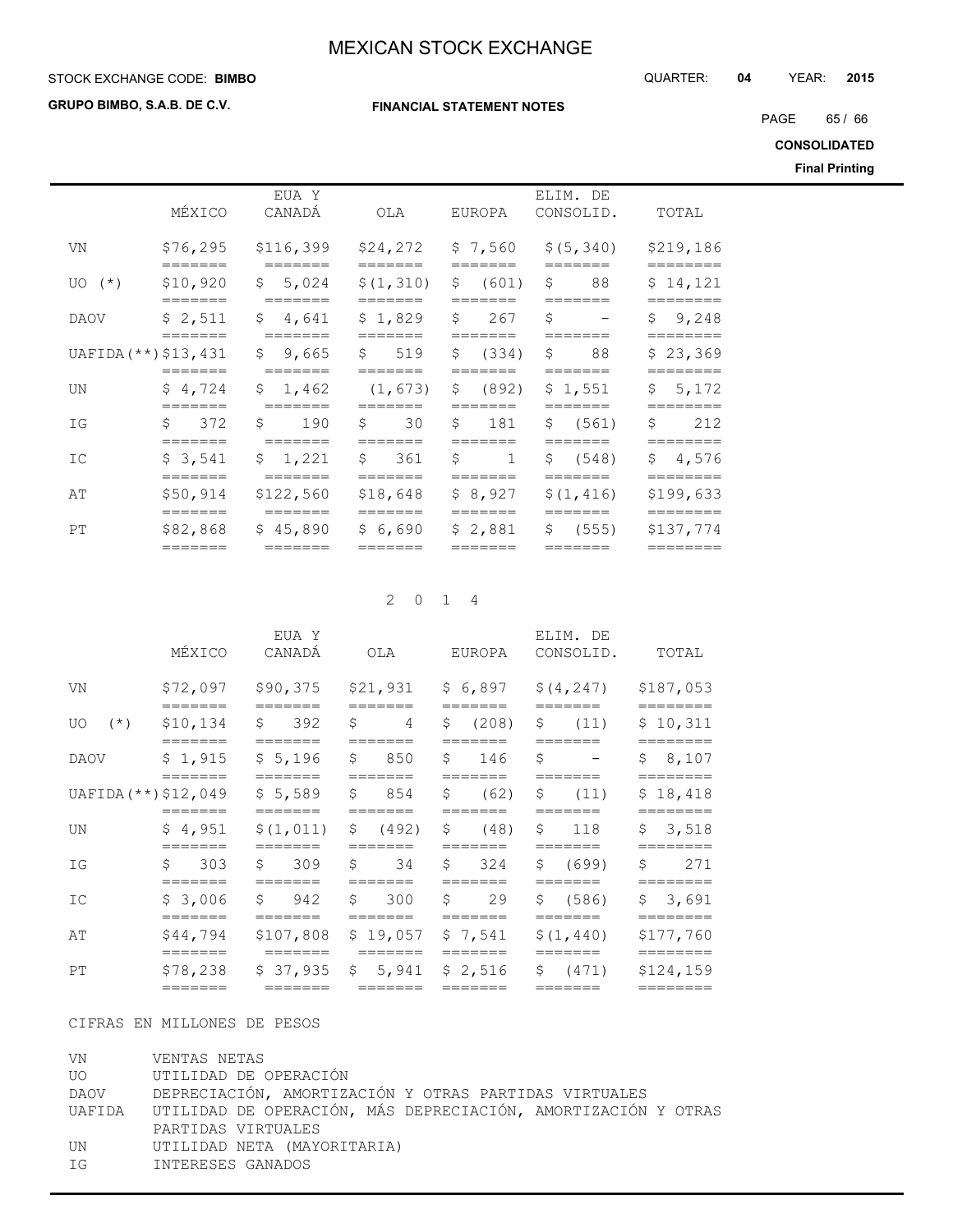| | MÉXICO | EUA Y CANADÁ | OLA | EUROPA | ELIM. DE CONSOLID. | TOTAL |
|---|---|---|---|---|---|---|
| VN | $76,295 | $116,399 | $24,272 | $ 7,560 | $(5,340) | $219,186 |
| UO (*) | $10,920 | $ 5,024 | $(1,310) | $ (601) | $ 88 | $ 14,121 |
| DAOV | $ 2,511 | $ 4,641 | $ 1,829 | $ 267 | $ - | $ 9,248 |
| UAFIDA(**) | $13,431 | $ 9,665 | $ 519 | $ (334) | $ 88 | $ 23,369 |
| UN | $ 4,724 | $ 1,462 | (1,673) | $ (892) | $ 1,551 | $ 5,172 |
| IG | $ 372 | $ 190 | $ 30 | $ 181 | $ (561) | $ 212 |
| IC | $ 3,541 | $ 1,221 | $ 361 | $ 1 | $ (548) | $ 4,576 |
| AT | $50,914 | $122,560 | $18,648 | $ 8,927 | $(1,416) | $199,633 |
| PT | $82,868 | $ 45,890 | $ 6,690 | $ 2,881 | $ (555) | $137,774 |

2 0 1 4

| | MÉXICO | EUA Y CANADÁ | OLA | EUROPA | ELIM. DE CONSOLID. | TOTAL |
|---|---|---|---|---|---|---|
| VN | $72,097 | $90,375 | $21,931 | $ 6,897 | $(4,247) | $187,053 |
| UO (*) | $10,134 | $ 392 | $ 4 | $ (208) | $ (11) | $ 10,311 |
| DAOV | $ 1,915 | $ 5,196 | $ 850 | $ 146 | $ - | $ 8,107 |
| UAFIDA(**) | $12,049 | $ 5,589 | $ 854 | $ (62) | $ (11) | $ 18,418 |
| UN | $ 4,951 | $(1,011) | $ (492) | $ (48) | $ 118 | $ 3,518 |
| IG | $ 303 | $ 309 | $ 34 | $ 324 | $ (699) | $ 271 |
| IC | $ 3,006 | $ 942 | $ 300 | $ 29 | $ (586) | $ 3,691 |
| AT | $44,794 | $107,808 | $ 19,057 | $ 7,541 | $(1,440) | $177,760 |
| PT | $78,238 | $ 37,935 | $ 5,941 | $ 2,516 | $ (471) | $124,159 |

CIFRAS EN MILLONES DE PESOS

VN VENTAS NETAS
UO UTILIDAD DE OPERACIÓN
DAOV DEPRECIACIÓN, AMORTIZACIÓN Y OTRAS PARTIDAS VIRTUALES
UAFIDA UTILIDAD DE OPERACIÓN, MÁS DEPRECIACIÓN, AMORTIZACIÓN Y OTRAS PARTIDAS VIRTUALES
UN UTILIDAD NETA (MAYORITARIA)
IG INTERESES GANADOS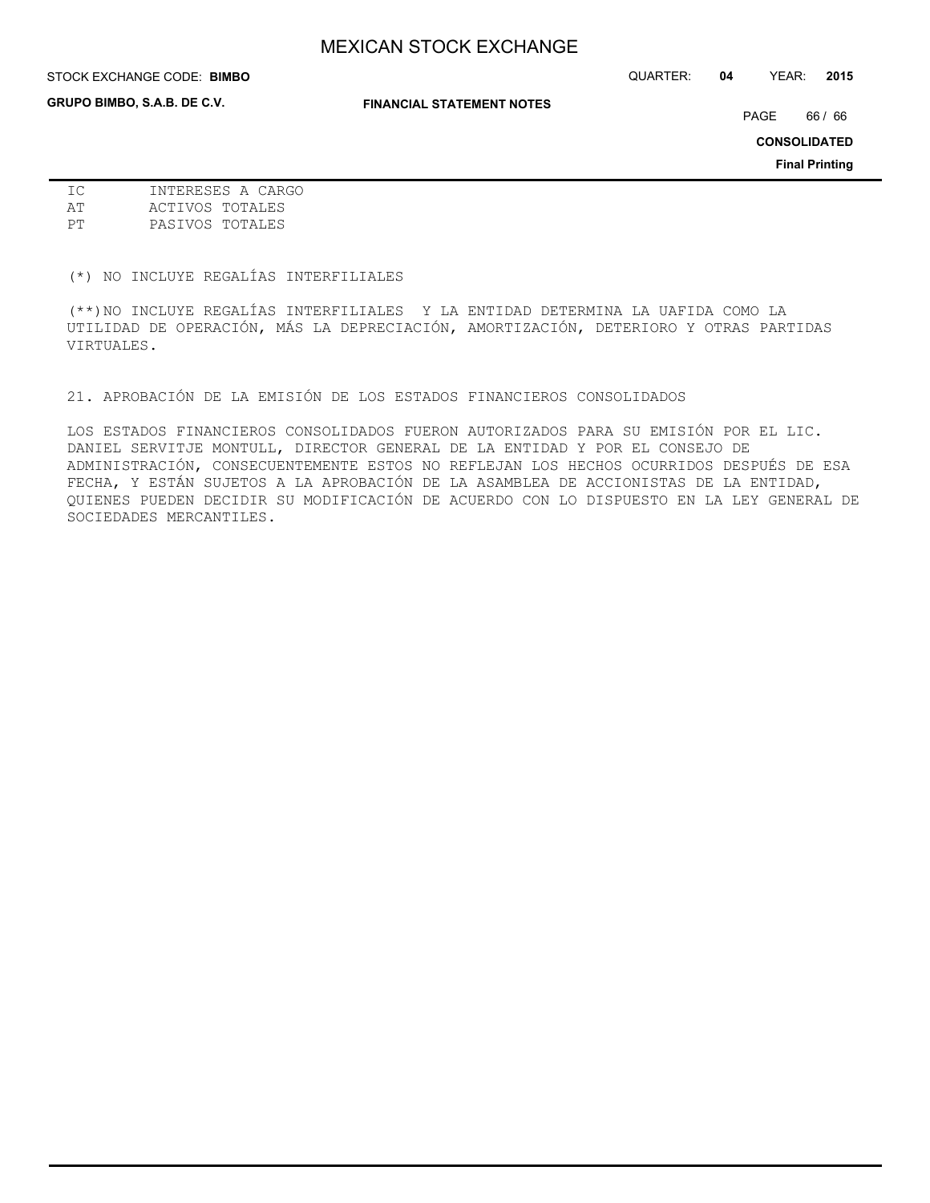| | |
|---|---|
| IC | INTERESES A CARGO |
| AT | ACTIVOS TOTALES |
| PT | PASIVOS TOTALES |

(*) NO INCLUYE REGALÍAS INTERFILIALES

(**)NO INCLUYE REGALÍAS INTERFILIALES Y LA ENTIDAD DETERMINA LA UAFIDA COMO LA UTILIDAD DE OPERACIÓN, MÁS LA DEPRECIACIÓN, AMORTIZACIÓN, DETERIORO Y OTRAS PARTIDAS VIRTUALES.

## 21. APROBACIÓN DE LA EMISIÓN DE LOS ESTADOS FINANCIEROS CONSOLIDADOS

LOS ESTADOS FINANCIEROS CONSOLIDADOS FUERON AUTORIZADOS PARA SU EMISIÓN POR EL LIC. DANIEL SERVITJE MONTULL, DIRECTOR GENERAL DE LA ENTIDAD Y POR EL CONSEJO DE ADMINISTRACIÓN, CONSECUENTEMENTE ESTOS NO REFLEJAN LOS HECHOS OCURRIDOS DESPUÉS DE ESA FECHA, Y ESTÁN SUJETOS A LA APROBACIÓN DE LA ASAMBLEA DE ACCIONISTAS DE LA ENTIDAD, QUIENES PUEDEN DECIDIR SU MODIFICACIÓN DE ACUERDO CON LO DISPUESTO EN LA LEY GENERAL DE SOCIEDADES MERCANTILES.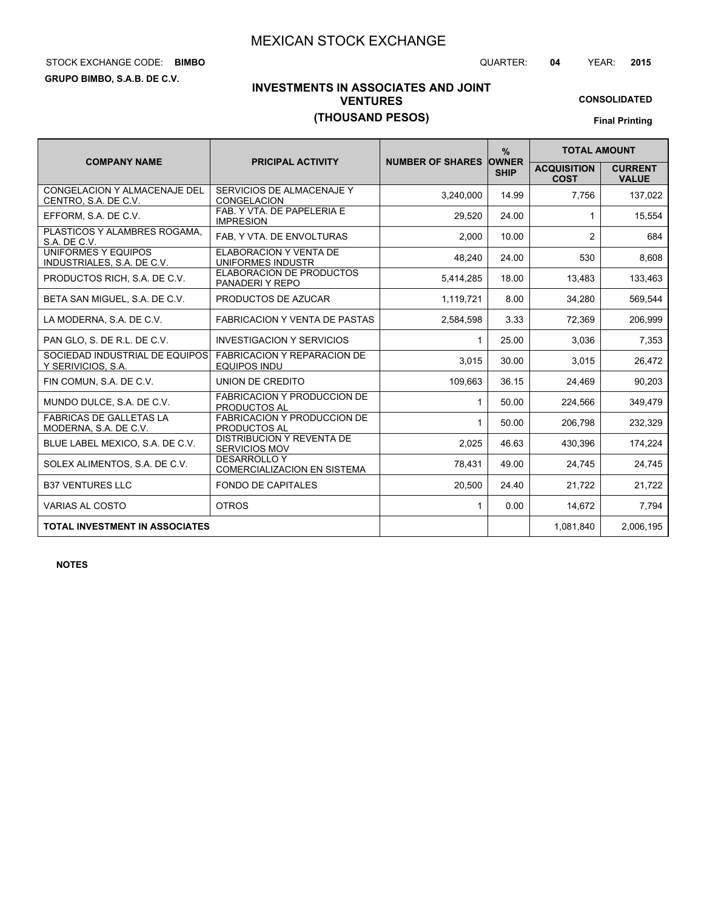# MEXICAN STOCK EXCHANGE

STOCK EXCHANGE CODE: **BIMBO** QUARTER: **04** YEAR: **2015**

**GRUPO BIMBO, S.A.B. DE C.V.**

## INVESTMENTS IN ASSOCIATES AND JOINT VENTURES
## (THOUSAND PESOS)

**CONSOLIDATED**

**Final Printing**

| COMPANY NAME | PRICIPAL ACTIVITY | NUMBER OF SHARES | % OWNER SHIP | TOTAL AMOUNT | |
|---|---|---|---|---|---|
| | | | | ACQUISITION COST | CURRENT VALUE |
| CONGELACION Y ALMACENAJE DEL CENTRO, S.A. DE C.V. | SERVICIOS DE ALMACENAJE Y CONGELACION | 3,240,000 | 14.99 | 7,756 | 137,022 |
| EFFORM, S.A. DE C.V. | FAB. Y VTA. DE PAPELERIA E IMPRESION | 29,520 | 24.00 | 1 | 15,554 |
| PLASTICOS Y ALAMBRES ROGAMA, S.A. DE C.V. | FAB, Y VTA. DE ENVOLTURAS | 2,000 | 10.00 | 2 | 684 |
| UNIFORMES Y EQUIPOS INDUSTRIALES, S.A. DE C.V. | ELABORACION Y VENTA DE UNIFORMES INDUSTR | 48,240 | 24.00 | 530 | 8,608 |
| PRODUCTOS RICH, S.A. DE C.V. | ELABORACION DE PRODUCTOS PANADERI Y REPO | 5,414,285 | 18.00 | 13,483 | 133,463 |
| BETA SAN MIGUEL, S.A. DE C.V. | PRODUCTOS DE AZUCAR | 1,119,721 | 8.00 | 34,280 | 569,544 |
| LA MODERNA, S.A. DE C.V. | FABRICACION Y VENTA DE PASTAS | 2,584,598 | 3.33 | 72,369 | 206,999 |
| PAN GLO, S. DE R.L. DE C.V. | INVESTIGACION Y SERVICIOS | 1 | 25.00 | 3,036 | 7,353 |
| SOCIEDAD INDUSTRIAL DE EQUIPOS Y SERIVICIOS, S.A. | FABRICACION Y REPARACION DE EQUIPOS INDU | 3,015 | 30.00 | 3,015 | 26,472 |
| FIN COMUN, S.A. DE C.V. | UNION DE CREDITO | 109,663 | 36.15 | 24,469 | 90,203 |
| MUNDO DULCE, S.A. DE C.V. | FABRICACION Y PRODUCCION DE PRODUCTOS AL | 1 | 50.00 | 224,566 | 349,479 |
| FABRICAS DE GALLETAS LA MODERNA, S.A. DE C.V. | FABRICACION Y PRODUCCION DE PRODUCTOS AL | 1 | 50.00 | 206,798 | 232,329 |
| BLUE LABEL MEXICO, S.A. DE C.V. | DISTRIBUCION Y REVENTA DE SERVICIOS MOV | 2,025 | 46.63 | 430,396 | 174,224 |
| SOLEX ALIMENTOS, S.A. DE C.V. | DESARROLLO Y COMERCIALIZACION EN SISTEMA | 78,431 | 49.00 | 24,745 | 24,745 |
| B37 VENTURES LLC | FONDO DE CAPITALES | 20,500 | 24.40 | 21,722 | 21,722 |
| VARIAS AL COSTO | OTROS | 1 | 0.00 | 14,672 | 7,794 |
| **TOTAL INVESTMENT IN ASSOCIATES** | | | | 1,081,840 | 2,006,195 |

**NOTES**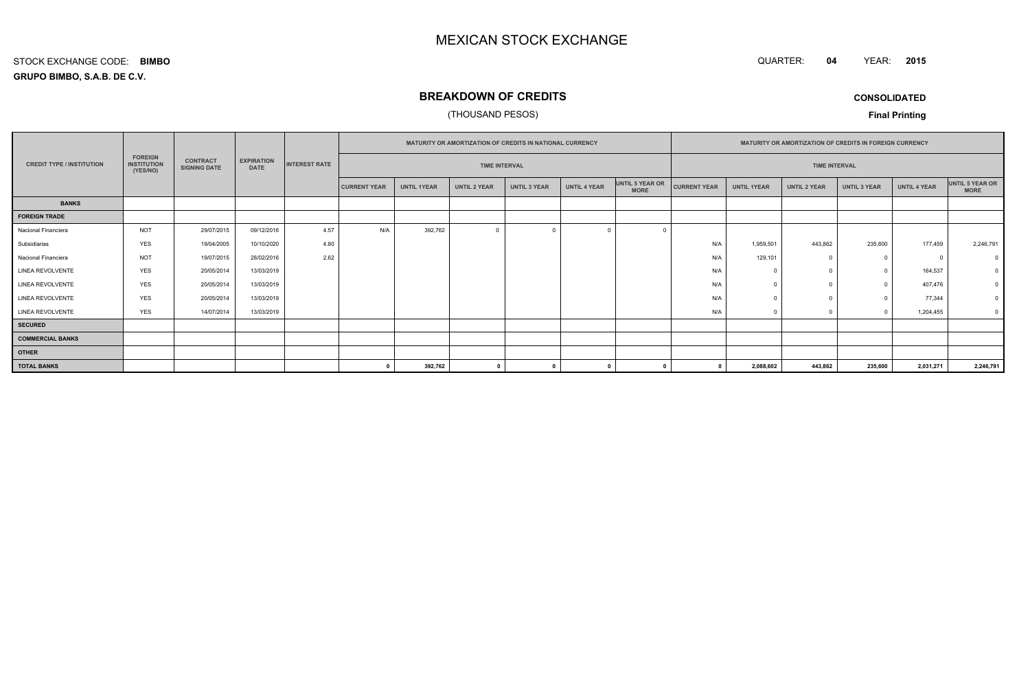# MEXICAN STOCK EXCHANGE

STOCK EXCHANGE CODE: **BIMBO**

**GRUPO BIMBO, S.A.B. DE C.V.**

QUARTER: **04** YEAR: **2015**

## BREAKDOWN OF CREDITS

(THOUSAND PESOS)

**CONSOLIDATED**

**Final Printing**

| CREDIT TYPE / INSTITUTION | FOREIGN INSTITUTION (YES/NO) | CONTRACT SIGNING DATE | EXPIRATION DATE | INTEREST RATE | MATURITY OR AMORTIZATION OF CREDITS IN NATIONAL CURRENCY | | | | | | MATURITY OR AMORTIZATION OF CREDITS IN FOREIGN CURRENCY | | | | | |
|---|---|---|---|---|---|---|---|---|---|---|---|---|---|---|---|---|
| | | | | | TIME INTERVAL | | | | | | TIME INTERVAL | | | | | |
| | | | | | CURRENT YEAR | UNTIL 1YEAR | UNTIL 2 YEAR | UNTIL 3 YEAR | UNTIL 4 YEAR | UNTIL 5 YEAR OR MORE | CURRENT YEAR | UNTIL 1YEAR | UNTIL 2 YEAR | UNTIL 3 YEAR | UNTIL 4 YEAR | UNTIL 5 YEAR OR MORE |
| **BANKS** | | | | | | | | | | | | | | | | |
| **FOREIGN TRADE** | | | | | | | | | | | | | | | | |
| Nacional Financiera | NOT | 29/07/2015 | 09/12/2016 | 4.57 | N/A | 392,762 | 0 | 0 | 0 | 0 | | | | | | |
| Subsidiarias | YES | 19/04/2005 | 10/10/2020 | 4.80 | | | | | | | N/A | 1,959,501 | 443,862 | 235,600 | 177,459 | 2,246,791 |
| Nacional Financiera | NOT | 19/07/2015 | 28/02/2016 | 2.62 | | | | | | | N/A | 129,101 | 0 | 0 | 0 | 0 |
| LINEA REVOLVENTE | YES | 20/05/2014 | 13/03/2019 | | | | | | | | N/A | 0 | 0 | 0 | 164,537 | 0 |
| LINEA REVOLVENTE | YES | 20/05/2014 | 13/03/2019 | | | | | | | | N/A | 0 | 0 | 0 | 407,476 | 0 |
| LINEA REVOLVENTE | YES | 20/05/2014 | 13/03/2019 | | | | | | | | N/A | 0 | 0 | 0 | 77,344 | 0 |
| LINEA REVOLVENTE | YES | 14/07/2014 | 13/03/2019 | | | | | | | | N/A | 0 | 0 | 0 | 1,204,455 | 0 |
| **SECURED** | | | | | | | | | | | | | | | | |
| **COMMERCIAL BANKS** | | | | | | | | | | | | | | | | |
| **OTHER** | | | | | | | | | | | | | | | | |
| **TOTAL BANKS** | | | | | **0** | **392,762** | **0** | **0** | **0** | **0** | **0** | **2,088,602** | **443,862** | **235,600** | **2,031,271** | **2,246,791** |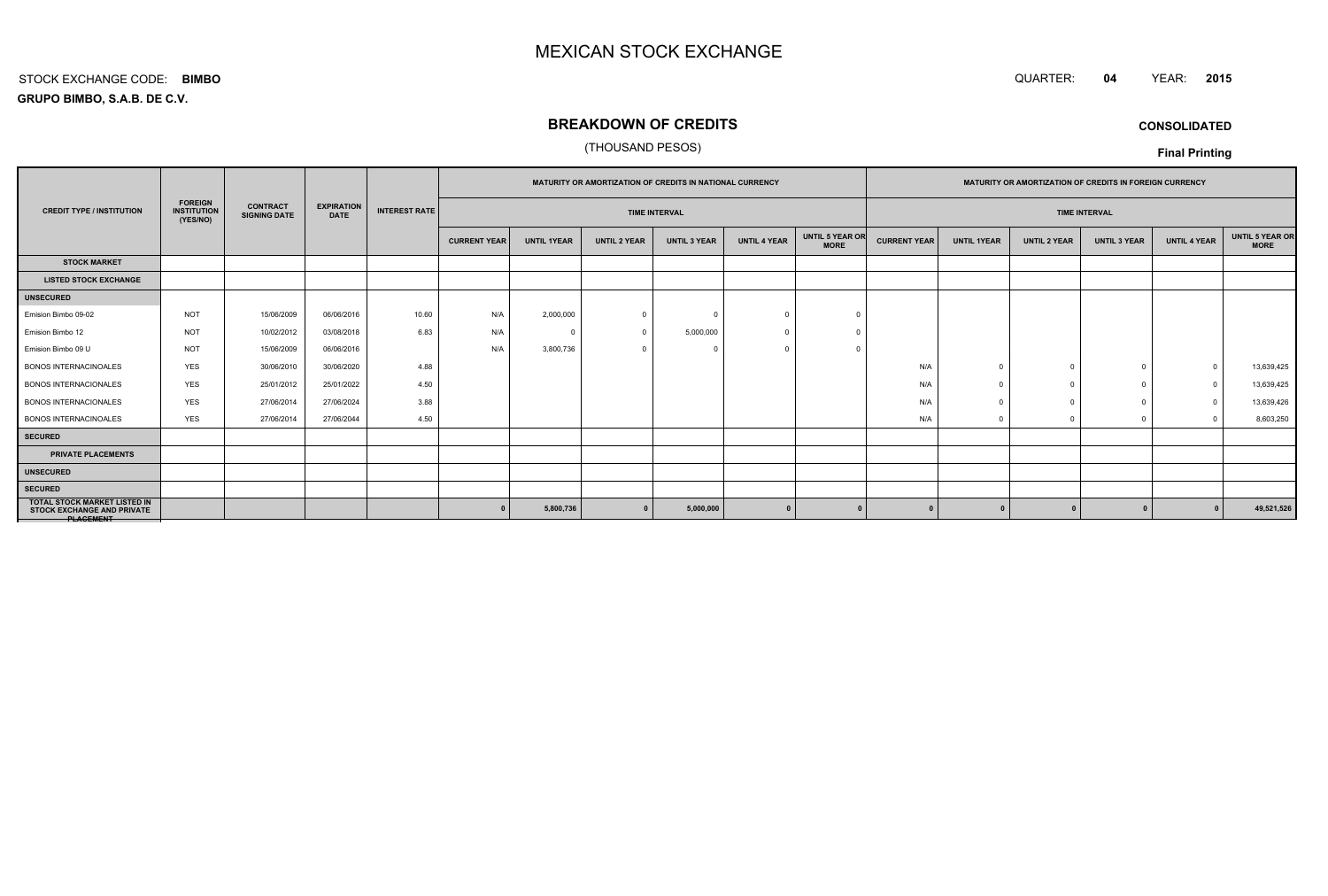# MEXICAN STOCK EXCHANGE

STOCK EXCHANGE CODE: **BIMBO**

QUARTER: **04** YEAR: **2015**

**GRUPO BIMBO, S.A.B. DE C.V.**

## BREAKDOWN OF CREDITS

(THOUSAND PESOS)

**CONSOLIDATED**

**Final Printing**

| CREDIT TYPE / INSTITUTION | FOREIGN INSTITUTION (YES/NO) | CONTRACT SIGNING DATE | EXPIRATION DATE | INTEREST RATE | MATURITY OR AMORTIZATION OF CREDITS IN NATIONAL CURRENCY | | | | | | MATURITY OR AMORTIZATION OF CREDITS IN FOREIGN CURRENCY | | | | | |
|---|---|---|---|---|---|---|---|---|---|---|---|---|---|---|---|---|
| | | | | | TIME INTERVAL | | | | | | TIME INTERVAL | | | | | |
| | | | | | CURRENT YEAR | UNTIL 1YEAR | UNTIL 2 YEAR | UNTIL 3 YEAR | UNTIL 4 YEAR | UNTIL 5 YEAR OR MORE | CURRENT YEAR | UNTIL 1YEAR | UNTIL 2 YEAR | UNTIL 3 YEAR | UNTIL 4 YEAR | UNTIL 5 YEAR OR MORE |
| **STOCK MARKET** | | | | | | | | | | | | | | | | |
| **LISTED STOCK EXCHANGE** | | | | | | | | | | | | | | | | |
| **UNSECURED** | | | | | | | | | | | | | | | | |
| Emision Bimbo 09-02 | NOT | 15/06/2009 | 06/06/2016 | 10.60 | N/A | 2,000,000 | 0 | 0 | 0 | 0 | | | | | | |
| Emision Bimbo 12 | NOT | 10/02/2012 | 03/08/2018 | 6.83 | N/A | 0 | 0 | 5,000,000 | 0 | 0 | | | | | | |
| Emision Bimbo 09 U | NOT | 15/06/2009 | 06/06/2016 | | N/A | 3,800,736 | 0 | 0 | 0 | 0 | | | | | | |
| BONOS INTERNACINOALES | YES | 30/06/2010 | 30/06/2020 | 4.88 | | | | | | | N/A | 0 | 0 | 0 | 0 | 13,639,425 |
| BONOS INTERNACIONALES | YES | 25/01/2012 | 25/01/2022 | 4.50 | | | | | | | N/A | 0 | 0 | 0 | 0 | 13,639,425 |
| BONOS INTERNACIONALES | YES | 27/06/2014 | 27/06/2024 | 3.88 | | | | | | | N/A | 0 | 0 | 0 | 0 | 13,639,426 |
| BONOS INTERNACINOALES | YES | 27/06/2014 | 27/06/2044 | 4.50 | | | | | | | N/A | 0 | 0 | 0 | 0 | 8,603,250 |
| **SECURED** | | | | | | | | | | | | | | | | |
| **PRIVATE PLACEMENTS** | | | | | | | | | | | | | | | | |
| **UNSECURED** | | | | | | | | | | | | | | | | |
| **SECURED** | | | | | | | | | | | | | | | | |
| **TOTAL STOCK MARKET LISTED IN STOCK EXCHANGE AND PRIVATE PLACEMENT** | | | | | **0** | **5,800,736** | **0** | **5,000,000** | **0** | **0** | **0** | **0** | **0** | **0** | **0** | **49,521,526** |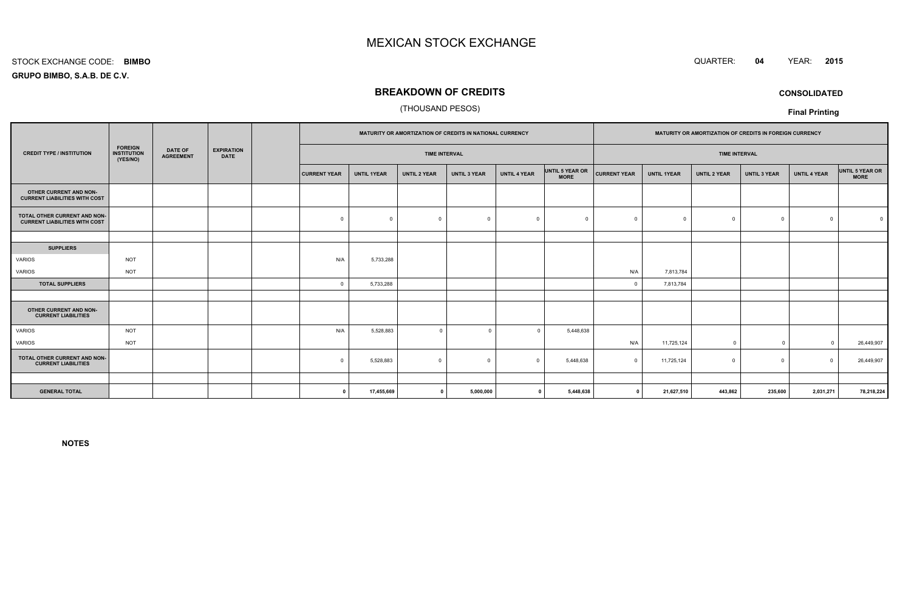# MEXICAN STOCK EXCHANGE

STOCK EXCHANGE CODE: **BIMBO**

**GRUPO BIMBO, S.A.B. DE C.V.**

QUARTER: **04** YEAR: **2015**

## BREAKDOWN OF CREDITS

(THOUSAND PESOS)

**CONSOLIDATED**

**Final Printing**

| CREDIT TYPE / INSTITUTION | FOREIGN INSTITUTION (YES/NO) | DATE OF AGREEMENT | EXPIRATION DATE | | MATURITY OR AMORTIZATION OF CREDITS IN NATIONAL CURRENCY | | | | | | MATURITY OR AMORTIZATION OF CREDITS IN FOREIGN CURRENCY | | | | | |
|---|---|---|---|---|---|---|---|---|---|---|---|---|---|---|---|---|
| | | | | | TIME INTERVAL | | | | | | TIME INTERVAL | | | | | |
| | | | | | CURRENT YEAR | UNTIL 1YEAR | UNTIL 2 YEAR | UNTIL 3 YEAR | UNTIL 4 YEAR | UNTIL 5 YEAR OR MORE | CURRENT YEAR | UNTIL 1YEAR | UNTIL 2 YEAR | UNTIL 3 YEAR | UNTIL 4 YEAR | UNTIL 5 YEAR OR MORE |
| **OTHER CURRENT AND NON-CURRENT LIABILITIES WITH COST** | | | | | | | | | | | | | | | | |
| **TOTAL OTHER CURRENT AND NON-CURRENT LIABILITIES WITH COST** | | | | | 0 | 0 | 0 | 0 | 0 | 0 | 0 | 0 | 0 | 0 | 0 | 0 |
| | | | | | | | | | | | | | | | | |
| **SUPPLIERS** | | | | | | | | | | | | | | | | |
| VARIOS | NOT | | | | N/A | 5,733,288 | | | | | | | | | | |
| VARIOS | NOT | | | | | | | | | | N/A | 7,813,784 | | | | |
| **TOTAL SUPPLIERS** | | | | | 0 | 5,733,288 | | | | | 0 | 7,813,784 | | | | |
| | | | | | | | | | | | | | | | | |
| **OTHER CURRENT AND NON-CURRENT LIABILITIES** | | | | | | | | | | | | | | | | |
| VARIOS | NOT | | | | N/A | 5,528,883 | 0 | 0 | 0 | 5,448,638 | | | | | | |
| VARIOS | NOT | | | | | | | | | | N/A | 11,725,124 | 0 | 0 | 0 | 26,449,907 |
| **TOTAL OTHER CURRENT AND NON-CURRENT LIABILITIES** | | | | | 0 | 5,528,883 | 0 | 0 | 0 | 5,448,638 | 0 | 11,725,124 | 0 | 0 | 0 | 26,449,907 |
| | | | | | | | | | | | | | | | | |
| **GENERAL TOTAL** | | | | | **0** | **17,455,669** | **0** | **5,000,000** | **0** | **5,448,638** | **0** | **21,627,510** | **443,862** | **235,600** | **2,031,271** | **78,218,224** |

**NOTES**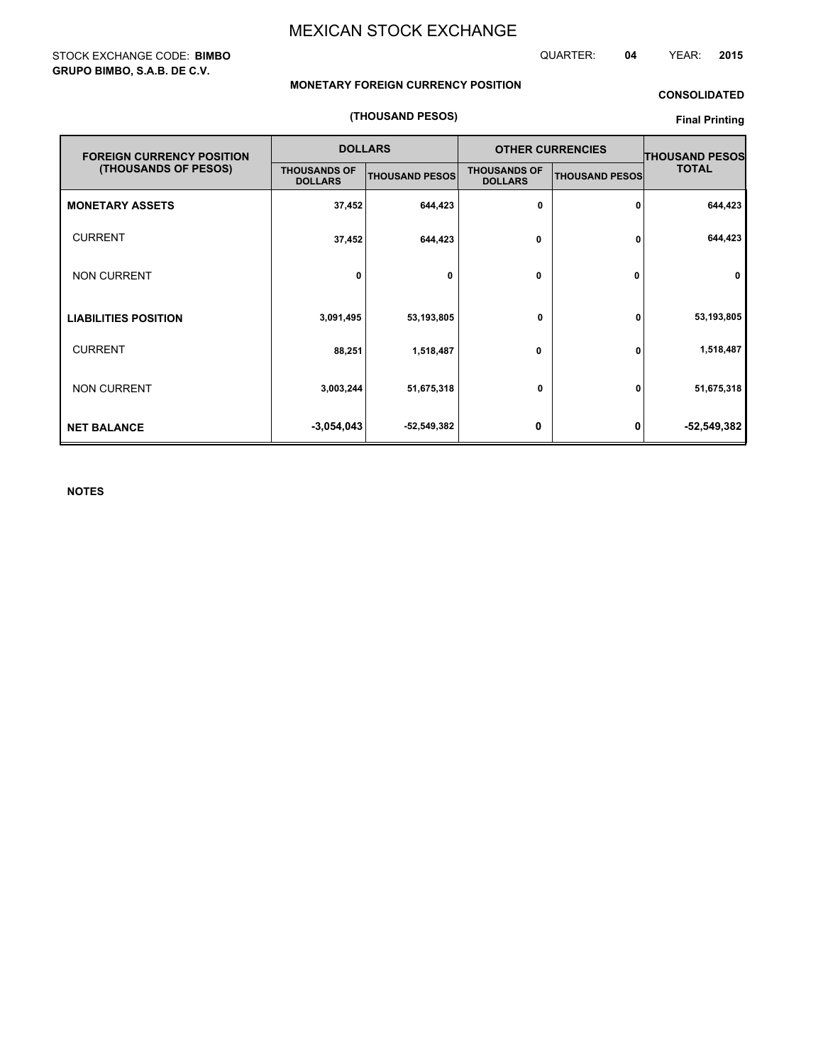# MEXICAN STOCK EXCHANGE

STOCK EXCHANGE CODE: **BIMBO**

QUARTER: **04** YEAR: **2015**

**GRUPO BIMBO, S.A.B. DE C.V.**

**MONETARY FOREIGN CURRENCY POSITION**

**(THOUSAND PESOS)**

**CONSOLIDATED**

**Final Printing**

| FOREIGN CURRENCY POSITION (THOUSANDS OF PESOS) | DOLLARS | | OTHER CURRENCIES | | THOUSAND PESOS TOTAL |
|---|---|---|---|---|---|
| | THOUSANDS OF DOLLARS | THOUSAND PESOS | THOUSANDS OF DOLLARS | THOUSAND PESOS | |
| **MONETARY ASSETS** | 37,452 | 644,423 | 0 | 0 | 644,423 |
| CURRENT | 37,452 | 644,423 | 0 | 0 | 644,423 |
| NON CURRENT | 0 | 0 | 0 | 0 | 0 |
| **LIABILITIES POSITION** | 3,091,495 | 53,193,805 | 0 | 0 | 53,193,805 |
| CURRENT | 88,251 | 1,518,487 | 0 | 0 | 1,518,487 |
| NON CURRENT | 3,003,244 | 51,675,318 | 0 | 0 | 51,675,318 |
| **NET BALANCE** | -3,054,043 | -52,549,382 | 0 | 0 | -52,549,382 |

**NOTES**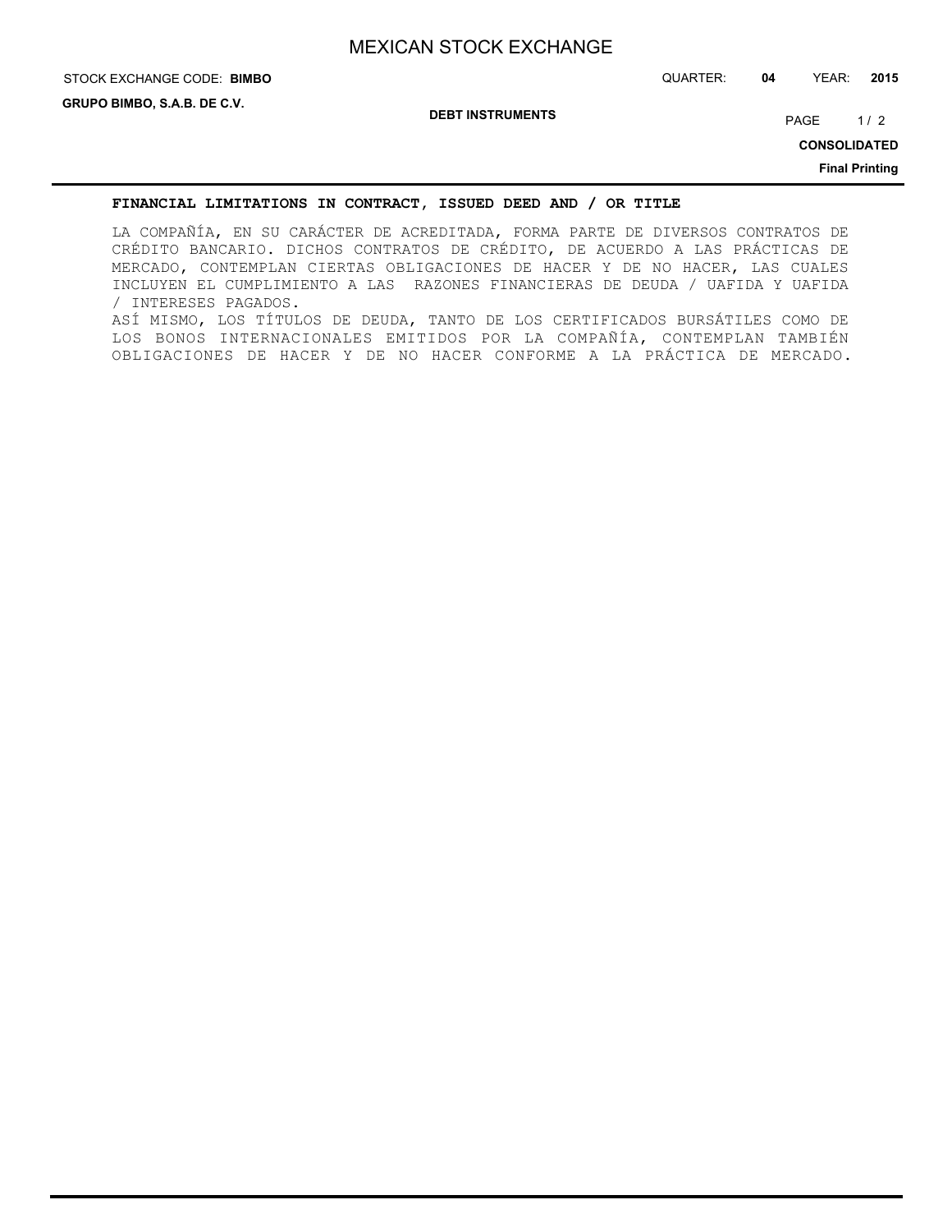## FINANCIAL LIMITATIONS IN CONTRACT, ISSUED DEED AND / OR TITLE

LA COMPAÑÍA, EN SU CARÁCTER DE ACREDITADA, FORMA PARTE DE DIVERSOS CONTRATOS DE CRÉDITO BANCARIO. DICHOS CONTRATOS DE CRÉDITO, DE ACUERDO A LAS PRÁCTICAS DE MERCADO, CONTEMPLAN CIERTAS OBLIGACIONES DE HACER Y DE NO HACER, LAS CUALES INCLUYEN EL CUMPLIMIENTO A LAS RAZONES FINANCIERAS DE DEUDA / UAFIDA Y UAFIDA / INTERESES PAGADOS.

ASÍ MISMO, LOS TÍTULOS DE DEUDA, TANTO DE LOS CERTIFICADOS BURSÁTILES COMO DE LOS BONOS INTERNACIONALES EMITIDOS POR LA COMPAÑÍA, CONTEMPLAN TAMBIÉN OBLIGACIONES DE HACER Y DE NO HACER CONFORME A LA PRÁCTICA DE MERCADO.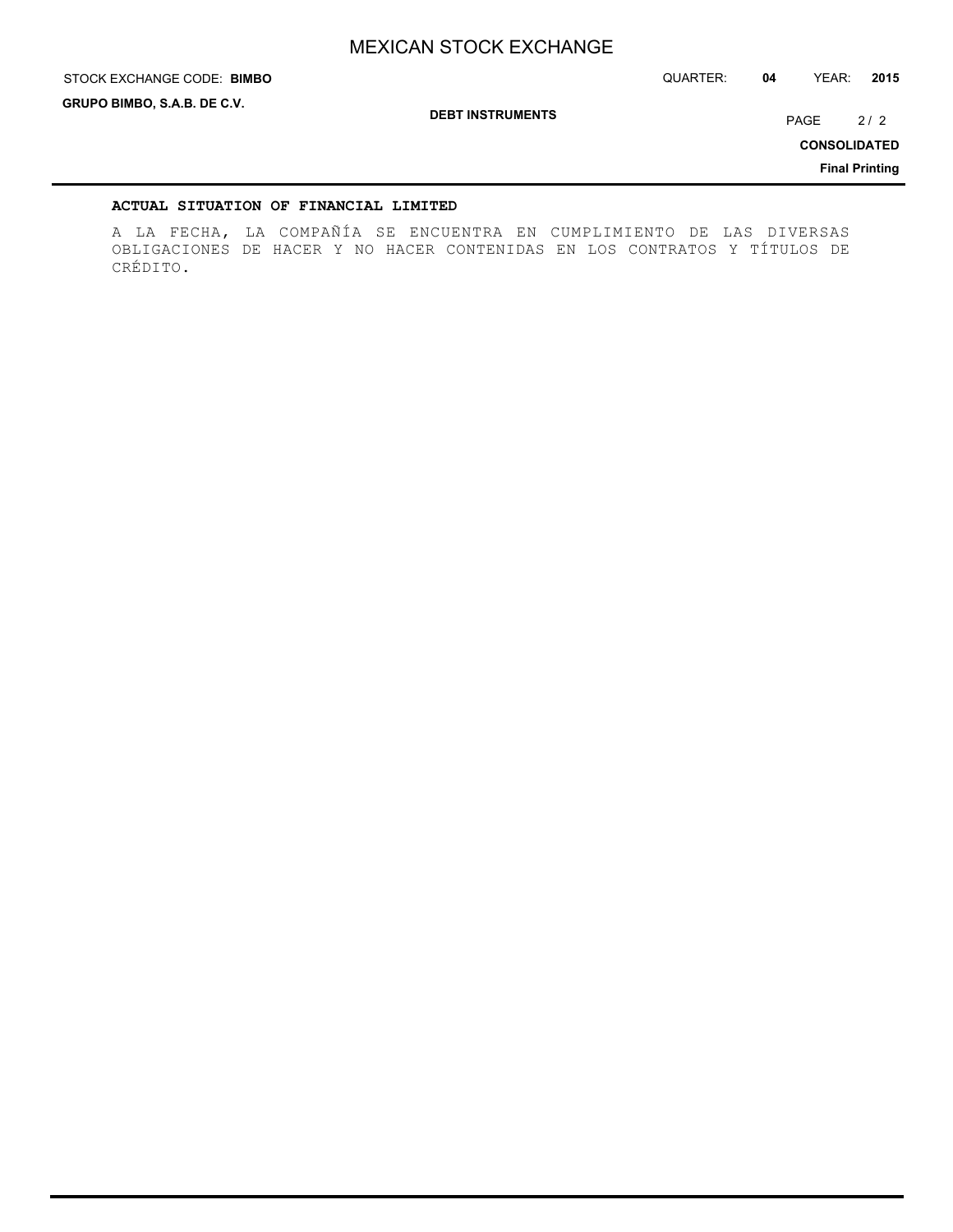**ACTUAL SITUATION OF FINANCIAL LIMITED**

A LA FECHA, LA COMPAÑÍA SE ENCUENTRA EN CUMPLIMIENTO DE LAS DIVERSAS OBLIGACIONES DE HACER Y NO HACER CONTENIDAS EN LOS CONTRATOS Y TÍTULOS DE CRÉDITO.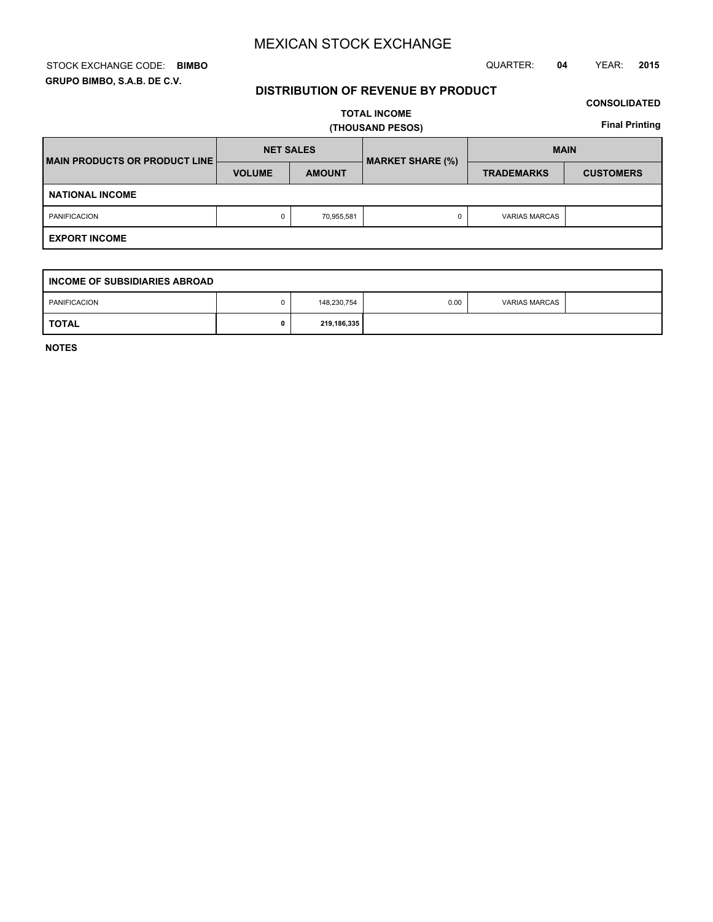# MEXICAN STOCK EXCHANGE

STOCK EXCHANGE CODE: **BIMBO**

QUARTER: **04** YEAR: **2015**

**GRUPO BIMBO, S.A.B. DE C.V.**

## DISTRIBUTION OF REVENUE BY PRODUCT

**CONSOLIDATED**

**TOTAL INCOME**
**(THOUSAND PESOS)**

**Final Printing**

| MAIN PRODUCTS OR PRODUCT LINE | NET SALES | | MARKET SHARE (%) | MAIN | |
|---|---|---|---|---|---|
| | VOLUME | AMOUNT | | TRADEMARKS | CUSTOMERS |
| **NATIONAL INCOME** | | | | | |
| PANIFICACION | 0 | 70,955,581 | 0 | VARIAS MARCAS | |
| **EXPORT INCOME** | | | | | |
| **INCOME OF SUBSIDIARIES ABROAD** | | | | | |
| PANIFICACION | 0 | 148,230,754 | 0.00 | VARIAS MARCAS | |
| **TOTAL** | **0** | **219,186,335** | | | |

**NOTES**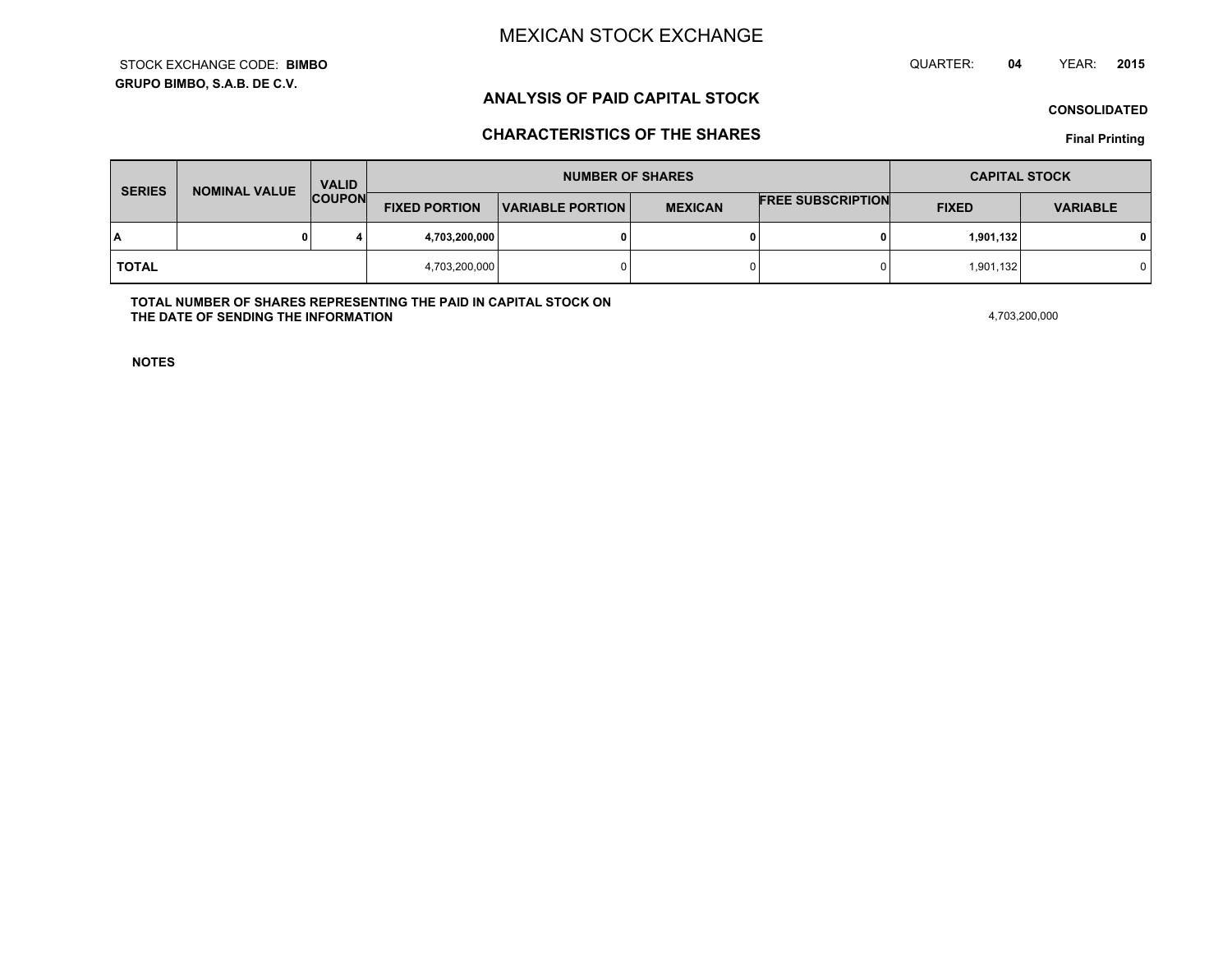# MEXICAN STOCK EXCHANGE

STOCK EXCHANGE CODE: **BIMBO**

**GRUPO BIMBO, S.A.B. DE C.V.**

QUARTER: **04** YEAR: **2015**

## ANALYSIS OF PAID CAPITAL STOCK

**CONSOLIDATED**

## CHARACTERISTICS OF THE SHARES

**Final Printing**

| SERIES | NOMINAL VALUE | VALID COUPON | NUMBER OF SHARES | | | | CAPITAL STOCK | |
|---|---|---|---|---|---|---|---|---|
| | | | FIXED PORTION | VARIABLE PORTION | MEXICAN | FREE SUBSCRIPTION | FIXED | VARIABLE |
| **A** | **0** | **4** | **4,703,200,000** | **0** | **0** | **0** | **1,901,132** | **0** |
| **TOTAL** | | | 4,703,200,000 | 0 | 0 | 0 | 1,901,132 | 0 |

**TOTAL NUMBER OF SHARES REPRESENTING THE PAID IN CAPITAL STOCK ON THE DATE OF SENDING THE INFORMATION** 4,703,200,000

**NOTES**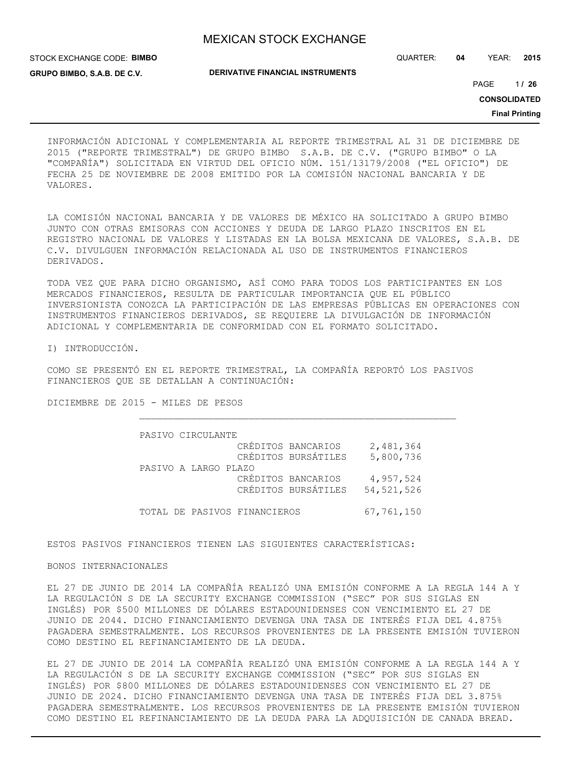INFORMACIÓN ADICIONAL Y COMPLEMENTARIA AL REPORTE TRIMESTRAL AL 31 DE DICIEMBRE DE 2015 ("REPORTE TRIMESTRAL") DE GRUPO BIMBO S.A.B. DE C.V. ("GRUPO BIMBO" O LA "COMPAÑÍA") SOLICITADA EN VIRTUD DEL OFICIO NÚM. 151/13179/2008 ("EL OFICIO") DE FECHA 25 DE NOVIEMBRE DE 2008 EMITIDO POR LA COMISIÓN NACIONAL BANCARIA Y DE VALORES.

LA COMISIÓN NACIONAL BANCARIA Y DE VALORES DE MÉXICO HA SOLICITADO A GRUPO BIMBO JUNTO CON OTRAS EMISORAS CON ACCIONES Y DEUDA DE LARGO PLAZO INSCRITOS EN EL REGISTRO NACIONAL DE VALORES Y LISTADAS EN LA BOLSA MEXICANA DE VALORES, S.A.B. DE C.V. DIVULGUEN INFORMACIÓN RELACIONADA AL USO DE INSTRUMENTOS FINANCIEROS DERIVADOS.

TODA VEZ QUE PARA DICHO ORGANISMO, ASÍ COMO PARA TODOS LOS PARTICIPANTES EN LOS MERCADOS FINANCIEROS, RESULTA DE PARTICULAR IMPORTANCIA QUE EL PÚBLICO INVERSIONISTA CONOZCA LA PARTICIPACIÓN DE LAS EMPRESAS PÚBLICAS EN OPERACIONES CON INSTRUMENTOS FINANCIEROS DERIVADOS, SE REQUIERE LA DIVULGACIÓN DE INFORMACIÓN ADICIONAL Y COMPLEMENTARIA DE CONFORMIDAD CON EL FORMATO SOLICITADO.

I) INTRODUCCIÓN.

COMO SE PRESENTÓ EN EL REPORTE TRIMESTRAL, LA COMPAÑÍA REPORTÓ LOS PASIVOS FINANCIEROS QUE SE DETALLAN A CONTINUACIÓN:

DICIEMBRE DE 2015 - MILES DE PESOS

| | | |
|---|---|---|
| PASIVO CIRCULANTE | | |
| | CRÉDITOS BANCARIOS | 2,481,364 |
| | CRÉDITOS BURSÁTILES | 5,800,736 |
| PASIVO A LARGO PLAZO | | |
| | CRÉDITOS BANCARIOS | 4,957,524 |
| | CRÉDITOS BURSÁTILES | 54,521,526 |
| TOTAL DE PASIVOS FINANCIEROS | | 67,761,150 |

ESTOS PASIVOS FINANCIEROS TIENEN LAS SIGUIENTES CARACTERÍSTICAS:

BONOS INTERNACIONALES

EL 27 DE JUNIO DE 2014 LA COMPAÑÍA REALIZÓ UNA EMISIÓN CONFORME A LA REGLA 144 A Y LA REGULACIÓN S DE LA SECURITY EXCHANGE COMMISSION ("SEC" POR SUS SIGLAS EN INGLÉS) POR $500 MILLONES DE DÓLARES ESTADOUNIDENSES CON VENCIMIENTO EL 27 DE JUNIO DE 2044. DICHO FINANCIAMIENTO DEVENGA UNA TASA DE INTERÉS FIJA DEL 4.875% PAGADERA SEMESTRALMENTE. LOS RECURSOS PROVENIENTES DE LA PRESENTE EMISIÓN TUVIERON COMO DESTINO EL REFINANCIAMIENTO DE LA DEUDA.

EL 27 DE JUNIO DE 2014 LA COMPAÑÍA REALIZÓ UNA EMISIÓN CONFORME A LA REGLA 144 A Y LA REGULACIÓN S DE LA SECURITY EXCHANGE COMMISSION ("SEC" POR SUS SIGLAS EN INGLÉS) POR $800 MILLONES DE DÓLARES ESTADOUNIDENSES CON VENCIMIENTO EL 27 DE JUNIO DE 2024. DICHO FINANCIAMIENTO DEVENGA UNA TASA DE INTERÉS FIJA DEL 3.875% PAGADERA SEMESTRALMENTE. LOS RECURSOS PROVENIENTES DE LA PRESENTE EMISIÓN TUVIERON COMO DESTINO EL REFINANCIAMIENTO DE LA DEUDA PARA LA ADQUISICIÓN DE CANADA BREAD.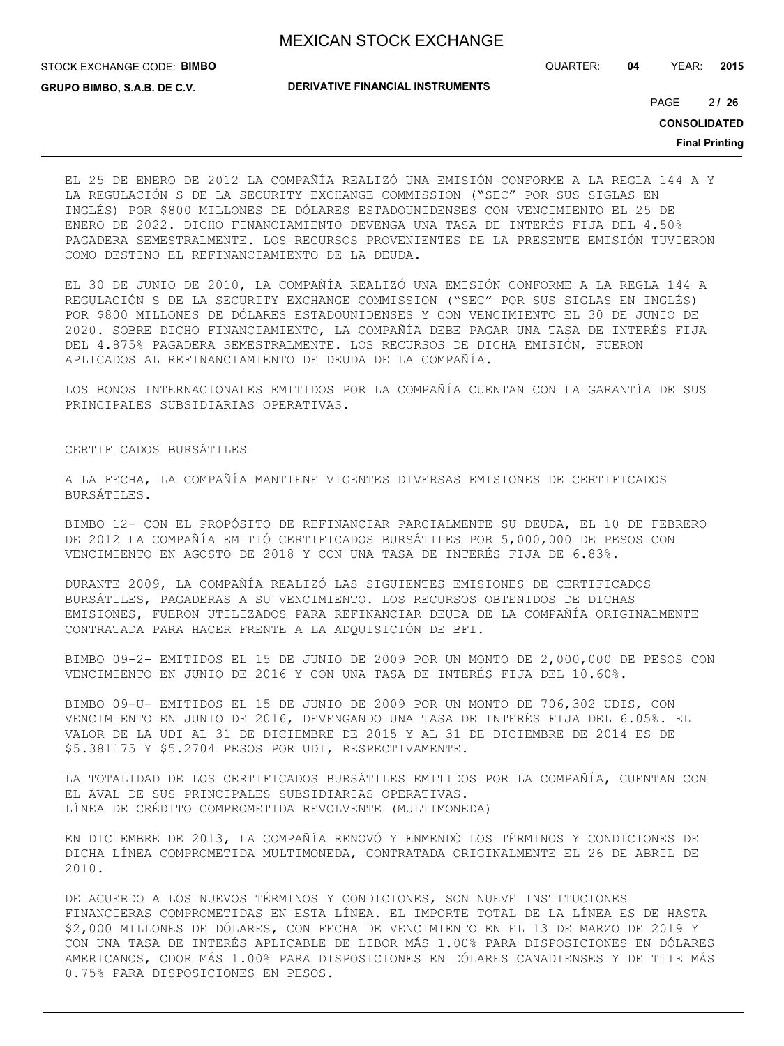EL 25 DE ENERO DE 2012 LA COMPAÑÍA REALIZÓ UNA EMISIÓN CONFORME A LA REGLA 144 A Y LA REGULACIÓN S DE LA SECURITY EXCHANGE COMMISSION ("SEC" POR SUS SIGLAS EN INGLÉS) POR $800 MILLONES DE DÓLARES ESTADOUNIDENSES CON VENCIMIENTO EL 25 DE ENERO DE 2022. DICHO FINANCIAMIENTO DEVENGA UNA TASA DE INTERÉS FIJA DEL 4.50% PAGADERA SEMESTRALMENTE. LOS RECURSOS PROVENIENTES DE LA PRESENTE EMISIÓN TUVIERON COMO DESTINO EL REFINANCIAMIENTO DE LA DEUDA.

EL 30 DE JUNIO DE 2010, LA COMPAÑÍA REALIZÓ UNA EMISIÓN CONFORME A LA REGLA 144 A REGULACIÓN S DE LA SECURITY EXCHANGE COMMISSION ("SEC" POR SUS SIGLAS EN INGLÉS) POR $800 MILLONES DE DÓLARES ESTADOUNIDENSES Y CON VENCIMIENTO EL 30 DE JUNIO DE 2020. SOBRE DICHO FINANCIAMIENTO, LA COMPAÑÍA DEBE PAGAR UNA TASA DE INTERÉS FIJA DEL 4.875% PAGADERA SEMESTRALMENTE. LOS RECURSOS DE DICHA EMISIÓN, FUERON APLICADOS AL REFINANCIAMIENTO DE DEUDA DE LA COMPAÑÍA.

LOS BONOS INTERNACIONALES EMITIDOS POR LA COMPAÑÍA CUENTAN CON LA GARANTÍA DE SUS PRINCIPALES SUBSIDIARIAS OPERATIVAS.

CERTIFICADOS BURSÁTILES

A LA FECHA, LA COMPAÑÍA MANTIENE VIGENTES DIVERSAS EMISIONES DE CERTIFICADOS BURSÁTILES.

BIMBO 12- CON EL PROPÓSITO DE REFINANCIAR PARCIALMENTE SU DEUDA, EL 10 DE FEBRERO DE 2012 LA COMPAÑÍA EMITIÓ CERTIFICADOS BURSÁTILES POR 5,000,000 DE PESOS CON VENCIMIENTO EN AGOSTO DE 2018 Y CON UNA TASA DE INTERÉS FIJA DE 6.83%.

DURANTE 2009, LA COMPAÑÍA REALIZÓ LAS SIGUIENTES EMISIONES DE CERTIFICADOS BURSÁTILES, PAGADERAS A SU VENCIMIENTO. LOS RECURSOS OBTENIDOS DE DICHAS EMISIONES, FUERON UTILIZADOS PARA REFINANCIAR DEUDA DE LA COMPAÑÍA ORIGINALMENTE CONTRATADA PARA HACER FRENTE A LA ADQUISICIÓN DE BFI.

BIMBO 09-2- EMITIDOS EL 15 DE JUNIO DE 2009 POR UN MONTO DE 2,000,000 DE PESOS CON VENCIMIENTO EN JUNIO DE 2016 Y CON UNA TASA DE INTERÉS FIJA DEL 10.60%.

BIMBO 09-U- EMITIDOS EL 15 DE JUNIO DE 2009 POR UN MONTO DE 706,302 UDIS, CON VENCIMIENTO EN JUNIO DE 2016, DEVENGANDO UNA TASA DE INTERÉS FIJA DEL 6.05%. EL VALOR DE LA UDI AL 31 DE DICIEMBRE DE 2015 Y AL 31 DE DICIEMBRE DE 2014 ES DE $5.381175 Y $5.2704 PESOS POR UDI, RESPECTIVAMENTE.

LA TOTALIDAD DE LOS CERTIFICADOS BURSÁTILES EMITIDOS POR LA COMPAÑÍA, CUENTAN CON EL AVAL DE SUS PRINCIPALES SUBSIDIARIAS OPERATIVAS.
LÍNEA DE CRÉDITO COMPROMETIDA REVOLVENTE (MULTIMONEDA)

EN DICIEMBRE DE 2013, LA COMPAÑÍA RENOVÓ Y ENMENDÓ LOS TÉRMINOS Y CONDICIONES DE DICHA LÍNEA COMPROMETIDA MULTIMONEDA, CONTRATADA ORIGINALMENTE EL 26 DE ABRIL DE 2010.

DE ACUERDO A LOS NUEVOS TÉRMINOS Y CONDICIONES, SON NUEVE INSTITUCIONES FINANCIERAS COMPROMETIDAS EN ESTA LÍNEA. EL IMPORTE TOTAL DE LA LÍNEA ES DE HASTA $2,000 MILLONES DE DÓLARES, CON FECHA DE VENCIMIENTO EN EL 13 DE MARZO DE 2019 Y CON UNA TASA DE INTERÉS APLICABLE DE LIBOR MÁS 1.00% PARA DISPOSICIONES EN DÓLARES AMERICANOS, CDOR MÁS 1.00% PARA DISPOSICIONES EN DÓLARES CANADIENSES Y DE TIIE MÁS 0.75% PARA DISPOSICIONES EN PESOS.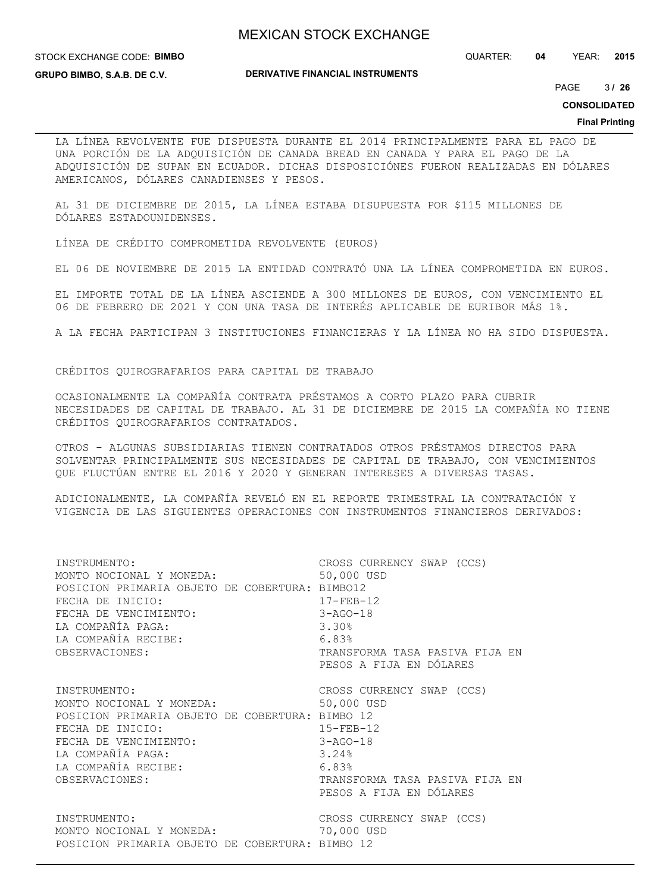LA LÍNEA REVOLVENTE FUE DISPUESTA DURANTE EL 2014 PRINCIPALMENTE PARA EL PAGO DE UNA PORCIÓN DE LA ADQUISICIÓN DE CANADA BREAD EN CANADA Y PARA EL PAGO DE LA ADQUISICIÓN DE SUPAN EN ECUADOR. DICHAS DISPOSICIÓNES FUERON REALIZADAS EN DÓLARES AMERICANOS, DÓLARES CANADIENSES Y PESOS.

AL 31 DE DICIEMBRE DE 2015, LA LÍNEA ESTABA DISUPUESTA POR $115 MILLONES DE DÓLARES ESTADOUNIDENSES.

LÍNEA DE CRÉDITO COMPROMETIDA REVOLVENTE (EUROS)

EL 06 DE NOVIEMBRE DE 2015 LA ENTIDAD CONTRATÓ UNA LA LÍNEA COMPROMETIDA EN EUROS.

EL IMPORTE TOTAL DE LA LÍNEA ASCIENDE A 300 MILLONES DE EUROS, CON VENCIMIENTO EL 06 DE FEBRERO DE 2021 Y CON UNA TASA DE INTERÉS APLICABLE DE EURIBOR MÁS 1%.

A LA FECHA PARTICIPAN 3 INSTITUCIONES FINANCIERAS Y LA LÍNEA NO HA SIDO DISPUESTA.

CRÉDITOS QUIROGRAFARIOS PARA CAPITAL DE TRABAJO

OCASIONALMENTE LA COMPAÑÍA CONTRATA PRÉSTAMOS A CORTO PLAZO PARA CUBRIR NECESIDADES DE CAPITAL DE TRABAJO. AL 31 DE DICIEMBRE DE 2015 LA COMPAÑÍA NO TIENE CRÉDITOS QUIROGRAFARIOS CONTRATADOS.

OTROS - ALGUNAS SUBSIDIARIAS TIENEN CONTRATADOS OTROS PRÉSTAMOS DIRECTOS PARA SOLVENTAR PRINCIPALMENTE SUS NECESIDADES DE CAPITAL DE TRABAJO, CON VENCIMIENTOS QUE FLUCTÚAN ENTRE EL 2016 Y 2020 Y GENERAN INTERESES A DIVERSAS TASAS.

ADICIONALMENTE, LA COMPAÑÍA REVELÓ EN EL REPORTE TRIMESTRAL LA CONTRATACIÓN Y VIGENCIA DE LAS SIGUIENTES OPERACIONES CON INSTRUMENTOS FINANCIEROS DERIVADOS:

```
INSTRUMENTO:                                 CROSS CURRENCY SWAP (CCS)
MONTO NOCIONAL Y MONEDA:                     50,000 USD
POSICION PRIMARIA OBJETO DE COBERTURA:       BIMBO12
FECHA DE INICIO:                             17-FEB-12
FECHA DE VENCIMIENTO:                        3-AGO-18
LA COMPAÑÍA PAGA:                            3.30%
LA COMPAÑÍA RECIBE:                          6.83%
OBSERVACIONES:                               TRANSFORMA TASA PASIVA FIJA EN
                                             PESOS A FIJA EN DÓLARES

INSTRUMENTO:                                 CROSS CURRENCY SWAP (CCS)
MONTO NOCIONAL Y MONEDA:                     50,000 USD
POSICION PRIMARIA OBJETO DE COBERTURA:       BIMBO 12
FECHA DE INICIO:                             15-FEB-12
FECHA DE VENCIMIENTO:                        3-AGO-18
LA COMPAÑÍA PAGA:                            3.24%
LA COMPAÑÍA RECIBE:                          6.83%
OBSERVACIONES:                               TRANSFORMA TASA PASIVA FIJA EN
                                             PESOS A FIJA EN DÓLARES

INSTRUMENTO:                                 CROSS CURRENCY SWAP (CCS)
MONTO NOCIONAL Y MONEDA:                     70,000 USD
POSICION PRIMARIA OBJETO DE COBERTURA:       BIMBO 12
```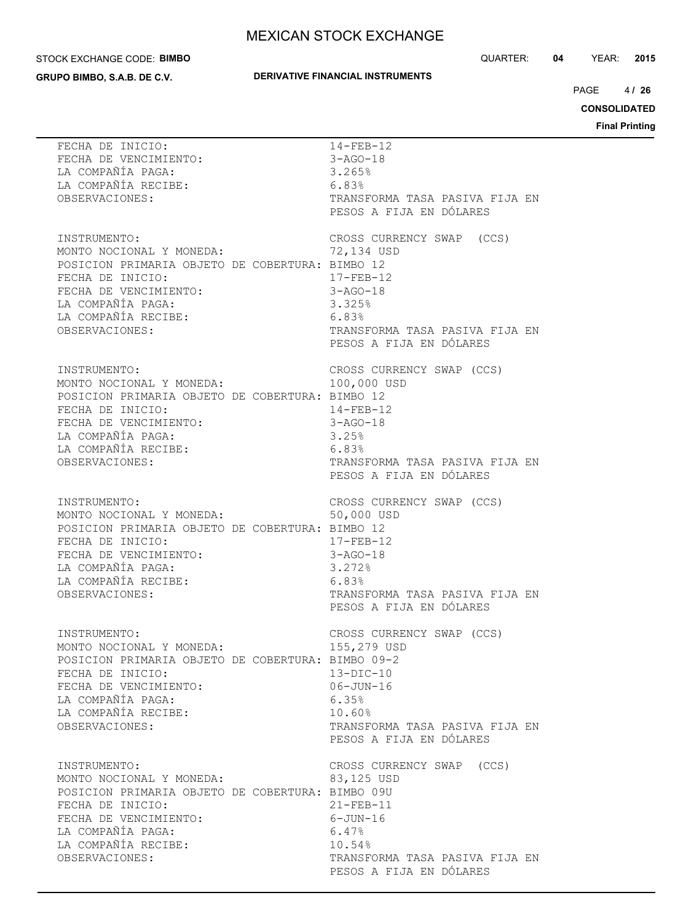| | |
|---|---|
| FECHA DE INICIO: | 14-FEB-12 |
| FECHA DE VENCIMIENTO: | 3-AGO-18 |
| LA COMPAÑÍA PAGA: | 3.265% |
| LA COMPAÑÍA RECIBE: | 6.83% |
| OBSERVACIONES: | TRANSFORMA TASA PASIVA FIJA EN PESOS A FIJA EN DÓLARES |

| | |
|---|---|
| INSTRUMENTO: | CROSS CURRENCY SWAP (CCS) |
| MONTO NOCIONAL Y MONEDA: | 72,134 USD |
| POSICION PRIMARIA OBJETO DE COBERTURA: | BIMBO 12 |
| FECHA DE INICIO: | 17-FEB-12 |
| FECHA DE VENCIMIENTO: | 3-AGO-18 |
| LA COMPAÑÍA PAGA: | 3.325% |
| LA COMPAÑÍA RECIBE: | 6.83% |
| OBSERVACIONES: | TRANSFORMA TASA PASIVA FIJA EN PESOS A FIJA EN DÓLARES |

| | |
|---|---|
| INSTRUMENTO: | CROSS CURRENCY SWAP (CCS) |
| MONTO NOCIONAL Y MONEDA: | 100,000 USD |
| POSICION PRIMARIA OBJETO DE COBERTURA: | BIMBO 12 |
| FECHA DE INICIO: | 14-FEB-12 |
| FECHA DE VENCIMIENTO: | 3-AGO-18 |
| LA COMPAÑÍA PAGA: | 3.25% |
| LA COMPAÑÍA RECIBE: | 6.83% |
| OBSERVACIONES: | TRANSFORMA TASA PASIVA FIJA EN PESOS A FIJA EN DÓLARES |

| | |
|---|---|
| INSTRUMENTO: | CROSS CURRENCY SWAP (CCS) |
| MONTO NOCIONAL Y MONEDA: | 50,000 USD |
| POSICION PRIMARIA OBJETO DE COBERTURA: | BIMBO 12 |
| FECHA DE INICIO: | 17-FEB-12 |
| FECHA DE VENCIMIENTO: | 3-AGO-18 |
| LA COMPAÑÍA PAGA: | 3.272% |
| LA COMPAÑÍA RECIBE: | 6.83% |
| OBSERVACIONES: | TRANSFORMA TASA PASIVA FIJA EN PESOS A FIJA EN DÓLARES |

| | |
|---|---|
| INSTRUMENTO: | CROSS CURRENCY SWAP (CCS) |
| MONTO NOCIONAL Y MONEDA: | 155,279 USD |
| POSICION PRIMARIA OBJETO DE COBERTURA: | BIMBO 09-2 |
| FECHA DE INICIO: | 13-DIC-10 |
| FECHA DE VENCIMIENTO: | 06-JUN-16 |
| LA COMPAÑÍA PAGA: | 6.35% |
| LA COMPAÑÍA RECIBE: | 10.60% |
| OBSERVACIONES: | TRANSFORMA TASA PASIVA FIJA EN PESOS A FIJA EN DÓLARES |

| | |
|---|---|
| INSTRUMENTO: | CROSS CURRENCY SWAP (CCS) |
| MONTO NOCIONAL Y MONEDA: | 83,125 USD |
| POSICION PRIMARIA OBJETO DE COBERTURA: | BIMBO 09U |
| FECHA DE INICIO: | 21-FEB-11 |
| FECHA DE VENCIMIENTO: | 6-JUN-16 |
| LA COMPAÑÍA PAGA: | 6.47% |
| LA COMPAÑÍA RECIBE: | 10.54% |
| OBSERVACIONES: | TRANSFORMA TASA PASIVA FIJA EN PESOS A FIJA EN DÓLARES |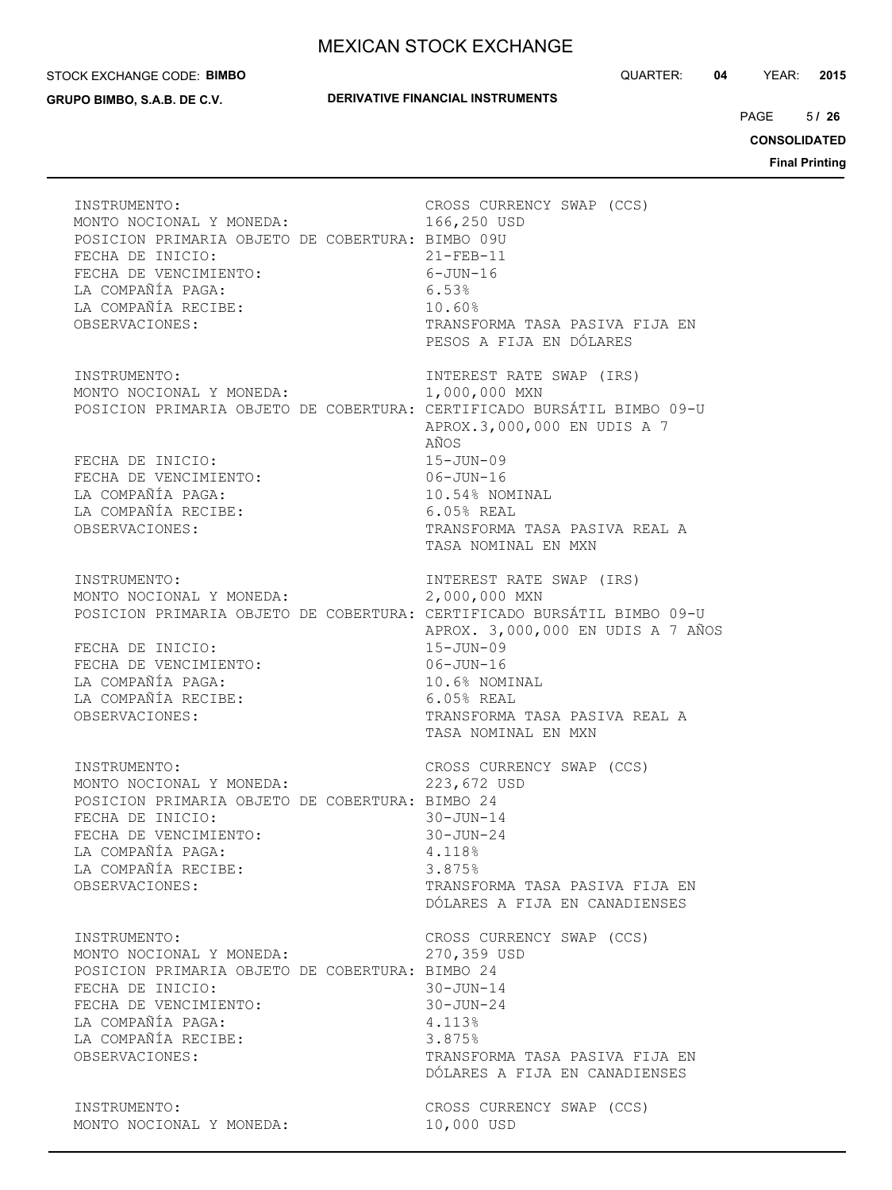INSTRUMENTO: CROSS CURRENCY SWAP (CCS)
MONTO NOCIONAL Y MONEDA: 166,250 USD
POSICION PRIMARIA OBJETO DE COBERTURA: BIMBO 09U
FECHA DE INICIO: 21-FEB-11
FECHA DE VENCIMIENTO: 6-JUN-16
LA COMPAÑÍA PAGA: 6.53%
LA COMPAÑÍA RECIBE: 10.60%
OBSERVACIONES: TRANSFORMA TASA PASIVA FIJA EN PESOS A FIJA EN DÓLARES

INSTRUMENTO: INTEREST RATE SWAP (IRS)
MONTO NOCIONAL Y MONEDA: 1,000,000 MXN
POSICION PRIMARIA OBJETO DE COBERTURA: CERTIFICADO BURSÁTIL BIMBO 09-U APROX.3,000,000 EN UDIS A 7 AÑOS
FECHA DE INICIO: 15-JUN-09
FECHA DE VENCIMIENTO: 06-JUN-16
LA COMPAÑÍA PAGA: 10.54% NOMINAL
LA COMPAÑÍA RECIBE: 6.05% REAL
OBSERVACIONES: TRANSFORMA TASA PASIVA REAL A TASA NOMINAL EN MXN

INSTRUMENTO: INTEREST RATE SWAP (IRS)
MONTO NOCIONAL Y MONEDA: 2,000,000 MXN
POSICION PRIMARIA OBJETO DE COBERTURA: CERTIFICADO BURSÁTIL BIMBO 09-U APROX. 3,000,000 EN UDIS A 7 AÑOS
FECHA DE INICIO: 15-JUN-09
FECHA DE VENCIMIENTO: 06-JUN-16
LA COMPAÑÍA PAGA: 10.6% NOMINAL
LA COMPAÑÍA RECIBE: 6.05% REAL
OBSERVACIONES: TRANSFORMA TASA PASIVA REAL A TASA NOMINAL EN MXN

INSTRUMENTO: CROSS CURRENCY SWAP (CCS)
MONTO NOCIONAL Y MONEDA: 223,672 USD
POSICION PRIMARIA OBJETO DE COBERTURA: BIMBO 24
FECHA DE INICIO: 30-JUN-14
FECHA DE VENCIMIENTO: 30-JUN-24
LA COMPAÑÍA PAGA: 4.118%
LA COMPAÑÍA RECIBE: 3.875%
OBSERVACIONES: TRANSFORMA TASA PASIVA FIJA EN DÓLARES A FIJA EN CANADIENSES

INSTRUMENTO: CROSS CURRENCY SWAP (CCS)
MONTO NOCIONAL Y MONEDA: 270,359 USD
POSICION PRIMARIA OBJETO DE COBERTURA: BIMBO 24
FECHA DE INICIO: 30-JUN-14
FECHA DE VENCIMIENTO: 30-JUN-24
LA COMPAÑÍA PAGA: 4.113%
LA COMPAÑÍA RECIBE: 3.875%
OBSERVACIONES: TRANSFORMA TASA PASIVA FIJA EN DÓLARES A FIJA EN CANADIENSES

INSTRUMENTO: CROSS CURRENCY SWAP (CCS)
MONTO NOCIONAL Y MONEDA: 10,000 USD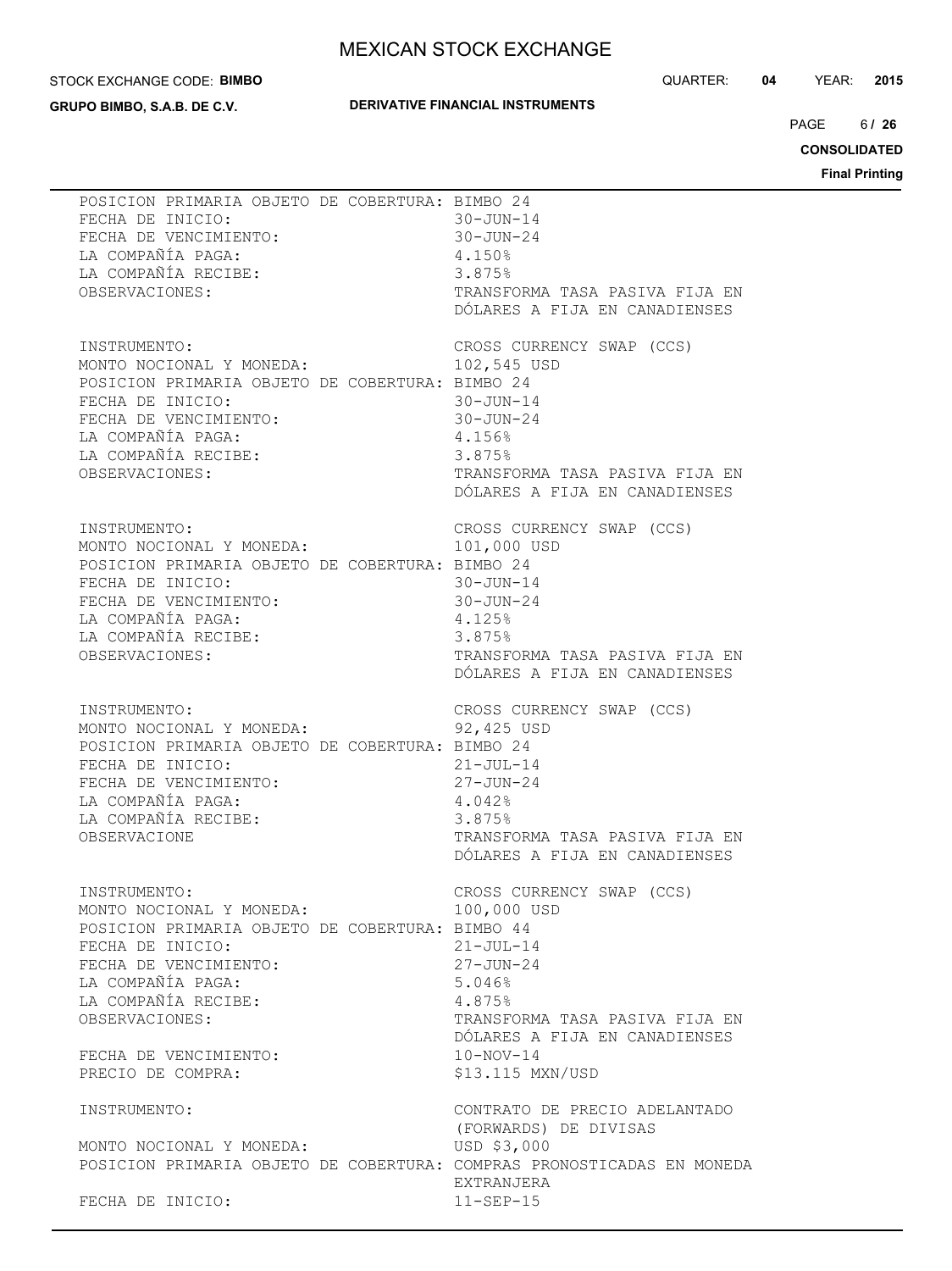POSICION PRIMARIA OBJETO DE COBERTURA: BIMBO 24
FECHA DE INICIO: 30-JUN-14
FECHA DE VENCIMIENTO: 30-JUN-24
LA COMPAÑÍA PAGA: 4.150%
LA COMPAÑÍA RECIBE: 3.875%
OBSERVACIONES: TRANSFORMA TASA PASIVA FIJA EN DÓLARES A FIJA EN CANADIENSES

INSTRUMENTO: CROSS CURRENCY SWAP (CCS)
MONTO NOCIONAL Y MONEDA: 102,545 USD
POSICION PRIMARIA OBJETO DE COBERTURA: BIMBO 24
FECHA DE INICIO: 30-JUN-14
FECHA DE VENCIMIENTO: 30-JUN-24
LA COMPAÑÍA PAGA: 4.156%
LA COMPAÑÍA RECIBE: 3.875%
OBSERVACIONES: TRANSFORMA TASA PASIVA FIJA EN DÓLARES A FIJA EN CANADIENSES

INSTRUMENTO: CROSS CURRENCY SWAP (CCS)
MONTO NOCIONAL Y MONEDA: 101,000 USD
POSICION PRIMARIA OBJETO DE COBERTURA: BIMBO 24
FECHA DE INICIO: 30-JUN-14
FECHA DE VENCIMIENTO: 30-JUN-24
LA COMPAÑÍA PAGA: 4.125%
LA COMPAÑÍA RECIBE: 3.875%
OBSERVACIONES: TRANSFORMA TASA PASIVA FIJA EN DÓLARES A FIJA EN CANADIENSES

INSTRUMENTO: CROSS CURRENCY SWAP (CCS)
MONTO NOCIONAL Y MONEDA: 92,425 USD
POSICION PRIMARIA OBJETO DE COBERTURA: BIMBO 24
FECHA DE INICIO: 21-JUL-14
FECHA DE VENCIMIENTO: 27-JUN-24
LA COMPAÑÍA PAGA: 4.042%
LA COMPAÑÍA RECIBE: 3.875%
OBSERVACIONE TRANSFORMA TASA PASIVA FIJA EN DÓLARES A FIJA EN CANADIENSES

INSTRUMENTO: CROSS CURRENCY SWAP (CCS)
MONTO NOCIONAL Y MONEDA: 100,000 USD
POSICION PRIMARIA OBJETO DE COBERTURA: BIMBO 44
FECHA DE INICIO: 21-JUL-14
FECHA DE VENCIMIENTO: 27-JUN-24
LA COMPAÑÍA PAGA: 5.046%
LA COMPAÑÍA RECIBE: 4.875%
OBSERVACIONES: TRANSFORMA TASA PASIVA FIJA EN DÓLARES A FIJA EN CANADIENSES

FECHA DE VENCIMIENTO: 10-NOV-14
PRECIO DE COMPRA: $13.115 MXN/USD

INSTRUMENTO: CONTRATO DE PRECIO ADELANTADO (FORWARDS) DE DIVISAS
MONTO NOCIONAL Y MONEDA: USD $3,000
POSICION PRIMARIA OBJETO DE COBERTURA: COMPRAS PRONOSTICADAS EN MONEDA EXTRANJERA
FECHA DE INICIO: 11-SEP-15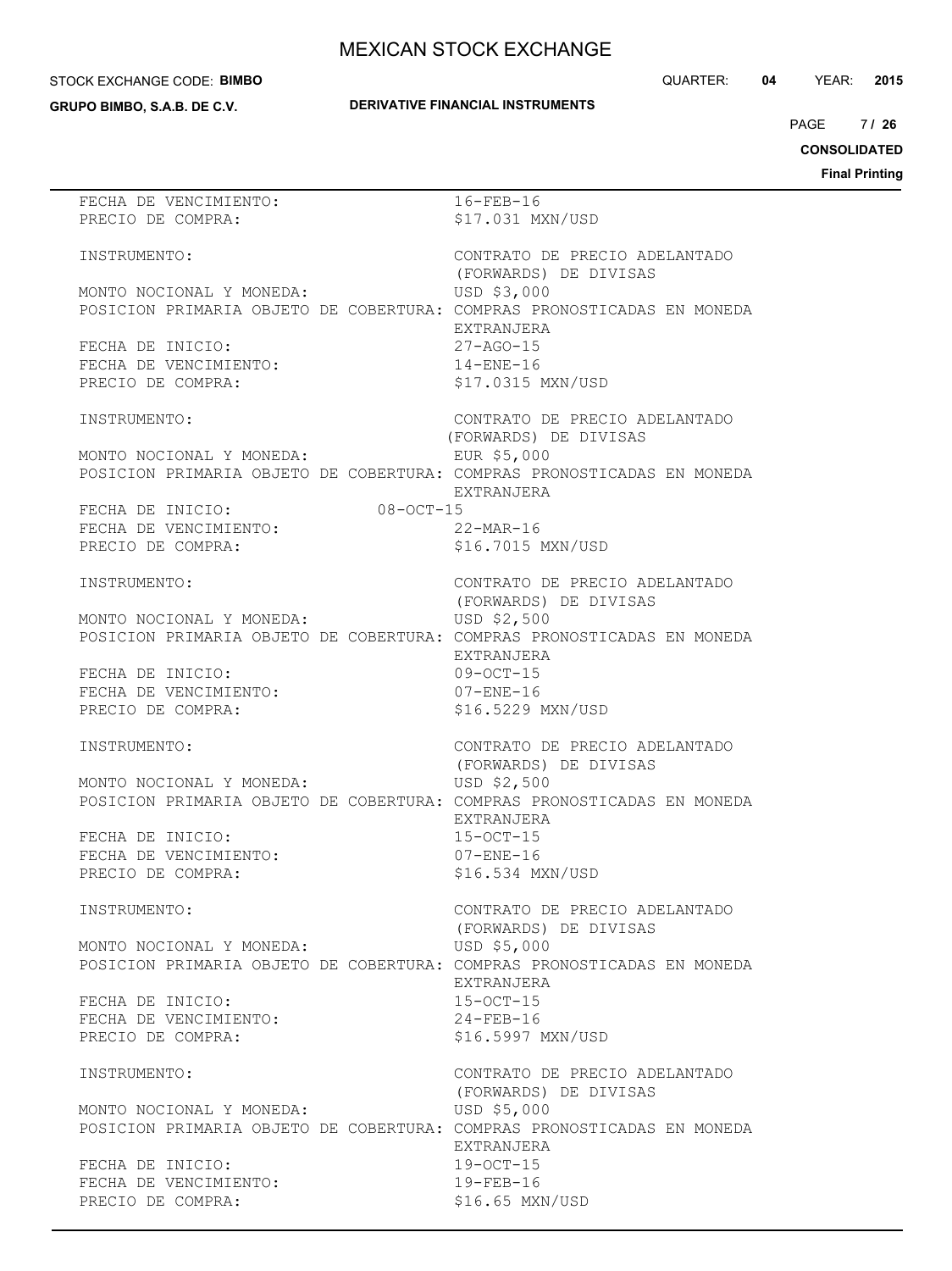FECHA DE VENCIMIENTO: 16-FEB-16
PRECIO DE COMPRA: $17.031 MXN/USD

INSTRUMENTO: CONTRATO DE PRECIO ADELANTADO (FORWARDS) DE DIVISAS
MONTO NOCIONAL Y MONEDA: USD $3,000
POSICION PRIMARIA OBJETO DE COBERTURA: COMPRAS PRONOSTICADAS EN MONEDA EXTRANJERA
FECHA DE INICIO: 27-AGO-15
FECHA DE VENCIMIENTO: 14-ENE-16
PRECIO DE COMPRA: $17.0315 MXN/USD

INSTRUMENTO: CONTRATO DE PRECIO ADELANTADO (FORWARDS) DE DIVISAS
MONTO NOCIONAL Y MONEDA: EUR $5,000
POSICION PRIMARIA OBJETO DE COBERTURA: COMPRAS PRONOSTICADAS EN MONEDA EXTRANJERA
FECHA DE INICIO: 08-OCT-15
FECHA DE VENCIMIENTO: 22-MAR-16
PRECIO DE COMPRA: $16.7015 MXN/USD

INSTRUMENTO: CONTRATO DE PRECIO ADELANTADO (FORWARDS) DE DIVISAS
MONTO NOCIONAL Y MONEDA: USD $2,500
POSICION PRIMARIA OBJETO DE COBERTURA: COMPRAS PRONOSTICADAS EN MONEDA EXTRANJERA
FECHA DE INICIO: 09-OCT-15
FECHA DE VENCIMIENTO: 07-ENE-16
PRECIO DE COMPRA: $16.5229 MXN/USD

INSTRUMENTO: CONTRATO DE PRECIO ADELANTADO (FORWARDS) DE DIVISAS
MONTO NOCIONAL Y MONEDA: USD $2,500
POSICION PRIMARIA OBJETO DE COBERTURA: COMPRAS PRONOSTICADAS EN MONEDA EXTRANJERA
FECHA DE INICIO: 15-OCT-15
FECHA DE VENCIMIENTO: 07-ENE-16
PRECIO DE COMPRA: $16.534 MXN/USD

INSTRUMENTO: CONTRATO DE PRECIO ADELANTADO (FORWARDS) DE DIVISAS
MONTO NOCIONAL Y MONEDA: USD $5,000
POSICION PRIMARIA OBJETO DE COBERTURA: COMPRAS PRONOSTICADAS EN MONEDA EXTRANJERA
FECHA DE INICIO: 15-OCT-15
FECHA DE VENCIMIENTO: 24-FEB-16
PRECIO DE COMPRA: $16.5997 MXN/USD

INSTRUMENTO: CONTRATO DE PRECIO ADELANTADO (FORWARDS) DE DIVISAS
MONTO NOCIONAL Y MONEDA: USD $5,000
POSICION PRIMARIA OBJETO DE COBERTURA: COMPRAS PRONOSTICADAS EN MONEDA EXTRANJERA
FECHA DE INICIO: 19-OCT-15
FECHA DE VENCIMIENTO: 19-FEB-16
PRECIO DE COMPRA: $16.65 MXN/USD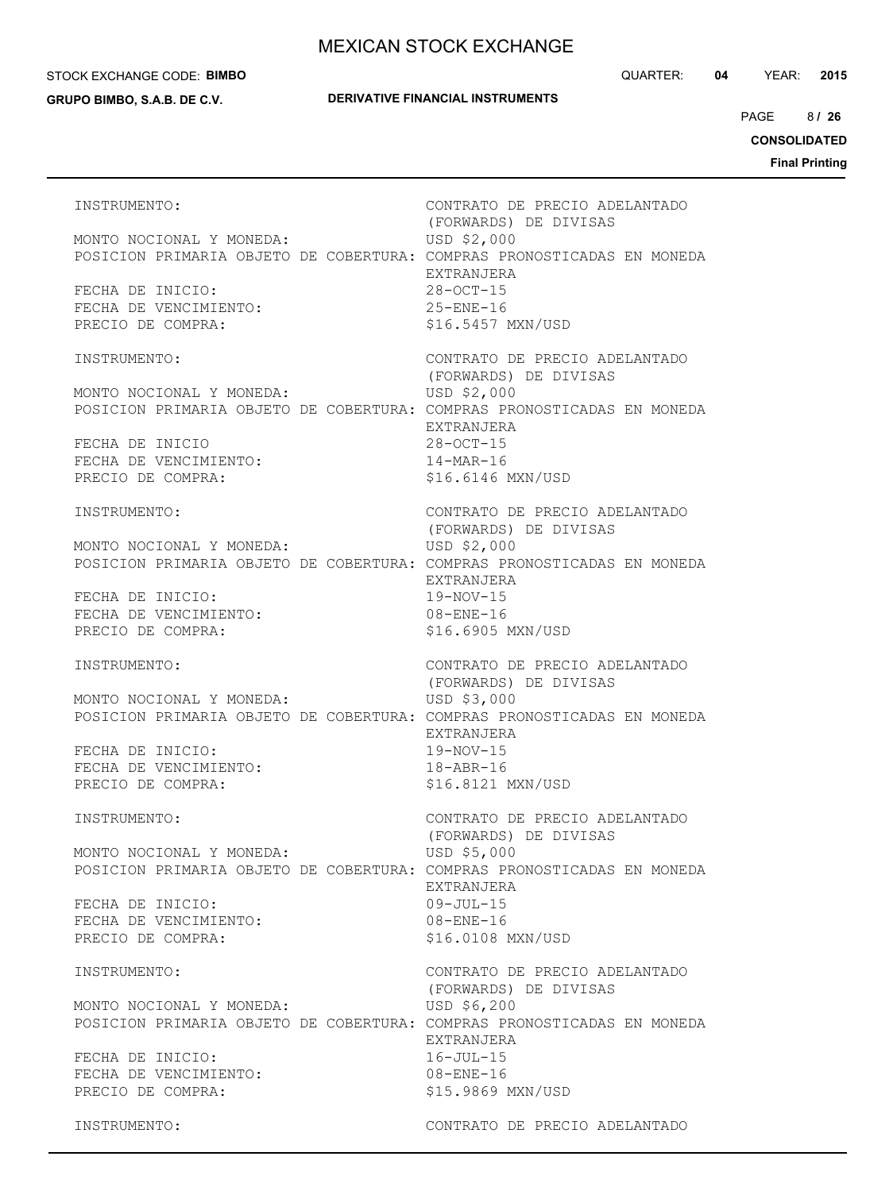INSTRUMENTO: CONTRATO DE PRECIO ADELANTADO (FORWARDS) DE DIVISAS
MONTO NOCIONAL Y MONEDA: USD $2,000
POSICION PRIMARIA OBJETO DE COBERTURA: COMPRAS PRONOSTICADAS EN MONEDA EXTRANJERA
FECHA DE INICIO: 28-OCT-15
FECHA DE VENCIMIENTO: 25-ENE-16
PRECIO DE COMPRA: $16.5457 MXN/USD

INSTRUMENTO: CONTRATO DE PRECIO ADELANTADO (FORWARDS) DE DIVISAS
MONTO NOCIONAL Y MONEDA: USD $2,000
POSICION PRIMARIA OBJETO DE COBERTURA: COMPRAS PRONOSTICADAS EN MONEDA EXTRANJERA
FECHA DE INICIO 28-OCT-15
FECHA DE VENCIMIENTO: 14-MAR-16
PRECIO DE COMPRA: $16.6146 MXN/USD

INSTRUMENTO: CONTRATO DE PRECIO ADELANTADO (FORWARDS) DE DIVISAS
MONTO NOCIONAL Y MONEDA: USD $2,000
POSICION PRIMARIA OBJETO DE COBERTURA: COMPRAS PRONOSTICADAS EN MONEDA EXTRANJERA
FECHA DE INICIO: 19-NOV-15
FECHA DE VENCIMIENTO: 08-ENE-16
PRECIO DE COMPRA: $16.6905 MXN/USD

INSTRUMENTO: CONTRATO DE PRECIO ADELANTADO (FORWARDS) DE DIVISAS
MONTO NOCIONAL Y MONEDA: USD $3,000
POSICION PRIMARIA OBJETO DE COBERTURA: COMPRAS PRONOSTICADAS EN MONEDA EXTRANJERA
FECHA DE INICIO: 19-NOV-15
FECHA DE VENCIMIENTO: 18-ABR-16
PRECIO DE COMPRA: $16.8121 MXN/USD

INSTRUMENTO: CONTRATO DE PRECIO ADELANTADO (FORWARDS) DE DIVISAS
MONTO NOCIONAL Y MONEDA: USD $5,000
POSICION PRIMARIA OBJETO DE COBERTURA: COMPRAS PRONOSTICADAS EN MONEDA EXTRANJERA
FECHA DE INICIO: 09-JUL-15
FECHA DE VENCIMIENTO: 08-ENE-16
PRECIO DE COMPRA: $16.0108 MXN/USD

INSTRUMENTO: CONTRATO DE PRECIO ADELANTADO (FORWARDS) DE DIVISAS
MONTO NOCIONAL Y MONEDA: USD $6,200
POSICION PRIMARIA OBJETO DE COBERTURA: COMPRAS PRONOSTICADAS EN MONEDA EXTRANJERA
FECHA DE INICIO: 16-JUL-15
FECHA DE VENCIMIENTO: 08-ENE-16
PRECIO DE COMPRA: $15.9869 MXN/USD

INSTRUMENTO: CONTRATO DE PRECIO ADELANTADO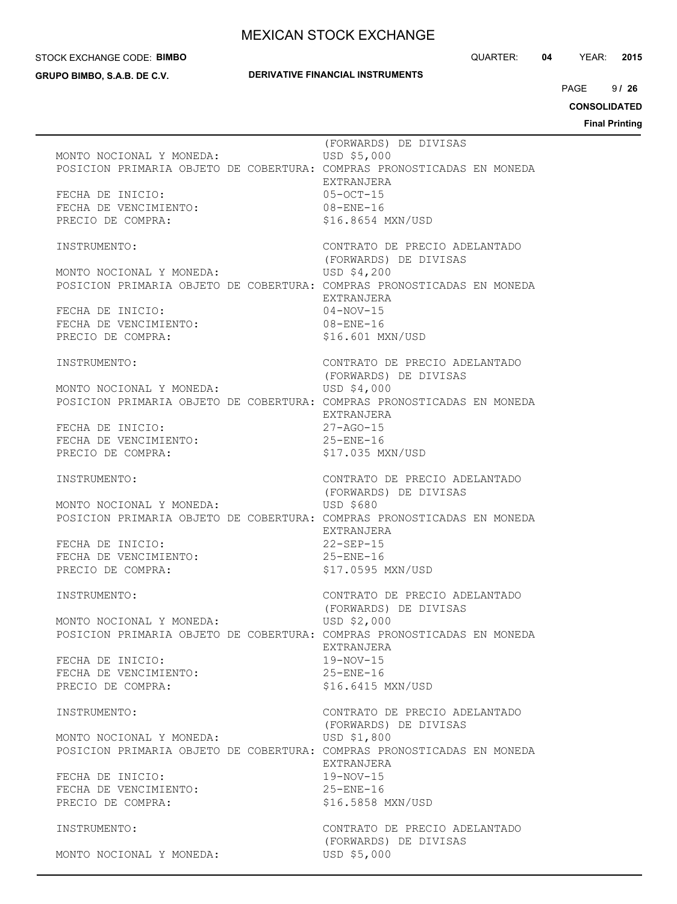(FORWARDS) DE DIVISAS

MONTO NOCIONAL Y MONEDA: USD $5,000

POSICION PRIMARIA OBJETO DE COBERTURA: COMPRAS PRONOSTICADAS EN MONEDA EXTRANJERA

FECHA DE INICIO: 05-OCT-15

FECHA DE VENCIMIENTO: 08-ENE-16

PRECIO DE COMPRA: $16.8654 MXN/USD

INSTRUMENTO: CONTRATO DE PRECIO ADELANTADO (FORWARDS) DE DIVISAS

MONTO NOCIONAL Y MONEDA: USD $4,200

POSICION PRIMARIA OBJETO DE COBERTURA: COMPRAS PRONOSTICADAS EN MONEDA EXTRANJERA

FECHA DE INICIO: 04-NOV-15

FECHA DE VENCIMIENTO: 08-ENE-16

PRECIO DE COMPRA: $16.601 MXN/USD

INSTRUMENTO: CONTRATO DE PRECIO ADELANTADO (FORWARDS) DE DIVISAS

MONTO NOCIONAL Y MONEDA: USD $4,000

POSICION PRIMARIA OBJETO DE COBERTURA: COMPRAS PRONOSTICADAS EN MONEDA EXTRANJERA

FECHA DE INICIO: 27-AGO-15

FECHA DE VENCIMIENTO: 25-ENE-16

PRECIO DE COMPRA: $17.035 MXN/USD

INSTRUMENTO: CONTRATO DE PRECIO ADELANTADO (FORWARDS) DE DIVISAS

MONTO NOCIONAL Y MONEDA: USD $680

POSICION PRIMARIA OBJETO DE COBERTURA: COMPRAS PRONOSTICADAS EN MONEDA EXTRANJERA

FECHA DE INICIO: 22-SEP-15

FECHA DE VENCIMIENTO: 25-ENE-16

PRECIO DE COMPRA: $17.0595 MXN/USD

INSTRUMENTO: CONTRATO DE PRECIO ADELANTADO (FORWARDS) DE DIVISAS

MONTO NOCIONAL Y MONEDA: USD $2,000

POSICION PRIMARIA OBJETO DE COBERTURA: COMPRAS PRONOSTICADAS EN MONEDA EXTRANJERA

FECHA DE INICIO: 19-NOV-15

FECHA DE VENCIMIENTO: 25-ENE-16

PRECIO DE COMPRA: $16.6415 MXN/USD

INSTRUMENTO: CONTRATO DE PRECIO ADELANTADO (FORWARDS) DE DIVISAS

MONTO NOCIONAL Y MONEDA: USD $1,800

POSICION PRIMARIA OBJETO DE COBERTURA: COMPRAS PRONOSTICADAS EN MONEDA EXTRANJERA

FECHA DE INICIO: 19-NOV-15

FECHA DE VENCIMIENTO: 25-ENE-16

PRECIO DE COMPRA: $16.5858 MXN/USD

INSTRUMENTO: CONTRATO DE PRECIO ADELANTADO (FORWARDS) DE DIVISAS

MONTO NOCIONAL Y MONEDA: USD $5,000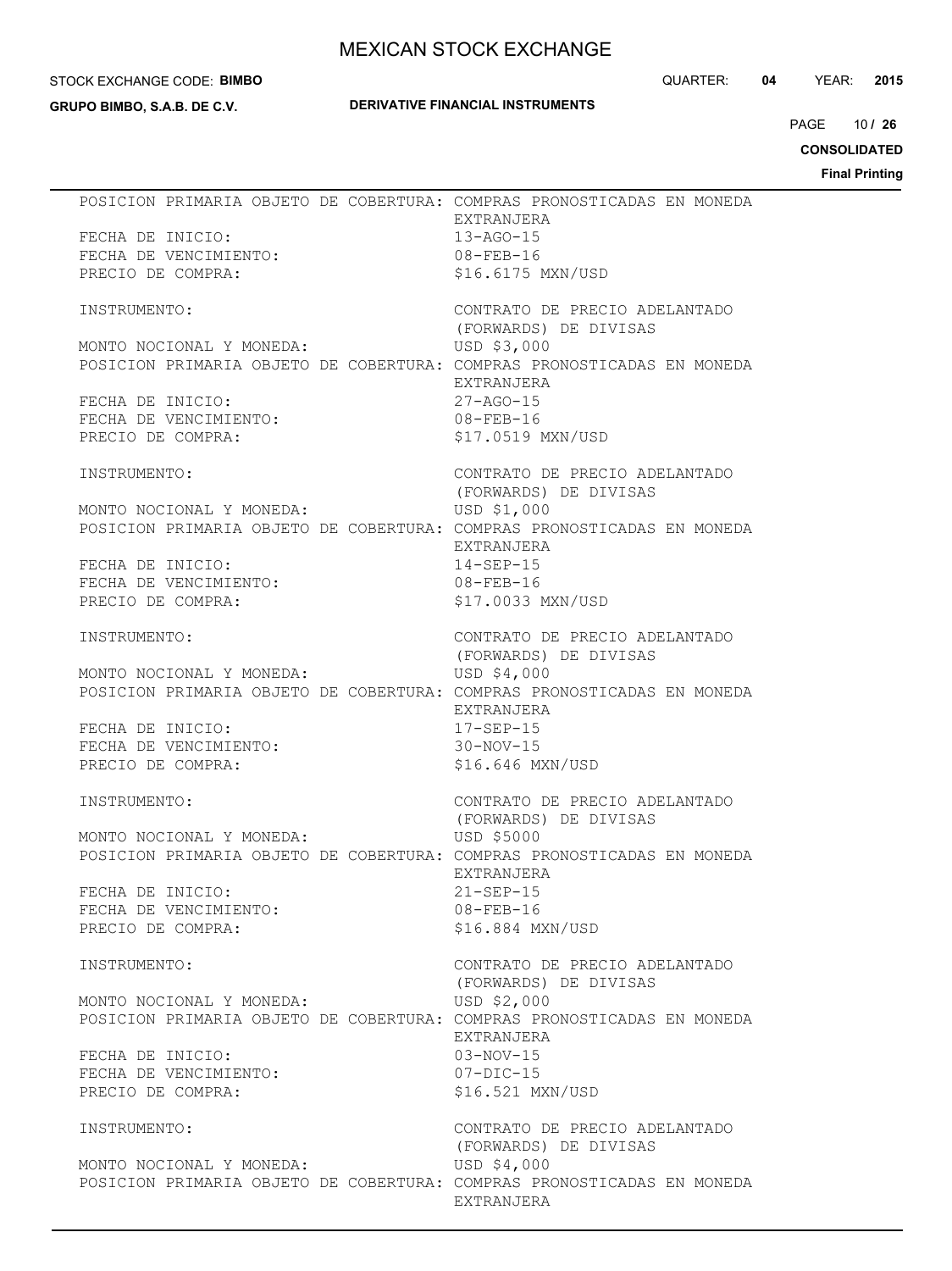POSICION PRIMARIA OBJETO DE COBERTURA: COMPRAS PRONOSTICADAS EN MONEDA EXTRANJERA
FECHA DE INICIO: 13-AGO-15
FECHA DE VENCIMIENTO: 08-FEB-16
PRECIO DE COMPRA: $16.6175 MXN/USD

INSTRUMENTO: CONTRATO DE PRECIO ADELANTADO (FORWARDS) DE DIVISAS
MONTO NOCIONAL Y MONEDA: USD $3,000
POSICION PRIMARIA OBJETO DE COBERTURA: COMPRAS PRONOSTICADAS EN MONEDA EXTRANJERA
FECHA DE INICIO: 27-AGO-15
FECHA DE VENCIMIENTO: 08-FEB-16
PRECIO DE COMPRA: $17.0519 MXN/USD

INSTRUMENTO: CONTRATO DE PRECIO ADELANTADO (FORWARDS) DE DIVISAS
MONTO NOCIONAL Y MONEDA: USD $1,000
POSICION PRIMARIA OBJETO DE COBERTURA: COMPRAS PRONOSTICADAS EN MONEDA EXTRANJERA
FECHA DE INICIO: 14-SEP-15
FECHA DE VENCIMIENTO: 08-FEB-16
PRECIO DE COMPRA: $17.0033 MXN/USD

INSTRUMENTO: CONTRATO DE PRECIO ADELANTADO (FORWARDS) DE DIVISAS
MONTO NOCIONAL Y MONEDA: USD $4,000
POSICION PRIMARIA OBJETO DE COBERTURA: COMPRAS PRONOSTICADAS EN MONEDA EXTRANJERA
FECHA DE INICIO: 17-SEP-15
FECHA DE VENCIMIENTO: 30-NOV-15
PRECIO DE COMPRA: $16.646 MXN/USD

INSTRUMENTO: CONTRATO DE PRECIO ADELANTADO (FORWARDS) DE DIVISAS
MONTO NOCIONAL Y MONEDA: USD $5000
POSICION PRIMARIA OBJETO DE COBERTURA: COMPRAS PRONOSTICADAS EN MONEDA EXTRANJERA
FECHA DE INICIO: 21-SEP-15
FECHA DE VENCIMIENTO: 08-FEB-16
PRECIO DE COMPRA: $16.884 MXN/USD

INSTRUMENTO: CONTRATO DE PRECIO ADELANTADO (FORWARDS) DE DIVISAS
MONTO NOCIONAL Y MONEDA: USD $2,000
POSICION PRIMARIA OBJETO DE COBERTURA: COMPRAS PRONOSTICADAS EN MONEDA EXTRANJERA
FECHA DE INICIO: 03-NOV-15
FECHA DE VENCIMIENTO: 07-DIC-15
PRECIO DE COMPRA: $16.521 MXN/USD

INSTRUMENTO: CONTRATO DE PRECIO ADELANTADO (FORWARDS) DE DIVISAS
MONTO NOCIONAL Y MONEDA: USD $4,000
POSICION PRIMARIA OBJETO DE COBERTURA: COMPRAS PRONOSTICADAS EN MONEDA EXTRANJERA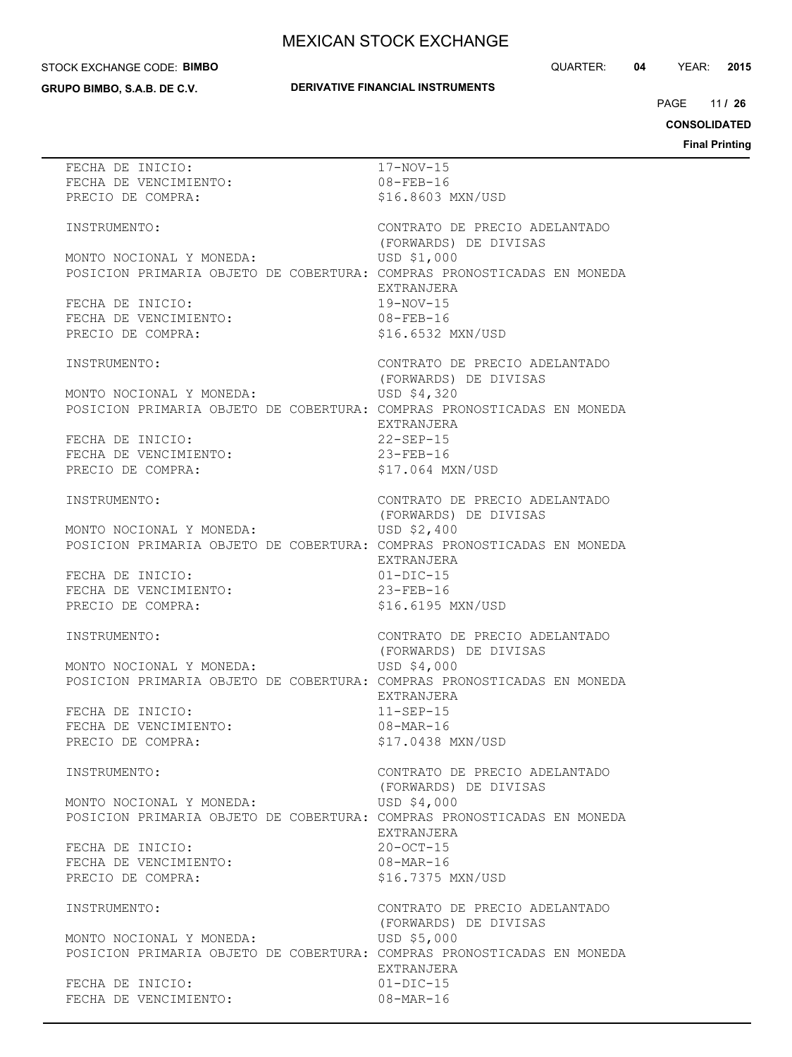FECHA DE INICIO: 17-NOV-15
FECHA DE VENCIMIENTO: 08-FEB-16
PRECIO DE COMPRA: $16.8603 MXN/USD

INSTRUMENTO: CONTRATO DE PRECIO ADELANTADO (FORWARDS) DE DIVISAS
MONTO NOCIONAL Y MONEDA: USD $1,000
POSICION PRIMARIA OBJETO DE COBERTURA: COMPRAS PRONOSTICADAS EN MONEDA EXTRANJERA
FECHA DE INICIO: 19-NOV-15
FECHA DE VENCIMIENTO: 08-FEB-16
PRECIO DE COMPRA: $16.6532 MXN/USD

INSTRUMENTO: CONTRATO DE PRECIO ADELANTADO (FORWARDS) DE DIVISAS
MONTO NOCIONAL Y MONEDA: USD $4,320
POSICION PRIMARIA OBJETO DE COBERTURA: COMPRAS PRONOSTICADAS EN MONEDA EXTRANJERA
FECHA DE INICIO: 22-SEP-15
FECHA DE VENCIMIENTO: 23-FEB-16
PRECIO DE COMPRA: $17.064 MXN/USD

INSTRUMENTO: CONTRATO DE PRECIO ADELANTADO (FORWARDS) DE DIVISAS
MONTO NOCIONAL Y MONEDA: USD $2,400
POSICION PRIMARIA OBJETO DE COBERTURA: COMPRAS PRONOSTICADAS EN MONEDA EXTRANJERA
FECHA DE INICIO: 01-DIC-15
FECHA DE VENCIMIENTO: 23-FEB-16
PRECIO DE COMPRA: $16.6195 MXN/USD

INSTRUMENTO: CONTRATO DE PRECIO ADELANTADO (FORWARDS) DE DIVISAS
MONTO NOCIONAL Y MONEDA: USD $4,000
POSICION PRIMARIA OBJETO DE COBERTURA: COMPRAS PRONOSTICADAS EN MONEDA EXTRANJERA
FECHA DE INICIO: 11-SEP-15
FECHA DE VENCIMIENTO: 08-MAR-16
PRECIO DE COMPRA: $17.0438 MXN/USD

INSTRUMENTO: CONTRATO DE PRECIO ADELANTADO (FORWARDS) DE DIVISAS
MONTO NOCIONAL Y MONEDA: USD $4,000
POSICION PRIMARIA OBJETO DE COBERTURA: COMPRAS PRONOSTICADAS EN MONEDA EXTRANJERA
FECHA DE INICIO: 20-OCT-15
FECHA DE VENCIMIENTO: 08-MAR-16
PRECIO DE COMPRA: $16.7375 MXN/USD

INSTRUMENTO: CONTRATO DE PRECIO ADELANTADO (FORWARDS) DE DIVISAS
MONTO NOCIONAL Y MONEDA: USD $5,000
POSICION PRIMARIA OBJETO DE COBERTURA: COMPRAS PRONOSTICADAS EN MONEDA EXTRANJERA
FECHA DE INICIO: 01-DIC-15
FECHA DE VENCIMIENTO: 08-MAR-16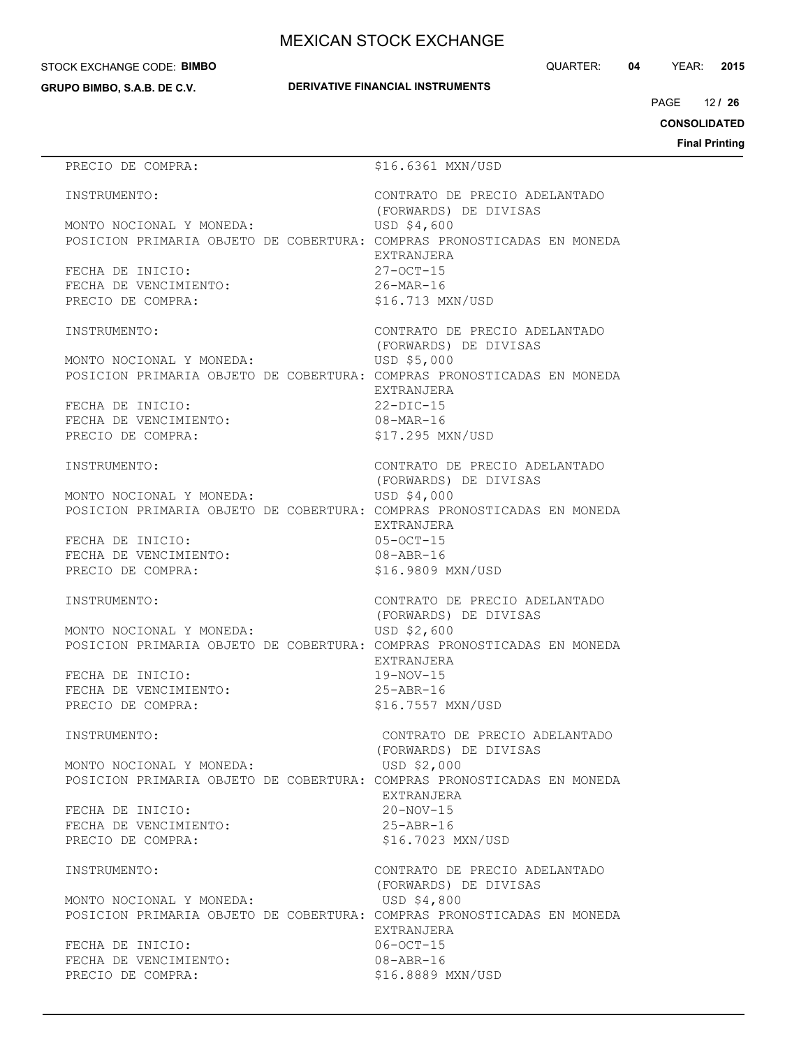PRECIO DE COMPRA: $16.6361 MXN/USD

INSTRUMENTO: CONTRATO DE PRECIO ADELANTADO (FORWARDS) DE DIVISAS
MONTO NOCIONAL Y MONEDA: USD $4,600
POSICION PRIMARIA OBJETO DE COBERTURA: COMPRAS PRONOSTICADAS EN MONEDA EXTRANJERA
FECHA DE INICIO: 27-OCT-15
FECHA DE VENCIMIENTO: 26-MAR-16
PRECIO DE COMPRA: $16.713 MXN/USD

INSTRUMENTO: CONTRATO DE PRECIO ADELANTADO (FORWARDS) DE DIVISAS
MONTO NOCIONAL Y MONEDA: USD $5,000
POSICION PRIMARIA OBJETO DE COBERTURA: COMPRAS PRONOSTICADAS EN MONEDA EXTRANJERA
FECHA DE INICIO: 22-DIC-15
FECHA DE VENCIMIENTO: 08-MAR-16
PRECIO DE COMPRA: $17.295 MXN/USD

INSTRUMENTO: CONTRATO DE PRECIO ADELANTADO (FORWARDS) DE DIVISAS
MONTO NOCIONAL Y MONEDA: USD $4,000
POSICION PRIMARIA OBJETO DE COBERTURA: COMPRAS PRONOSTICADAS EN MONEDA EXTRANJERA
FECHA DE INICIO: 05-OCT-15
FECHA DE VENCIMIENTO: 08-ABR-16
PRECIO DE COMPRA: $16.9809 MXN/USD

INSTRUMENTO: CONTRATO DE PRECIO ADELANTADO (FORWARDS) DE DIVISAS
MONTO NOCIONAL Y MONEDA: USD $2,600
POSICION PRIMARIA OBJETO DE COBERTURA: COMPRAS PRONOSTICADAS EN MONEDA EXTRANJERA
FECHA DE INICIO: 19-NOV-15
FECHA DE VENCIMIENTO: 25-ABR-16
PRECIO DE COMPRA: $16.7557 MXN/USD

INSTRUMENTO: CONTRATO DE PRECIO ADELANTADO (FORWARDS) DE DIVISAS
MONTO NOCIONAL Y MONEDA: USD $2,000
POSICION PRIMARIA OBJETO DE COBERTURA: COMPRAS PRONOSTICADAS EN MONEDA EXTRANJERA
FECHA DE INICIO: 20-NOV-15
FECHA DE VENCIMIENTO: 25-ABR-16
PRECIO DE COMPRA: $16.7023 MXN/USD

INSTRUMENTO: CONTRATO DE PRECIO ADELANTADO (FORWARDS) DE DIVISAS
MONTO NOCIONAL Y MONEDA: USD $4,800
POSICION PRIMARIA OBJETO DE COBERTURA: COMPRAS PRONOSTICADAS EN MONEDA EXTRANJERA
FECHA DE INICIO: 06-OCT-15
FECHA DE VENCIMIENTO: 08-ABR-16
PRECIO DE COMPRA: $16.8889 MXN/USD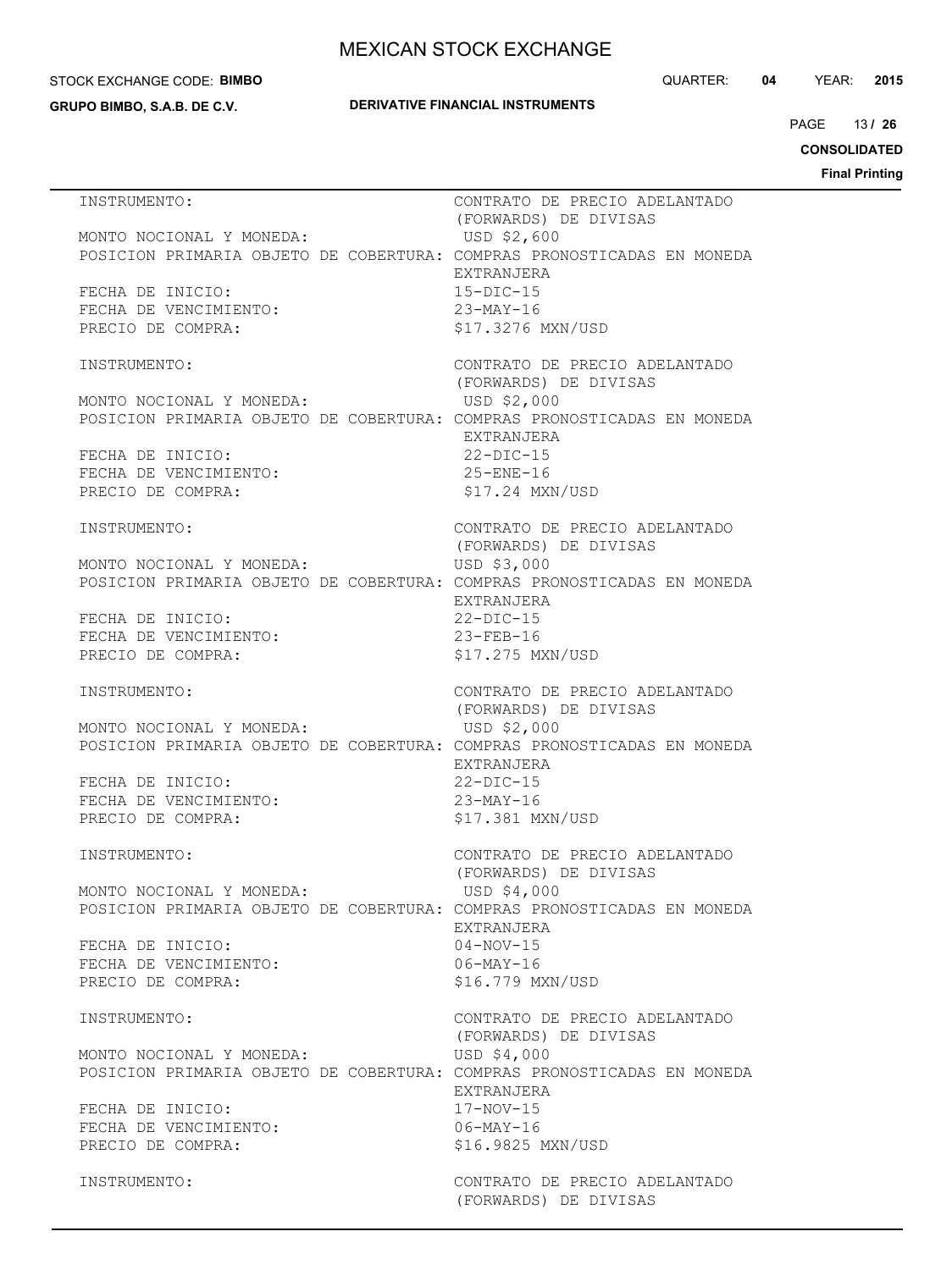INSTRUMENTO: CONTRATO DE PRECIO ADELANTADO (FORWARDS) DE DIVISAS
MONTO NOCIONAL Y MONEDA: USD $2,600
POSICION PRIMARIA OBJETO DE COBERTURA: COMPRAS PRONOSTICADAS EN MONEDA EXTRANJERA
FECHA DE INICIO: 15-DIC-15
FECHA DE VENCIMIENTO: 23-MAY-16
PRECIO DE COMPRA: $17.3276 MXN/USD

INSTRUMENTO: CONTRATO DE PRECIO ADELANTADO (FORWARDS) DE DIVISAS
MONTO NOCIONAL Y MONEDA: USD $2,000
POSICION PRIMARIA OBJETO DE COBERTURA: COMPRAS PRONOSTICADAS EN MONEDA EXTRANJERA
FECHA DE INICIO: 22-DIC-15
FECHA DE VENCIMIENTO: 25-ENE-16
PRECIO DE COMPRA: $17.24 MXN/USD

INSTRUMENTO: CONTRATO DE PRECIO ADELANTADO (FORWARDS) DE DIVISAS
MONTO NOCIONAL Y MONEDA: USD $3,000
POSICION PRIMARIA OBJETO DE COBERTURA: COMPRAS PRONOSTICADAS EN MONEDA EXTRANJERA
FECHA DE INICIO: 22-DIC-15
FECHA DE VENCIMIENTO: 23-FEB-16
PRECIO DE COMPRA: $17.275 MXN/USD

INSTRUMENTO: CONTRATO DE PRECIO ADELANTADO (FORWARDS) DE DIVISAS
MONTO NOCIONAL Y MONEDA: USD $2,000
POSICION PRIMARIA OBJETO DE COBERTURA: COMPRAS PRONOSTICADAS EN MONEDA EXTRANJERA
FECHA DE INICIO: 22-DIC-15
FECHA DE VENCIMIENTO: 23-MAY-16
PRECIO DE COMPRA: $17.381 MXN/USD

INSTRUMENTO: CONTRATO DE PRECIO ADELANTADO (FORWARDS) DE DIVISAS
MONTO NOCIONAL Y MONEDA: USD $4,000
POSICION PRIMARIA OBJETO DE COBERTURA: COMPRAS PRONOSTICADAS EN MONEDA EXTRANJERA
FECHA DE INICIO: 04-NOV-15
FECHA DE VENCIMIENTO: 06-MAY-16
PRECIO DE COMPRA: $16.779 MXN/USD

INSTRUMENTO: CONTRATO DE PRECIO ADELANTADO (FORWARDS) DE DIVISAS
MONTO NOCIONAL Y MONEDA: USD $4,000
POSICION PRIMARIA OBJETO DE COBERTURA: COMPRAS PRONOSTICADAS EN MONEDA EXTRANJERA
FECHA DE INICIO: 17-NOV-15
FECHA DE VENCIMIENTO: 06-MAY-16
PRECIO DE COMPRA: $16.9825 MXN/USD

INSTRUMENTO: CONTRATO DE PRECIO ADELANTADO (FORWARDS) DE DIVISAS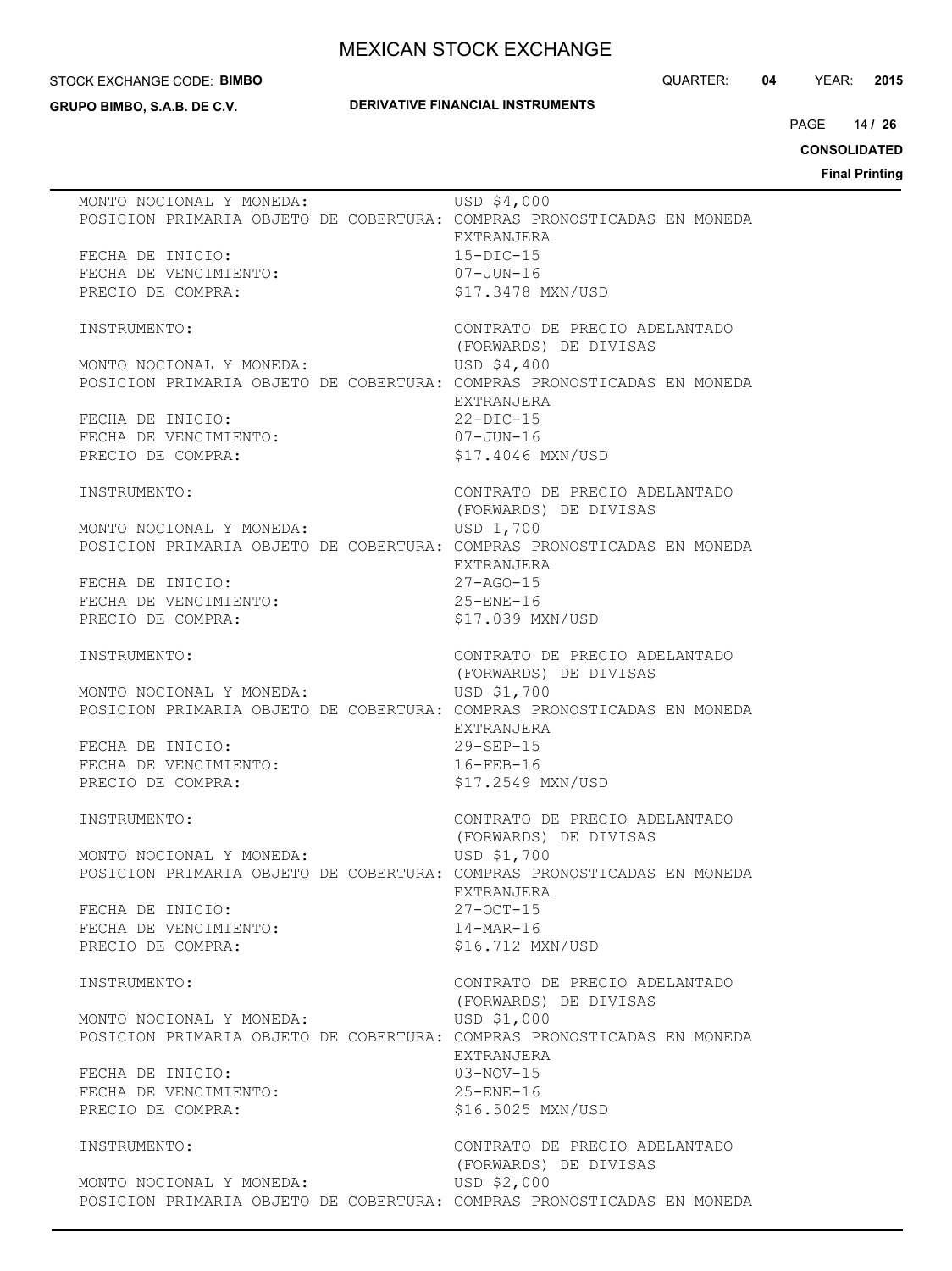MONTO NOCIONAL Y MONEDA: USD $4,000
POSICION PRIMARIA OBJETO DE COBERTURA: COMPRAS PRONOSTICADAS EN MONEDA EXTRANJERA
FECHA DE INICIO: 15-DIC-15
FECHA DE VENCIMIENTO: 07-JUN-16
PRECIO DE COMPRA: $17.3478 MXN/USD

INSTRUMENTO: CONTRATO DE PRECIO ADELANTADO (FORWARDS) DE DIVISAS
MONTO NOCIONAL Y MONEDA: USD $4,400
POSICION PRIMARIA OBJETO DE COBERTURA: COMPRAS PRONOSTICADAS EN MONEDA EXTRANJERA
FECHA DE INICIO: 22-DIC-15
FECHA DE VENCIMIENTO: 07-JUN-16
PRECIO DE COMPRA: $17.4046 MXN/USD

INSTRUMENTO: CONTRATO DE PRECIO ADELANTADO (FORWARDS) DE DIVISAS
MONTO NOCIONAL Y MONEDA: USD 1,700
POSICION PRIMARIA OBJETO DE COBERTURA: COMPRAS PRONOSTICADAS EN MONEDA EXTRANJERA
FECHA DE INICIO: 27-AGO-15
FECHA DE VENCIMIENTO: 25-ENE-16
PRECIO DE COMPRA: $17.039 MXN/USD

INSTRUMENTO: CONTRATO DE PRECIO ADELANTADO (FORWARDS) DE DIVISAS
MONTO NOCIONAL Y MONEDA: USD $1,700
POSICION PRIMARIA OBJETO DE COBERTURA: COMPRAS PRONOSTICADAS EN MONEDA EXTRANJERA
FECHA DE INICIO: 29-SEP-15
FECHA DE VENCIMIENTO: 16-FEB-16
PRECIO DE COMPRA: $17.2549 MXN/USD

INSTRUMENTO: CONTRATO DE PRECIO ADELANTADO (FORWARDS) DE DIVISAS
MONTO NOCIONAL Y MONEDA: USD $1,700
POSICION PRIMARIA OBJETO DE COBERTURA: COMPRAS PRONOSTICADAS EN MONEDA EXTRANJERA
FECHA DE INICIO: 27-OCT-15
FECHA DE VENCIMIENTO: 14-MAR-16
PRECIO DE COMPRA: $16.712 MXN/USD

INSTRUMENTO: CONTRATO DE PRECIO ADELANTADO (FORWARDS) DE DIVISAS
MONTO NOCIONAL Y MONEDA: USD $1,000
POSICION PRIMARIA OBJETO DE COBERTURA: COMPRAS PRONOSTICADAS EN MONEDA EXTRANJERA
FECHA DE INICIO: 03-NOV-15
FECHA DE VENCIMIENTO: 25-ENE-16
PRECIO DE COMPRA: $16.5025 MXN/USD

INSTRUMENTO: CONTRATO DE PRECIO ADELANTADO (FORWARDS) DE DIVISAS
MONTO NOCIONAL Y MONEDA: USD $2,000
POSICION PRIMARIA OBJETO DE COBERTURA: COMPRAS PRONOSTICADAS EN MONEDA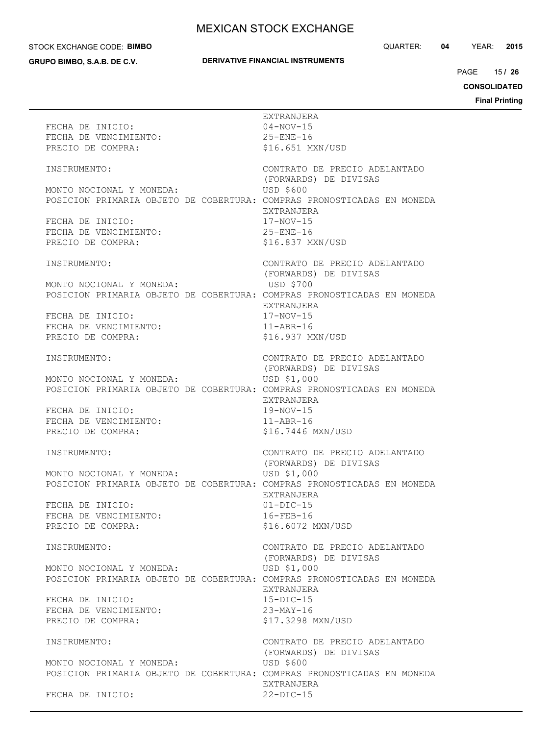EXTRANJERA

FECHA DE INICIO: 04-NOV-15
FECHA DE VENCIMIENTO: 25-ENE-16
PRECIO DE COMPRA: $16.651 MXN/USD

INSTRUMENTO: CONTRATO DE PRECIO ADELANTADO (FORWARDS) DE DIVISAS
MONTO NOCIONAL Y MONEDA: USD $600
POSICION PRIMARIA OBJETO DE COBERTURA: COMPRAS PRONOSTICADAS EN MONEDA EXTRANJERA
FECHA DE INICIO: 17-NOV-15
FECHA DE VENCIMIENTO: 25-ENE-16
PRECIO DE COMPRA: $16.837 MXN/USD

INSTRUMENTO: CONTRATO DE PRECIO ADELANTADO (FORWARDS) DE DIVISAS
MONTO NOCIONAL Y MONEDA: USD $700
POSICION PRIMARIA OBJETO DE COBERTURA: COMPRAS PRONOSTICADAS EN MONEDA EXTRANJERA
FECHA DE INICIO: 17-NOV-15
FECHA DE VENCIMIENTO: 11-ABR-16
PRECIO DE COMPRA: $16.937 MXN/USD

INSTRUMENTO: CONTRATO DE PRECIO ADELANTADO (FORWARDS) DE DIVISAS
MONTO NOCIONAL Y MONEDA: USD $1,000
POSICION PRIMARIA OBJETO DE COBERTURA: COMPRAS PRONOSTICADAS EN MONEDA EXTRANJERA
FECHA DE INICIO: 19-NOV-15
FECHA DE VENCIMIENTO: 11-ABR-16
PRECIO DE COMPRA: $16.7446 MXN/USD

INSTRUMENTO: CONTRATO DE PRECIO ADELANTADO (FORWARDS) DE DIVISAS
MONTO NOCIONAL Y MONEDA: USD $1,000
POSICION PRIMARIA OBJETO DE COBERTURA: COMPRAS PRONOSTICADAS EN MONEDA EXTRANJERA
FECHA DE INICIO: 01-DIC-15
FECHA DE VENCIMIENTO: 16-FEB-16
PRECIO DE COMPRA: $16.6072 MXN/USD

INSTRUMENTO: CONTRATO DE PRECIO ADELANTADO (FORWARDS) DE DIVISAS
MONTO NOCIONAL Y MONEDA: USD $1,000
POSICION PRIMARIA OBJETO DE COBERTURA: COMPRAS PRONOSTICADAS EN MONEDA EXTRANJERA
FECHA DE INICIO: 15-DIC-15
FECHA DE VENCIMIENTO: 23-MAY-16
PRECIO DE COMPRA: $17.3298 MXN/USD

INSTRUMENTO: CONTRATO DE PRECIO ADELANTADO (FORWARDS) DE DIVISAS
MONTO NOCIONAL Y MONEDA: USD $600
POSICION PRIMARIA OBJETO DE COBERTURA: COMPRAS PRONOSTICADAS EN MONEDA EXTRANJERA
FECHA DE INICIO: 22-DIC-15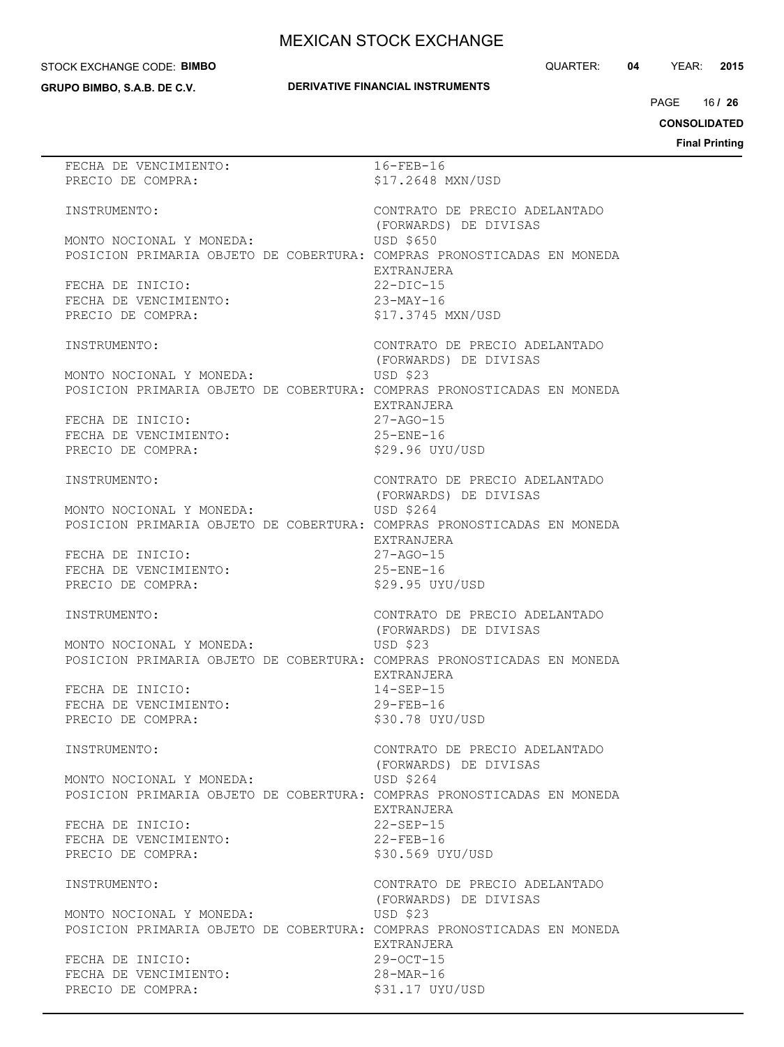FECHA DE VENCIMIENTO: 16-FEB-16
PRECIO DE COMPRA: $17.2648 MXN/USD

INSTRUMENTO: CONTRATO DE PRECIO ADELANTADO (FORWARDS) DE DIVISAS
MONTO NOCIONAL Y MONEDA: USD $650
POSICION PRIMARIA OBJETO DE COBERTURA: COMPRAS PRONOSTICADAS EN MONEDA EXTRANJERA
FECHA DE INICIO: 22-DIC-15
FECHA DE VENCIMIENTO: 23-MAY-16
PRECIO DE COMPRA: $17.3745 MXN/USD

INSTRUMENTO: CONTRATO DE PRECIO ADELANTADO (FORWARDS) DE DIVISAS
MONTO NOCIONAL Y MONEDA: USD $23
POSICION PRIMARIA OBJETO DE COBERTURA: COMPRAS PRONOSTICADAS EN MONEDA EXTRANJERA
FECHA DE INICIO: 27-AGO-15
FECHA DE VENCIMIENTO: 25-ENE-16
PRECIO DE COMPRA: $29.96 UYU/USD

INSTRUMENTO: CONTRATO DE PRECIO ADELANTADO (FORWARDS) DE DIVISAS
MONTO NOCIONAL Y MONEDA: USD $264
POSICION PRIMARIA OBJETO DE COBERTURA: COMPRAS PRONOSTICADAS EN MONEDA EXTRANJERA
FECHA DE INICIO: 27-AGO-15
FECHA DE VENCIMIENTO: 25-ENE-16
PRECIO DE COMPRA: $29.95 UYU/USD

INSTRUMENTO: CONTRATO DE PRECIO ADELANTADO (FORWARDS) DE DIVISAS
MONTO NOCIONAL Y MONEDA: USD $23
POSICION PRIMARIA OBJETO DE COBERTURA: COMPRAS PRONOSTICADAS EN MONEDA EXTRANJERA
FECHA DE INICIO: 14-SEP-15
FECHA DE VENCIMIENTO: 29-FEB-16
PRECIO DE COMPRA: $30.78 UYU/USD

INSTRUMENTO: CONTRATO DE PRECIO ADELANTADO (FORWARDS) DE DIVISAS
MONTO NOCIONAL Y MONEDA: USD $264
POSICION PRIMARIA OBJETO DE COBERTURA: COMPRAS PRONOSTICADAS EN MONEDA EXTRANJERA
FECHA DE INICIO: 22-SEP-15
FECHA DE VENCIMIENTO: 22-FEB-16
PRECIO DE COMPRA: $30.569 UYU/USD

INSTRUMENTO: CONTRATO DE PRECIO ADELANTADO (FORWARDS) DE DIVISAS
MONTO NOCIONAL Y MONEDA: USD $23
POSICION PRIMARIA OBJETO DE COBERTURA: COMPRAS PRONOSTICADAS EN MONEDA EXTRANJERA
FECHA DE INICIO: 29-OCT-15
FECHA DE VENCIMIENTO: 28-MAR-16
PRECIO DE COMPRA: $31.17 UYU/USD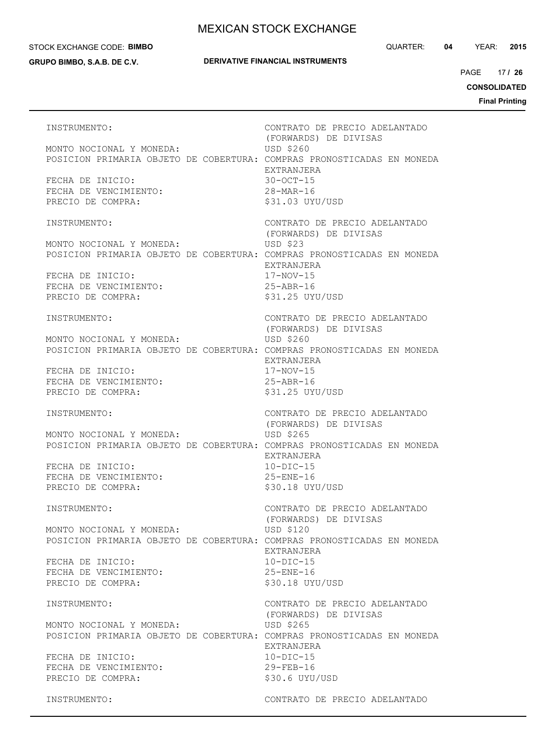INSTRUMENTO: CONTRATO DE PRECIO ADELANTADO (FORWARDS) DE DIVISAS
MONTO NOCIONAL Y MONEDA: USD $260
POSICION PRIMARIA OBJETO DE COBERTURA: COMPRAS PRONOSTICADAS EN MONEDA EXTRANJERA
FECHA DE INICIO: 30-OCT-15
FECHA DE VENCIMIENTO: 28-MAR-16
PRECIO DE COMPRA: $31.03 UYU/USD

INSTRUMENTO: CONTRATO DE PRECIO ADELANTADO (FORWARDS) DE DIVISAS
MONTO NOCIONAL Y MONEDA: USD $23
POSICION PRIMARIA OBJETO DE COBERTURA: COMPRAS PRONOSTICADAS EN MONEDA EXTRANJERA
FECHA DE INICIO: 17-NOV-15
FECHA DE VENCIMIENTO: 25-ABR-16
PRECIO DE COMPRA: $31.25 UYU/USD

INSTRUMENTO: CONTRATO DE PRECIO ADELANTADO (FORWARDS) DE DIVISAS
MONTO NOCIONAL Y MONEDA: USD $260
POSICION PRIMARIA OBJETO DE COBERTURA: COMPRAS PRONOSTICADAS EN MONEDA EXTRANJERA
FECHA DE INICIO: 17-NOV-15
FECHA DE VENCIMIENTO: 25-ABR-16
PRECIO DE COMPRA: $31.25 UYU/USD

INSTRUMENTO: CONTRATO DE PRECIO ADELANTADO (FORWARDS) DE DIVISAS
MONTO NOCIONAL Y MONEDA: USD $265
POSICION PRIMARIA OBJETO DE COBERTURA: COMPRAS PRONOSTICADAS EN MONEDA EXTRANJERA
FECHA DE INICIO: 10-DIC-15
FECHA DE VENCIMIENTO: 25-ENE-16
PRECIO DE COMPRA: $30.18 UYU/USD

INSTRUMENTO: CONTRATO DE PRECIO ADELANTADO (FORWARDS) DE DIVISAS
MONTO NOCIONAL Y MONEDA: USD $120
POSICION PRIMARIA OBJETO DE COBERTURA: COMPRAS PRONOSTICADAS EN MONEDA EXTRANJERA
FECHA DE INICIO: 10-DIC-15
FECHA DE VENCIMIENTO: 25-ENE-16
PRECIO DE COMPRA: $30.18 UYU/USD

INSTRUMENTO: CONTRATO DE PRECIO ADELANTADO (FORWARDS) DE DIVISAS
MONTO NOCIONAL Y MONEDA: USD $265
POSICION PRIMARIA OBJETO DE COBERTURA: COMPRAS PRONOSTICADAS EN MONEDA EXTRANJERA
FECHA DE INICIO: 10-DIC-15
FECHA DE VENCIMIENTO: 29-FEB-16
PRECIO DE COMPRA: $30.6 UYU/USD

INSTRUMENTO: CONTRATO DE PRECIO ADELANTADO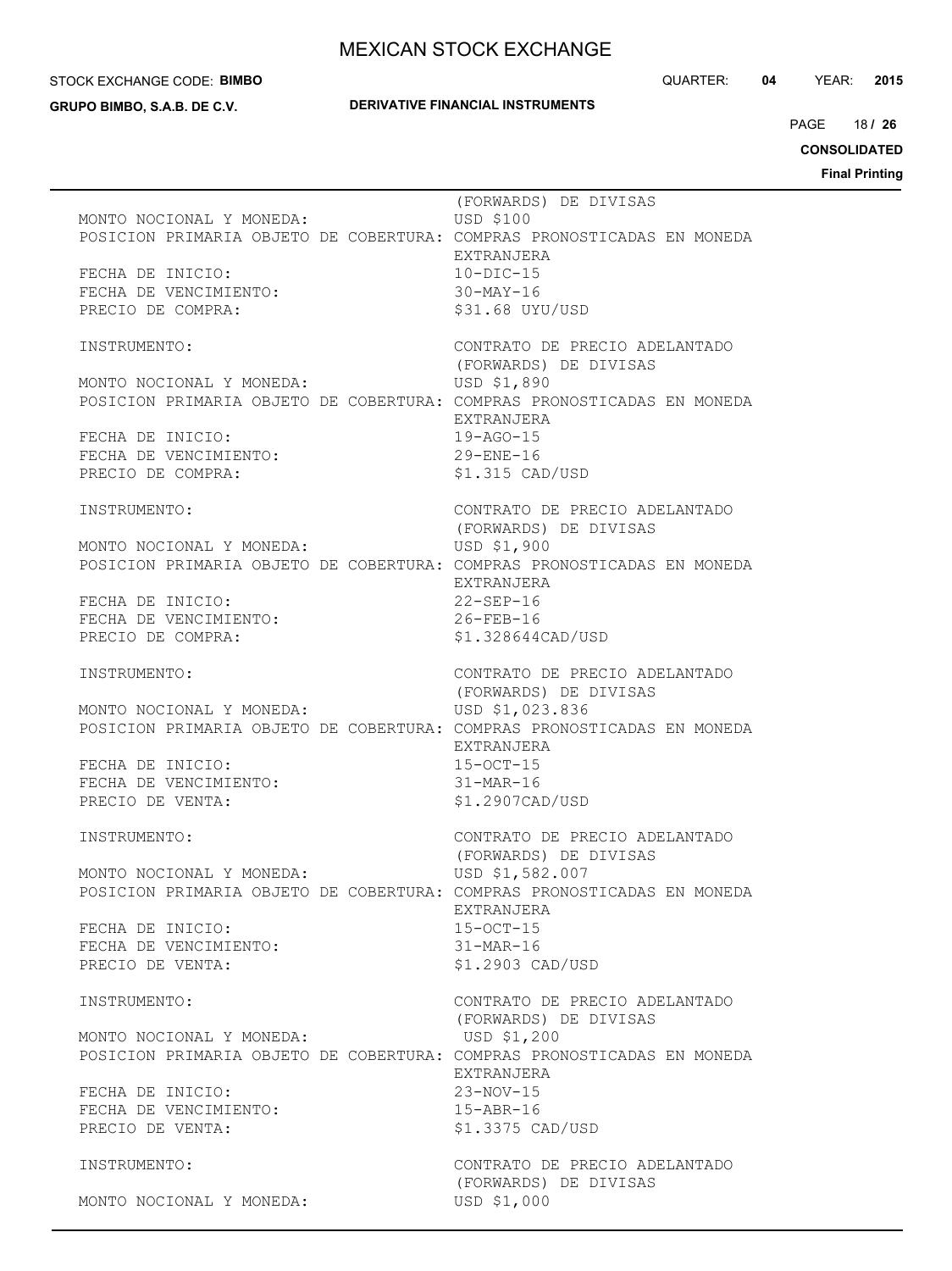(FORWARDS) DE DIVISAS
MONTO NOCIONAL Y MONEDA: USD $100
POSICION PRIMARIA OBJETO DE COBERTURA: COMPRAS PRONOSTICADAS EN MONEDA EXTRANJERA
FECHA DE INICIO: 10-DIC-15
FECHA DE VENCIMIENTO: 30-MAY-16
PRECIO DE COMPRA: $31.68 UYU/USD

INSTRUMENTO: CONTRATO DE PRECIO ADELANTADO (FORWARDS) DE DIVISAS
MONTO NOCIONAL Y MONEDA: USD $1,890
POSICION PRIMARIA OBJETO DE COBERTURA: COMPRAS PRONOSTICADAS EN MONEDA EXTRANJERA
FECHA DE INICIO: 19-AGO-15
FECHA DE VENCIMIENTO: 29-ENE-16
PRECIO DE COMPRA: $1.315 CAD/USD

INSTRUMENTO: CONTRATO DE PRECIO ADELANTADO (FORWARDS) DE DIVISAS
MONTO NOCIONAL Y MONEDA: USD $1,900
POSICION PRIMARIA OBJETO DE COBERTURA: COMPRAS PRONOSTICADAS EN MONEDA EXTRANJERA
FECHA DE INICIO: 22-SEP-16
FECHA DE VENCIMIENTO: 26-FEB-16
PRECIO DE COMPRA: $1.328644CAD/USD

INSTRUMENTO: CONTRATO DE PRECIO ADELANTADO (FORWARDS) DE DIVISAS
MONTO NOCIONAL Y MONEDA: USD $1,023.836
POSICION PRIMARIA OBJETO DE COBERTURA: COMPRAS PRONOSTICADAS EN MONEDA EXTRANJERA
FECHA DE INICIO: 15-OCT-15
FECHA DE VENCIMIENTO: 31-MAR-16
PRECIO DE VENTA: $1.2907CAD/USD

INSTRUMENTO: CONTRATO DE PRECIO ADELANTADO (FORWARDS) DE DIVISAS
MONTO NOCIONAL Y MONEDA: USD $1,582.007
POSICION PRIMARIA OBJETO DE COBERTURA: COMPRAS PRONOSTICADAS EN MONEDA EXTRANJERA
FECHA DE INICIO: 15-OCT-15
FECHA DE VENCIMIENTO: 31-MAR-16
PRECIO DE VENTA: $1.2903 CAD/USD

INSTRUMENTO: CONTRATO DE PRECIO ADELANTADO (FORWARDS) DE DIVISAS
MONTO NOCIONAL Y MONEDA: USD $1,200
POSICION PRIMARIA OBJETO DE COBERTURA: COMPRAS PRONOSTICADAS EN MONEDA EXTRANJERA
FECHA DE INICIO: 23-NOV-15
FECHA DE VENCIMIENTO: 15-ABR-16
PRECIO DE VENTA: $1.3375 CAD/USD

INSTRUMENTO: CONTRATO DE PRECIO ADELANTADO (FORWARDS) DE DIVISAS
MONTO NOCIONAL Y MONEDA: USD $1,000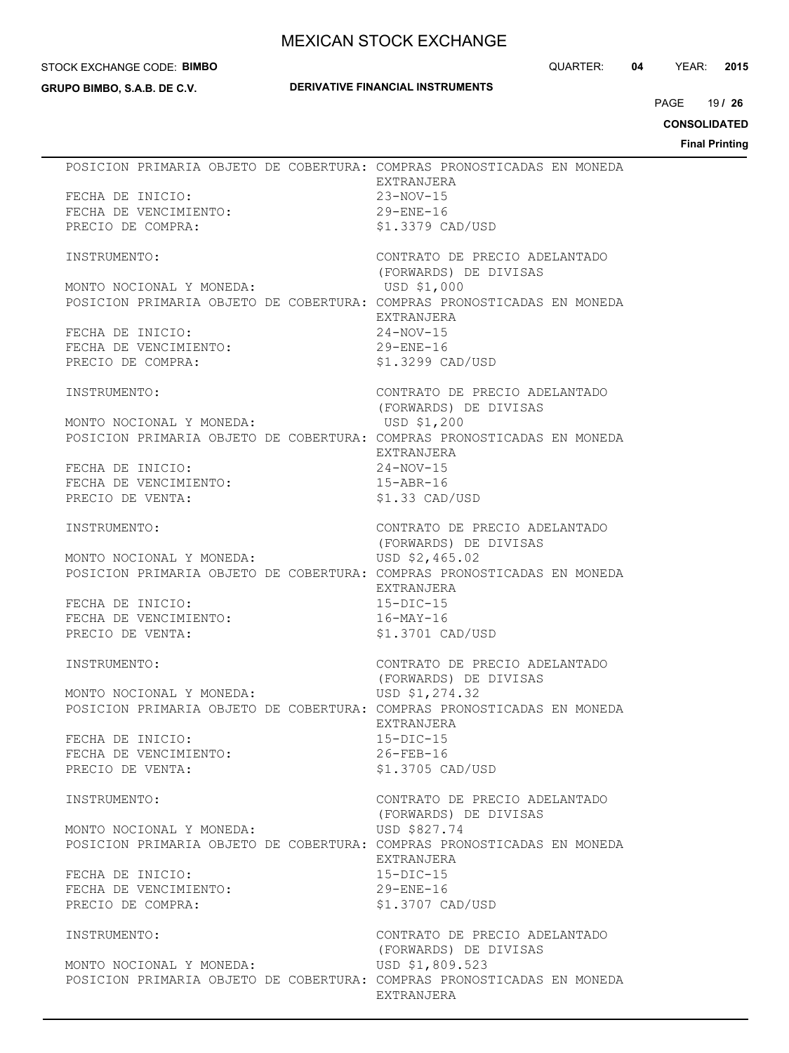POSICION PRIMARIA OBJETO DE COBERTURA: COMPRAS PRONOSTICADAS EN MONEDA EXTRANJERA
FECHA DE INICIO: 23-NOV-15
FECHA DE VENCIMIENTO: 29-ENE-16
PRECIO DE COMPRA: $1.3379 CAD/USD

INSTRUMENTO: CONTRATO DE PRECIO ADELANTADO (FORWARDS) DE DIVISAS
MONTO NOCIONAL Y MONEDA: USD $1,000
POSICION PRIMARIA OBJETO DE COBERTURA: COMPRAS PRONOSTICADAS EN MONEDA EXTRANJERA
FECHA DE INICIO: 24-NOV-15
FECHA DE VENCIMIENTO: 29-ENE-16
PRECIO DE COMPRA: $1.3299 CAD/USD

INSTRUMENTO: CONTRATO DE PRECIO ADELANTADO (FORWARDS) DE DIVISAS
MONTO NOCIONAL Y MONEDA: USD $1,200
POSICION PRIMARIA OBJETO DE COBERTURA: COMPRAS PRONOSTICADAS EN MONEDA EXTRANJERA
FECHA DE INICIO: 24-NOV-15
FECHA DE VENCIMIENTO: 15-ABR-16
PRECIO DE VENTA: $1.33 CAD/USD

INSTRUMENTO: CONTRATO DE PRECIO ADELANTADO (FORWARDS) DE DIVISAS
MONTO NOCIONAL Y MONEDA: USD $2,465.02
POSICION PRIMARIA OBJETO DE COBERTURA: COMPRAS PRONOSTICADAS EN MONEDA EXTRANJERA
FECHA DE INICIO: 15-DIC-15
FECHA DE VENCIMIENTO: 16-MAY-16
PRECIO DE VENTA: $1.3701 CAD/USD

INSTRUMENTO: CONTRATO DE PRECIO ADELANTADO (FORWARDS) DE DIVISAS
MONTO NOCIONAL Y MONEDA: USD $1,274.32
POSICION PRIMARIA OBJETO DE COBERTURA: COMPRAS PRONOSTICADAS EN MONEDA EXTRANJERA
FECHA DE INICIO: 15-DIC-15
FECHA DE VENCIMIENTO: 26-FEB-16
PRECIO DE VENTA: $1.3705 CAD/USD

INSTRUMENTO: CONTRATO DE PRECIO ADELANTADO (FORWARDS) DE DIVISAS
MONTO NOCIONAL Y MONEDA: USD $827.74
POSICION PRIMARIA OBJETO DE COBERTURA: COMPRAS PRONOSTICADAS EN MONEDA EXTRANJERA
FECHA DE INICIO: 15-DIC-15
FECHA DE VENCIMIENTO: 29-ENE-16
PRECIO DE COMPRA: $1.3707 CAD/USD

INSTRUMENTO: CONTRATO DE PRECIO ADELANTADO (FORWARDS) DE DIVISAS
MONTO NOCIONAL Y MONEDA: USD $1,809.523
POSICION PRIMARIA OBJETO DE COBERTURA: COMPRAS PRONOSTICADAS EN MONEDA EXTRANJERA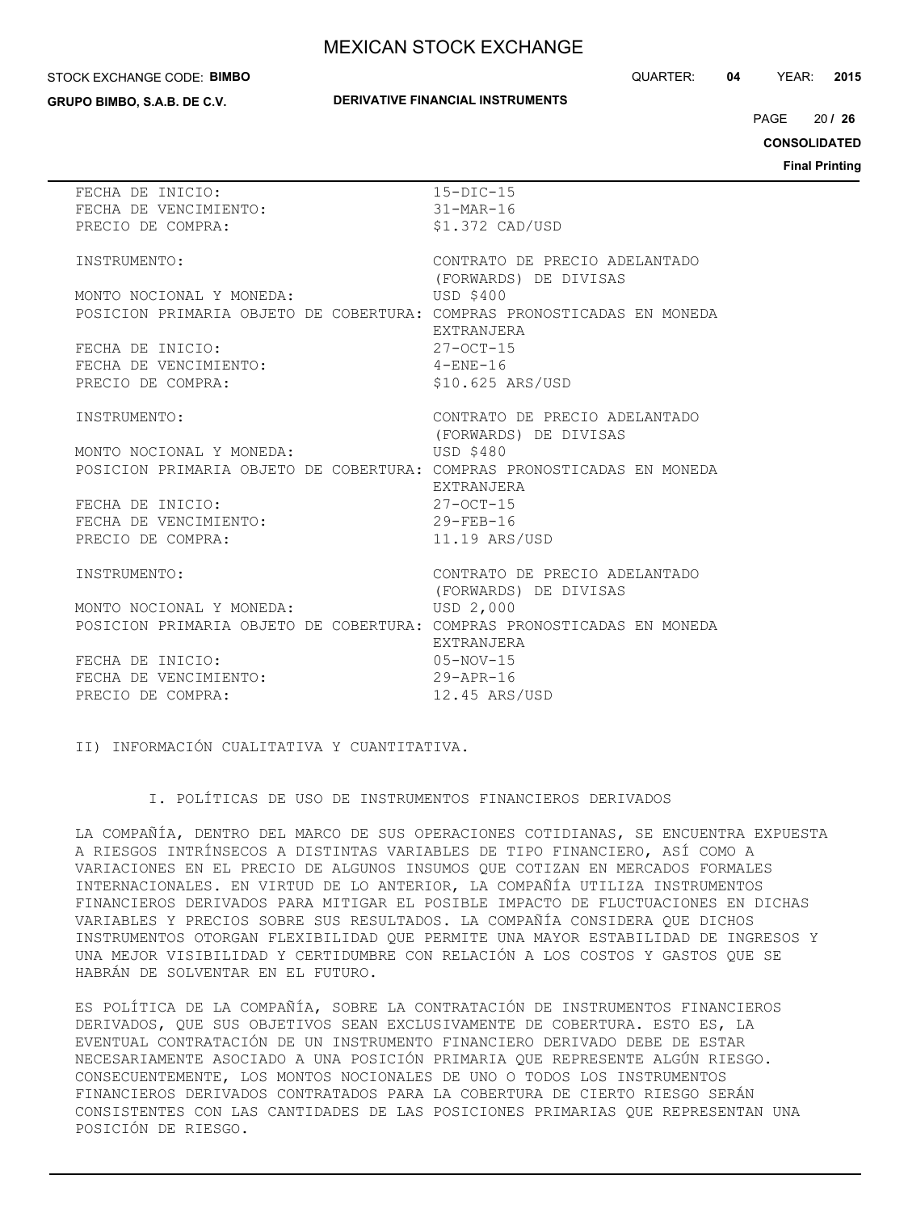FECHA DE INICIO: 15-DIC-15
FECHA DE VENCIMIENTO: 31-MAR-16
PRECIO DE COMPRA: $1.372 CAD/USD

INSTRUMENTO: CONTRATO DE PRECIO ADELANTADO (FORWARDS) DE DIVISAS
MONTO NOCIONAL Y MONEDA: USD $400
POSICION PRIMARIA OBJETO DE COBERTURA: COMPRAS PRONOSTICADAS EN MONEDA EXTRANJERA
FECHA DE INICIO: 27-OCT-15
FECHA DE VENCIMIENTO: 4-ENE-16
PRECIO DE COMPRA: $10.625 ARS/USD

INSTRUMENTO: CONTRATO DE PRECIO ADELANTADO (FORWARDS) DE DIVISAS
MONTO NOCIONAL Y MONEDA: USD $480
POSICION PRIMARIA OBJETO DE COBERTURA: COMPRAS PRONOSTICADAS EN MONEDA EXTRANJERA
FECHA DE INICIO: 27-OCT-15
FECHA DE VENCIMIENTO: 29-FEB-16
PRECIO DE COMPRA: 11.19 ARS/USD

INSTRUMENTO: CONTRATO DE PRECIO ADELANTADO (FORWARDS) DE DIVISAS
MONTO NOCIONAL Y MONEDA: USD 2,000
POSICION PRIMARIA OBJETO DE COBERTURA: COMPRAS PRONOSTICADAS EN MONEDA EXTRANJERA
FECHA DE INICIO: 05-NOV-15
FECHA DE VENCIMIENTO: 29-APR-16
PRECIO DE COMPRA: 12.45 ARS/USD

## II) INFORMACIÓN CUALITATIVA Y CUANTITATIVA.

### I. POLÍTICAS DE USO DE INSTRUMENTOS FINANCIEROS DERIVADOS

LA COMPAÑÍA, DENTRO DEL MARCO DE SUS OPERACIONES COTIDIANAS, SE ENCUENTRA EXPUESTA A RIESGOS INTRÍNSECOS A DISTINTAS VARIABLES DE TIPO FINANCIERO, ASÍ COMO A VARIACIONES EN EL PRECIO DE ALGUNOS INSUMOS QUE COTIZAN EN MERCADOS FORMALES INTERNACIONALES. EN VIRTUD DE LO ANTERIOR, LA COMPAÑÍA UTILIZA INSTRUMENTOS FINANCIEROS DERIVADOS PARA MITIGAR EL POSIBLE IMPACTO DE FLUCTUACIONES EN DICHAS VARIABLES Y PRECIOS SOBRE SUS RESULTADOS. LA COMPAÑÍA CONSIDERA QUE DICHOS INSTRUMENTOS OTORGAN FLEXIBILIDAD QUE PERMITE UNA MAYOR ESTABILIDAD DE INGRESOS Y UNA MEJOR VISIBILIDAD Y CERTIDUMBRE CON RELACIÓN A LOS COSTOS Y GASTOS QUE SE HABRÁN DE SOLVENTAR EN EL FUTURO.

ES POLÍTICA DE LA COMPAÑÍA, SOBRE LA CONTRATACIÓN DE INSTRUMENTOS FINANCIEROS DERIVADOS, QUE SUS OBJETIVOS SEAN EXCLUSIVAMENTE DE COBERTURA. ESTO ES, LA EVENTUAL CONTRATACIÓN DE UN INSTRUMENTO FINANCIERO DERIVADO DEBE DE ESTAR NECESARIAMENTE ASOCIADO A UNA POSICIÓN PRIMARIA QUE REPRESENTE ALGÚN RIESGO. CONSECUENTEMENTE, LOS MONTOS NOCIONALES DE UNO O TODOS LOS INSTRUMENTOS FINANCIEROS DERIVADOS CONTRATADOS PARA LA COBERTURA DE CIERTO RIESGO SERÁN CONSISTENTES CON LAS CANTIDADES DE LAS POSICIONES PRIMARIAS QUE REPRESENTAN UNA POSICIÓN DE RIESGO.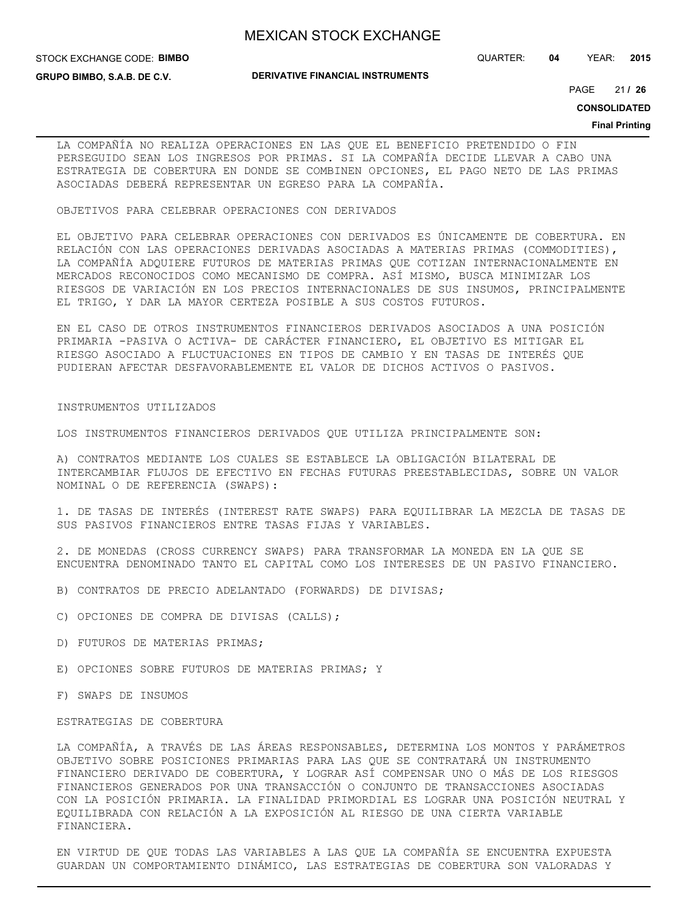LA COMPAÑÍA NO REALIZA OPERACIONES EN LAS QUE EL BENEFICIO PRETENDIDO O FIN PERSEGUIDO SEAN LOS INGRESOS POR PRIMAS. SI LA COMPAÑÍA DECIDE LLEVAR A CABO UNA ESTRATEGIA DE COBERTURA EN DONDE SE COMBINEN OPCIONES, EL PAGO NETO DE LAS PRIMAS ASOCIADAS DEBERÁ REPRESENTAR UN EGRESO PARA LA COMPAÑÍA.

OBJETIVOS PARA CELEBRAR OPERACIONES CON DERIVADOS

EL OBJETIVO PARA CELEBRAR OPERACIONES CON DERIVADOS ES ÚNICAMENTE DE COBERTURA. EN RELACIÓN CON LAS OPERACIONES DERIVADAS ASOCIADAS A MATERIAS PRIMAS (COMMODITIES), LA COMPAÑÍA ADQUIERE FUTUROS DE MATERIAS PRIMAS QUE COTIZAN INTERNACIONALMENTE EN MERCADOS RECONOCIDOS COMO MECANISMO DE COMPRA. ASÍ MISMO, BUSCA MINIMIZAR LOS RIESGOS DE VARIACIÓN EN LOS PRECIOS INTERNACIONALES DE SUS INSUMOS, PRINCIPALMENTE EL TRIGO, Y DAR LA MAYOR CERTEZA POSIBLE A SUS COSTOS FUTUROS.

EN EL CASO DE OTROS INSTRUMENTOS FINANCIEROS DERIVADOS ASOCIADOS A UNA POSICIÓN PRIMARIA -PASIVA O ACTIVA- DE CARÁCTER FINANCIERO, EL OBJETIVO ES MITIGAR EL RIESGO ASOCIADO A FLUCTUACIONES EN TIPOS DE CAMBIO Y EN TASAS DE INTERÉS QUE PUDIERAN AFECTAR DESFAVORABLEMENTE EL VALOR DE DICHOS ACTIVOS O PASIVOS.

INSTRUMENTOS UTILIZADOS

LOS INSTRUMENTOS FINANCIEROS DERIVADOS QUE UTILIZA PRINCIPALMENTE SON:

A) CONTRATOS MEDIANTE LOS CUALES SE ESTABLECE LA OBLIGACIÓN BILATERAL DE INTERCAMBIAR FLUJOS DE EFECTIVO EN FECHAS FUTURAS PREESTABLECIDAS, SOBRE UN VALOR NOMINAL O DE REFERENCIA (SWAPS):

1. DE TASAS DE INTERÉS (INTEREST RATE SWAPS) PARA EQUILIBRAR LA MEZCLA DE TASAS DE SUS PASIVOS FINANCIEROS ENTRE TASAS FIJAS Y VARIABLES.

2. DE MONEDAS (CROSS CURRENCY SWAPS) PARA TRANSFORMAR LA MONEDA EN LA QUE SE ENCUENTRA DENOMINADO TANTO EL CAPITAL COMO LOS INTERESES DE UN PASIVO FINANCIERO.

B) CONTRATOS DE PRECIO ADELANTADO (FORWARDS) DE DIVISAS;

C) OPCIONES DE COMPRA DE DIVISAS (CALLS);

D) FUTUROS DE MATERIAS PRIMAS;

E) OPCIONES SOBRE FUTUROS DE MATERIAS PRIMAS; Y

F) SWAPS DE INSUMOS

ESTRATEGIAS DE COBERTURA

LA COMPAÑÍA, A TRAVÉS DE LAS ÁREAS RESPONSABLES, DETERMINA LOS MONTOS Y PARÁMETROS OBJETIVO SOBRE POSICIONES PRIMARIAS PARA LAS QUE SE CONTRATARÁ UN INSTRUMENTO FINANCIERO DERIVADO DE COBERTURA, Y LOGRAR ASÍ COMPENSAR UNO O MÁS DE LOS RIESGOS FINANCIEROS GENERADOS POR UNA TRANSACCIÓN O CONJUNTO DE TRANSACCIONES ASOCIADAS CON LA POSICIÓN PRIMARIA. LA FINALIDAD PRIMORDIAL ES LOGRAR UNA POSICIÓN NEUTRAL Y EQUILIBRADA CON RELACIÓN A LA EXPOSICIÓN AL RIESGO DE UNA CIERTA VARIABLE FINANCIERA.

EN VIRTUD DE QUE TODAS LAS VARIABLES A LAS QUE LA COMPAÑÍA SE ENCUENTRA EXPUESTA GUARDAN UN COMPORTAMIENTO DINÁMICO, LAS ESTRATEGIAS DE COBERTURA SON VALORADAS Y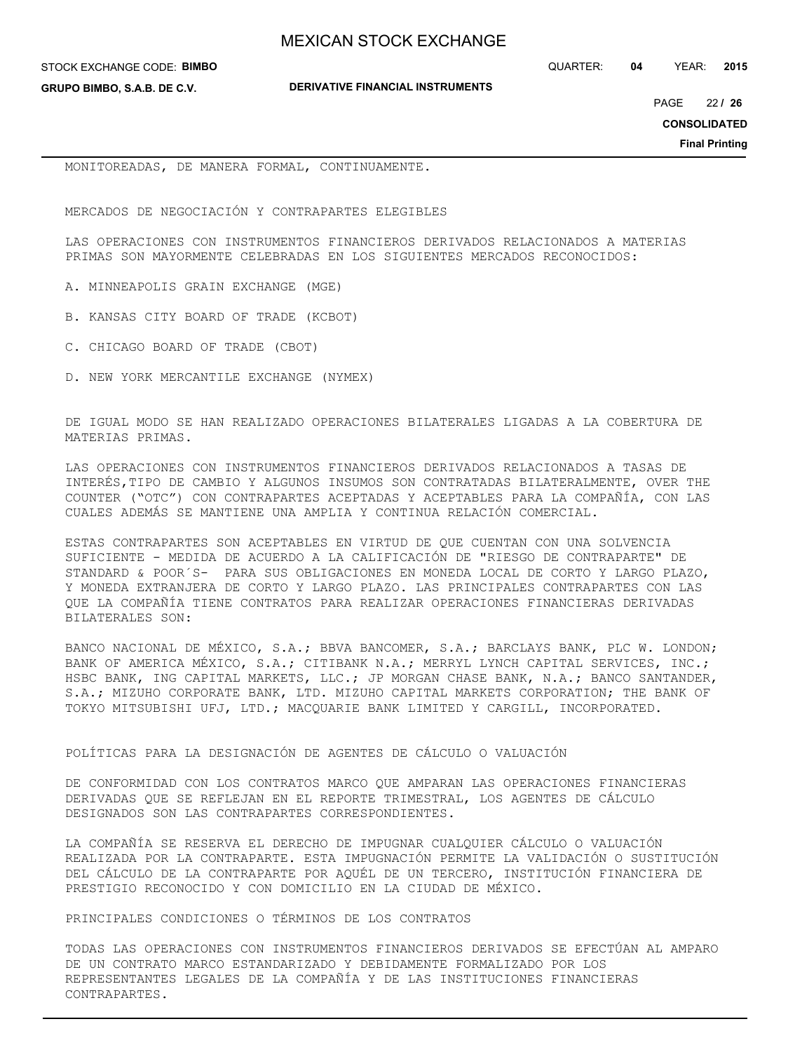MONITOREADAS, DE MANERA FORMAL, CONTINUAMENTE.

MERCADOS DE NEGOCIACIÓN Y CONTRAPARTES ELEGIBLES

LAS OPERACIONES CON INSTRUMENTOS FINANCIEROS DERIVADOS RELACIONADOS A MATERIAS PRIMAS SON MAYORMENTE CELEBRADAS EN LOS SIGUIENTES MERCADOS RECONOCIDOS:

A. MINNEAPOLIS GRAIN EXCHANGE (MGE)

B. KANSAS CITY BOARD OF TRADE (KCBOT)

C. CHICAGO BOARD OF TRADE (CBOT)

D. NEW YORK MERCANTILE EXCHANGE (NYMEX)

DE IGUAL MODO SE HAN REALIZADO OPERACIONES BILATERALES LIGADAS A LA COBERTURA DE MATERIAS PRIMAS.

LAS OPERACIONES CON INSTRUMENTOS FINANCIEROS DERIVADOS RELACIONADOS A TASAS DE INTERÉS,TIPO DE CAMBIO Y ALGUNOS INSUMOS SON CONTRATADAS BILATERALMENTE, OVER THE COUNTER ("OTC") CON CONTRAPARTES ACEPTADAS Y ACEPTABLES PARA LA COMPAÑÍA, CON LAS CUALES ADEMÁS SE MANTIENE UNA AMPLIA Y CONTINUA RELACIÓN COMERCIAL.

ESTAS CONTRAPARTES SON ACEPTABLES EN VIRTUD DE QUE CUENTAN CON UNA SOLVENCIA SUFICIENTE - MEDIDA DE ACUERDO A LA CALIFICACIÓN DE "RIESGO DE CONTRAPARTE" DE STANDARD & POOR´S- PARA SUS OBLIGACIONES EN MONEDA LOCAL DE CORTO Y LARGO PLAZO, Y MONEDA EXTRANJERA DE CORTO Y LARGO PLAZO. LAS PRINCIPALES CONTRAPARTES CON LAS QUE LA COMPAÑÍA TIENE CONTRATOS PARA REALIZAR OPERACIONES FINANCIERAS DERIVADAS BILATERALES SON:

BANCO NACIONAL DE MÉXICO, S.A.; BBVA BANCOMER, S.A.; BARCLAYS BANK, PLC W. LONDON; BANK OF AMERICA MÉXICO, S.A.; CITIBANK N.A.; MERRYL LYNCH CAPITAL SERVICES, INC.; HSBC BANK, ING CAPITAL MARKETS, LLC.; JP MORGAN CHASE BANK, N.A.; BANCO SANTANDER, S.A.; MIZUHO CORPORATE BANK, LTD. MIZUHO CAPITAL MARKETS CORPORATION; THE BANK OF TOKYO MITSUBISHI UFJ, LTD.; MACQUARIE BANK LIMITED Y CARGILL, INCORPORATED.

POLÍTICAS PARA LA DESIGNACIÓN DE AGENTES DE CÁLCULO O VALUACIÓN

DE CONFORMIDAD CON LOS CONTRATOS MARCO QUE AMPARAN LAS OPERACIONES FINANCIERAS DERIVADAS QUE SE REFLEJAN EN EL REPORTE TRIMESTRAL, LOS AGENTES DE CÁLCULO DESIGNADOS SON LAS CONTRAPARTES CORRESPONDIENTES.

LA COMPAÑÍA SE RESERVA EL DERECHO DE IMPUGNAR CUALQUIER CÁLCULO O VALUACIÓN REALIZADA POR LA CONTRAPARTE. ESTA IMPUGNACIÓN PERMITE LA VALIDACIÓN O SUSTITUCIÓN DEL CÁLCULO DE LA CONTRAPARTE POR AQUÉL DE UN TERCERO, INSTITUCIÓN FINANCIERA DE PRESTIGIO RECONOCIDO Y CON DOMICILIO EN LA CIUDAD DE MÉXICO.

PRINCIPALES CONDICIONES O TÉRMINOS DE LOS CONTRATOS

TODAS LAS OPERACIONES CON INSTRUMENTOS FINANCIEROS DERIVADOS SE EFECTÚAN AL AMPARO DE UN CONTRATO MARCO ESTANDARIZADO Y DEBIDAMENTE FORMALIZADO POR LOS REPRESENTANTES LEGALES DE LA COMPAÑÍA Y DE LAS INSTITUCIONES FINANCIERAS CONTRAPARTES.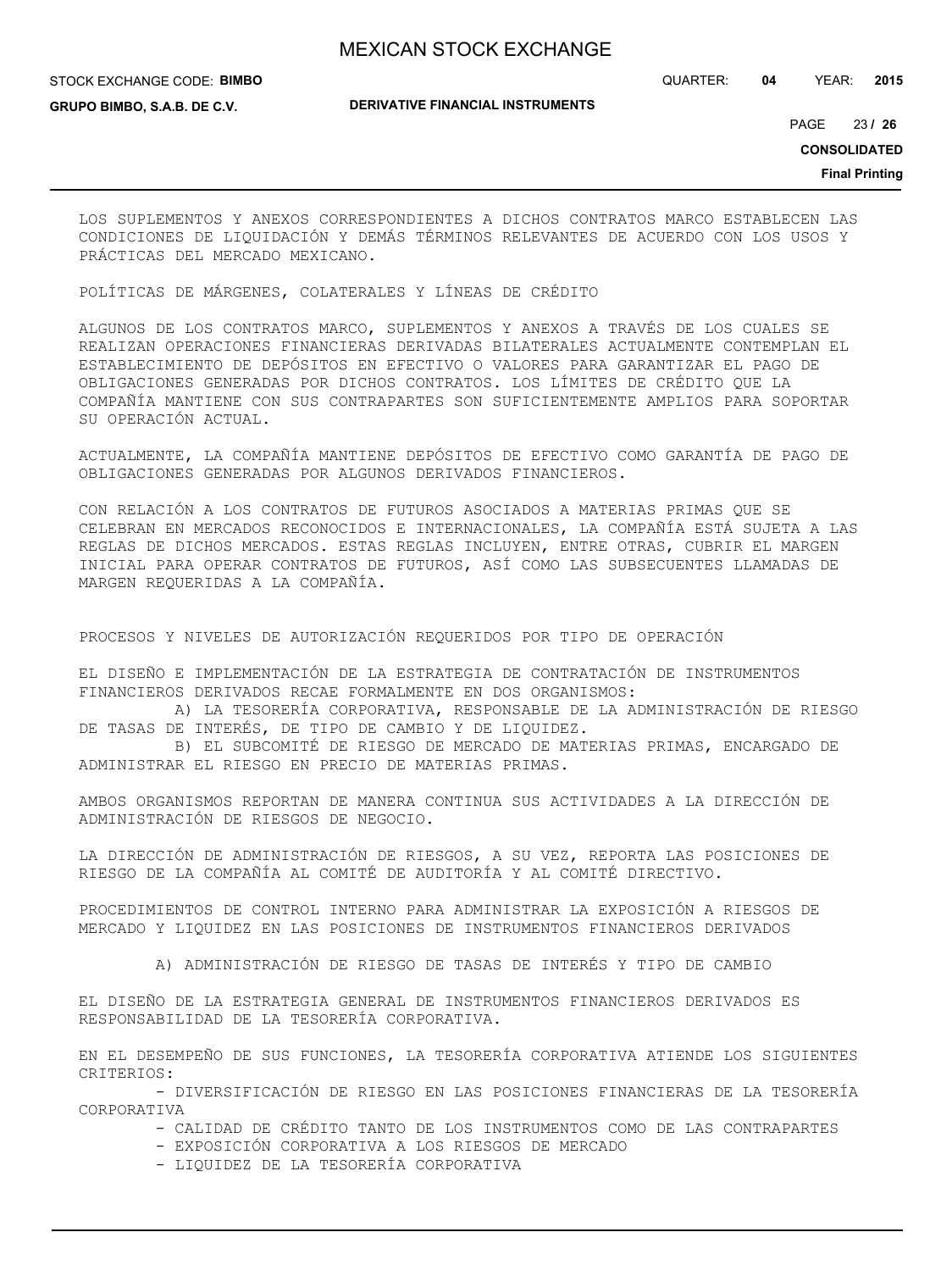LOS SUPLEMENTOS Y ANEXOS CORRESPONDIENTES A DICHOS CONTRATOS MARCO ESTABLECEN LAS CONDICIONES DE LIQUIDACIÓN Y DEMÁS TÉRMINOS RELEVANTES DE ACUERDO CON LOS USOS Y PRÁCTICAS DEL MERCADO MEXICANO.

POLÍTICAS DE MÁRGENES, COLATERALES Y LÍNEAS DE CRÉDITO

ALGUNOS DE LOS CONTRATOS MARCO, SUPLEMENTOS Y ANEXOS A TRAVÉS DE LOS CUALES SE REALIZAN OPERACIONES FINANCIERAS DERIVADAS BILATERALES ACTUALMENTE CONTEMPLAN EL ESTABLECIMIENTO DE DEPÓSITOS EN EFECTIVO O VALORES PARA GARANTIZAR EL PAGO DE OBLIGACIONES GENERADAS POR DICHOS CONTRATOS. LOS LÍMITES DE CRÉDITO QUE LA COMPAÑÍA MANTIENE CON SUS CONTRAPARTES SON SUFICIENTEMENTE AMPLIOS PARA SOPORTAR SU OPERACIÓN ACTUAL.

ACTUALMENTE, LA COMPAÑÍA MANTIENE DEPÓSITOS DE EFECTIVO COMO GARANTÍA DE PAGO DE OBLIGACIONES GENERADAS POR ALGUNOS DERIVADOS FINANCIEROS.

CON RELACIÓN A LOS CONTRATOS DE FUTUROS ASOCIADOS A MATERIAS PRIMAS QUE SE CELEBRAN EN MERCADOS RECONOCIDOS E INTERNACIONALES, LA COMPAÑÍA ESTÁ SUJETA A LAS REGLAS DE DICHOS MERCADOS. ESTAS REGLAS INCLUYEN, ENTRE OTRAS, CUBRIR EL MARGEN INICIAL PARA OPERAR CONTRATOS DE FUTUROS, ASÍ COMO LAS SUBSECUENTES LLAMADAS DE MARGEN REQUERIDAS A LA COMPAÑÍA.

PROCESOS Y NIVELES DE AUTORIZACIÓN REQUERIDOS POR TIPO DE OPERACIÓN

EL DISEÑO E IMPLEMENTACIÓN DE LA ESTRATEGIA DE CONTRATACIÓN DE INSTRUMENTOS FINANCIEROS DERIVADOS RECAE FORMALMENTE EN DOS ORGANISMOS:

A) LA TESORERÍA CORPORATIVA, RESPONSABLE DE LA ADMINISTRACIÓN DE RIESGO DE TASAS DE INTERÉS, DE TIPO DE CAMBIO Y DE LIQUIDEZ.

B) EL SUBCOMITÉ DE RIESGO DE MERCADO DE MATERIAS PRIMAS, ENCARGADO DE ADMINISTRAR EL RIESGO EN PRECIO DE MATERIAS PRIMAS.

AMBOS ORGANISMOS REPORTAN DE MANERA CONTINUA SUS ACTIVIDADES A LA DIRECCIÓN DE ADMINISTRACIÓN DE RIESGOS DE NEGOCIO.

LA DIRECCIÓN DE ADMINISTRACIÓN DE RIESGOS, A SU VEZ, REPORTA LAS POSICIONES DE RIESGO DE LA COMPAÑÍA AL COMITÉ DE AUDITORÍA Y AL COMITÉ DIRECTIVO.

PROCEDIMIENTOS DE CONTROL INTERNO PARA ADMINISTRAR LA EXPOSICIÓN A RIESGOS DE MERCADO Y LIQUIDEZ EN LAS POSICIONES DE INSTRUMENTOS FINANCIEROS DERIVADOS

A) ADMINISTRACIÓN DE RIESGO DE TASAS DE INTERÉS Y TIPO DE CAMBIO

EL DISEÑO DE LA ESTRATEGIA GENERAL DE INSTRUMENTOS FINANCIEROS DERIVADOS ES RESPONSABILIDAD DE LA TESORERÍA CORPORATIVA.

EN EL DESEMPEÑO DE SUS FUNCIONES, LA TESORERÍA CORPORATIVA ATIENDE LOS SIGUIENTES CRITERIOS:

- DIVERSIFICACIÓN DE RIESGO EN LAS POSICIONES FINANCIERAS DE LA TESORERÍA CORPORATIVA
- CALIDAD DE CRÉDITO TANTO DE LOS INSTRUMENTOS COMO DE LAS CONTRAPARTES
- EXPOSICIÓN CORPORATIVA A LOS RIESGOS DE MERCADO
- LIQUIDEZ DE LA TESORERÍA CORPORATIVA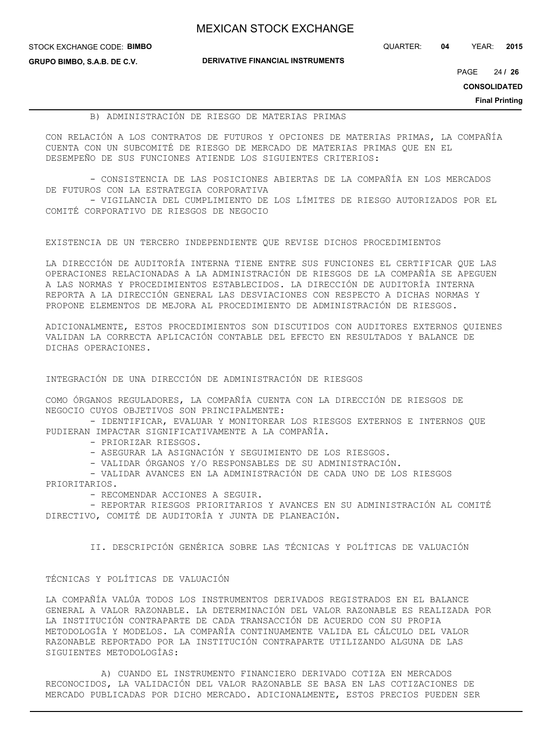B) ADMINISTRACIÓN DE RIESGO DE MATERIAS PRIMAS

CON RELACIÓN A LOS CONTRATOS DE FUTUROS Y OPCIONES DE MATERIAS PRIMAS, LA COMPAÑÍA CUENTA CON UN SUBCOMITÉ DE RIESGO DE MERCADO DE MATERIAS PRIMAS QUE EN EL DESEMPEÑO DE SUS FUNCIONES ATIENDE LOS SIGUIENTES CRITERIOS:

- CONSISTENCIA DE LAS POSICIONES ABIERTAS DE LA COMPAÑÍA EN LOS MERCADOS DE FUTUROS CON LA ESTRATEGIA CORPORATIVA
- VIGILANCIA DEL CUMPLIMIENTO DE LOS LÍMITES DE RIESGO AUTORIZADOS POR EL COMITÉ CORPORATIVO DE RIESGOS DE NEGOCIO

EXISTENCIA DE UN TERCERO INDEPENDIENTE QUE REVISE DICHOS PROCEDIMIENTOS

LA DIRECCIÓN DE AUDITORÍA INTERNA TIENE ENTRE SUS FUNCIONES EL CERTIFICAR QUE LAS OPERACIONES RELACIONADAS A LA ADMINISTRACIÓN DE RIESGOS DE LA COMPAÑÍA SE APEGUEN A LAS NORMAS Y PROCEDIMIENTOS ESTABLECIDOS. LA DIRECCIÓN DE AUDITORÍA INTERNA REPORTA A LA DIRECCIÓN GENERAL LAS DESVIACIONES CON RESPECTO A DICHAS NORMAS Y PROPONE ELEMENTOS DE MEJORA AL PROCEDIMIENTO DE ADMINISTRACIÓN DE RIESGOS.

ADICIONALMENTE, ESTOS PROCEDIMIENTOS SON DISCUTIDOS CON AUDITORES EXTERNOS QUIENES VALIDAN LA CORRECTA APLICACIÓN CONTABLE DEL EFECTO EN RESULTADOS Y BALANCE DE DICHAS OPERACIONES.

INTEGRACIÓN DE UNA DIRECCIÓN DE ADMINISTRACIÓN DE RIESGOS

COMO ÓRGANOS REGULADORES, LA COMPAÑÍA CUENTA CON LA DIRECCIÓN DE RIESGOS DE NEGOCIO CUYOS OBJETIVOS SON PRINCIPALMENTE:

- IDENTIFICAR, EVALUAR Y MONITOREAR LOS RIESGOS EXTERNOS E INTERNOS QUE PUDIERAN IMPACTAR SIGNIFICATIVAMENTE A LA COMPAÑÍA.
- PRIORIZAR RIESGOS.
- ASEGURAR LA ASIGNACIÓN Y SEGUIMIENTO DE LOS RIESGOS.
- VALIDAR ÓRGANOS Y/O RESPONSABLES DE SU ADMINISTRACIÓN.
- VALIDAR AVANCES EN LA ADMINISTRACIÓN DE CADA UNO DE LOS RIESGOS PRIORITARIOS.
- RECOMENDAR ACCIONES A SEGUIR.
- REPORTAR RIESGOS PRIORITARIOS Y AVANCES EN SU ADMINISTRACIÓN AL COMITÉ DIRECTIVO, COMITÉ DE AUDITORÍA Y JUNTA DE PLANEACIÓN.

II. DESCRIPCIÓN GENÉRICA SOBRE LAS TÉCNICAS Y POLÍTICAS DE VALUACIÓN

TÉCNICAS Y POLÍTICAS DE VALUACIÓN

LA COMPAÑÍA VALÚA TODOS LOS INSTRUMENTOS DERIVADOS REGISTRADOS EN EL BALANCE GENERAL A VALOR RAZONABLE. LA DETERMINACIÓN DEL VALOR RAZONABLE ES REALIZADA POR LA INSTITUCIÓN CONTRAPARTE DE CADA TRANSACCIÓN DE ACUERDO CON SU PROPIA METODOLOGÍA Y MODELOS. LA COMPAÑÍA CONTINUAMENTE VALIDA EL CÁLCULO DEL VALOR RAZONABLE REPORTADO POR LA INSTITUCIÓN CONTRAPARTE UTILIZANDO ALGUNA DE LAS SIGUIENTES METODOLOGÍAS:

A) CUANDO EL INSTRUMENTO FINANCIERO DERIVADO COTIZA EN MERCADOS RECONOCIDOS, LA VALIDACIÓN DEL VALOR RAZONABLE SE BASA EN LAS COTIZACIONES DE MERCADO PUBLICADAS POR DICHO MERCADO. ADICIONALMENTE, ESTOS PRECIOS PUEDEN SER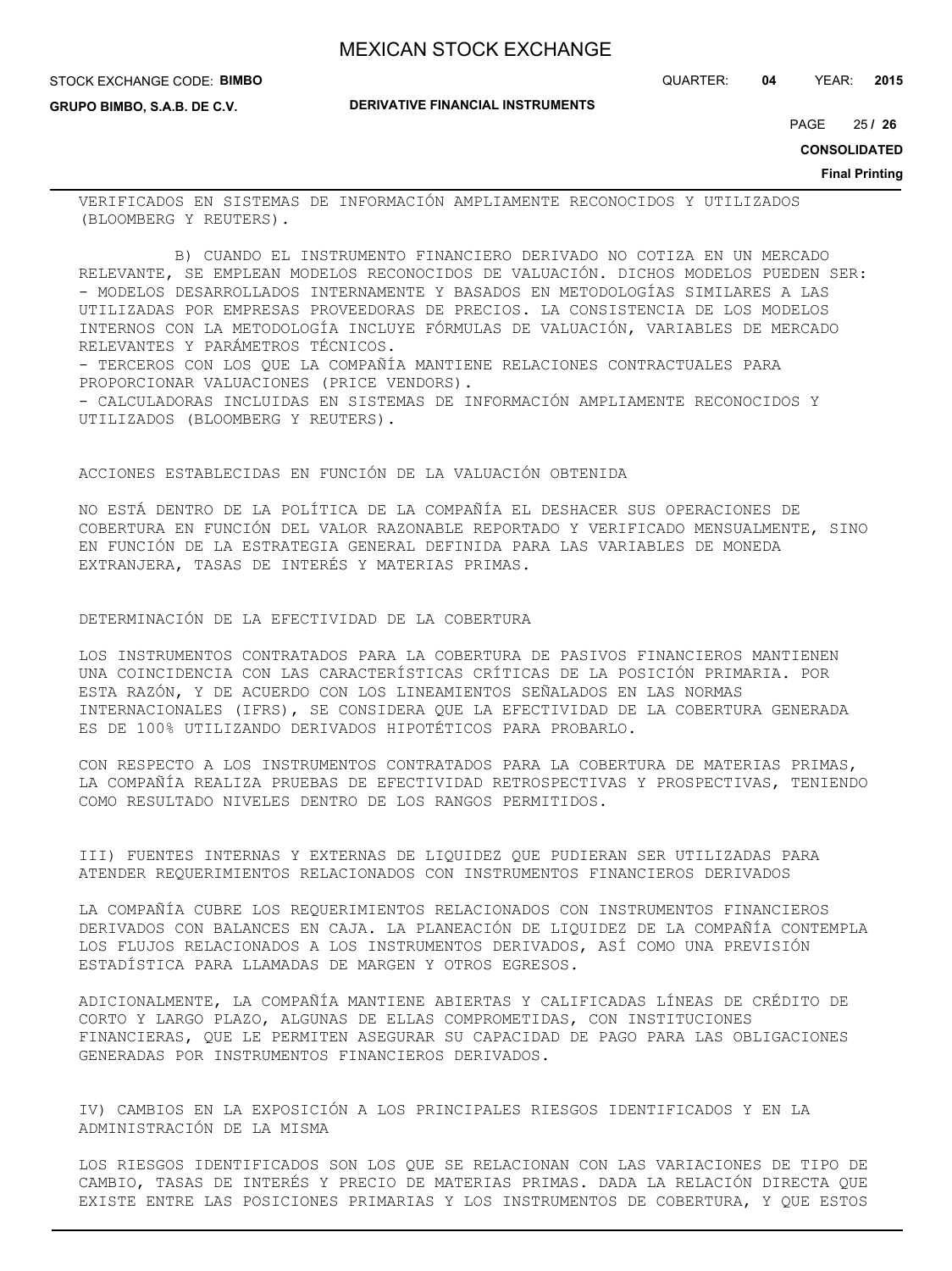VERIFICADOS EN SISTEMAS DE INFORMACIÓN AMPLIAMENTE RECONOCIDOS Y UTILIZADOS (BLOOMBERG Y REUTERS).

B) CUANDO EL INSTRUMENTO FINANCIERO DERIVADO NO COTIZA EN UN MERCADO RELEVANTE, SE EMPLEAN MODELOS RECONOCIDOS DE VALUACIÓN. DICHOS MODELOS PUEDEN SER:

- MODELOS DESARROLLADOS INTERNAMENTE Y BASADOS EN METODOLOGÍAS SIMILARES A LAS UTILIZADAS POR EMPRESAS PROVEEDORAS DE PRECIOS. LA CONSISTENCIA DE LOS MODELOS INTERNOS CON LA METODOLOGÍA INCLUYE FÓRMULAS DE VALUACIÓN, VARIABLES DE MERCADO RELEVANTES Y PARÁMETROS TÉCNICOS.
- TERCEROS CON LOS QUE LA COMPAÑÍA MANTIENE RELACIONES CONTRACTUALES PARA PROPORCIONAR VALUACIONES (PRICE VENDORS).
- CALCULADORAS INCLUIDAS EN SISTEMAS DE INFORMACIÓN AMPLIAMENTE RECONOCIDOS Y UTILIZADOS (BLOOMBERG Y REUTERS).

ACCIONES ESTABLECIDAS EN FUNCIÓN DE LA VALUACIÓN OBTENIDA

NO ESTÁ DENTRO DE LA POLÍTICA DE LA COMPAÑÍA EL DESHACER SUS OPERACIONES DE COBERTURA EN FUNCIÓN DEL VALOR RAZONABLE REPORTADO Y VERIFICADO MENSUALMENTE, SINO EN FUNCIÓN DE LA ESTRATEGIA GENERAL DEFINIDA PARA LAS VARIABLES DE MONEDA EXTRANJERA, TASAS DE INTERÉS Y MATERIAS PRIMAS.

DETERMINACIÓN DE LA EFECTIVIDAD DE LA COBERTURA

LOS INSTRUMENTOS CONTRATADOS PARA LA COBERTURA DE PASIVOS FINANCIEROS MANTIENEN UNA COINCIDENCIA CON LAS CARACTERÍSTICAS CRÍTICAS DE LA POSICIÓN PRIMARIA. POR ESTA RAZÓN, Y DE ACUERDO CON LOS LINEAMIENTOS SEÑALADOS EN LAS NORMAS INTERNACIONALES (IFRS), SE CONSIDERA QUE LA EFECTIVIDAD DE LA COBERTURA GENERADA ES DE 100% UTILIZANDO DERIVADOS HIPOTÉTICOS PARA PROBARLO.

CON RESPECTO A LOS INSTRUMENTOS CONTRATADOS PARA LA COBERTURA DE MATERIAS PRIMAS, LA COMPAÑÍA REALIZA PRUEBAS DE EFECTIVIDAD RETROSPECTIVAS Y PROSPECTIVAS, TENIENDO COMO RESULTADO NIVELES DENTRO DE LOS RANGOS PERMITIDOS.

III) FUENTES INTERNAS Y EXTERNAS DE LIQUIDEZ QUE PUDIERAN SER UTILIZADAS PARA ATENDER REQUERIMIENTOS RELACIONADOS CON INSTRUMENTOS FINANCIEROS DERIVADOS

LA COMPAÑÍA CUBRE LOS REQUERIMIENTOS RELACIONADOS CON INSTRUMENTOS FINANCIEROS DERIVADOS CON BALANCES EN CAJA. LA PLANEACIÓN DE LIQUIDEZ DE LA COMPAÑÍA CONTEMPLA LOS FLUJOS RELACIONADOS A LOS INSTRUMENTOS DERIVADOS, ASÍ COMO UNA PREVISIÓN ESTADÍSTICA PARA LLAMADAS DE MARGEN Y OTROS EGRESOS.

ADICIONALMENTE, LA COMPAÑÍA MANTIENE ABIERTAS Y CALIFICADAS LÍNEAS DE CRÉDITO DE CORTO Y LARGO PLAZO, ALGUNAS DE ELLAS COMPROMETIDAS, CON INSTITUCIONES FINANCIERAS, QUE LE PERMITEN ASEGURAR SU CAPACIDAD DE PAGO PARA LAS OBLIGACIONES GENERADAS POR INSTRUMENTOS FINANCIEROS DERIVADOS.

IV) CAMBIOS EN LA EXPOSICIÓN A LOS PRINCIPALES RIESGOS IDENTIFICADOS Y EN LA ADMINISTRACIÓN DE LA MISMA

LOS RIESGOS IDENTIFICADOS SON LOS QUE SE RELACIONAN CON LAS VARIACIONES DE TIPO DE CAMBIO, TASAS DE INTERÉS Y PRECIO DE MATERIAS PRIMAS. DADA LA RELACIÓN DIRECTA QUE EXISTE ENTRE LAS POSICIONES PRIMARIAS Y LOS INSTRUMENTOS DE COBERTURA, Y QUE ESTOS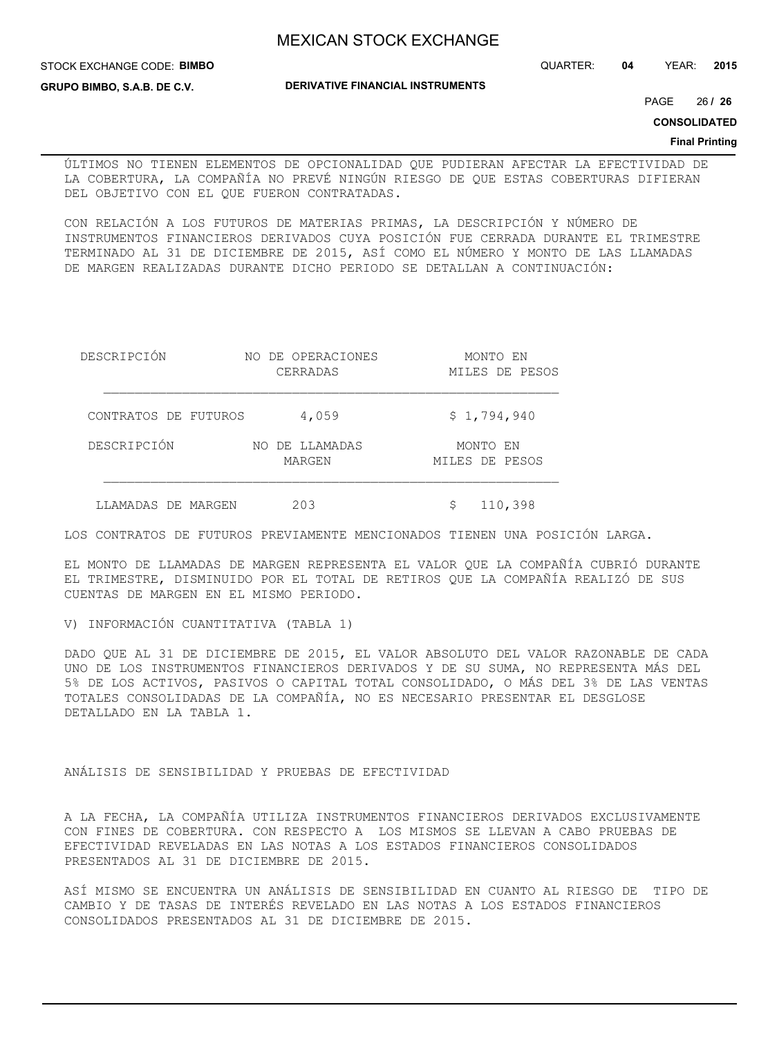ÚLTIMOS NO TIENEN ELEMENTOS DE OPCIONALIDAD QUE PUDIERAN AFECTAR LA EFECTIVIDAD DE LA COBERTURA, LA COMPAÑÍA NO PREVÉ NINGÚN RIESGO DE QUE ESTAS COBERTURAS DIFIERAN DEL OBJETIVO CON EL QUE FUERON CONTRATADAS.

CON RELACIÓN A LOS FUTUROS DE MATERIAS PRIMAS, LA DESCRIPCIÓN Y NÚMERO DE INSTRUMENTOS FINANCIEROS DERIVADOS CUYA POSICIÓN FUE CERRADA DURANTE EL TRIMESTRE TERMINADO AL 31 DE DICIEMBRE DE 2015, ASÍ COMO EL NÚMERO Y MONTO DE LAS LLAMADAS DE MARGEN REALIZADAS DURANTE DICHO PERIODO SE DETALLAN A CONTINUACIÓN:

| DESCRIPCIÓN | NO DE OPERACIONES CERRADAS | MONTO EN MILES DE PESOS |
|---|---|---|
| CONTRATOS DE FUTUROS | 4,059 | $ 1,794,940 |

| DESCRIPCIÓN | NO DE LLAMADAS MARGEN | MONTO EN MILES DE PESOS |
|---|---|---|
| LLAMADAS DE MARGEN | 203 | $ 110,398 |

LOS CONTRATOS DE FUTUROS PREVIAMENTE MENCIONADOS TIENEN UNA POSICIÓN LARGA.

EL MONTO DE LLAMADAS DE MARGEN REPRESENTA EL VALOR QUE LA COMPAÑÍA CUBRIÓ DURANTE EL TRIMESTRE, DISMINUIDO POR EL TOTAL DE RETIROS QUE LA COMPAÑÍA REALIZÓ DE SUS CUENTAS DE MARGEN EN EL MISMO PERIODO.

V) INFORMACIÓN CUANTITATIVA (TABLA 1)

DADO QUE AL 31 DE DICIEMBRE DE 2015, EL VALOR ABSOLUTO DEL VALOR RAZONABLE DE CADA UNO DE LOS INSTRUMENTOS FINANCIEROS DERIVADOS Y DE SU SUMA, NO REPRESENTA MÁS DEL 5% DE LOS ACTIVOS, PASIVOS O CAPITAL TOTAL CONSOLIDADO, O MÁS DEL 3% DE LAS VENTAS TOTALES CONSOLIDADAS DE LA COMPAÑÍA, NO ES NECESARIO PRESENTAR EL DESGLOSE DETALLADO EN LA TABLA 1.

ANÁLISIS DE SENSIBILIDAD Y PRUEBAS DE EFECTIVIDAD

A LA FECHA, LA COMPAÑÍA UTILIZA INSTRUMENTOS FINANCIEROS DERIVADOS EXCLUSIVAMENTE CON FINES DE COBERTURA. CON RESPECTO A LOS MISMOS SE LLEVAN A CABO PRUEBAS DE EFECTIVIDAD REVELADAS EN LAS NOTAS A LOS ESTADOS FINANCIEROS CONSOLIDADOS PRESENTADOS AL 31 DE DICIEMBRE DE 2015.

ASÍ MISMO SE ENCUENTRA UN ANÁLISIS DE SENSIBILIDAD EN CUANTO AL RIESGO DE TIPO DE CAMBIO Y DE TASAS DE INTERÉS REVELADO EN LAS NOTAS A LOS ESTADOS FINANCIEROS CONSOLIDADOS PRESENTADOS AL 31 DE DICIEMBRE DE 2015.